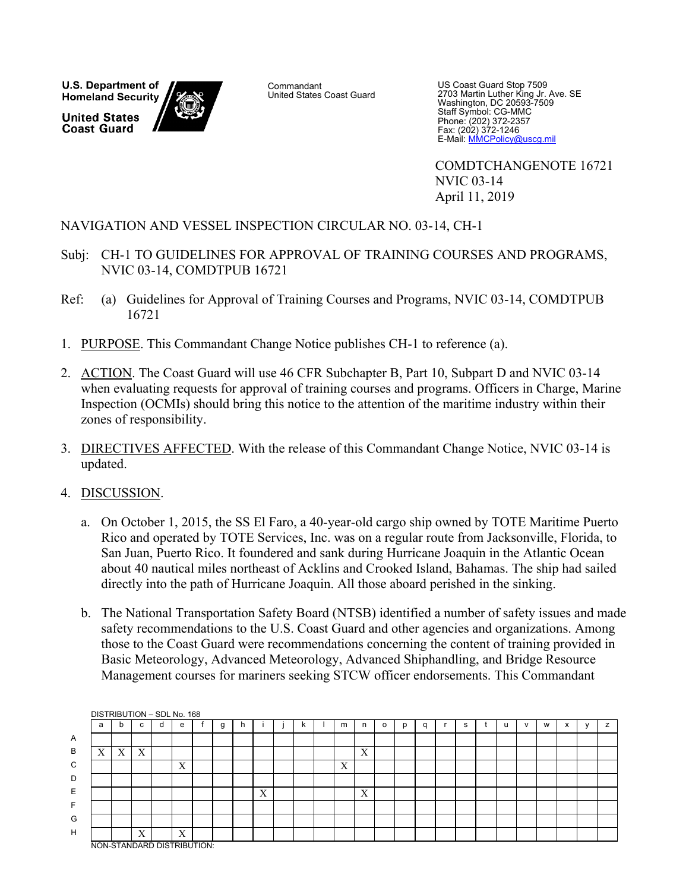U.S. Department of Homeland Security

United States Coast Guard

Commandant
United States Coast Guard

US Coast Guard Stop 7509
2703 Martin Luther King Jr. Ave. SE
Washington, DC 20593-7509
Staff Symbol: CG-MMC
Phone: (202) 372-2357
Fax: (202) 372-1246
E-Mail: MMCPolicy@uscg.mil

COMDTCHANGENOTE 16721
NVIC 03-14
April 11, 2019

NAVIGATION AND VESSEL INSPECTION CIRCULAR NO. 03-14, CH-1

Subj: CH-1 TO GUIDELINES FOR APPROVAL OF TRAINING COURSES AND PROGRAMS, NVIC 03-14, COMDTPUB 16721

Ref: (a) Guidelines for Approval of Training Courses and Programs, NVIC 03-14, COMDTPUB 16721

1. PURPOSE. This Commandant Change Notice publishes CH-1 to reference (a).

2. ACTION. The Coast Guard will use 46 CFR Subchapter B, Part 10, Subpart D and NVIC 03-14 when evaluating requests for approval of training courses and programs. Officers in Charge, Marine Inspection (OCMIs) should bring this notice to the attention of the maritime industry within their zones of responsibility.

3. DIRECTIVES AFFECTED. With the release of this Commandant Change Notice, NVIC 03-14 is updated.

4. DISCUSSION.

   a. On October 1, 2015, the SS El Faro, a 40-year-old cargo ship owned by TOTE Maritime Puerto Rico and operated by TOTE Services, Inc. was on a regular route from Jacksonville, Florida, to San Juan, Puerto Rico. It foundered and sank during Hurricane Joaquin in the Atlantic Ocean about 40 nautical miles northeast of Acklins and Crooked Island, Bahamas. The ship had sailed directly into the path of Hurricane Joaquin. All those aboard perished in the sinking.

   b. The National Transportation Safety Board (NTSB) identified a number of safety issues and made safety recommendations to the U.S. Coast Guard and other agencies and organizations. Among those to the Coast Guard were recommendations concerning the content of training provided in Basic Meteorology, Advanced Meteorology, Advanced Shiphandling, and Bridge Resource Management courses for mariners seeking STCW officer endorsements. This Commandant

DISTRIBUTION – SDL No. 168

| | a | b | c | d | e | f | g | h | i | j | k | l | m | n | o | p | q | r | s | t | u | v | w | x | y | z |
|---|---|---|---|---|---|---|---|---|---|---|---|---|---|---|---|---|---|---|---|---|---|---|---|---|---|---|
| A | | | | | | | | | | | | | | | | | | | | | | | | | | |
| B | X | X | X | | | | | | | | | | | X | | | | | | | | | | | | |
| C | | | | | X | | | | | | | | X | | | | | | | | | | | | | |
| D | | | | | | | | | | | | | | | | | | | | | | | | | | |
| E | | | | | | | | | X | | | | | X | | | | | | | | | | | | |
| F | | | | | | | | | | | | | | | | | | | | | | | | | | |
| G | | | | | | | | | | | | | | | | | | | | | | | | | | |
| H | | | X | | X | | | | | | | | | | | | | | | | | | | | | |

NON-STANDARD DISTRIBUTION: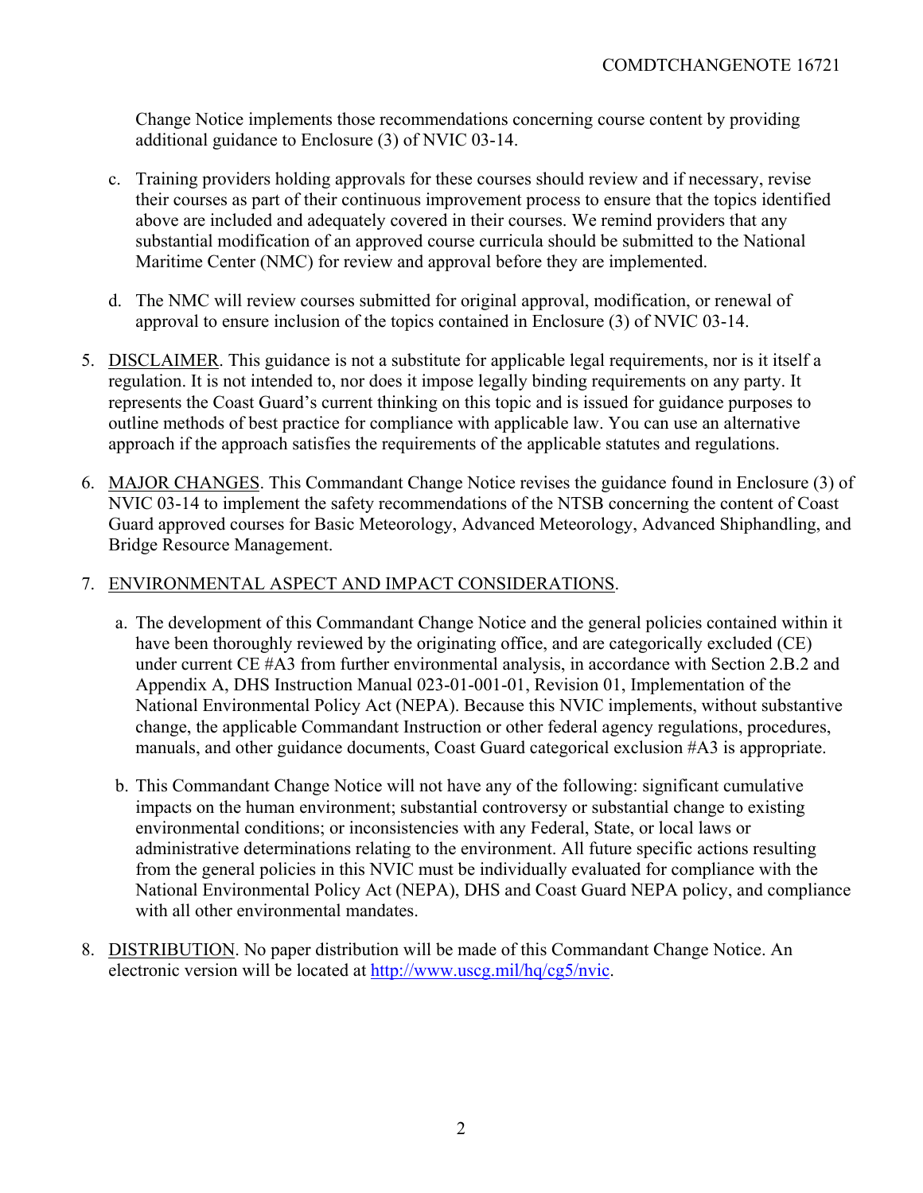Change Notice implements those recommendations concerning course content by providing additional guidance to Enclosure (3) of NVIC 03-14.

c. Training providers holding approvals for these courses should review and if necessary, revise their courses as part of their continuous improvement process to ensure that the topics identified above are included and adequately covered in their courses. We remind providers that any substantial modification of an approved course curricula should be submitted to the National Maritime Center (NMC) for review and approval before they are implemented.

d. The NMC will review courses submitted for original approval, modification, or renewal of approval to ensure inclusion of the topics contained in Enclosure (3) of NVIC 03-14.

5. DISCLAIMER. This guidance is not a substitute for applicable legal requirements, nor is it itself a regulation. It is not intended to, nor does it impose legally binding requirements on any party. It represents the Coast Guard's current thinking on this topic and is issued for guidance purposes to outline methods of best practice for compliance with applicable law. You can use an alternative approach if the approach satisfies the requirements of the applicable statutes and regulations.

6. MAJOR CHANGES. This Commandant Change Notice revises the guidance found in Enclosure (3) of NVIC 03-14 to implement the safety recommendations of the NTSB concerning the content of Coast Guard approved courses for Basic Meteorology, Advanced Meteorology, Advanced Shiphandling, and Bridge Resource Management.

7. ENVIRONMENTAL ASPECT AND IMPACT CONSIDERATIONS.

   a. The development of this Commandant Change Notice and the general policies contained within it have been thoroughly reviewed by the originating office, and are categorically excluded (CE) under current CE #A3 from further environmental analysis, in accordance with Section 2.B.2 and Appendix A, DHS Instruction Manual 023-01-001-01, Revision 01, Implementation of the National Environmental Policy Act (NEPA). Because this NVIC implements, without substantive change, the applicable Commandant Instruction or other federal agency regulations, procedures, manuals, and other guidance documents, Coast Guard categorical exclusion #A3 is appropriate.

   b. This Commandant Change Notice will not have any of the following: significant cumulative impacts on the human environment; substantial controversy or substantial change to existing environmental conditions; or inconsistencies with any Federal, State, or local laws or administrative determinations relating to the environment. All future specific actions resulting from the general policies in this NVIC must be individually evaluated for compliance with the National Environmental Policy Act (NEPA), DHS and Coast Guard NEPA policy, and compliance with all other environmental mandates.

8. DISTRIBUTION. No paper distribution will be made of this Commandant Change Notice. An electronic version will be located at http://www.uscg.mil/hq/cg5/nvic.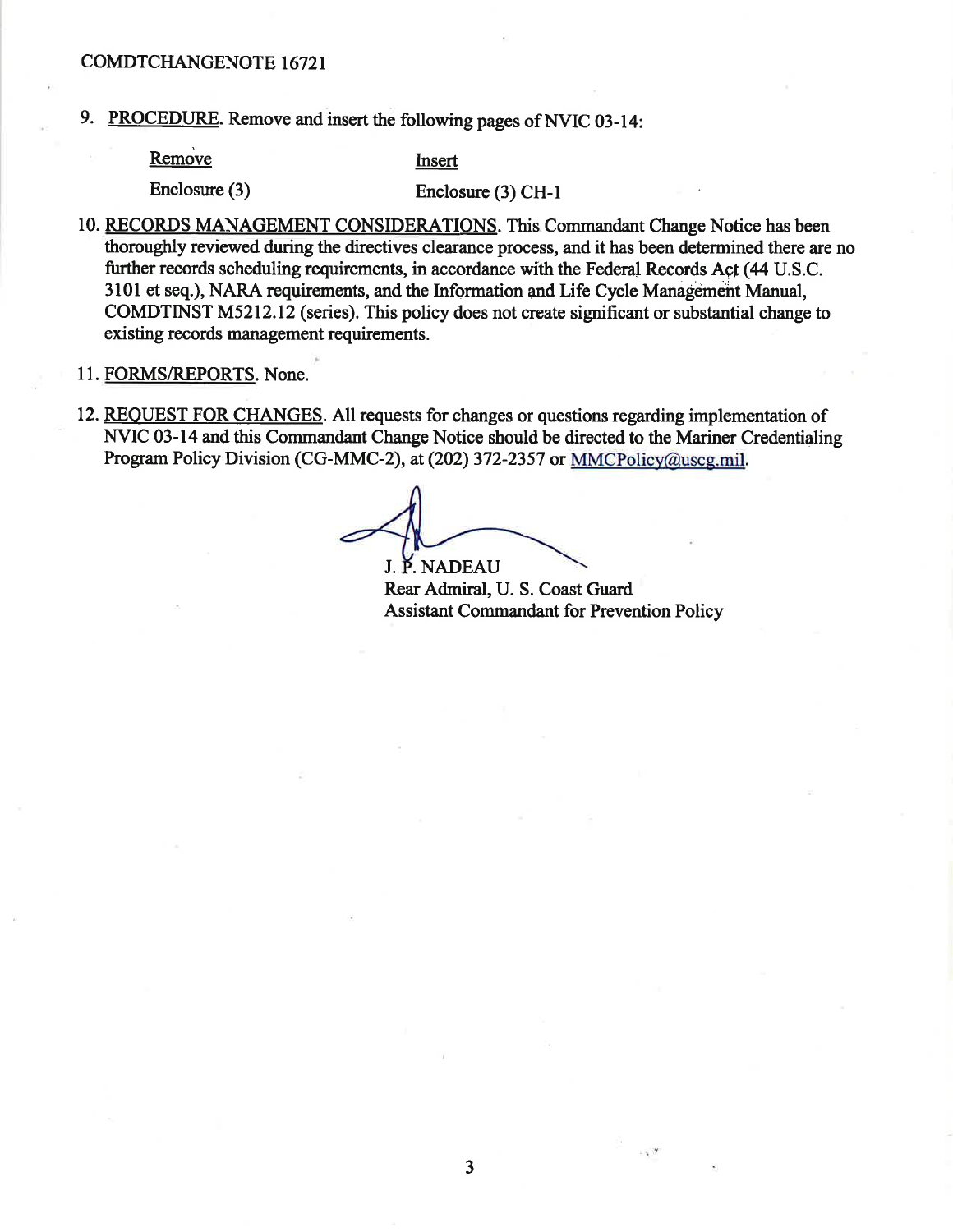9. PROCEDURE. Remove and insert the following pages of NVIC 03-14:

| Remove | Insert |
| --- | --- |
| Enclosure (3) | Enclosure (3) CH-1 |

10. RECORDS MANAGEMENT CONSIDERATIONS. This Commandant Change Notice has been thoroughly reviewed during the directives clearance process, and it has been determined there are no further records scheduling requirements, in accordance with the Federal Records Act (44 U.S.C. 3101 et seq.), NARA requirements, and the Information and Life Cycle Management Manual, COMDTINST M5212.12 (series). This policy does not create significant or substantial change to existing records management requirements.

11. FORMS/REPORTS. None.

12. REQUEST FOR CHANGES. All requests for changes or questions regarding implementation of NVIC 03-14 and this Commandant Change Notice should be directed to the Mariner Credentialing Program Policy Division (CG-MMC-2), at (202) 372-2357 or MMCPolicy@uscg.mil.

J. P. NADEAU
Rear Admiral, U. S. Coast Guard
Assistant Commandant for Prevention Policy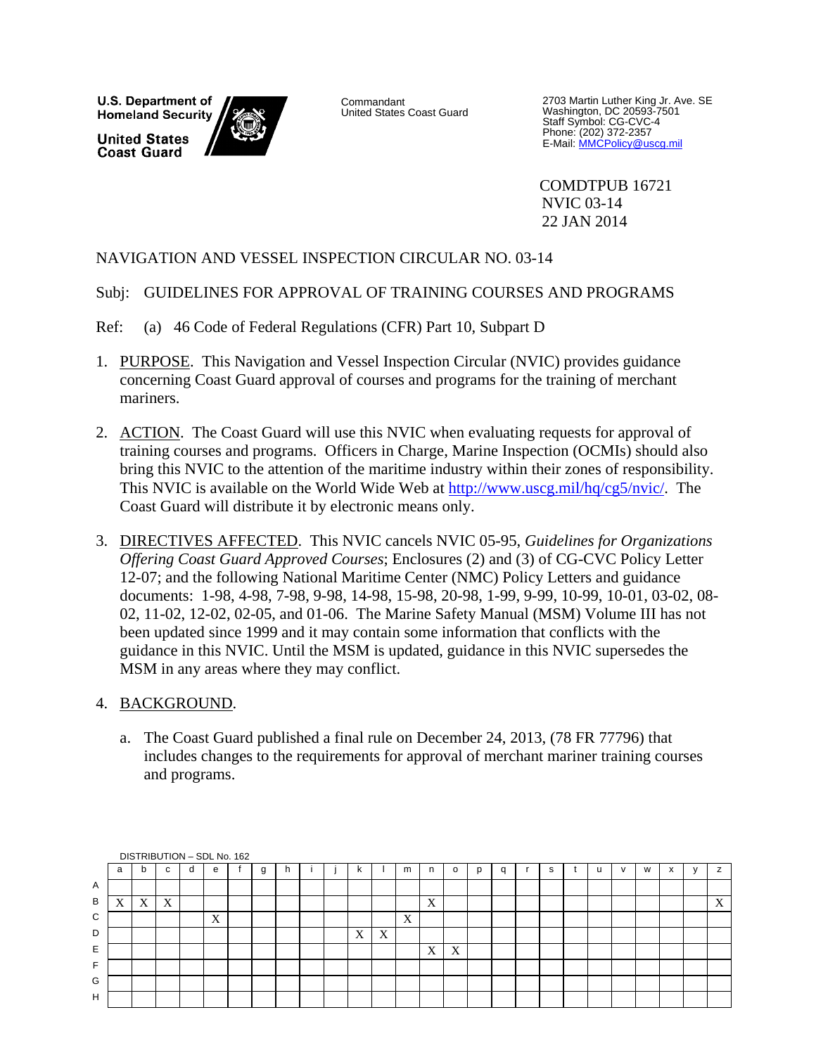U.S. Department of Homeland Security

United States Coast Guard

Commandant
United States Coast Guard

2703 Martin Luther King Jr. Ave. SE
Washington, DC 20593-7501
Staff Symbol: CG-CVC-4
Phone: (202) 372-2357
E-Mail: MMCPolicy@uscg.mil

COMDTPUB 16721
NVIC 03-14
22 JAN 2014

NAVIGATION AND VESSEL INSPECTION CIRCULAR NO. 03-14

Subj: GUIDELINES FOR APPROVAL OF TRAINING COURSES AND PROGRAMS

Ref: (a) 46 Code of Federal Regulations (CFR) Part 10, Subpart D

1. PURPOSE. This Navigation and Vessel Inspection Circular (NVIC) provides guidance concerning Coast Guard approval of courses and programs for the training of merchant mariners.

2. ACTION. The Coast Guard will use this NVIC when evaluating requests for approval of training courses and programs. Officers in Charge, Marine Inspection (OCMIs) should also bring this NVIC to the attention of the maritime industry within their zones of responsibility. This NVIC is available on the World Wide Web at http://www.uscg.mil/hq/cg5/nvic/. The Coast Guard will distribute it by electronic means only.

3. DIRECTIVES AFFECTED. This NVIC cancels NVIC 05-95, *Guidelines for Organizations Offering Coast Guard Approved Courses*; Enclosures (2) and (3) of CG-CVC Policy Letter 12-07; and the following National Maritime Center (NMC) Policy Letters and guidance documents: 1-98, 4-98, 7-98, 9-98, 14-98, 15-98, 20-98, 1-99, 9-99, 10-99, 10-01, 03-02, 08-02, 11-02, 12-02, 02-05, and 01-06. The Marine Safety Manual (MSM) Volume III has not been updated since 1999 and it may contain some information that conflicts with the guidance in this NVIC. Until the MSM is updated, guidance in this NVIC supersedes the MSM in any areas where they may conflict.

4. BACKGROUND.

   a. The Coast Guard published a final rule on December 24, 2013, (78 FR 77796) that includes changes to the requirements for approval of merchant mariner training courses and programs.

DISTRIBUTION – SDL No. 162

| | a | b | c | d | e | f | g | h | i | j | k | l | m | n | o | p | q | r | s | t | u | v | w | x | y | z |
|---|---|---|---|---|---|---|---|---|---|---|---|---|---|---|---|---|---|---|---|---|---|---|---|---|---|---|
| A | | | | | | | | | | | | | | | | | | | | | | | | | | |
| B | X | X | X | | | | | | | | | | | X | | | | | | | | | | | | X |
| C | | | | | X | | | | | | | | X | | | | | | | | | | | | | |
| D | | | | | | | | | | | X | X | | | | | | | | | | | | | | |
| E | | | | | | | | | | | | | | X | X | | | | | | | | | | | |
| F | | | | | | | | | | | | | | | | | | | | | | | | | | |
| G | | | | | | | | | | | | | | | | | | | | | | | | | | |
| H | | | | | | | | | | | | | | | | | | | | | | | | | | |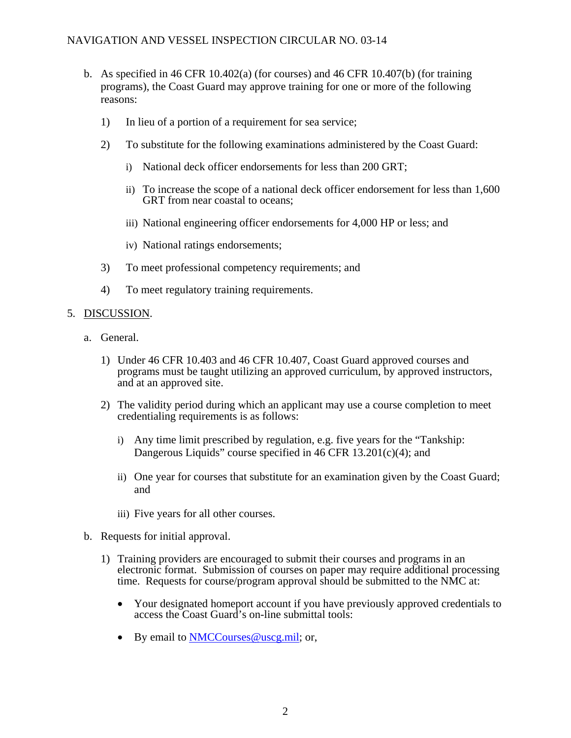b. As specified in 46 CFR 10.402(a) (for courses) and 46 CFR 10.407(b) (for training programs), the Coast Guard may approve training for one or more of the following reasons:

   1) In lieu of a portion of a requirement for sea service;

   2) To substitute for the following examinations administered by the Coast Guard:

      i) National deck officer endorsements for less than 200 GRT;

      ii) To increase the scope of a national deck officer endorsement for less than 1,600 GRT from near coastal to oceans;

      iii) National engineering officer endorsements for 4,000 HP or less; and

      iv) National ratings endorsements;

   3) To meet professional competency requirements; and

   4) To meet regulatory training requirements.

5. DISCUSSION.

   a. General.

      1) Under 46 CFR 10.403 and 46 CFR 10.407, Coast Guard approved courses and programs must be taught utilizing an approved curriculum, by approved instructors, and at an approved site.

      2) The validity period during which an applicant may use a course completion to meet credentialing requirements is as follows:

         i) Any time limit prescribed by regulation, e.g. five years for the "Tankship: Dangerous Liquids" course specified in 46 CFR 13.201(c)(4); and

         ii) One year for courses that substitute for an examination given by the Coast Guard; and

         iii) Five years for all other courses.

   b. Requests for initial approval.

      1) Training providers are encouraged to submit their courses and programs in an electronic format. Submission of courses on paper may require additional processing time. Requests for course/program approval should be submitted to the NMC at:

         - Your designated homeport account if you have previously approved credentials to access the Coast Guard's on-line submittal tools:

         - By email to NMCCourses@uscg.mil; or,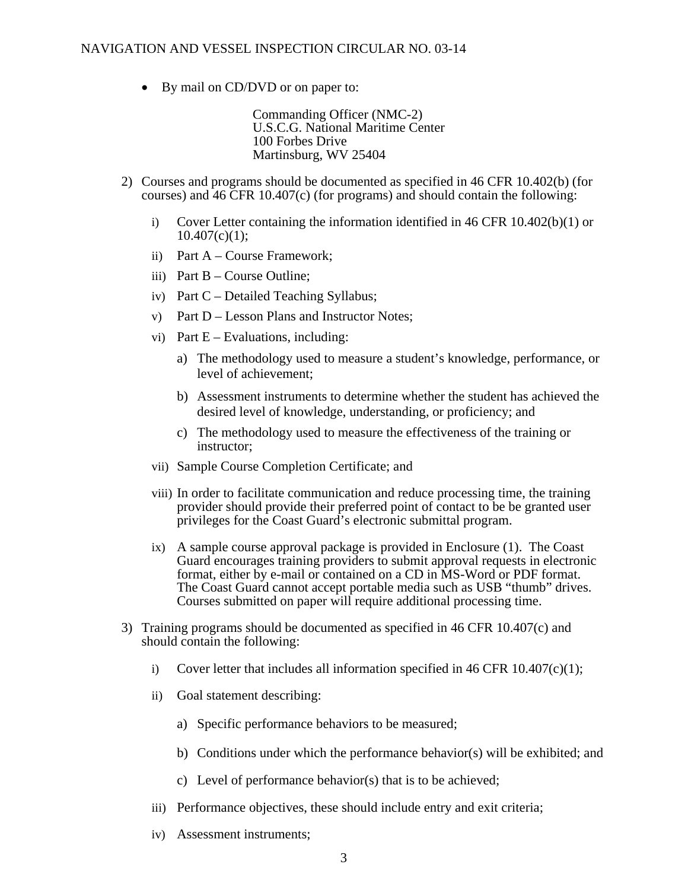- By mail on CD/DVD or on paper to:

  Commanding Officer (NMC-2)
  U.S.C.G. National Maritime Center
  100 Forbes Drive
  Martinsburg, WV 25404

2) Courses and programs should be documented as specified in 46 CFR 10.402(b) (for courses) and 46 CFR 10.407(c) (for programs) and should contain the following:

   i) Cover Letter containing the information identified in 46 CFR 10.402(b)(1) or 10.407(c)(1);

   ii) Part A – Course Framework;

   iii) Part B – Course Outline;

   iv) Part C – Detailed Teaching Syllabus;

   v) Part D – Lesson Plans and Instructor Notes;

   vi) Part E – Evaluations, including:

      a) The methodology used to measure a student's knowledge, performance, or level of achievement;

      b) Assessment instruments to determine whether the student has achieved the desired level of knowledge, understanding, or proficiency; and

      c) The methodology used to measure the effectiveness of the training or instructor;

   vii) Sample Course Completion Certificate; and

   viii) In order to facilitate communication and reduce processing time, the training provider should provide their preferred point of contact to be be granted user privileges for the Coast Guard's electronic submittal program.

   ix) A sample course approval package is provided in Enclosure (1). The Coast Guard encourages training providers to submit approval requests in electronic format, either by e-mail or contained on a CD in MS-Word or PDF format. The Coast Guard cannot accept portable media such as USB "thumb" drives. Courses submitted on paper will require additional processing time.

3) Training programs should be documented as specified in 46 CFR 10.407(c) and should contain the following:

   i) Cover letter that includes all information specified in 46 CFR 10.407(c)(1);

   ii) Goal statement describing:

      a) Specific performance behaviors to be measured;

      b) Conditions under which the performance behavior(s) will be exhibited; and

      c) Level of performance behavior(s) that is to be achieved;

   iii) Performance objectives, these should include entry and exit criteria;

   iv) Assessment instruments;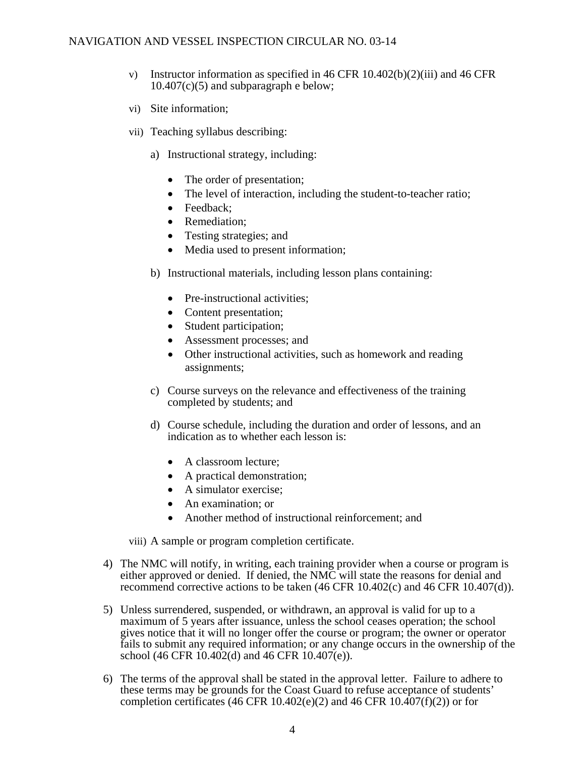v) Instructor information as specified in 46 CFR 10.402(b)(2)(iii) and 46 CFR 10.407(c)(5) and subparagraph e below;

vi) Site information;

vii) Teaching syllabus describing:

a) Instructional strategy, including:

- The order of presentation;
- The level of interaction, including the student-to-teacher ratio;
- Feedback;
- Remediation;
- Testing strategies; and
- Media used to present information;

b) Instructional materials, including lesson plans containing:

- Pre-instructional activities;
- Content presentation;
- Student participation;
- Assessment processes; and
- Other instructional activities, such as homework and reading assignments;

c) Course surveys on the relevance and effectiveness of the training completed by students; and

d) Course schedule, including the duration and order of lessons, and an indication as to whether each lesson is:

- A classroom lecture;
- A practical demonstration;
- A simulator exercise;
- An examination; or
- Another method of instructional reinforcement; and

viii) A sample or program completion certificate.

4) The NMC will notify, in writing, each training provider when a course or program is either approved or denied. If denied, the NMC will state the reasons for denial and recommend corrective actions to be taken (46 CFR 10.402(c) and 46 CFR 10.407(d)).

5) Unless surrendered, suspended, or withdrawn, an approval is valid for up to a maximum of 5 years after issuance, unless the school ceases operation; the school gives notice that it will no longer offer the course or program; the owner or operator fails to submit any required information; or any change occurs in the ownership of the school (46 CFR 10.402(d) and 46 CFR 10.407(e)).

6) The terms of the approval shall be stated in the approval letter. Failure to adhere to these terms may be grounds for the Coast Guard to refuse acceptance of students' completion certificates (46 CFR 10.402(e)(2) and 46 CFR 10.407(f)(2)) or for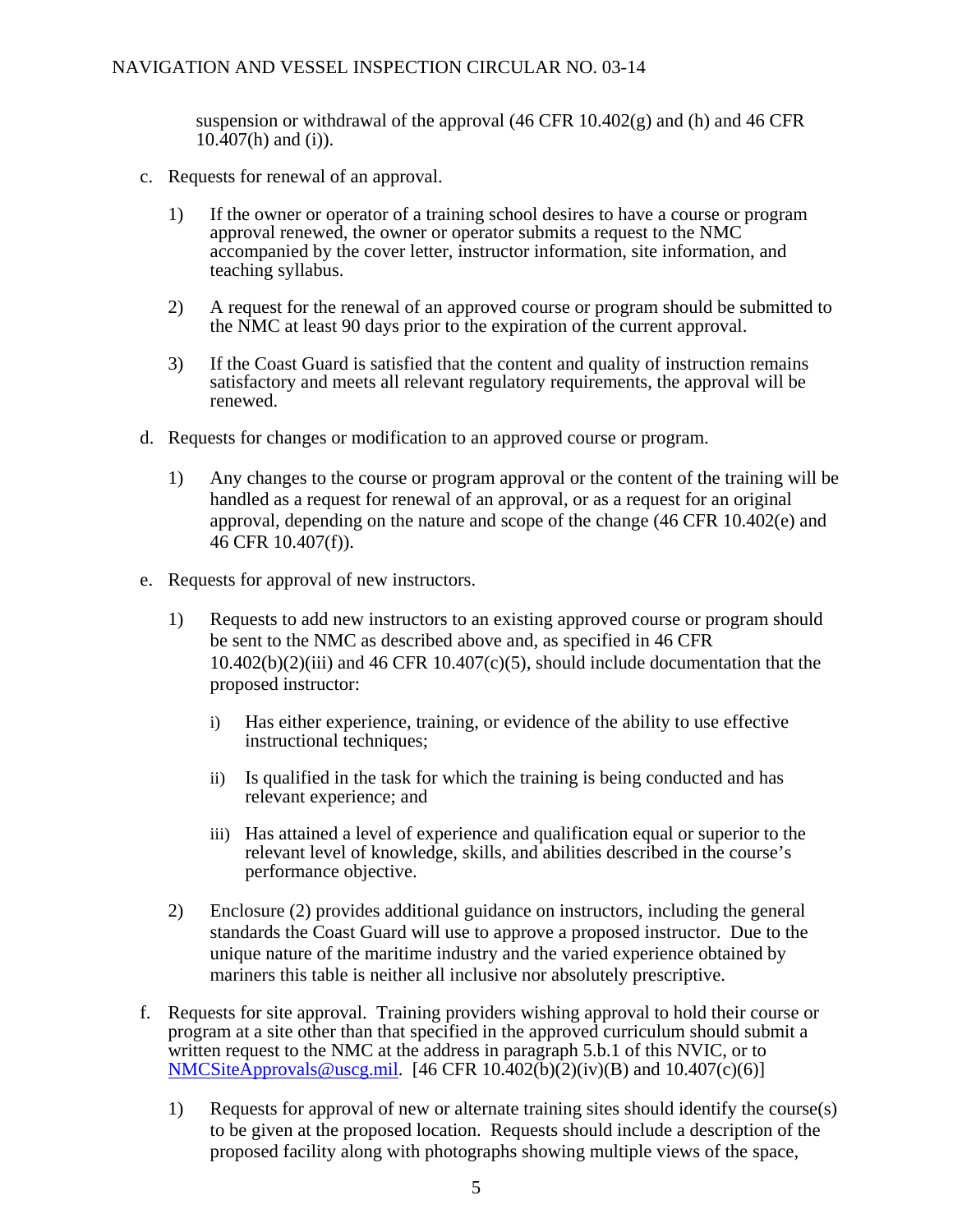suspension or withdrawal of the approval (46 CFR 10.402(g) and (h) and 46 CFR 10.407(h) and (i)).

c. Requests for renewal of an approval.

   1) If the owner or operator of a training school desires to have a course or program approval renewed, the owner or operator submits a request to the NMC accompanied by the cover letter, instructor information, site information, and teaching syllabus.

   2) A request for the renewal of an approved course or program should be submitted to the NMC at least 90 days prior to the expiration of the current approval.

   3) If the Coast Guard is satisfied that the content and quality of instruction remains satisfactory and meets all relevant regulatory requirements, the approval will be renewed.

d. Requests for changes or modification to an approved course or program.

   1) Any changes to the course or program approval or the content of the training will be handled as a request for renewal of an approval, or as a request for an original approval, depending on the nature and scope of the change (46 CFR 10.402(e) and 46 CFR 10.407(f)).

e. Requests for approval of new instructors.

   1) Requests to add new instructors to an existing approved course or program should be sent to the NMC as described above and, as specified in 46 CFR 10.402(b)(2)(iii) and 46 CFR 10.407(c)(5), should include documentation that the proposed instructor:

      i) Has either experience, training, or evidence of the ability to use effective instructional techniques;

      ii) Is qualified in the task for which the training is being conducted and has relevant experience; and

      iii) Has attained a level of experience and qualification equal or superior to the relevant level of knowledge, skills, and abilities described in the course's performance objective.

   2) Enclosure (2) provides additional guidance on instructors, including the general standards the Coast Guard will use to approve a proposed instructor. Due to the unique nature of the maritime industry and the varied experience obtained by mariners this table is neither all inclusive nor absolutely prescriptive.

f. Requests for site approval. Training providers wishing approval to hold their course or program at a site other than that specified in the approved curriculum should submit a written request to the NMC at the address in paragraph 5.b.1 of this NVIC, or to NMCSiteApprovals@uscg.mil. [46 CFR 10.402(b)(2)(iv)(B) and 10.407(c)(6)]

   1) Requests for approval of new or alternate training sites should identify the course(s) to be given at the proposed location. Requests should include a description of the proposed facility along with photographs showing multiple views of the space,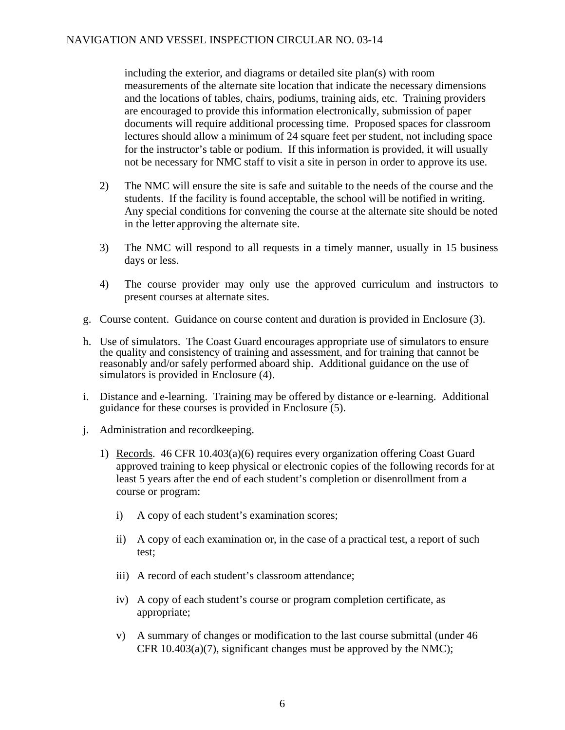including the exterior, and diagrams or detailed site plan(s) with room measurements of the alternate site location that indicate the necessary dimensions and the locations of tables, chairs, podiums, training aids, etc. Training providers are encouraged to provide this information electronically, submission of paper documents will require additional processing time. Proposed spaces for classroom lectures should allow a minimum of 24 square feet per student, not including space for the instructor's table or podium. If this information is provided, it will usually not be necessary for NMC staff to visit a site in person in order to approve its use.

2) The NMC will ensure the site is safe and suitable to the needs of the course and the students. If the facility is found acceptable, the school will be notified in writing. Any special conditions for convening the course at the alternate site should be noted in the letter approving the alternate site.

3) The NMC will respond to all requests in a timely manner, usually in 15 business days or less.

4) The course provider may only use the approved curriculum and instructors to present courses at alternate sites.

g. Course content. Guidance on course content and duration is provided in Enclosure (3).

h. Use of simulators. The Coast Guard encourages appropriate use of simulators to ensure the quality and consistency of training and assessment, and for training that cannot be reasonably and/or safely performed aboard ship. Additional guidance on the use of simulators is provided in Enclosure (4).

i. Distance and e-learning. Training may be offered by distance or e-learning. Additional guidance for these courses is provided in Enclosure (5).

j. Administration and recordkeeping.

1) Records. 46 CFR 10.403(a)(6) requires every organization offering Coast Guard approved training to keep physical or electronic copies of the following records for at least 5 years after the end of each student's completion or disenrollment from a course or program:

i) A copy of each student's examination scores;

ii) A copy of each examination or, in the case of a practical test, a report of such test;

iii) A record of each student's classroom attendance;

iv) A copy of each student's course or program completion certificate, as appropriate;

v) A summary of changes or modification to the last course submittal (under 46 CFR 10.403(a)(7), significant changes must be approved by the NMC);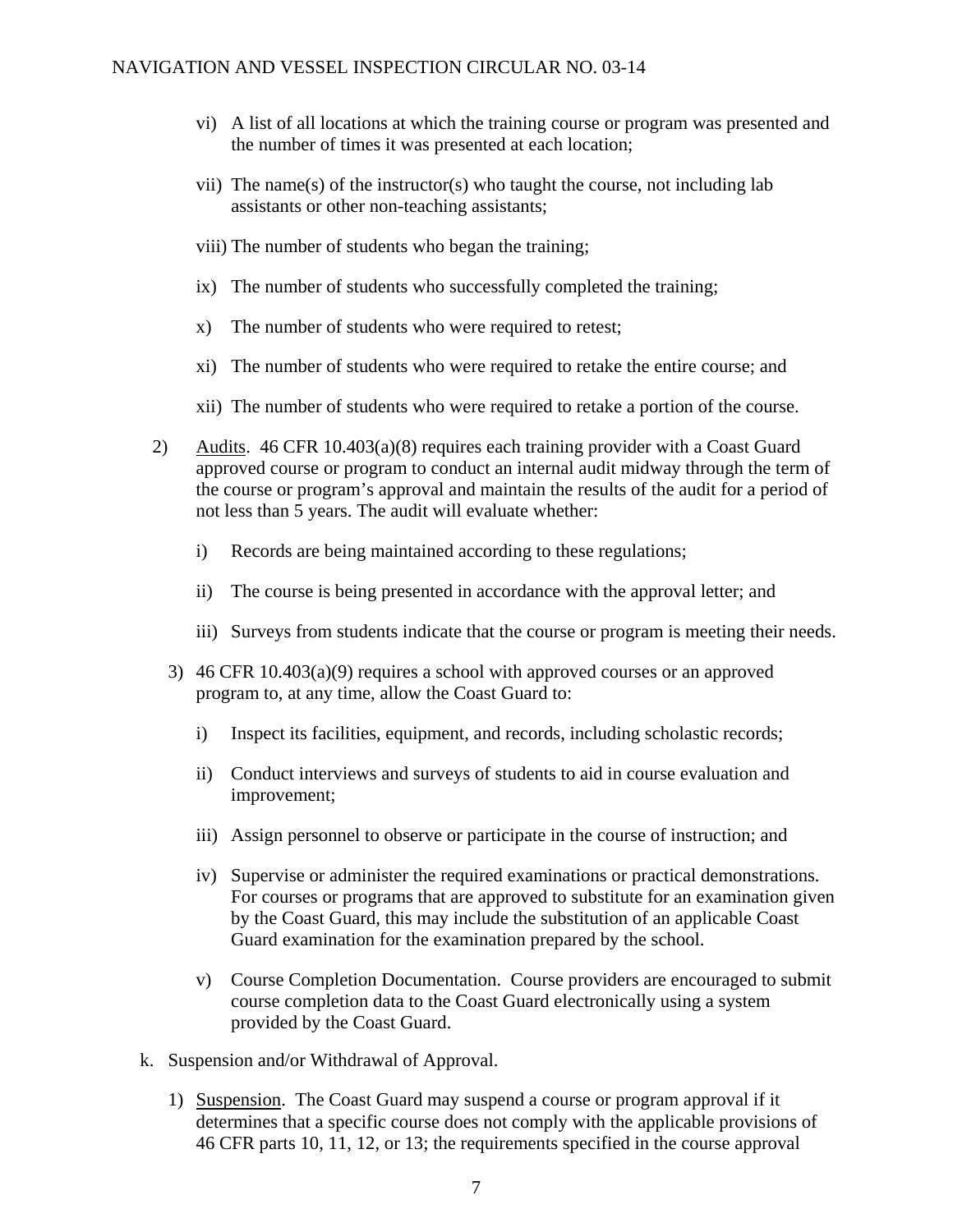vi) A list of all locations at which the training course or program was presented and the number of times it was presented at each location;

vii) The name(s) of the instructor(s) who taught the course, not including lab assistants or other non-teaching assistants;

viii) The number of students who began the training;

ix) The number of students who successfully completed the training;

x) The number of students who were required to retest;

xi) The number of students who were required to retake the entire course; and

xii) The number of students who were required to retake a portion of the course.

2) Audits. 46 CFR 10.403(a)(8) requires each training provider with a Coast Guard approved course or program to conduct an internal audit midway through the term of the course or program's approval and maintain the results of the audit for a period of not less than 5 years. The audit will evaluate whether:

i) Records are being maintained according to these regulations;

ii) The course is being presented in accordance with the approval letter; and

iii) Surveys from students indicate that the course or program is meeting their needs.

3) 46 CFR 10.403(a)(9) requires a school with approved courses or an approved program to, at any time, allow the Coast Guard to:

i) Inspect its facilities, equipment, and records, including scholastic records;

ii) Conduct interviews and surveys of students to aid in course evaluation and improvement;

iii) Assign personnel to observe or participate in the course of instruction; and

iv) Supervise or administer the required examinations or practical demonstrations. For courses or programs that are approved to substitute for an examination given by the Coast Guard, this may include the substitution of an applicable Coast Guard examination for the examination prepared by the school.

v) Course Completion Documentation. Course providers are encouraged to submit course completion data to the Coast Guard electronically using a system provided by the Coast Guard.

k. Suspension and/or Withdrawal of Approval.

1) Suspension. The Coast Guard may suspend a course or program approval if it determines that a specific course does not comply with the applicable provisions of 46 CFR parts 10, 11, 12, or 13; the requirements specified in the course approval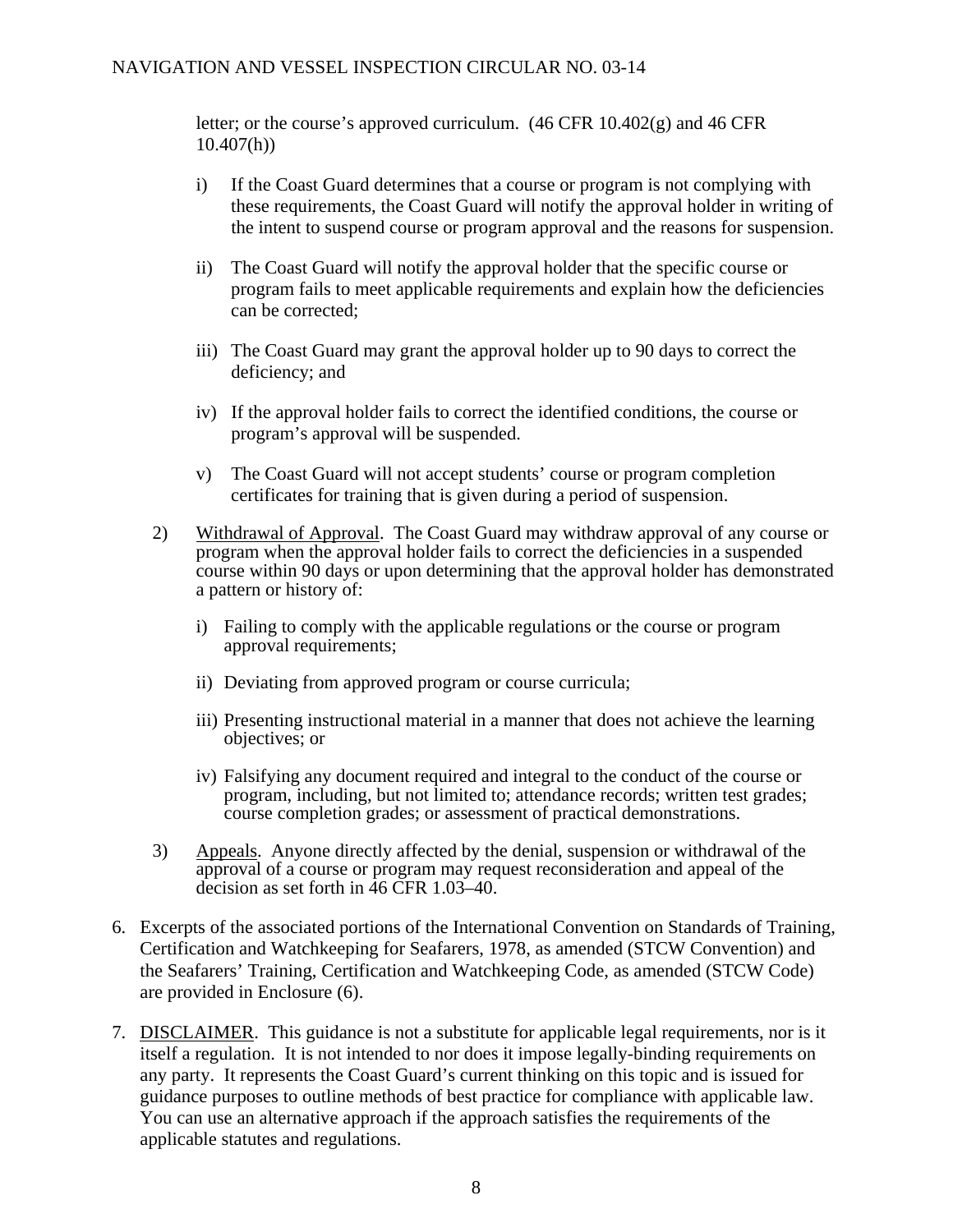letter; or the course's approved curriculum. (46 CFR 10.402(g) and 46 CFR 10.407(h))

i) If the Coast Guard determines that a course or program is not complying with these requirements, the Coast Guard will notify the approval holder in writing of the intent to suspend course or program approval and the reasons for suspension.

ii) The Coast Guard will notify the approval holder that the specific course or program fails to meet applicable requirements and explain how the deficiencies can be corrected;

iii) The Coast Guard may grant the approval holder up to 90 days to correct the deficiency; and

iv) If the approval holder fails to correct the identified conditions, the course or program's approval will be suspended.

v) The Coast Guard will not accept students' course or program completion certificates for training that is given during a period of suspension.

2) Withdrawal of Approval. The Coast Guard may withdraw approval of any course or program when the approval holder fails to correct the deficiencies in a suspended course within 90 days or upon determining that the approval holder has demonstrated a pattern or history of:

i) Failing to comply with the applicable regulations or the course or program approval requirements;

ii) Deviating from approved program or course curricula;

iii) Presenting instructional material in a manner that does not achieve the learning objectives; or

iv) Falsifying any document required and integral to the conduct of the course or program, including, but not limited to; attendance records; written test grades; course completion grades; or assessment of practical demonstrations.

3) Appeals. Anyone directly affected by the denial, suspension or withdrawal of the approval of a course or program may request reconsideration and appeal of the decision as set forth in 46 CFR 1.03–40.

6. Excerpts of the associated portions of the International Convention on Standards of Training, Certification and Watchkeeping for Seafarers, 1978, as amended (STCW Convention) and the Seafarers' Training, Certification and Watchkeeping Code, as amended (STCW Code) are provided in Enclosure (6).

7. DISCLAIMER. This guidance is not a substitute for applicable legal requirements, nor is it itself a regulation. It is not intended to nor does it impose legally-binding requirements on any party. It represents the Coast Guard's current thinking on this topic and is issued for guidance purposes to outline methods of best practice for compliance with applicable law. You can use an alternative approach if the approach satisfies the requirements of the applicable statutes and regulations.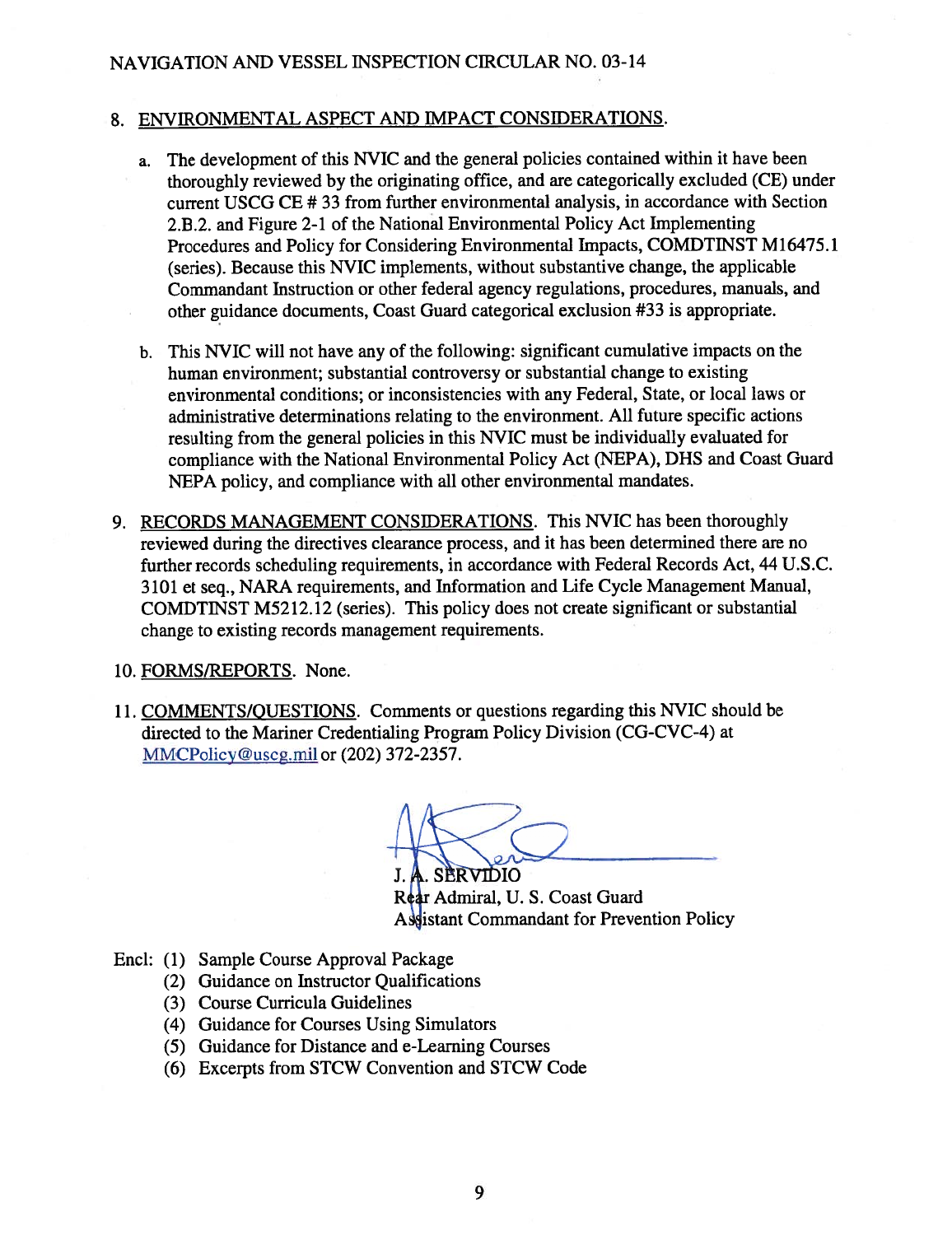8. <u>ENVIRONMENTAL ASPECT AND IMPACT CONSIDERATIONS</u>.

   a. The development of this NVIC and the general policies contained within it have been thoroughly reviewed by the originating office, and are categorically excluded (CE) under current USCG CE # 33 from further environmental analysis, in accordance with Section 2.B.2. and Figure 2-1 of the National Environmental Policy Act Implementing Procedures and Policy for Considering Environmental Impacts, COMDTINST M16475.1 (series). Because this NVIC implements, without substantive change, the applicable Commandant Instruction or other federal agency regulations, procedures, manuals, and other guidance documents, Coast Guard categorical exclusion #33 is appropriate.

   b. This NVIC will not have any of the following: significant cumulative impacts on the human environment; substantial controversy or substantial change to existing environmental conditions; or inconsistencies with any Federal, State, or local laws or administrative determinations relating to the environment. All future specific actions resulting from the general policies in this NVIC must be individually evaluated for compliance with the National Environmental Policy Act (NEPA), DHS and Coast Guard NEPA policy, and compliance with all other environmental mandates.

9. <u>RECORDS MANAGEMENT CONSIDERATIONS</u>. This NVIC has been thoroughly reviewed during the directives clearance process, and it has been determined there are no further records scheduling requirements, in accordance with Federal Records Act, 44 U.S.C. 3101 et seq., NARA requirements, and Information and Life Cycle Management Manual, COMDTINST M5212.12 (series). This policy does not create significant or substantial change to existing records management requirements.

10. <u>FORMS/REPORTS</u>. None.

11. <u>COMMENTS/QUESTIONS</u>. Comments or questions regarding this NVIC should be directed to the Mariner Credentialing Program Policy Division (CG-CVC-4) at MMCPolicy@uscg.mil or (202) 372-2357.

J. A. SERVIDIO
Rear Admiral, U. S. Coast Guard
Assistant Commandant for Prevention Policy

Encl: (1) Sample Course Approval Package
(2) Guidance on Instructor Qualifications
(3) Course Curricula Guidelines
(4) Guidance for Courses Using Simulators
(5) Guidance for Distance and e-Learning Courses
(6) Excerpts from STCW Convention and STCW Code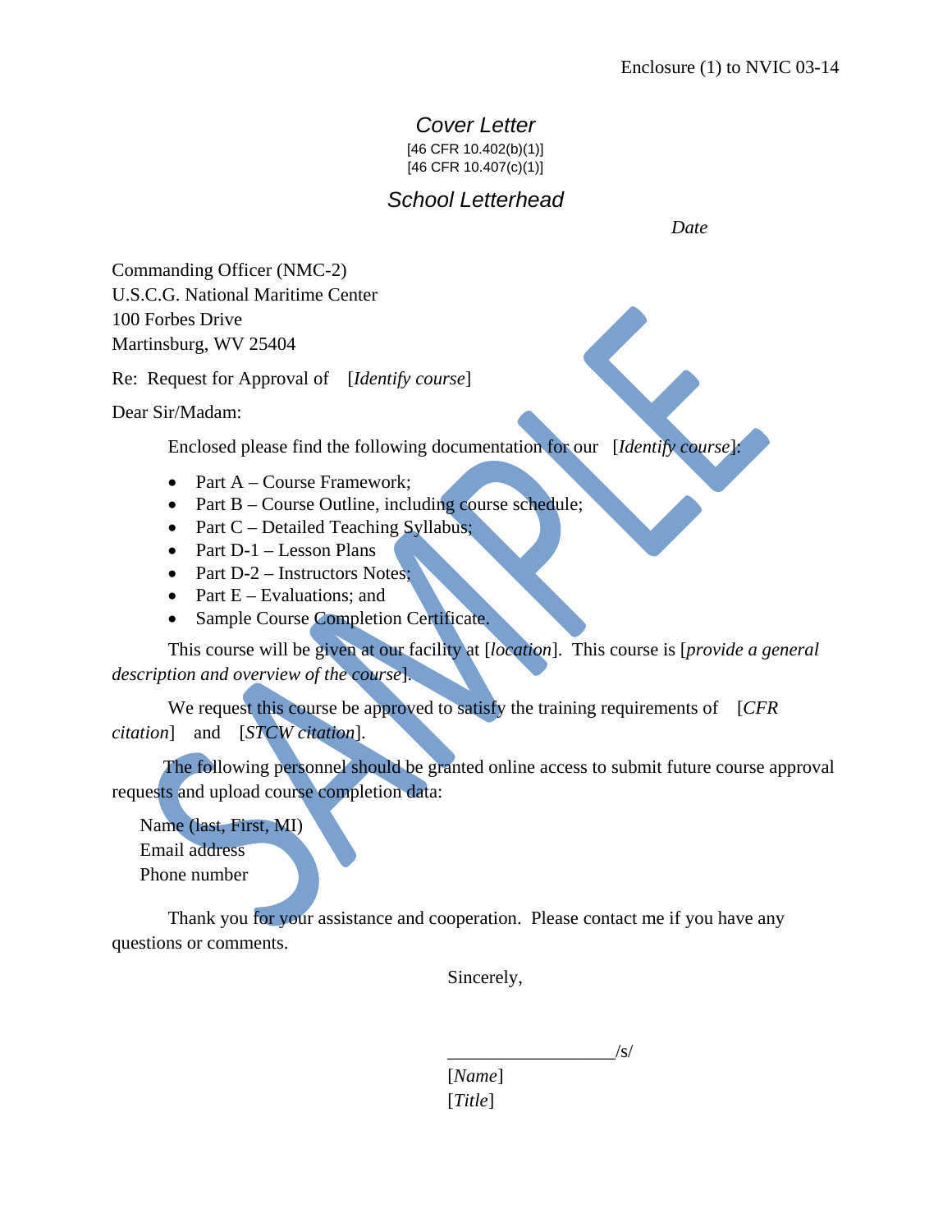Enclosure (1) to NVIC 03-14

# *Cover Letter*

[46 CFR 10.402(b)(1)]
[46 CFR 10.407(c)(1)]

## *School Letterhead*

*Date*

Commanding Officer (NMC-2)
U.S.C.G. National Maritime Center
100 Forbes Drive
Martinsburg, WV 25404

Re: Request for Approval of [*Identify course*]

Dear Sir/Madam:

Enclosed please find the following documentation for our [*Identify course*]:

- Part A – Course Framework;
- Part B – Course Outline, including course schedule;
- Part C – Detailed Teaching Syllabus;
- Part D-1 – Lesson Plans
- Part D-2 – Instructors Notes;
- Part E – Evaluations; and
- Sample Course Completion Certificate.

This course will be given at our facility at [*location*]. This course is [*provide a general description and overview of the course*].

We request this course be approved to satisfy the training requirements of [*CFR citation*] and [*STCW citation*].

The following personnel should be granted online access to submit future course approval requests and upload course completion data:

Name (last, First, MI)
Email address
Phone number

Thank you for your assistance and cooperation. Please contact me if you have any questions or comments.

Sincerely,

__________________/s/
[*Name*]
[*Title*]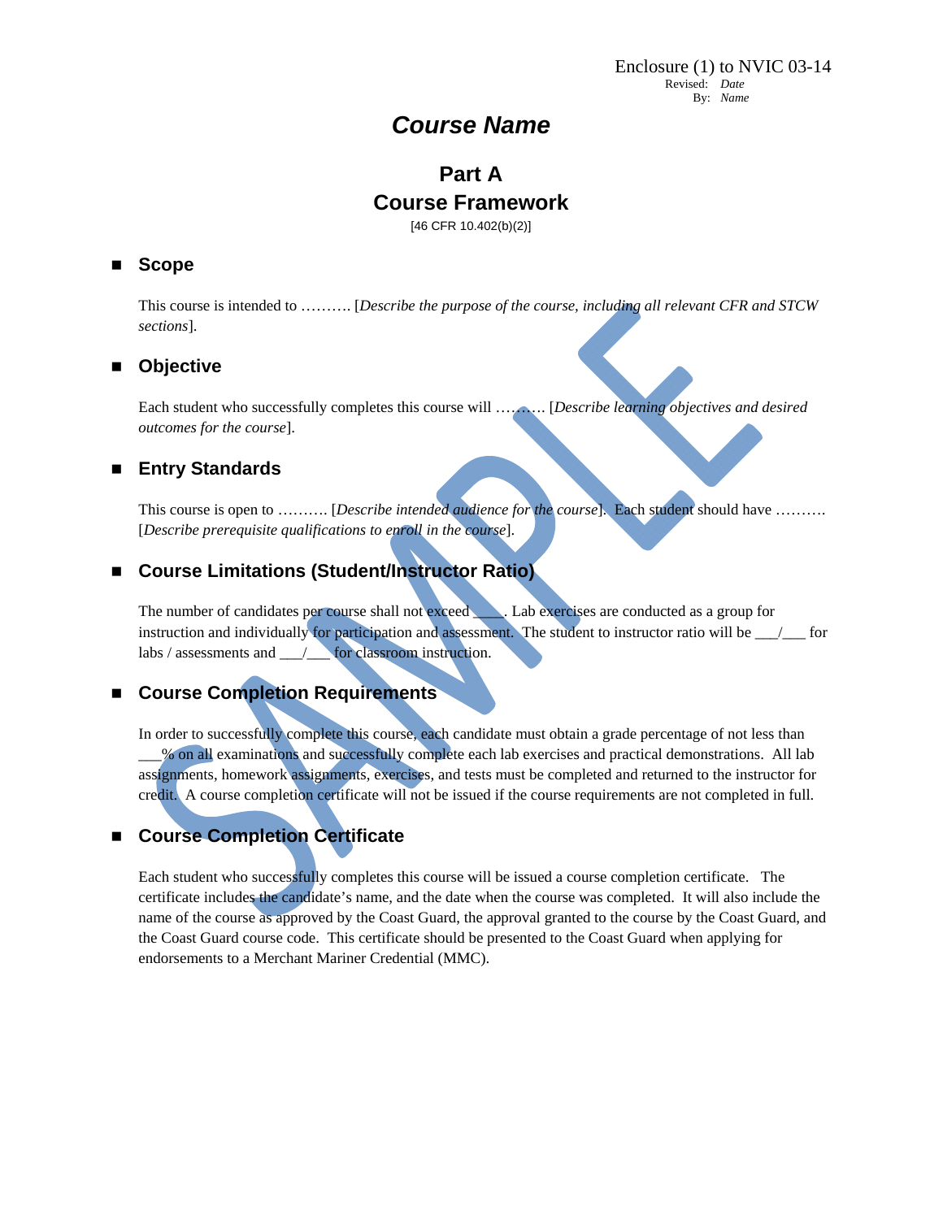Enclosure (1) to NVIC 03-14
Revised: *Date*
By: *Name*

# *Course Name*

## Part A
## Course Framework

[46 CFR 10.402(b)(2)]

### Scope

This course is intended to ………. [*Describe the purpose of the course, including all relevant CFR and STCW sections*].

### Objective

Each student who successfully completes this course will ………. [*Describe learning objectives and desired outcomes for the course*].

### Entry Standards

This course is open to ………. [*Describe intended audience for the course*]. Each student should have ………. [*Describe prerequisite qualifications to enroll in the course*].

### Course Limitations (Student/Instructor Ratio)

The number of candidates per course shall not exceed ____. Lab exercises are conducted as a group for instruction and individually for participation and assessment. The student to instructor ratio will be ___/___ for labs / assessments and ___/___ for classroom instruction.

### Course Completion Requirements

In order to successfully complete this course, each candidate must obtain a grade percentage of not less than ___% on all examinations and successfully complete each lab exercises and practical demonstrations. All lab assignments, homework assignments, exercises, and tests must be completed and returned to the instructor for credit. A course completion certificate will not be issued if the course requirements are not completed in full.

### Course Completion Certificate

Each student who successfully completes this course will be issued a course completion certificate. The certificate includes the candidate's name, and the date when the course was completed. It will also include the name of the course as approved by the Coast Guard, the approval granted to the course by the Coast Guard, and the Coast Guard course code. This certificate should be presented to the Coast Guard when applying for endorsements to a Merchant Mariner Credential (MMC).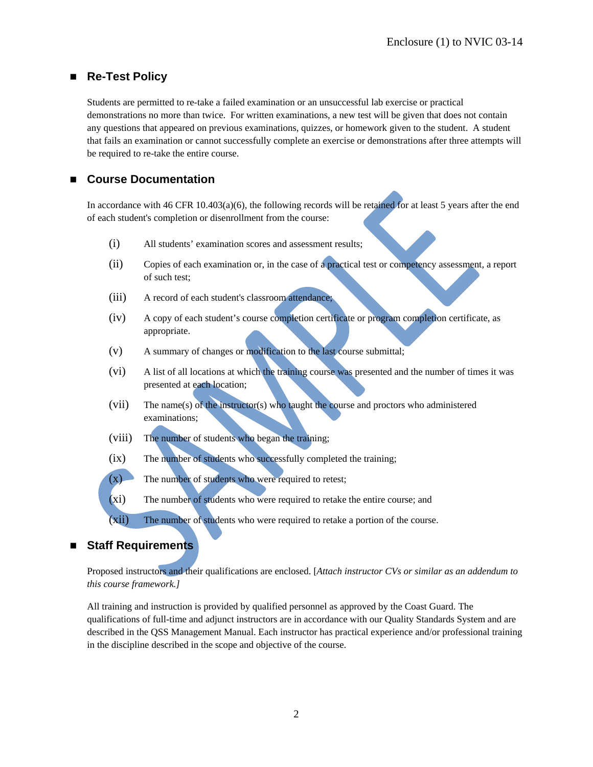## Re-Test Policy

Students are permitted to re-take a failed examination or an unsuccessful lab exercise or practical demonstrations no more than twice. For written examinations, a new test will be given that does not contain any questions that appeared on previous examinations, quizzes, or homework given to the student. A student that fails an examination or cannot successfully complete an exercise or demonstrations after three attempts will be required to re-take the entire course.

## Course Documentation

In accordance with 46 CFR 10.403(a)(6), the following records will be retained for at least 5 years after the end of each student's completion or disenrollment from the course:

(i) All students' examination scores and assessment results;

(ii) Copies of each examination or, in the case of a practical test or competency assessment, a report of such test;

(iii) A record of each student's classroom attendance;

(iv) A copy of each student's course completion certificate or program completion certificate, as appropriate.

(v) A summary of changes or modification to the last course submittal;

(vi) A list of all locations at which the training course was presented and the number of times it was presented at each location;

(vii) The name(s) of the instructor(s) who taught the course and proctors who administered examinations;

(viii) The number of students who began the training;

(ix) The number of students who successfully completed the training;

(x) The number of students who were required to retest;

(xi) The number of students who were required to retake the entire course; and

(xii) The number of students who were required to retake a portion of the course.

## Staff Requirements

Proposed instructors and their qualifications are enclosed. [*Attach instructor CVs or similar as an addendum to this course framework.*]

All training and instruction is provided by qualified personnel as approved by the Coast Guard. The qualifications of full-time and adjunct instructors are in accordance with our Quality Standards System and are described in the QSS Management Manual. Each instructor has practical experience and/or professional training in the discipline described in the scope and objective of the course.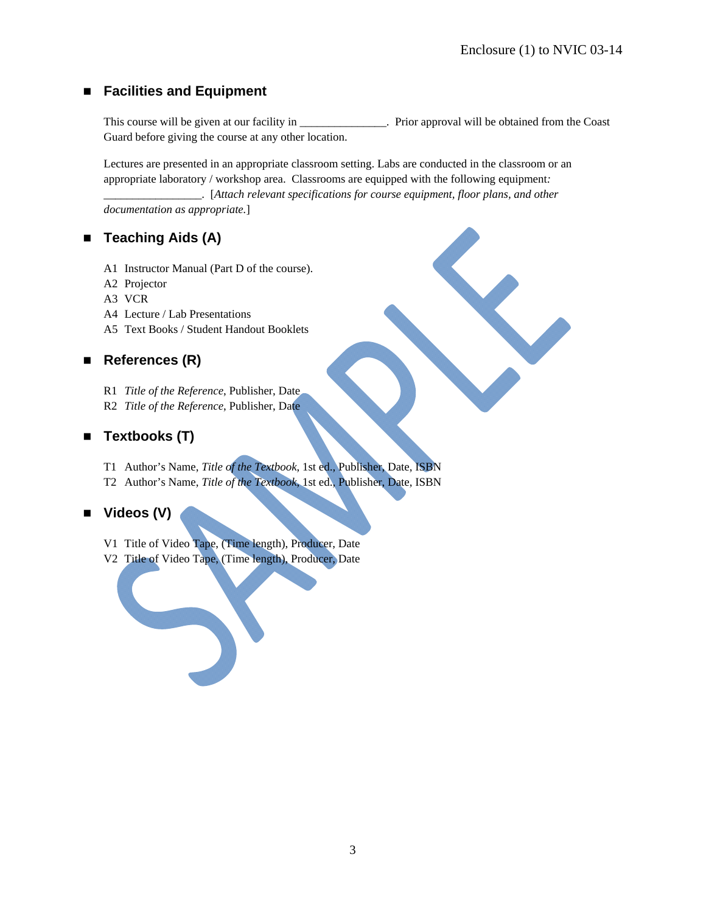## Facilities and Equipment

This course will be given at our facility in _______________. Prior approval will be obtained from the Coast Guard before giving the course at any other location.

Lectures are presented in an appropriate classroom setting. Labs are conducted in the classroom or an appropriate laboratory / workshop area. Classrooms are equipped with the following equipment: _________________. [*Attach relevant specifications for course equipment, floor plans, and other documentation as appropriate.*]

## Teaching Aids (A)

A1 Instructor Manual (Part D of the course).
A2 Projector
A3 VCR
A4 Lecture / Lab Presentations
A5 Text Books / Student Handout Booklets

## References (R)

R1 *Title of the Reference*, Publisher, Date
R2 *Title of the Reference*, Publisher, Date

## Textbooks (T)

T1 Author's Name, *Title of the Textbook*, 1st ed., Publisher, Date, ISBN
T2 Author's Name, *Title of the Textbook*, 1st ed., Publisher, Date, ISBN

## Videos (V)

V1 Title of Video Tape, (Time length), Producer, Date
V2 Title of Video Tape, (Time length), Producer, Date

SAMPLE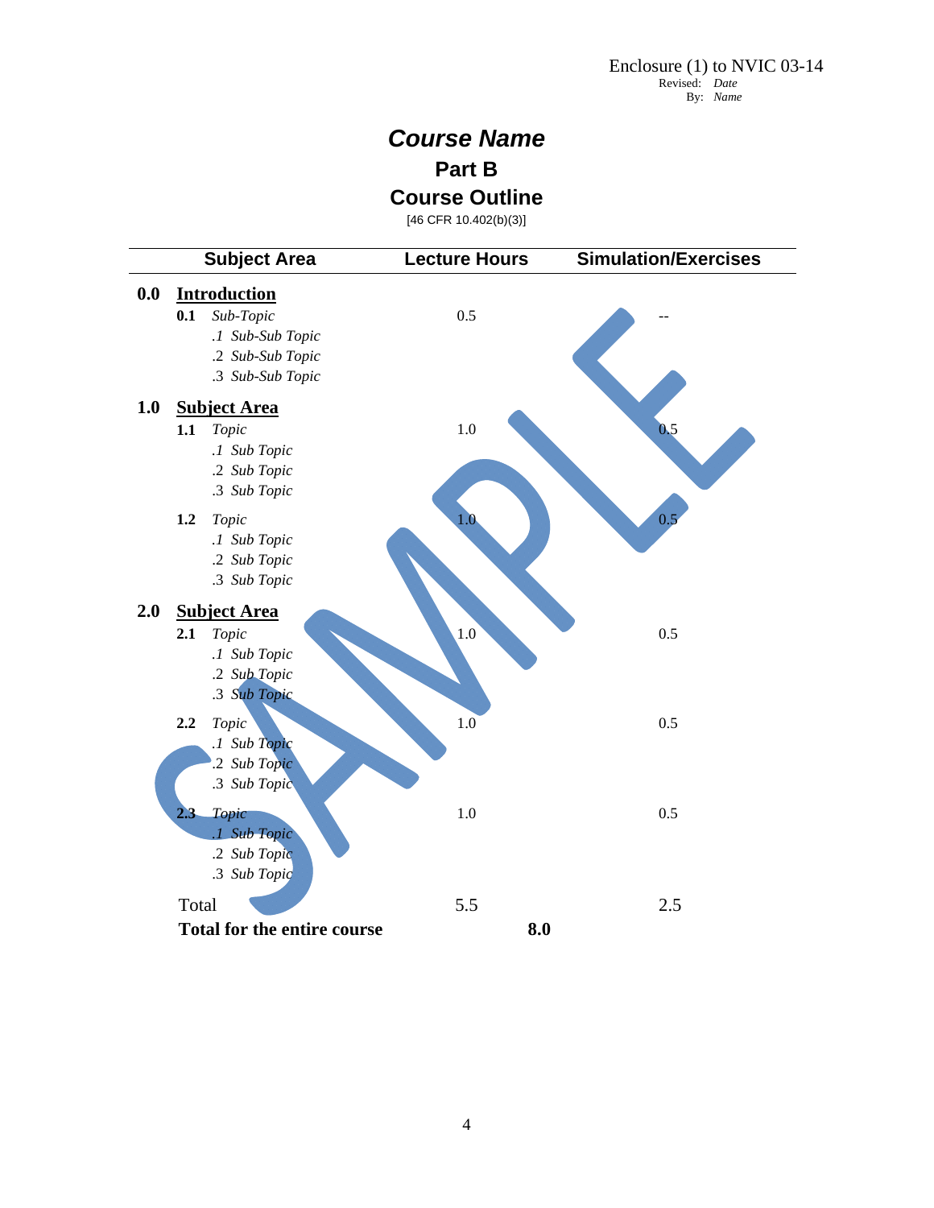Enclosure (1) to NVIC 03-14
Revised: *Date*
By: *Name*

# *Course Name*

## Part B

## Course Outline

[46 CFR 10.402(b)(3)]

| Subject Area | Lecture Hours | Simulation/Exercises |
|---|---|---|
| **0.0 Introduction** | | |
| **0.1** *Sub-Topic* | 0.5 | -- |
| *.1 Sub-Sub Topic* | | |
| *.2 Sub-Sub Topic* | | |
| *.3 Sub-Sub Topic* | | |
| **1.0 Subject Area** | | |
| **1.1** *Topic* | 1.0 | 0.5 |
| *.1 Sub Topic* | | |
| *.2 Sub Topic* | | |
| *.3 Sub Topic* | | |
| **1.2** *Topic* | 1.0 | 0.5 |
| *.1 Sub Topic* | | |
| *.2 Sub Topic* | | |
| *.3 Sub Topic* | | |
| **2.0 Subject Area** | | |
| **2.1** *Topic* | 1.0 | 0.5 |
| *.1 Sub Topic* | | |
| *.2 Sub Topic* | | |
| *.3 Sub Topic* | | |
| **2.2** *Topic* | 1.0 | 0.5 |
| *.1 Sub Topic* | | |
| *.2 Sub Topic* | | |
| *.3 Sub Topic* | | |
| **2.3** *Topic* | 1.0 | 0.5 |
| *.1 Sub Topic* | | |
| *.2 Sub Topic* | | |
| *.3 Sub Topic* | | |
| Total | 5.5 | 2.5 |
| **Total for the entire course** | **8.0** | |

SAMPLE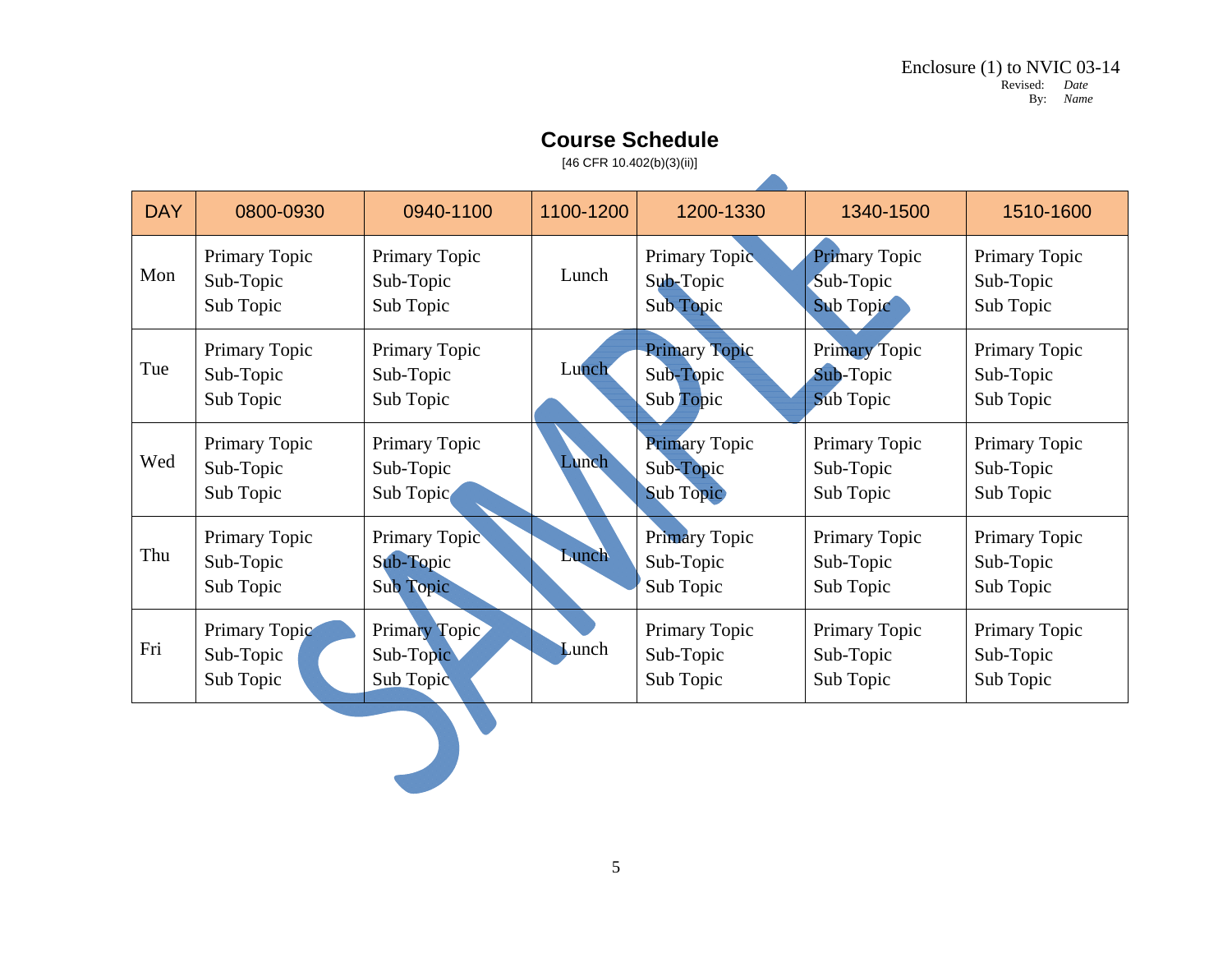Enclosure (1) to NVIC 03-14
Revised: *Date*
By: *Name*

# Course Schedule

[46 CFR 10.402(b)(3)(ii)]

| DAY | 0800-0930 | 0940-1100 | 1100-1200 | 1200-1330 | 1340-1500 | 1510-1600 |
|---|---|---|---|---|---|---|
| Mon | Primary Topic<br>Sub-Topic<br>Sub Topic | Primary Topic<br>Sub-Topic<br>Sub Topic | Lunch | Primary Topic<br>Sub-Topic<br>Sub Topic | Primary Topic<br>Sub-Topic<br>Sub Topic | Primary Topic<br>Sub-Topic<br>Sub Topic |
| Tue | Primary Topic<br>Sub-Topic<br>Sub Topic | Primary Topic<br>Sub-Topic<br>Sub Topic | Lunch | Primary Topic<br>Sub-Topic<br>Sub Topic | Primary Topic<br>Sub-Topic<br>Sub Topic | Primary Topic<br>Sub-Topic<br>Sub Topic |
| Wed | Primary Topic<br>Sub-Topic<br>Sub Topic | Primary Topic<br>Sub-Topic<br>Sub Topic | Lunch | Primary Topic<br>Sub-Topic<br>Sub Topic | Primary Topic<br>Sub-Topic<br>Sub Topic | Primary Topic<br>Sub-Topic<br>Sub Topic |
| Thu | Primary Topic<br>Sub-Topic<br>Sub Topic | Primary Topic<br>Sub-Topic<br>Sub Topic | Lunch | Primary Topic<br>Sub-Topic<br>Sub Topic | Primary Topic<br>Sub-Topic<br>Sub Topic | Primary Topic<br>Sub-Topic<br>Sub Topic |
| Fri | Primary Topic<br>Sub-Topic<br>Sub Topic | Primary Topic<br>Sub-Topic<br>Sub Topic | Lunch | Primary Topic<br>Sub-Topic<br>Sub Topic | Primary Topic<br>Sub-Topic<br>Sub Topic | Primary Topic<br>Sub-Topic<br>Sub Topic |

SAMPLE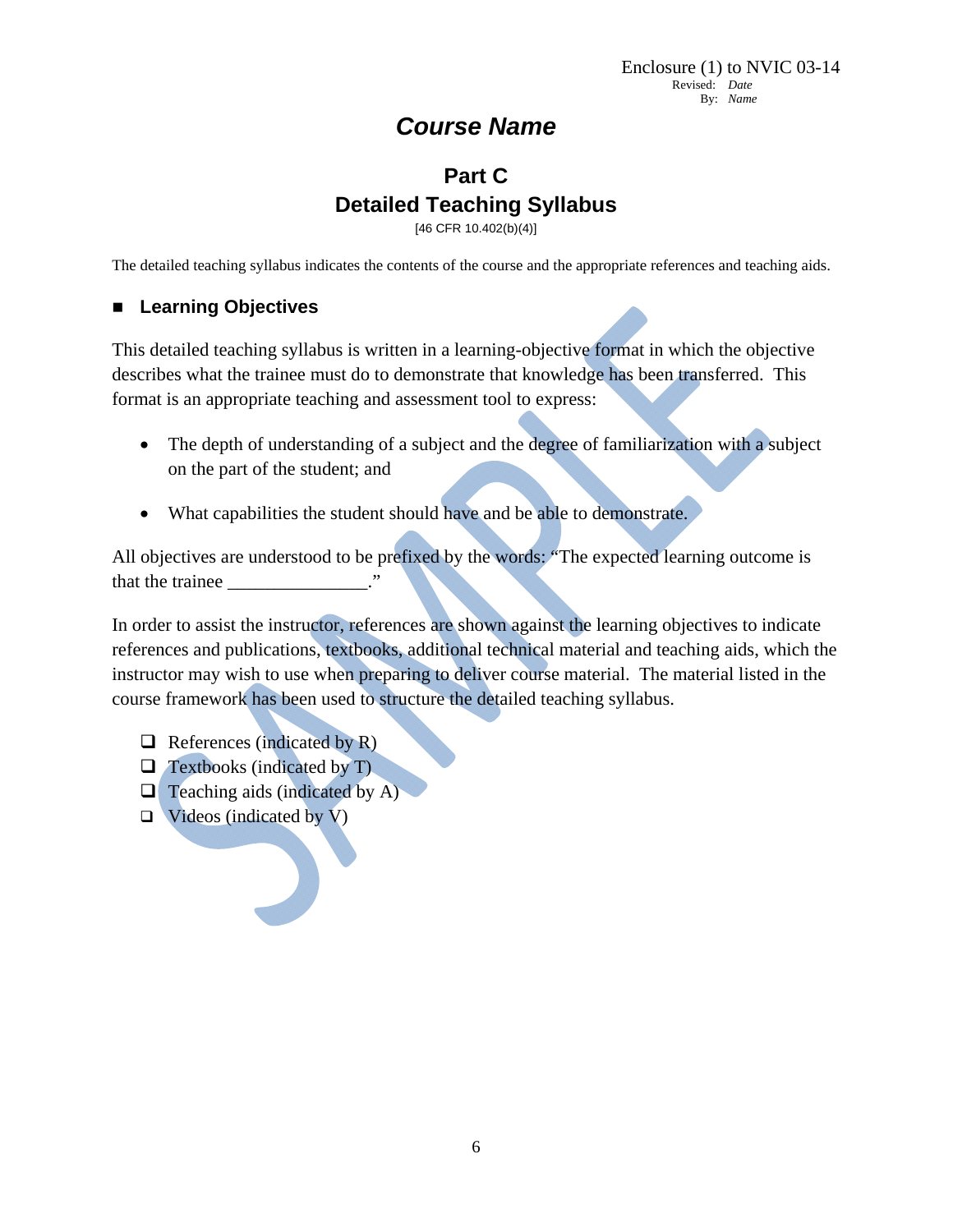Enclosure (1) to NVIC 03-14
Revised: *Date*
By: *Name*

# *Course Name*

## Part C
## Detailed Teaching Syllabus

[46 CFR 10.402(b)(4)]

The detailed teaching syllabus indicates the contents of the course and the appropriate references and teaching aids.

### ■ Learning Objectives

This detailed teaching syllabus is written in a learning-objective format in which the objective describes what the trainee must do to demonstrate that knowledge has been transferred. This format is an appropriate teaching and assessment tool to express:

- The depth of understanding of a subject and the degree of familiarization with a subject on the part of the student; and
- What capabilities the student should have and be able to demonstrate.

All objectives are understood to be prefixed by the words: "The expected learning outcome is that the trainee _______________."

In order to assist the instructor, references are shown against the learning objectives to indicate references and publications, textbooks, additional technical material and teaching aids, which the instructor may wish to use when preparing to deliver course material. The material listed in the course framework has been used to structure the detailed teaching syllabus.

- ❑ References (indicated by R)
- ❑ Textbooks (indicated by T)
- ❑ Teaching aids (indicated by A)
- ❑ Videos (indicated by V)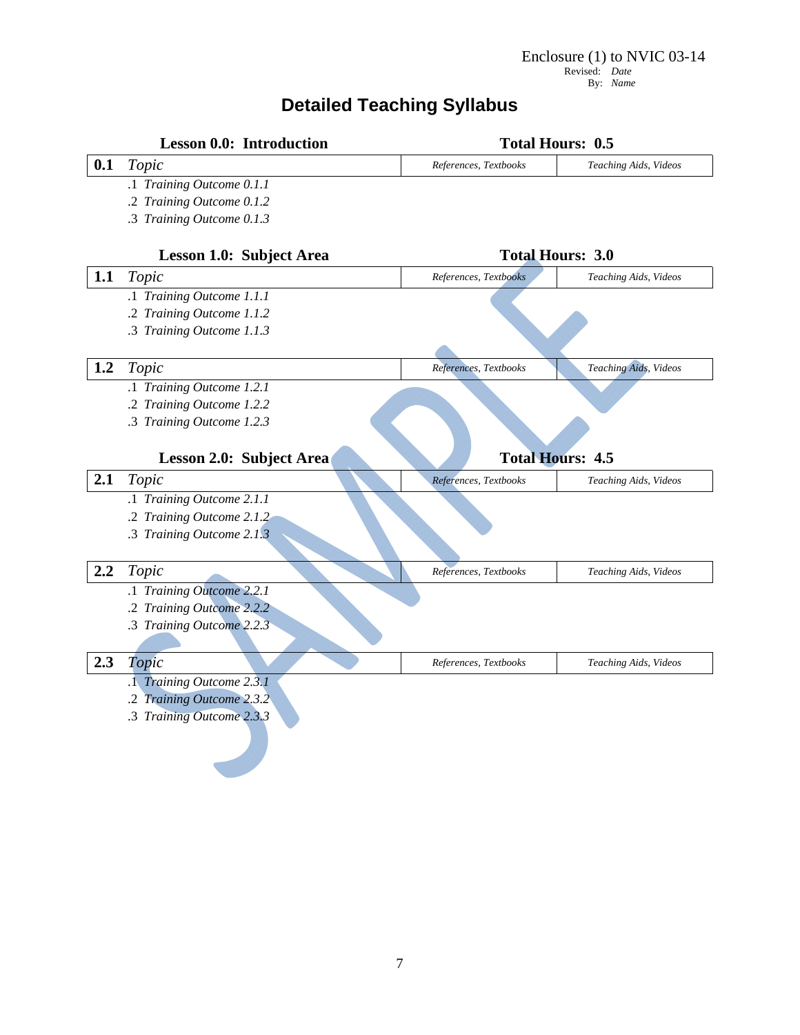Enclosure (1) to NVIC 03-14
Revised: *Date*
By: *Name*

# Detailed Teaching Syllabus

**Lesson 0.0: Introduction** **Total Hours: 0.5**

| **0.1** *Topic* | *References, Textbooks* | *Teaching Aids, Videos* |
|---|---|---|

.1 *Training Outcome 0.1.1*
.2 *Training Outcome 0.1.2*
.3 *Training Outcome 0.1.3*

**Lesson 1.0: Subject Area** **Total Hours: 3.0**

| **1.1** *Topic* | *References, Textbooks* | *Teaching Aids, Videos* |
|---|---|---|

.1 *Training Outcome 1.1.1*
.2 *Training Outcome 1.1.2*
.3 *Training Outcome 1.1.3*

| **1.2** *Topic* | *References, Textbooks* | *Teaching Aids, Videos* |
|---|---|---|

.1 *Training Outcome 1.2.1*
.2 *Training Outcome 1.2.2*
.3 *Training Outcome 1.2.3*

**Lesson 2.0: Subject Area** **Total Hours: 4.5**

| **2.1** *Topic* | *References, Textbooks* | *Teaching Aids, Videos* |
|---|---|---|

.1 *Training Outcome 2.1.1*
.2 *Training Outcome 2.1.2*
.3 *Training Outcome 2.1.3*

| **2.2** *Topic* | *References, Textbooks* | *Teaching Aids, Videos* |
|---|---|---|

.1 *Training Outcome 2.2.1*
.2 *Training Outcome 2.2.2*
.3 *Training Outcome 2.2.3*

| **2.3** *Topic* | *References, Textbooks* | *Teaching Aids, Videos* |
|---|---|---|

.1 *Training Outcome 2.3.1*
.2 *Training Outcome 2.3.2*
.3 *Training Outcome 2.3.3*

SAMPLE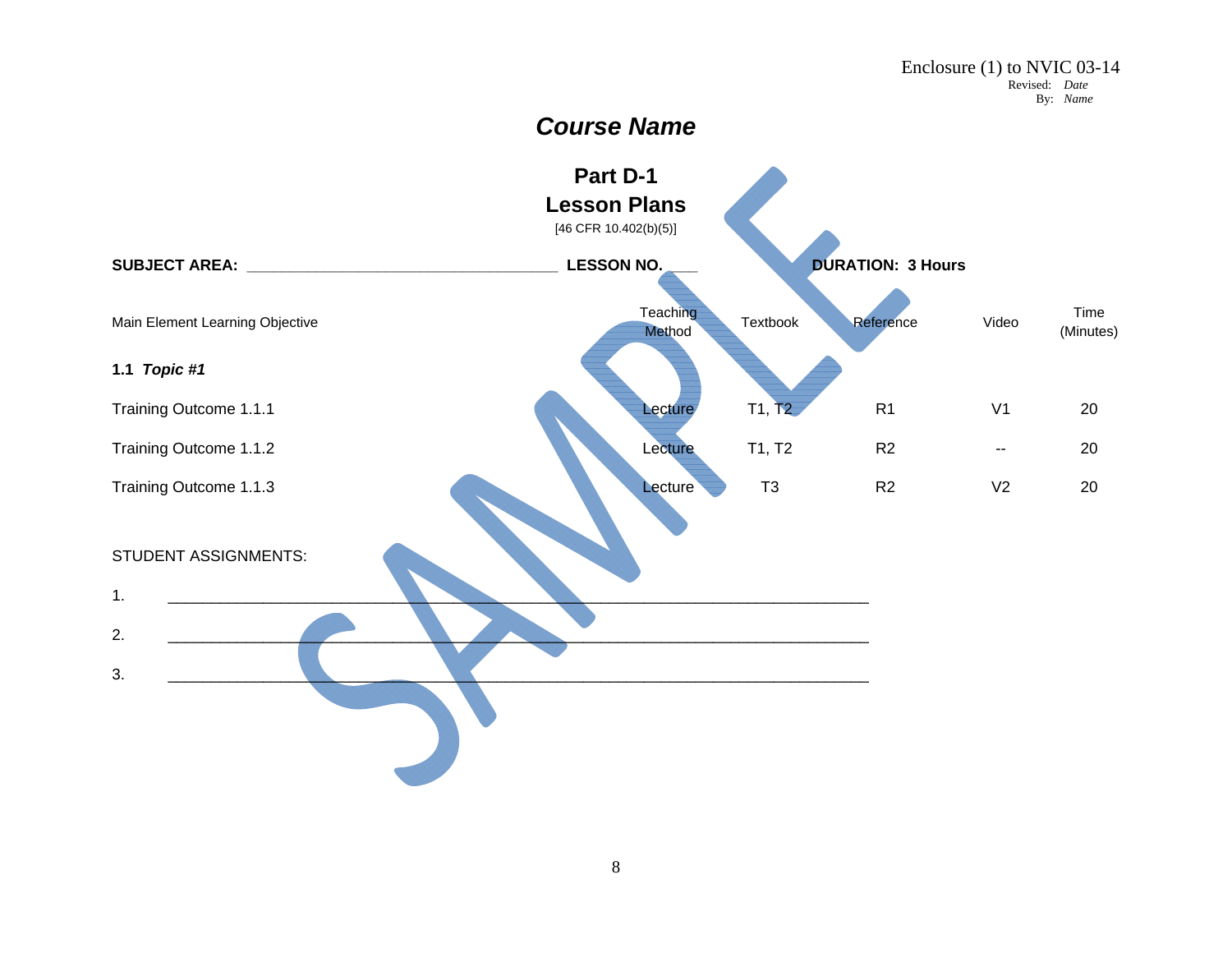Enclosure (1) to NVIC 03-14
Revised: *Date*
By: *Name*

# *Course Name*

## Part D-1
## Lesson Plans

[46 CFR 10.402(b)(5)]

**SUBJECT AREA:** ___________________________________ **LESSON NO.** ___ **DURATION: 3 Hours**

| Main Element Learning Objective | Teaching Method | Textbook | Reference | Video | Time (Minutes) |
|---|---|---|---|---|---|
| **1.1 *Topic #1*** | | | | | |
| Training Outcome 1.1.1 | Lecture | T1, T2 | R1 | V1 | 20 |
| Training Outcome 1.1.2 | Lecture | T1, T2 | R2 | -- | 20 |
| Training Outcome 1.1.3 | Lecture | T3 | R2 | V2 | 20 |

STUDENT ASSIGNMENTS:

1. ________________________________________________________________

2. ________________________________________________________________

3. ________________________________________________________________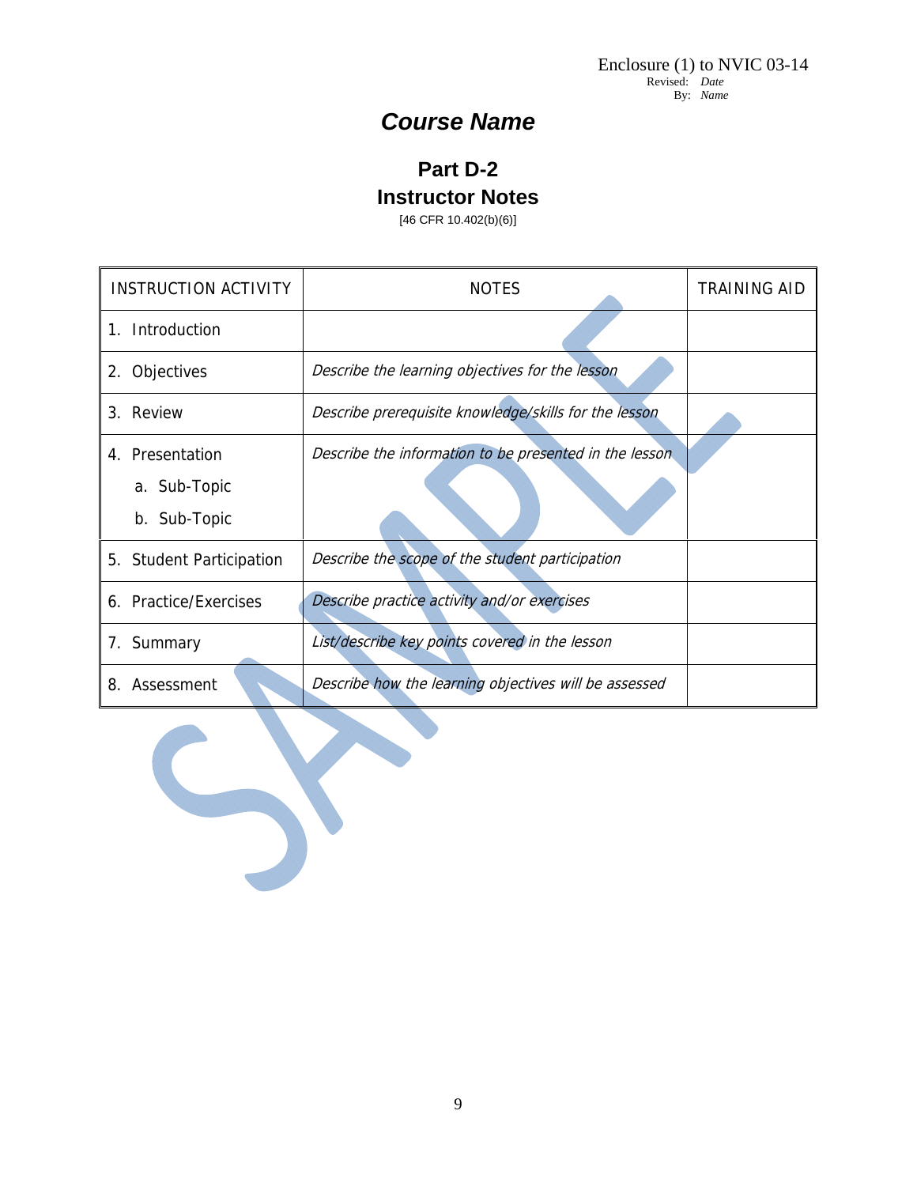Enclosure (1) to NVIC 03-14
Revised: *Date*
By: *Name*

# *Course Name*

## Part D-2
## Instructor Notes

[46 CFR 10.402(b)(6)]

| INSTRUCTION ACTIVITY | NOTES | TRAINING AID |
|---|---|---|
| 1. Introduction | | |
| 2. Objectives | *Describe the learning objectives for the lesson* | |
| 3. Review | *Describe prerequisite knowledge/skills for the lesson* | |
| 4. Presentation<br>a. Sub-Topic<br>b. Sub-Topic | *Describe the information to be presented in the lesson* | |
| 5. Student Participation | *Describe the scope of the student participation* | |
| 6. Practice/Exercises | *Describe practice activity and/or exercises* | |
| 7. Summary | *List/describe key points covered in the lesson* | |
| 8. Assessment | *Describe how the learning objectives will be assessed* | |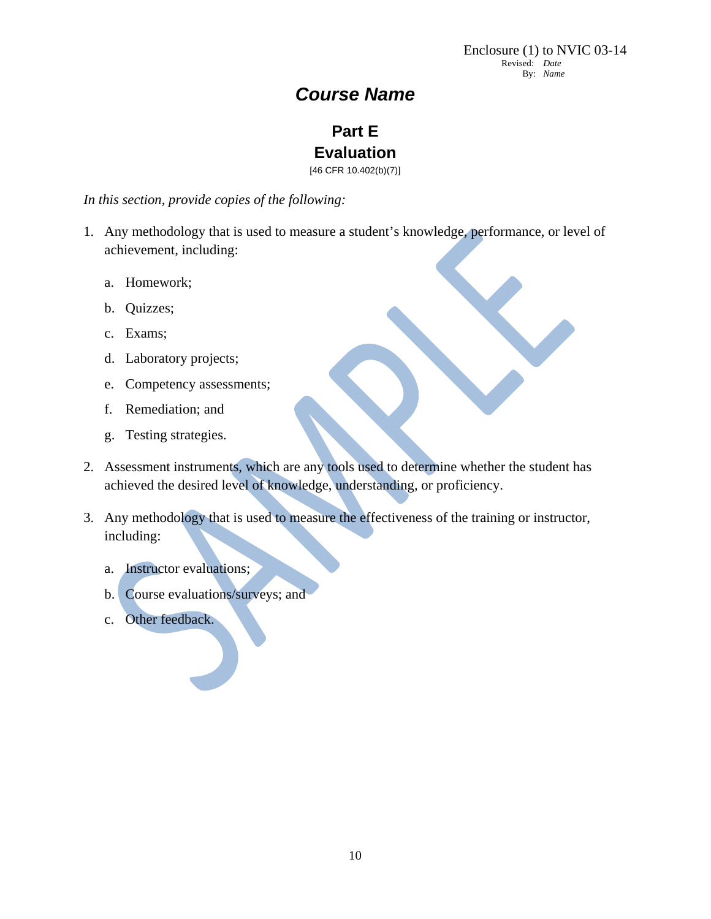Enclosure (1) to NVIC 03-14
Revised: *Date*
By: *Name*

# *Course Name*

## Part E
## Evaluation

[46 CFR 10.402(b)(7)]

*In this section, provide copies of the following:*

1. Any methodology that is used to measure a student's knowledge, performance, or level of achievement, including:

   a. Homework;

   b. Quizzes;

   c. Exams;

   d. Laboratory projects;

   e. Competency assessments;

   f. Remediation; and

   g. Testing strategies.

2. Assessment instruments, which are any tools used to determine whether the student has achieved the desired level of knowledge, understanding, or proficiency.

3. Any methodology that is used to measure the effectiveness of the training or instructor, including:

   a. Instructor evaluations;

   b. Course evaluations/surveys; and

   c. Other feedback.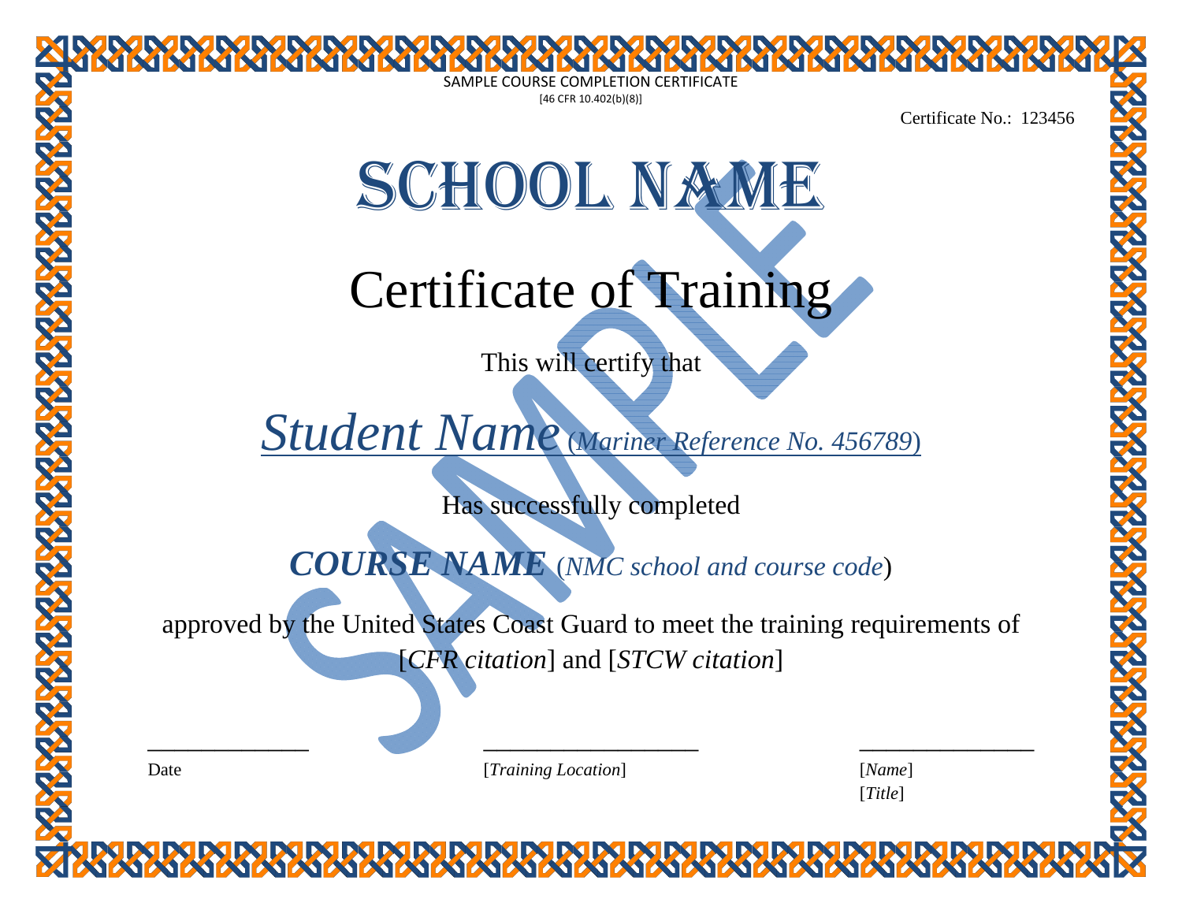SAMPLE COURSE COMPLETION CERTIFICATE

[46 CFR 10.402(b)(8)]

Certificate No.: 123456

# SCHOOL NAME

## Certificate of Training

This will certify that

*Student Name* (*Mariner Reference No. 456789*)

Has successfully completed

***COURSE NAME*** (*NMC school and course code*)

approved by the United States Coast Guard to meet the training requirements of [*CFR citation*] and [*STCW citation*]

SAMPLE

| ______________ | ___________________ | _______________ |
|---|---|---|
| Date | [*Training Location*] | [*Name*]<br>[*Title*] |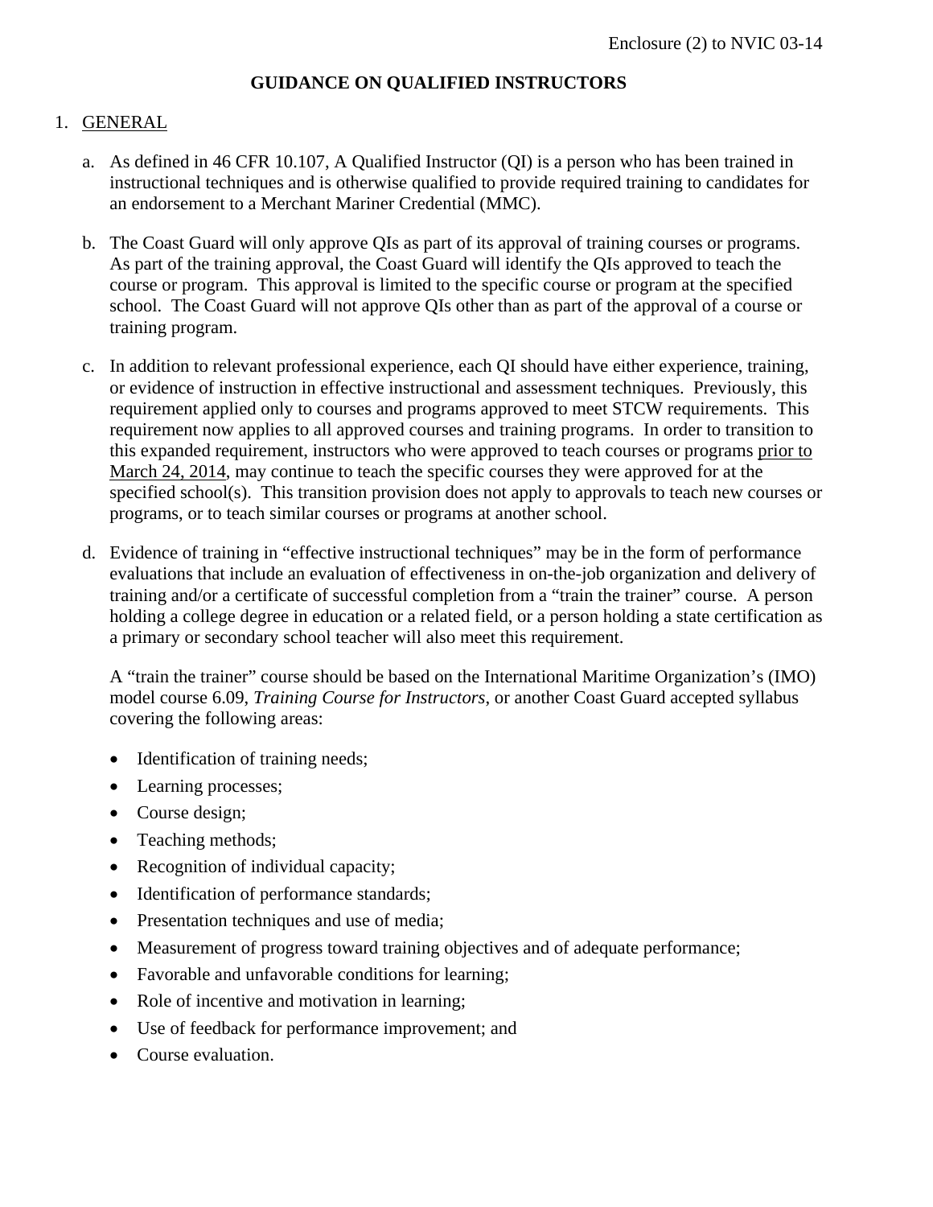Enclosure (2) to NVIC 03-14

# GUIDANCE ON QUALIFIED INSTRUCTORS

1. GENERAL

   a. As defined in 46 CFR 10.107, A Qualified Instructor (QI) is a person who has been trained in instructional techniques and is otherwise qualified to provide required training to candidates for an endorsement to a Merchant Mariner Credential (MMC).

   b. The Coast Guard will only approve QIs as part of its approval of training courses or programs. As part of the training approval, the Coast Guard will identify the QIs approved to teach the course or program. This approval is limited to the specific course or program at the specified school. The Coast Guard will not approve QIs other than as part of the approval of a course or training program.

   c. In addition to relevant professional experience, each QI should have either experience, training, or evidence of instruction in effective instructional and assessment techniques. Previously, this requirement applied only to courses and programs approved to meet STCW requirements. This requirement now applies to all approved courses and training programs. In order to transition to this expanded requirement, instructors who were approved to teach courses or programs prior to March 24, 2014, may continue to teach the specific courses they were approved for at the specified school(s). This transition provision does not apply to approvals to teach new courses or programs, or to teach similar courses or programs at another school.

   d. Evidence of training in "effective instructional techniques" may be in the form of performance evaluations that include an evaluation of effectiveness in on-the-job organization and delivery of training and/or a certificate of successful completion from a "train the trainer" course. A person holding a college degree in education or a related field, or a person holding a state certification as a primary or secondary school teacher will also meet this requirement.

      A "train the trainer" course should be based on the International Maritime Organization's (IMO) model course 6.09, *Training Course for Instructors*, or another Coast Guard accepted syllabus covering the following areas:

      - Identification of training needs;
      - Learning processes;
      - Course design;
      - Teaching methods;
      - Recognition of individual capacity;
      - Identification of performance standards;
      - Presentation techniques and use of media;
      - Measurement of progress toward training objectives and of adequate performance;
      - Favorable and unfavorable conditions for learning;
      - Role of incentive and motivation in learning;
      - Use of feedback for performance improvement; and
      - Course evaluation.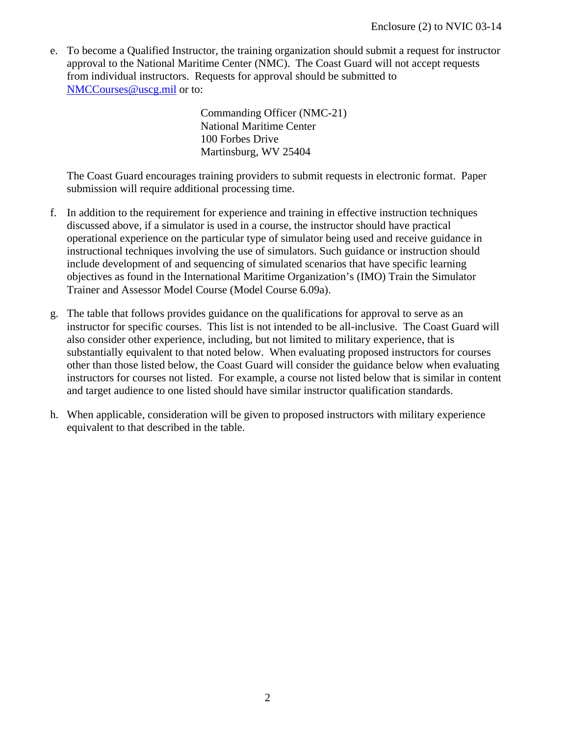e. To become a Qualified Instructor, the training organization should submit a request for instructor approval to the National Maritime Center (NMC). The Coast Guard will not accept requests from individual instructors. Requests for approval should be submitted to [NMCCourses@uscg.mil](mailto:NMCCourses@uscg.mil) or to:

   Commanding Officer (NMC-21)
   National Maritime Center
   100 Forbes Drive
   Martinsburg, WV 25404

   The Coast Guard encourages training providers to submit requests in electronic format. Paper submission will require additional processing time.

f. In addition to the requirement for experience and training in effective instruction techniques discussed above, if a simulator is used in a course, the instructor should have practical operational experience on the particular type of simulator being used and receive guidance in instructional techniques involving the use of simulators. Such guidance or instruction should include development of and sequencing of simulated scenarios that have specific learning objectives as found in the International Maritime Organization's (IMO) Train the Simulator Trainer and Assessor Model Course (Model Course 6.09a).

g. The table that follows provides guidance on the qualifications for approval to serve as an instructor for specific courses. This list is not intended to be all-inclusive. The Coast Guard will also consider other experience, including, but not limited to military experience, that is substantially equivalent to that noted below. When evaluating proposed instructors for courses other than those listed below, the Coast Guard will consider the guidance below when evaluating instructors for courses not listed. For example, a course not listed below that is similar in content and target audience to one listed should have similar instructor qualification standards.

h. When applicable, consideration will be given to proposed instructors with military experience equivalent to that described in the table.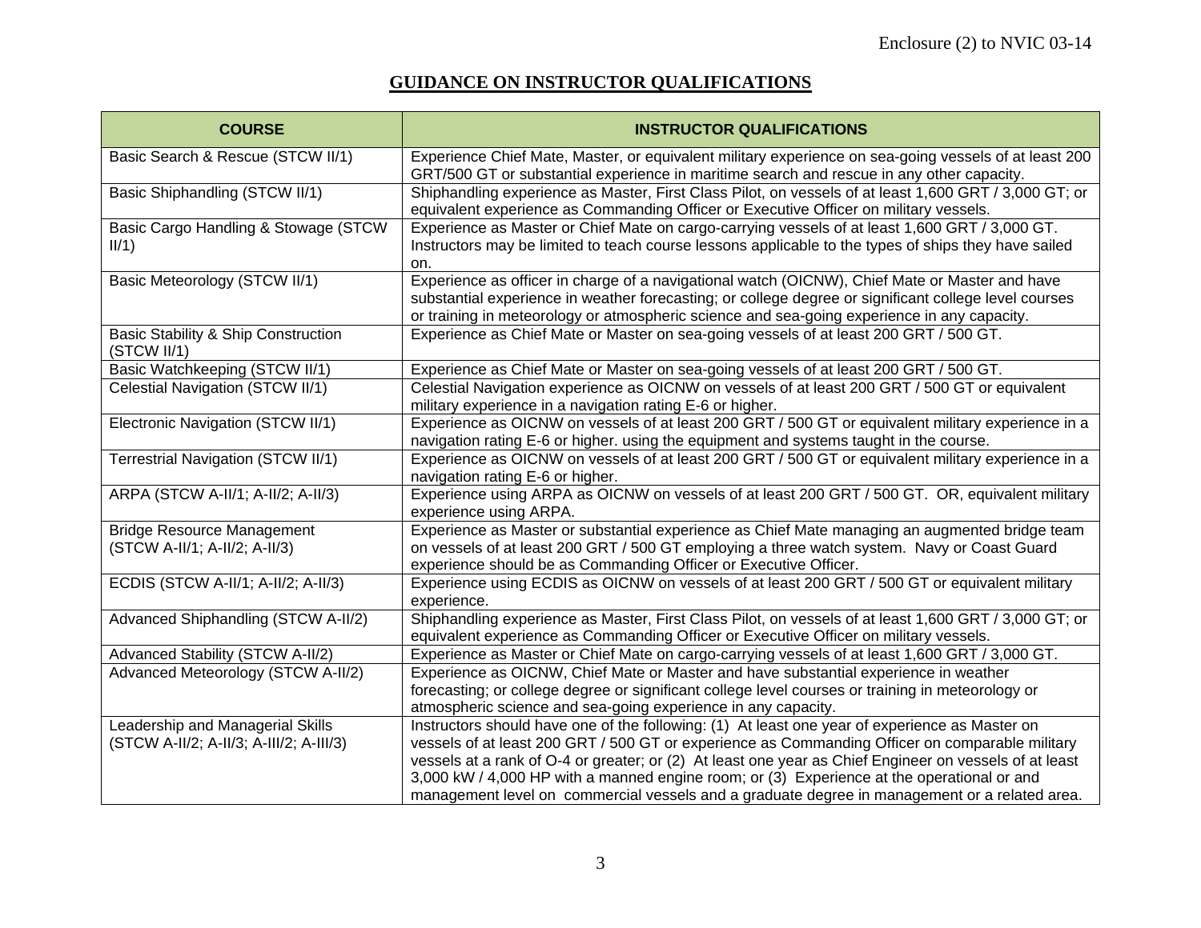## GUIDANCE ON INSTRUCTOR QUALIFICATIONS

| COURSE | INSTRUCTOR QUALIFICATIONS |
|---|---|
| Basic Search & Rescue (STCW II/1) | Experience Chief Mate, Master, or equivalent military experience on sea-going vessels of at least 200 GRT/500 GT or substantial experience in maritime search and rescue in any other capacity. |
| Basic Shiphandling (STCW II/1) | Shiphandling experience as Master, First Class Pilot, on vessels of at least 1,600 GRT / 3,000 GT; or equivalent experience as Commanding Officer or Executive Officer on military vessels. |
| Basic Cargo Handling & Stowage (STCW II/1) | Experience as Master or Chief Mate on cargo-carrying vessels of at least 1,600 GRT / 3,000 GT. Instructors may be limited to teach course lessons applicable to the types of ships they have sailed on. |
| Basic Meteorology (STCW II/1) | Experience as officer in charge of a navigational watch (OICNW), Chief Mate or Master and have substantial experience in weather forecasting; or college degree or significant college level courses or training in meteorology or atmospheric science and sea-going experience in any capacity. |
| Basic Stability & Ship Construction (STCW II/1) | Experience as Chief Mate or Master on sea-going vessels of at least 200 GRT / 500 GT. |
| Basic Watchkeeping (STCW II/1) | Experience as Chief Mate or Master on sea-going vessels of at least 200 GRT / 500 GT. |
| Celestial Navigation (STCW II/1) | Celestial Navigation experience as OICNW on vessels of at least 200 GRT / 500 GT or equivalent military experience in a navigation rating E-6 or higher. |
| Electronic Navigation (STCW II/1) | Experience as OICNW on vessels of at least 200 GRT / 500 GT or equivalent military experience in a navigation rating E-6 or higher. using the equipment and systems taught in the course. |
| Terrestrial Navigation (STCW II/1) | Experience as OICNW on vessels of at least 200 GRT / 500 GT or equivalent military experience in a navigation rating E-6 or higher. |
| ARPA (STCW A-II/1; A-II/2; A-II/3) | Experience using ARPA as OICNW on vessels of at least 200 GRT / 500 GT. OR, equivalent military experience using ARPA. |
| Bridge Resource Management (STCW A-II/1; A-II/2; A-II/3) | Experience as Master or substantial experience as Chief Mate managing an augmented bridge team on vessels of at least 200 GRT / 500 GT employing a three watch system. Navy or Coast Guard experience should be as Commanding Officer or Executive Officer. |
| ECDIS (STCW A-II/1; A-II/2; A-II/3) | Experience using ECDIS as OICNW on vessels of at least 200 GRT / 500 GT or equivalent military experience. |
| Advanced Shiphandling (STCW A-II/2) | Shiphandling experience as Master, First Class Pilot, on vessels of at least 1,600 GRT / 3,000 GT; or equivalent experience as Commanding Officer or Executive Officer on military vessels. |
| Advanced Stability (STCW A-II/2) | Experience as Master or Chief Mate on cargo-carrying vessels of at least 1,600 GRT / 3,000 GT. |
| Advanced Meteorology (STCW A-II/2) | Experience as OICNW, Chief Mate or Master and have substantial experience in weather forecasting; or college degree or significant college level courses or training in meteorology or atmospheric science and sea-going experience in any capacity. |
| Leadership and Managerial Skills (STCW A-II/2; A-II/3; A-III/2; A-III/3) | Instructors should have one of the following: (1) At least one year of experience as Master on vessels of at least 200 GRT / 500 GT or experience as Commanding Officer on comparable military vessels at a rank of O-4 or greater; or (2) At least one year as Chief Engineer on vessels of at least 3,000 kW / 4,000 HP with a manned engine room; or (3) Experience at the operational or and management level on commercial vessels and a graduate degree in management or a related area. |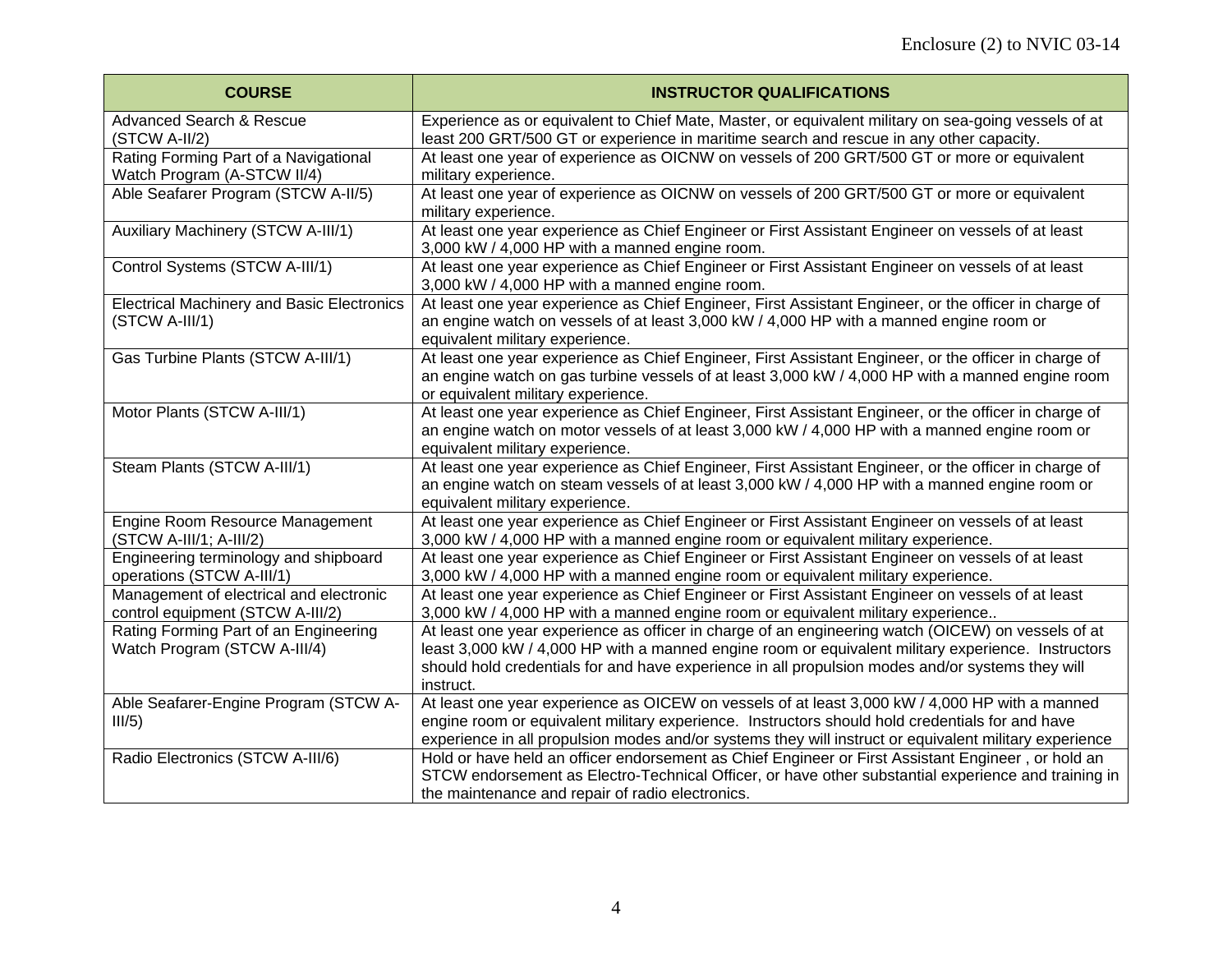| COURSE | INSTRUCTOR QUALIFICATIONS |
|---|---|
| Advanced Search & Rescue (STCW A-II/2) | Experience as or equivalent to Chief Mate, Master, or equivalent military on sea-going vessels of at least 200 GRT/500 GT or experience in maritime search and rescue in any other capacity. |
| Rating Forming Part of a Navigational Watch Program (A-STCW II/4) | At least one year of experience as OICNW on vessels of 200 GRT/500 GT or more or equivalent military experience. |
| Able Seafarer Program (STCW A-II/5) | At least one year of experience as OICNW on vessels of 200 GRT/500 GT or more or equivalent military experience. |
| Auxiliary Machinery (STCW A-III/1) | At least one year experience as Chief Engineer or First Assistant Engineer on vessels of at least 3,000 kW / 4,000 HP with a manned engine room. |
| Control Systems (STCW A-III/1) | At least one year experience as Chief Engineer or First Assistant Engineer on vessels of at least 3,000 kW / 4,000 HP with a manned engine room. |
| Electrical Machinery and Basic Electronics (STCW A-III/1) | At least one year experience as Chief Engineer, First Assistant Engineer, or the officer in charge of an engine watch on vessels of at least 3,000 kW / 4,000 HP with a manned engine room or equivalent military experience. |
| Gas Turbine Plants (STCW A-III/1) | At least one year experience as Chief Engineer, First Assistant Engineer, or the officer in charge of an engine watch on gas turbine vessels of at least 3,000 kW / 4,000 HP with a manned engine room or equivalent military experience. |
| Motor Plants (STCW A-III/1) | At least one year experience as Chief Engineer, First Assistant Engineer, or the officer in charge of an engine watch on motor vessels of at least 3,000 kW / 4,000 HP with a manned engine room or equivalent military experience. |
| Steam Plants (STCW A-III/1) | At least one year experience as Chief Engineer, First Assistant Engineer, or the officer in charge of an engine watch on steam vessels of at least 3,000 kW / 4,000 HP with a manned engine room or equivalent military experience. |
| Engine Room Resource Management (STCW A-III/1; A-III/2) | At least one year experience as Chief Engineer or First Assistant Engineer on vessels of at least 3,000 kW / 4,000 HP with a manned engine room or equivalent military experience. |
| Engineering terminology and shipboard operations (STCW A-III/1) | At least one year experience as Chief Engineer or First Assistant Engineer on vessels of at least 3,000 kW / 4,000 HP with a manned engine room or equivalent military experience. |
| Management of electrical and electronic control equipment (STCW A-III/2) | At least one year experience as Chief Engineer or First Assistant Engineer on vessels of at least 3,000 kW / 4,000 HP with a manned engine room or equivalent military experience.. |
| Rating Forming Part of an Engineering Watch Program (STCW A-III/4) | At least one year experience as officer in charge of an engineering watch (OICEW) on vessels of at least 3,000 kW / 4,000 HP with a manned engine room or equivalent military experience. Instructors should hold credentials for and have experience in all propulsion modes and/or systems they will instruct. |
| Able Seafarer-Engine Program (STCW A-III/5) | At least one year experience as OICEW on vessels of at least 3,000 kW / 4,000 HP with a manned engine room or equivalent military experience. Instructors should hold credentials for and have experience in all propulsion modes and/or systems they will instruct or equivalent military experience |
| Radio Electronics (STCW A-III/6) | Hold or have held an officer endorsement as Chief Engineer or First Assistant Engineer , or hold an STCW endorsement as Electro-Technical Officer, or have other substantial experience and training in the maintenance and repair of radio electronics. |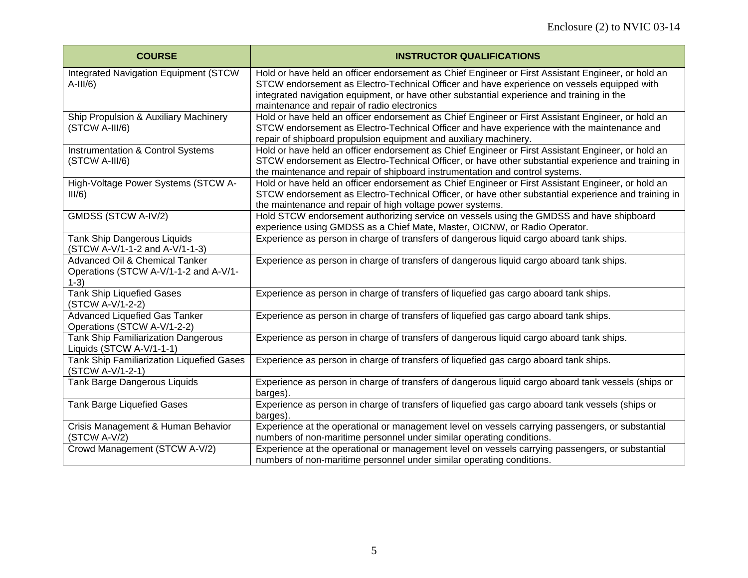| COURSE | INSTRUCTOR QUALIFICATIONS |
|---|---|
| Integrated Navigation Equipment (STCW A-III/6) | Hold or have held an officer endorsement as Chief Engineer or First Assistant Engineer, or hold an STCW endorsement as Electro-Technical Officer and have experience on vessels equipped with integrated navigation equipment, or have other substantial experience and training in the maintenance and repair of radio electronics |
| Ship Propulsion & Auxiliary Machinery (STCW A-III/6) | Hold or have held an officer endorsement as Chief Engineer or First Assistant Engineer, or hold an STCW endorsement as Electro-Technical Officer and have experience with the maintenance and repair of shipboard propulsion equipment and auxiliary machinery. |
| Instrumentation & Control Systems (STCW A-III/6) | Hold or have held an officer endorsement as Chief Engineer or First Assistant Engineer, or hold an STCW endorsement as Electro-Technical Officer, or have other substantial experience and training in the maintenance and repair of shipboard instrumentation and control systems. |
| High-Voltage Power Systems (STCW A-III/6) | Hold or have held an officer endorsement as Chief Engineer or First Assistant Engineer, or hold an STCW endorsement as Electro-Technical Officer, or have other substantial experience and training in the maintenance and repair of high voltage power systems. |
| GMDSS (STCW A-IV/2) | Hold STCW endorsement authorizing service on vessels using the GMDSS and have shipboard experience using GMDSS as a Chief Mate, Master, OICNW, or Radio Operator. |
| Tank Ship Dangerous Liquids (STCW A-V/1-1-2 and A-V/1-1-3) | Experience as person in charge of transfers of dangerous liquid cargo aboard tank ships. |
| Advanced Oil & Chemical Tanker Operations (STCW A-V/1-1-2 and A-V/1-1-3) | Experience as person in charge of transfers of dangerous liquid cargo aboard tank ships. |
| Tank Ship Liquefied Gases (STCW A-V/1-2-2) | Experience as person in charge of transfers of liquefied gas cargo aboard tank ships. |
| Advanced Liquefied Gas Tanker Operations (STCW A-V/1-2-2) | Experience as person in charge of transfers of liquefied gas cargo aboard tank ships. |
| Tank Ship Familiarization Dangerous Liquids (STCW A-V/1-1-1) | Experience as person in charge of transfers of dangerous liquid cargo aboard tank ships. |
| Tank Ship Familiarization Liquefied Gases (STCW A-V/1-2-1) | Experience as person in charge of transfers of liquefied gas cargo aboard tank ships. |
| Tank Barge Dangerous Liquids | Experience as person in charge of transfers of dangerous liquid cargo aboard tank vessels (ships or barges). |
| Tank Barge Liquefied Gases | Experience as person in charge of transfers of liquefied gas cargo aboard tank vessels (ships or barges). |
| Crisis Management & Human Behavior (STCW A-V/2) | Experience at the operational or management level on vessels carrying passengers, or substantial numbers of non-maritime personnel under similar operating conditions. |
| Crowd Management (STCW A-V/2) | Experience at the operational or management level on vessels carrying passengers, or substantial numbers of non-maritime personnel under similar operating conditions. |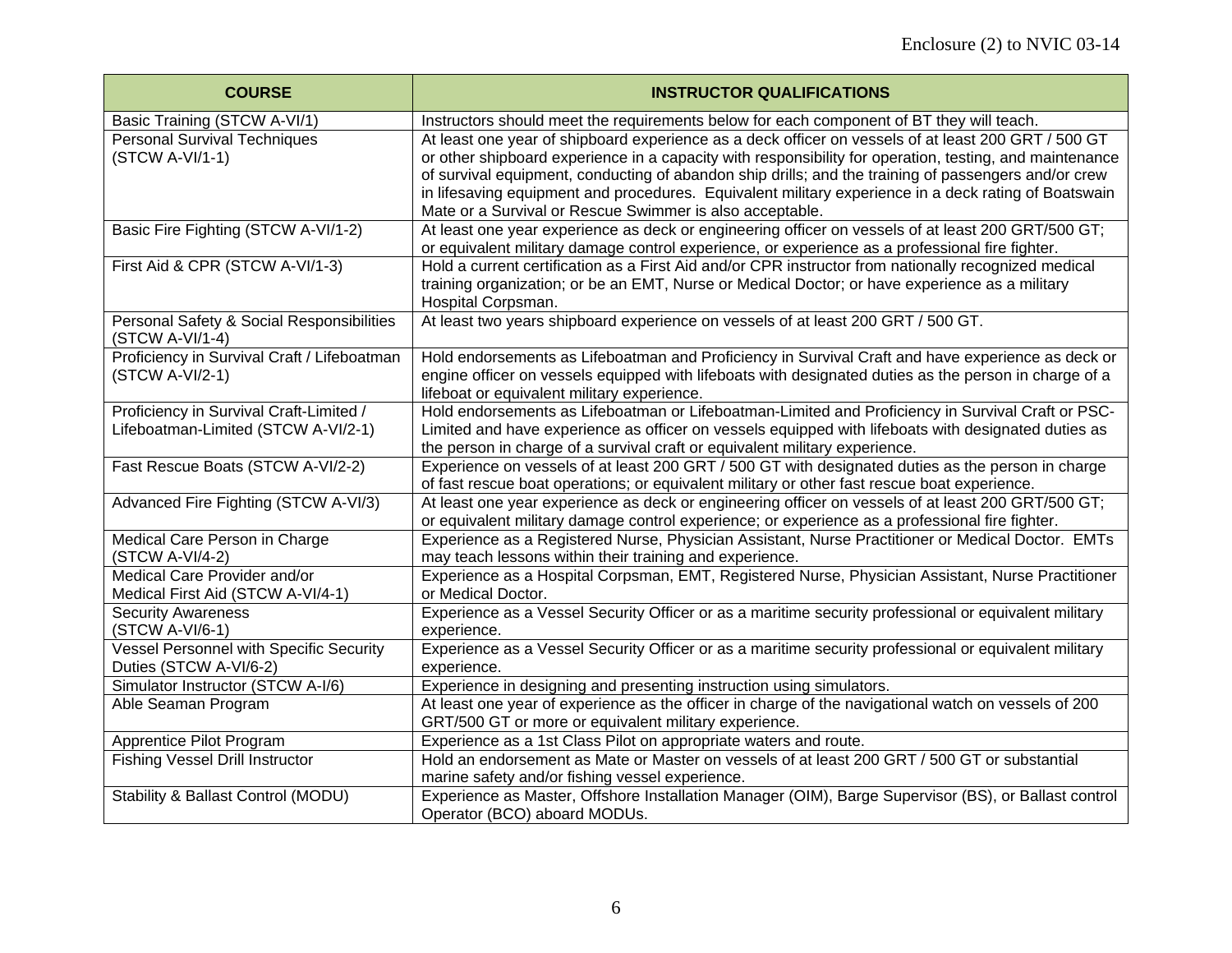| COURSE | INSTRUCTOR QUALIFICATIONS |
|---|---|
| Basic Training (STCW A-VI/1) | Instructors should meet the requirements below for each component of BT they will teach. |
| Personal Survival Techniques (STCW A-VI/1-1) | At least one year of shipboard experience as a deck officer on vessels of at least 200 GRT / 500 GT or other shipboard experience in a capacity with responsibility for operation, testing, and maintenance of survival equipment, conducting of abandon ship drills; and the training of passengers and/or crew in lifesaving equipment and procedures. Equivalent military experience in a deck rating of Boatswain Mate or a Survival or Rescue Swimmer is also acceptable. |
| Basic Fire Fighting (STCW A-VI/1-2) | At least one year experience as deck or engineering officer on vessels of at least 200 GRT/500 GT; or equivalent military damage control experience, or experience as a professional fire fighter. |
| First Aid & CPR (STCW A-VI/1-3) | Hold a current certification as a First Aid and/or CPR instructor from nationally recognized medical training organization; or be an EMT, Nurse or Medical Doctor; or have experience as a military Hospital Corpsman. |
| Personal Safety & Social Responsibilities (STCW A-VI/1-4) | At least two years shipboard experience on vessels of at least 200 GRT / 500 GT. |
| Proficiency in Survival Craft / Lifeboatman (STCW A-VI/2-1) | Hold endorsements as Lifeboatman and Proficiency in Survival Craft and have experience as deck or engine officer on vessels equipped with lifeboats with designated duties as the person in charge of a lifeboat or equivalent military experience. |
| Proficiency in Survival Craft-Limited / Lifeboatman-Limited (STCW A-VI/2-1) | Hold endorsements as Lifeboatman or Lifeboatman-Limited and Proficiency in Survival Craft or PSC-Limited and have experience as officer on vessels equipped with lifeboats with designated duties as the person in charge of a survival craft or equivalent military experience. |
| Fast Rescue Boats (STCW A-VI/2-2) | Experience on vessels of at least 200 GRT / 500 GT with designated duties as the person in charge of fast rescue boat operations; or equivalent military or other fast rescue boat experience. |
| Advanced Fire Fighting (STCW A-VI/3) | At least one year experience as deck or engineering officer on vessels of at least 200 GRT/500 GT; or equivalent military damage control experience; or experience as a professional fire fighter. |
| Medical Care Person in Charge (STCW A-VI/4-2) | Experience as a Registered Nurse, Physician Assistant, Nurse Practitioner or Medical Doctor. EMTs may teach lessons within their training and experience. |
| Medical Care Provider and/or Medical First Aid (STCW A-VI/4-1) | Experience as a Hospital Corpsman, EMT, Registered Nurse, Physician Assistant, Nurse Practitioner or Medical Doctor. |
| Security Awareness (STCW A-VI/6-1) | Experience as a Vessel Security Officer or as a maritime security professional or equivalent military experience. |
| Vessel Personnel with Specific Security Duties (STCW A-VI/6-2) | Experience as a Vessel Security Officer or as a maritime security professional or equivalent military experience. |
| Simulator Instructor (STCW A-I/6) | Experience in designing and presenting instruction using simulators. |
| Able Seaman Program | At least one year of experience as the officer in charge of the navigational watch on vessels of 200 GRT/500 GT or more or equivalent military experience. |
| Apprentice Pilot Program | Experience as a 1st Class Pilot on appropriate waters and route. |
| Fishing Vessel Drill Instructor | Hold an endorsement as Mate or Master on vessels of at least 200 GRT / 500 GT or substantial marine safety and/or fishing vessel experience. |
| Stability & Ballast Control (MODU) | Experience as Master, Offshore Installation Manager (OIM), Barge Supervisor (BS), or Ballast control Operator (BCO) aboard MODUs. |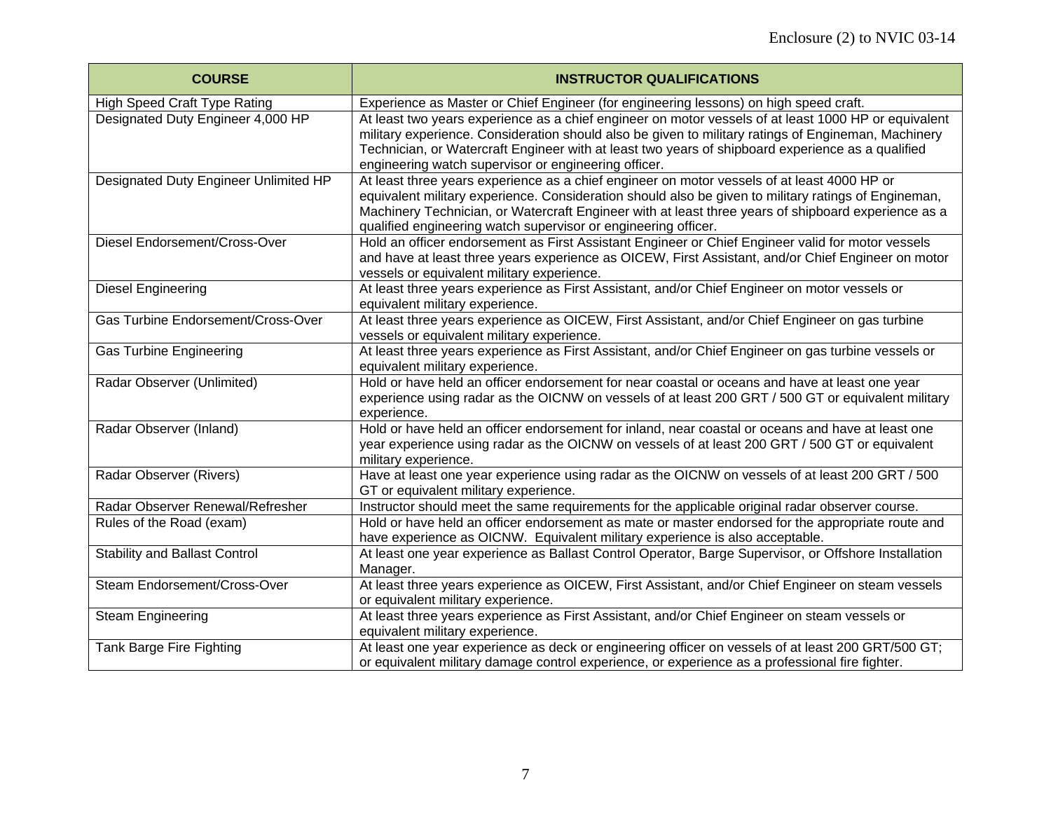| COURSE | INSTRUCTOR QUALIFICATIONS |
|---|---|
| High Speed Craft Type Rating | Experience as Master or Chief Engineer (for engineering lessons) on high speed craft. |
| Designated Duty Engineer 4,000 HP | At least two years experience as a chief engineer on motor vessels of at least 1000 HP or equivalent military experience. Consideration should also be given to military ratings of Engineman, Machinery Technician, or Watercraft Engineer with at least two years of shipboard experience as a qualified engineering watch supervisor or engineering officer. |
| Designated Duty Engineer Unlimited HP | At least three years experience as a chief engineer on motor vessels of at least 4000 HP or equivalent military experience. Consideration should also be given to military ratings of Engineman, Machinery Technician, or Watercraft Engineer with at least three years of shipboard experience as a qualified engineering watch supervisor or engineering officer. |
| Diesel Endorsement/Cross-Over | Hold an officer endorsement as First Assistant Engineer or Chief Engineer valid for motor vessels and have at least three years experience as OICEW, First Assistant, and/or Chief Engineer on motor vessels or equivalent military experience. |
| Diesel Engineering | At least three years experience as First Assistant, and/or Chief Engineer on motor vessels or equivalent military experience. |
| Gas Turbine Endorsement/Cross-Over | At least three years experience as OICEW, First Assistant, and/or Chief Engineer on gas turbine vessels or equivalent military experience. |
| Gas Turbine Engineering | At least three years experience as First Assistant, and/or Chief Engineer on gas turbine vessels or equivalent military experience. |
| Radar Observer (Unlimited) | Hold or have held an officer endorsement for near coastal or oceans and have at least one year experience using radar as the OICNW on vessels of at least 200 GRT / 500 GT or equivalent military experience. |
| Radar Observer (Inland) | Hold or have held an officer endorsement for inland, near coastal or oceans and have at least one year experience using radar as the OICNW on vessels of at least 200 GRT / 500 GT or equivalent military experience. |
| Radar Observer (Rivers) | Have at least one year experience using radar as the OICNW on vessels of at least 200 GRT / 500 GT or equivalent military experience. |
| Radar Observer Renewal/Refresher | Instructor should meet the same requirements for the applicable original radar observer course. |
| Rules of the Road (exam) | Hold or have held an officer endorsement as mate or master endorsed for the appropriate route and have experience as OICNW. Equivalent military experience is also acceptable. |
| Stability and Ballast Control | At least one year experience as Ballast Control Operator, Barge Supervisor, or Offshore Installation Manager. |
| Steam Endorsement/Cross-Over | At least three years experience as OICEW, First Assistant, and/or Chief Engineer on steam vessels or equivalent military experience. |
| Steam Engineering | At least three years experience as First Assistant, and/or Chief Engineer on steam vessels or equivalent military experience. |
| Tank Barge Fire Fighting | At least one year experience as deck or engineering officer on vessels of at least 200 GRT/500 GT; or equivalent military damage control experience, or experience as a professional fire fighter. |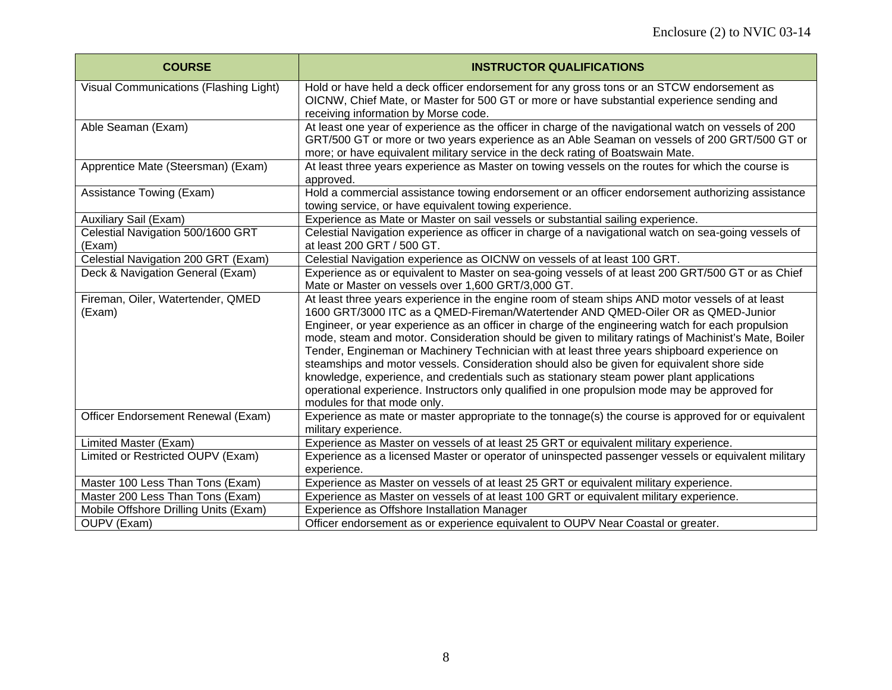| COURSE | INSTRUCTOR QUALIFICATIONS |
|---|---|
| Visual Communications (Flashing Light) | Hold or have held a deck officer endorsement for any gross tons or an STCW endorsement as OICNW, Chief Mate, or Master for 500 GT or more or have substantial experience sending and receiving information by Morse code. |
| Able Seaman (Exam) | At least one year of experience as the officer in charge of the navigational watch on vessels of 200 GRT/500 GT or more or two years experience as an Able Seaman on vessels of 200 GRT/500 GT or more; or have equivalent military service in the deck rating of Boatswain Mate. |
| Apprentice Mate (Steersman) (Exam) | At least three years experience as Master on towing vessels on the routes for which the course is approved. |
| Assistance Towing (Exam) | Hold a commercial assistance towing endorsement or an officer endorsement authorizing assistance towing service, or have equivalent towing experience. |
| Auxiliary Sail (Exam) | Experience as Mate or Master on sail vessels or substantial sailing experience. |
| Celestial Navigation 500/1600 GRT (Exam) | Celestial Navigation experience as officer in charge of a navigational watch on sea-going vessels of at least 200 GRT / 500 GT. |
| Celestial Navigation 200 GRT (Exam) | Celestial Navigation experience as OICNW on vessels of at least 100 GRT. |
| Deck & Navigation General (Exam) | Experience as or equivalent to Master on sea-going vessels of at least 200 GRT/500 GT or as Chief Mate or Master on vessels over 1,600 GRT/3,000 GT. |
| Fireman, Oiler, Watertender, QMED (Exam) | At least three years experience in the engine room of steam ships AND motor vessels of at least 1600 GRT/3000 ITC as a QMED-Fireman/Watertender AND QMED-Oiler OR as QMED-Junior Engineer, or year experience as an officer in charge of the engineering watch for each propulsion mode, steam and motor. Consideration should be given to military ratings of Machinist's Mate, Boiler Tender, Engineman or Machinery Technician with at least three years shipboard experience on steamships and motor vessels. Consideration should also be given for equivalent shore side knowledge, experience, and credentials such as stationary steam power plant applications operational experience. Instructors only qualified in one propulsion mode may be approved for modules for that mode only. |
| Officer Endorsement Renewal (Exam) | Experience as mate or master appropriate to the tonnage(s) the course is approved for or equivalent military experience. |
| Limited Master (Exam) | Experience as Master on vessels of at least 25 GRT or equivalent military experience. |
| Limited or Restricted OUPV (Exam) | Experience as a licensed Master or operator of uninspected passenger vessels or equivalent military experience. |
| Master 100 Less Than Tons (Exam) | Experience as Master on vessels of at least 25 GRT or equivalent military experience. |
| Master 200 Less Than Tons (Exam) | Experience as Master on vessels of at least 100 GRT or equivalent military experience. |
| Mobile Offshore Drilling Units (Exam) | Experience as Offshore Installation Manager |
| OUPV (Exam) | Officer endorsement as or experience equivalent to OUPV Near Coastal or greater. |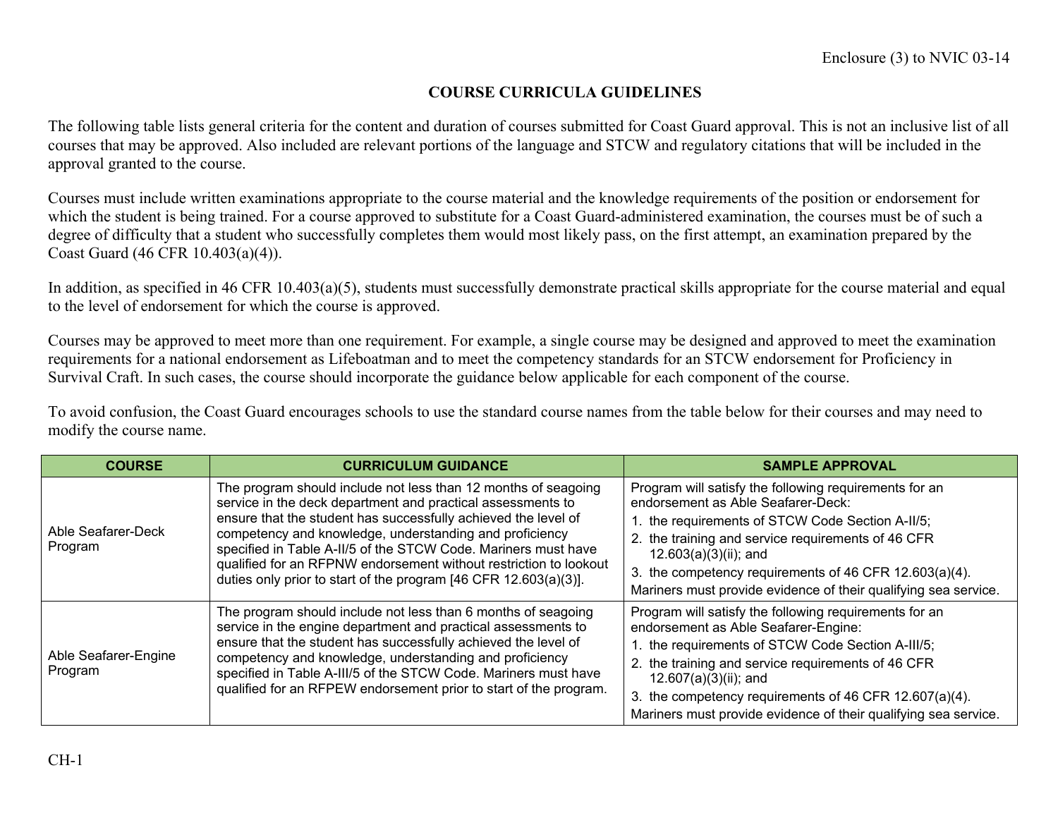## COURSE CURRICULA GUIDELINES

The following table lists general criteria for the content and duration of courses submitted for Coast Guard approval. This is not an inclusive list of all courses that may be approved. Also included are relevant portions of the language and STCW and regulatory citations that will be included in the approval granted to the course.

Courses must include written examinations appropriate to the course material and the knowledge requirements of the position or endorsement for which the student is being trained. For a course approved to substitute for a Coast Guard-administered examination, the courses must be of such a degree of difficulty that a student who successfully completes them would most likely pass, on the first attempt, an examination prepared by the Coast Guard (46 CFR 10.403(a)(4)).

In addition, as specified in 46 CFR 10.403(a)(5), students must successfully demonstrate practical skills appropriate for the course material and equal to the level of endorsement for which the course is approved.

Courses may be approved to meet more than one requirement. For example, a single course may be designed and approved to meet the examination requirements for a national endorsement as Lifeboatman and to meet the competency standards for an STCW endorsement for Proficiency in Survival Craft. In such cases, the course should incorporate the guidance below applicable for each component of the course.

To avoid confusion, the Coast Guard encourages schools to use the standard course names from the table below for their courses and may need to modify the course name.

| COURSE | CURRICULUM GUIDANCE | SAMPLE APPROVAL |
|---|---|---|
| Able Seafarer-Deck Program | The program should include not less than 12 months of seagoing service in the deck department and practical assessments to ensure that the student has successfully achieved the level of competency and knowledge, understanding and proficiency specified in Table A-II/5 of the STCW Code. Mariners must have qualified for an RFPNW endorsement without restriction to lookout duties only prior to start of the program [46 CFR 12.603(a)(3)]. | Program will satisfy the following requirements for an endorsement as Able Seafarer-Deck:<br>1. the requirements of STCW Code Section A-II/5;<br>2. the training and service requirements of 46 CFR 12.603(a)(3)(ii); and<br>3. the competency requirements of 46 CFR 12.603(a)(4).<br>Mariners must provide evidence of their qualifying sea service. |
| Able Seafarer-Engine Program | The program should include not less than 6 months of seagoing service in the engine department and practical assessments to ensure that the student has successfully achieved the level of competency and knowledge, understanding and proficiency specified in Table A-III/5 of the STCW Code. Mariners must have qualified for an RFPEW endorsement prior to start of the program. | Program will satisfy the following requirements for an endorsement as Able Seafarer-Engine:<br>1. the requirements of STCW Code Section A-III/5;<br>2. the training and service requirements of 46 CFR 12.607(a)(3)(ii); and<br>3. the competency requirements of 46 CFR 12.607(a)(4).<br>Mariners must provide evidence of their qualifying sea service. |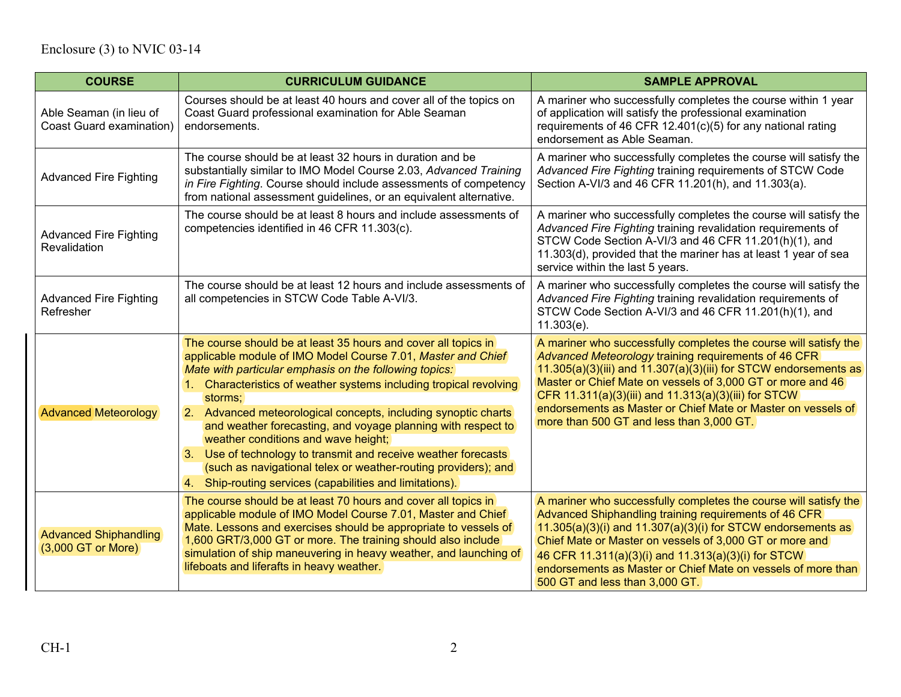Enclosure (3) to NVIC 03-14

| COURSE | CURRICULUM GUIDANCE | SAMPLE APPROVAL |
|---|---|---|
| Able Seaman (in lieu of Coast Guard examination) | Courses should be at least 40 hours and cover all of the topics on Coast Guard professional examination for Able Seaman endorsements. | A mariner who successfully completes the course within 1 year of application will satisfy the professional examination requirements of 46 CFR 12.401(c)(5) for any national rating endorsement as Able Seaman. |
| Advanced Fire Fighting | The course should be at least 32 hours in duration and be substantially similar to IMO Model Course 2.03, *Advanced Training in Fire Fighting*. Course should include assessments of competency from national assessment guidelines, or an equivalent alternative. | A mariner who successfully completes the course will satisfy the *Advanced Fire Fighting* training requirements of STCW Code Section A-VI/3 and 46 CFR 11.201(h), and 11.303(a). |
| Advanced Fire Fighting Revalidation | The course should be at least 8 hours and include assessments of competencies identified in 46 CFR 11.303(c). | A mariner who successfully completes the course will satisfy the *Advanced Fire Fighting* training revalidation requirements of STCW Code Section A-VI/3 and 46 CFR 11.201(h)(1), and 11.303(d), provided that the mariner has at least 1 year of sea service within the last 5 years. |
| Advanced Fire Fighting Refresher | The course should be at least 12 hours and include assessments of all competencies in STCW Code Table A-VI/3. | A mariner who successfully completes the course will satisfy the *Advanced Fire Fighting* training revalidation requirements of STCW Code Section A-VI/3 and 46 CFR 11.201(h)(1), and 11.303(e). |
| Advanced Meteorology | The course should be at least 35 hours and cover all topics in applicable module of IMO Model Course 7.01, *Master and Chief Mate with particular emphasis on the following topics:*<br>1. Characteristics of weather systems including tropical revolving storms;<br>2. Advanced meteorological concepts, including synoptic charts and weather forecasting, and voyage planning with respect to weather conditions and wave height;<br>3. Use of technology to transmit and receive weather forecasts (such as navigational telex or weather-routing providers); and<br>4. Ship-routing services (capabilities and limitations). | A mariner who successfully completes the course will satisfy the *Advanced Meteorology* training requirements of 46 CFR 11.305(a)(3)(iii) and 11.307(a)(3)(iii) for STCW endorsements as Master or Chief Mate on vessels of 3,000 GT or more and 46 CFR 11.311(a)(3)(iii) and 11.313(a)(3)(iii) for STCW endorsements as Master or Chief Mate or Master on vessels of more than 500 GT and less than 3,000 GT. |
| Advanced Shiphandling (3,000 GT or More) | The course should be at least 70 hours and cover all topics in applicable module of IMO Model Course 7.01, Master and Chief Mate. Lessons and exercises should be appropriate to vessels of 1,600 GRT/3,000 GT or more. The training should also include simulation of ship maneuvering in heavy weather, and launching of lifeboats and liferafts in heavy weather. | A mariner who successfully completes the course will satisfy the Advanced Shiphandling training requirements of 46 CFR 11.305(a)(3)(i) and 11.307(a)(3)(i) for STCW endorsements as Chief Mate or Master on vessels of 3,000 GT or more and 46 CFR 11.311(a)(3)(i) and 11.313(a)(3)(i) for STCW endorsements as Master or Chief Mate on vessels of more than 500 GT and less than 3,000 GT. |

CH-1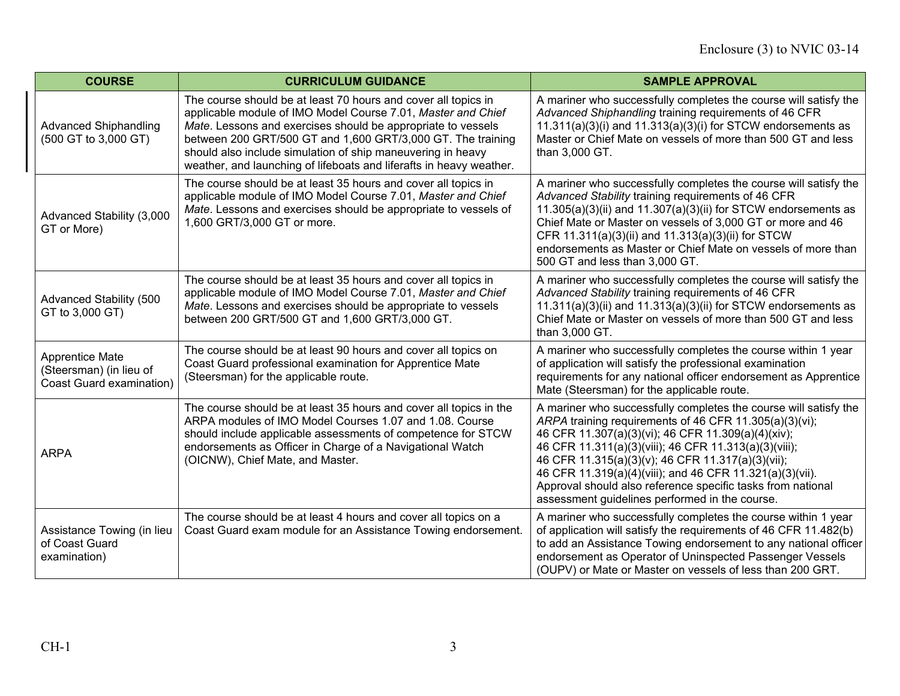| COURSE | CURRICULUM GUIDANCE | SAMPLE APPROVAL |
|---|---|---|
| Advanced Shiphandling (500 GT to 3,000 GT) | The course should be at least 70 hours and cover all topics in applicable module of IMO Model Course 7.01, *Master and Chief Mate*. Lessons and exercises should be appropriate to vessels between 200 GRT/500 GT and 1,600 GRT/3,000 GT. The training should also include simulation of ship maneuvering in heavy weather, and launching of lifeboats and liferafts in heavy weather. | A mariner who successfully completes the course will satisfy the *Advanced Shiphandling* training requirements of 46 CFR 11.311(a)(3)(i) and 11.313(a)(3)(i) for STCW endorsements as Master or Chief Mate on vessels of more than 500 GT and less than 3,000 GT. |
| Advanced Stability (3,000 GT or More) | The course should be at least 35 hours and cover all topics in applicable module of IMO Model Course 7.01, *Master and Chief Mate*. Lessons and exercises should be appropriate to vessels of 1,600 GRT/3,000 GT or more. | A mariner who successfully completes the course will satisfy the *Advanced Stability* training requirements of 46 CFR 11.305(a)(3)(ii) and 11.307(a)(3)(ii) for STCW endorsements as Chief Mate or Master on vessels of 3,000 GT or more and 46 CFR 11.311(a)(3)(ii) and 11.313(a)(3)(ii) for STCW endorsements as Master or Chief Mate on vessels of more than 500 GT and less than 3,000 GT. |
| Advanced Stability (500 GT to 3,000 GT) | The course should be at least 35 hours and cover all topics in applicable module of IMO Model Course 7.01, *Master and Chief Mate*. Lessons and exercises should be appropriate to vessels between 200 GRT/500 GT and 1,600 GRT/3,000 GT. | A mariner who successfully completes the course will satisfy the *Advanced Stability* training requirements of 46 CFR 11.311(a)(3)(ii) and 11.313(a)(3)(ii) for STCW endorsements as Chief Mate or Master on vessels of more than 500 GT and less than 3,000 GT. |
| Apprentice Mate (Steersman) (in lieu of Coast Guard examination) | The course should be at least 90 hours and cover all topics on Coast Guard professional examination for Apprentice Mate (Steersman) for the applicable route. | A mariner who successfully completes the course within 1 year of application will satisfy the professional examination requirements for any national officer endorsement as Apprentice Mate (Steersman) for the applicable route. |
| ARPA | The course should be at least 35 hours and cover all topics in the ARPA modules of IMO Model Courses 1.07 and 1.08. Course should include applicable assessments of competence for STCW endorsements as Officer in Charge of a Navigational Watch (OICNW), Chief Mate, and Master. | A mariner who successfully completes the course will satisfy the *ARPA* training requirements of 46 CFR 11.305(a)(3)(vi); 46 CFR 11.307(a)(3)(vi); 46 CFR 11.309(a)(4)(xiv); 46 CFR 11.311(a)(3)(viii); 46 CFR 11.313(a)(3)(viii); 46 CFR 11.315(a)(3)(v); 46 CFR 11.317(a)(3)(vii); 46 CFR 11.319(a)(4)(viii); and 46 CFR 11.321(a)(3)(vii). Approval should also reference specific tasks from national assessment guidelines performed in the course. |
| Assistance Towing (in lieu of Coast Guard examination) | The course should be at least 4 hours and cover all topics on a Coast Guard exam module for an Assistance Towing endorsement. | A mariner who successfully completes the course within 1 year of application will satisfy the requirements of 46 CFR 11.482(b) to add an Assistance Towing endorsement to any national officer endorsement as Operator of Uninspected Passenger Vessels (OUPV) or Mate or Master on vessels of less than 200 GRT. |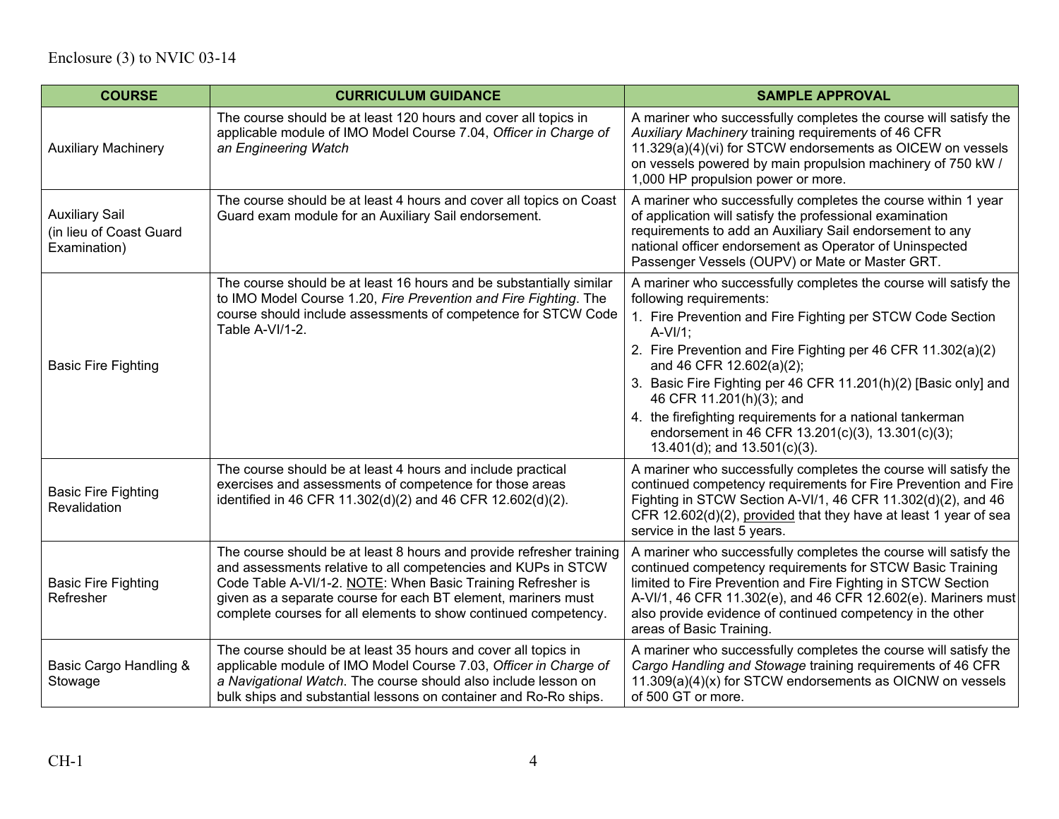| COURSE | CURRICULUM GUIDANCE | SAMPLE APPROVAL |
|---|---|---|
| Auxiliary Machinery | The course should be at least 120 hours and cover all topics in applicable module of IMO Model Course 7.04, *Officer in Charge of an Engineering Watch* | A mariner who successfully completes the course will satisfy the *Auxiliary Machinery* training requirements of 46 CFR 11.329(a)(4)(vi) for STCW endorsements as OICEW on vessels on vessels powered by main propulsion machinery of 750 kW / 1,000 HP propulsion power or more. |
| Auxiliary Sail (in lieu of Coast Guard Examination) | The course should be at least 4 hours and cover all topics on Coast Guard exam module for an Auxiliary Sail endorsement. | A mariner who successfully completes the course within 1 year of application will satisfy the professional examination requirements to add an Auxiliary Sail endorsement to any national officer endorsement as Operator of Uninspected Passenger Vessels (OUPV) or Mate or Master GRT. |
| Basic Fire Fighting | The course should be at least 16 hours and be substantially similar to IMO Model Course 1.20, *Fire Prevention and Fire Fighting*. The course should include assessments of competence for STCW Code Table A-VI/1-2. | A mariner who successfully completes the course will satisfy the following requirements: 1. Fire Prevention and Fire Fighting per STCW Code Section A-VI/1; 2. Fire Prevention and Fire Fighting per 46 CFR 11.302(a)(2) and 46 CFR 12.602(a)(2); 3. Basic Fire Fighting per 46 CFR 11.201(h)(2) [Basic only] and 46 CFR 11.201(h)(3); and 4. the firefighting requirements for a national tankerman endorsement in 46 CFR 13.201(c)(3), 13.301(c)(3); 13.401(d); and 13.501(c)(3). |
| Basic Fire Fighting Revalidation | The course should be at least 4 hours and include practical exercises and assessments of competence for those areas identified in 46 CFR 11.302(d)(2) and 46 CFR 12.602(d)(2). | A mariner who successfully completes the course will satisfy the continued competency requirements for Fire Prevention and Fire Fighting in STCW Section A-VI/1, 46 CFR 11.302(d)(2), and 46 CFR 12.602(d)(2), provided that they have at least 1 year of sea service in the last 5 years. |
| Basic Fire Fighting Refresher | The course should be at least 8 hours and provide refresher training and assessments relative to all competencies and KUPs in STCW Code Table A-VI/1-2. NOTE: When Basic Training Refresher is given as a separate course for each BT element, mariners must complete courses for all elements to show continued competency. | A mariner who successfully completes the course will satisfy the continued competency requirements for STCW Basic Training limited to Fire Prevention and Fire Fighting in STCW Section A-VI/1, 46 CFR 11.302(e), and 46 CFR 12.602(e). Mariners must also provide evidence of continued competency in the other areas of Basic Training. |
| Basic Cargo Handling & Stowage | The course should be at least 35 hours and cover all topics in applicable module of IMO Model Course 7.03, *Officer in Charge of a Navigational Watch*. The course should also include lesson on bulk ships and substantial lessons on container and Ro-Ro ships. | A mariner who successfully completes the course will satisfy the *Cargo Handling and Stowage* training requirements of 46 CFR 11.309(a)(4)(x) for STCW endorsements as OICNW on vessels of 500 GT or more. |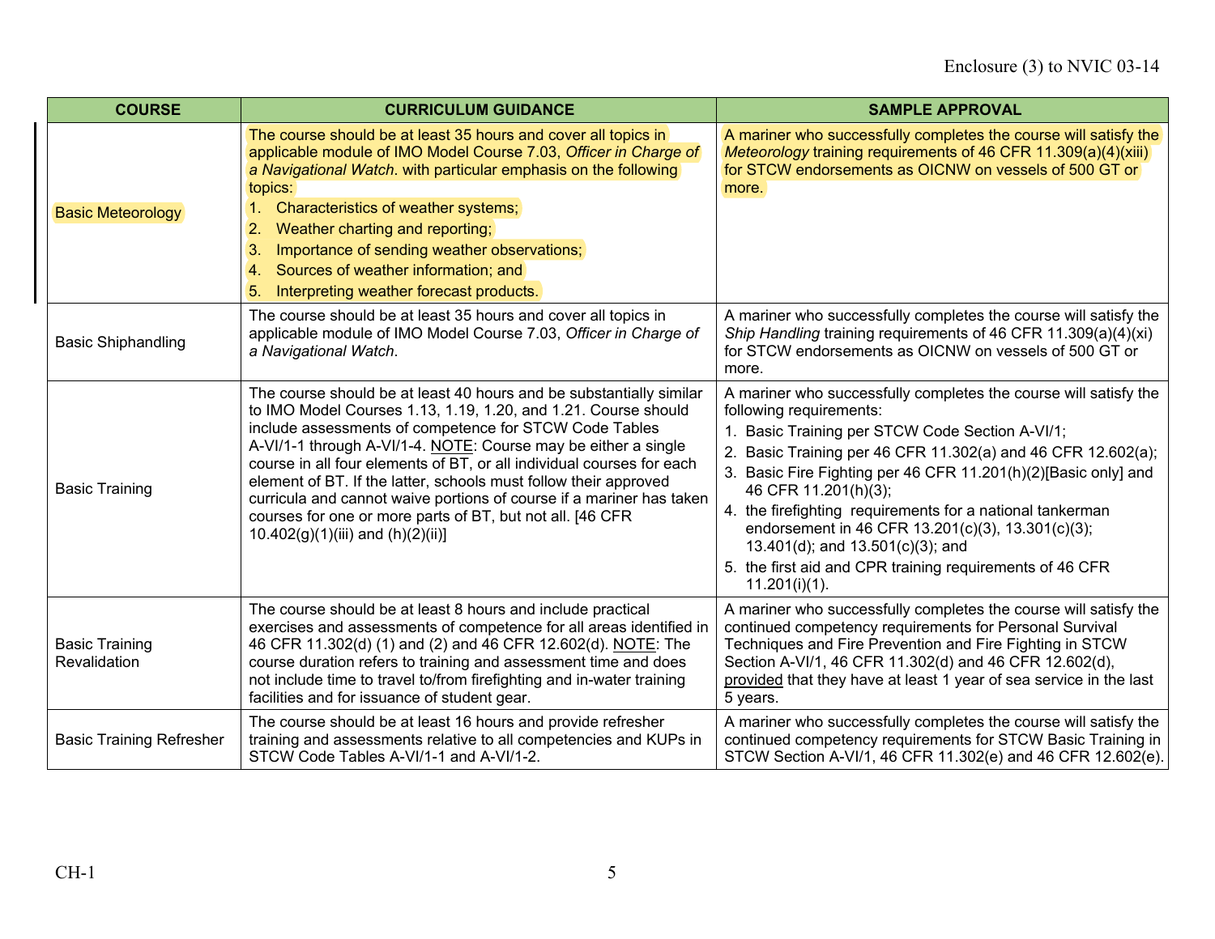| COURSE | CURRICULUM GUIDANCE | SAMPLE APPROVAL |
| --- | --- | --- |
| Basic Meteorology | The course should be at least 35 hours and cover all topics in applicable module of IMO Model Course 7.03, *Officer in Charge of a Navigational Watch*. with particular emphasis on the following topics:<br>1. Characteristics of weather systems;<br>2. Weather charting and reporting;<br>3. Importance of sending weather observations;<br>4. Sources of weather information; and<br>5. Interpreting weather forecast products. | A mariner who successfully completes the course will satisfy the *Meteorology* training requirements of 46 CFR 11.309(a)(4)(xiii) for STCW endorsements as OICNW on vessels of 500 GT or more. |
| Basic Shiphandling | The course should be at least 35 hours and cover all topics in applicable module of IMO Model Course 7.03, *Officer in Charge of a Navigational Watch*. | A mariner who successfully completes the course will satisfy the *Ship Handling* training requirements of 46 CFR 11.309(a)(4)(xi) for STCW endorsements as OICNW on vessels of 500 GT or more. |
| Basic Training | The course should be at least 40 hours and be substantially similar to IMO Model Courses 1.13, 1.19, 1.20, and 1.21. Course should include assessments of competence for STCW Code Tables A-VI/1-1 through A-VI/1-4. NOTE: Course may be either a single course in all four elements of BT, or all individual courses for each element of BT. If the latter, schools must follow their approved curricula and cannot waive portions of course if a mariner has taken courses for one or more parts of BT, but not all. [46 CFR 10.402(g)(1)(iii) and (h)(2)(ii)] | A mariner who successfully completes the course will satisfy the following requirements:<br>1. Basic Training per STCW Code Section A-VI/1;<br>2. Basic Training per 46 CFR 11.302(a) and 46 CFR 12.602(a);<br>3. Basic Fire Fighting per 46 CFR 11.201(h)(2)[Basic only] and 46 CFR 11.201(h)(3);<br>4. the firefighting requirements for a national tankerman endorsement in 46 CFR 13.201(c)(3), 13.301(c)(3); 13.401(d); and 13.501(c)(3); and<br>5. the first aid and CPR training requirements of 46 CFR 11.201(i)(1). |
| Basic Training Revalidation | The course should be at least 8 hours and include practical exercises and assessments of competence for all areas identified in 46 CFR 11.302(d) (1) and (2) and 46 CFR 12.602(d). NOTE: The course duration refers to training and assessment time and does not include time to travel to/from firefighting and in-water training facilities and for issuance of student gear. | A mariner who successfully completes the course will satisfy the continued competency requirements for Personal Survival Techniques and Fire Prevention and Fire Fighting in STCW Section A-VI/1, 46 CFR 11.302(d) and 46 CFR 12.602(d), provided that they have at least 1 year of sea service in the last 5 years. |
| Basic Training Refresher | The course should be at least 16 hours and provide refresher training and assessments relative to all competencies and KUPs in STCW Code Tables A-VI/1-1 and A-VI/1-2. | A mariner who successfully completes the course will satisfy the continued competency requirements for STCW Basic Training in STCW Section A-VI/1, 46 CFR 11.302(e) and 46 CFR 12.602(e). |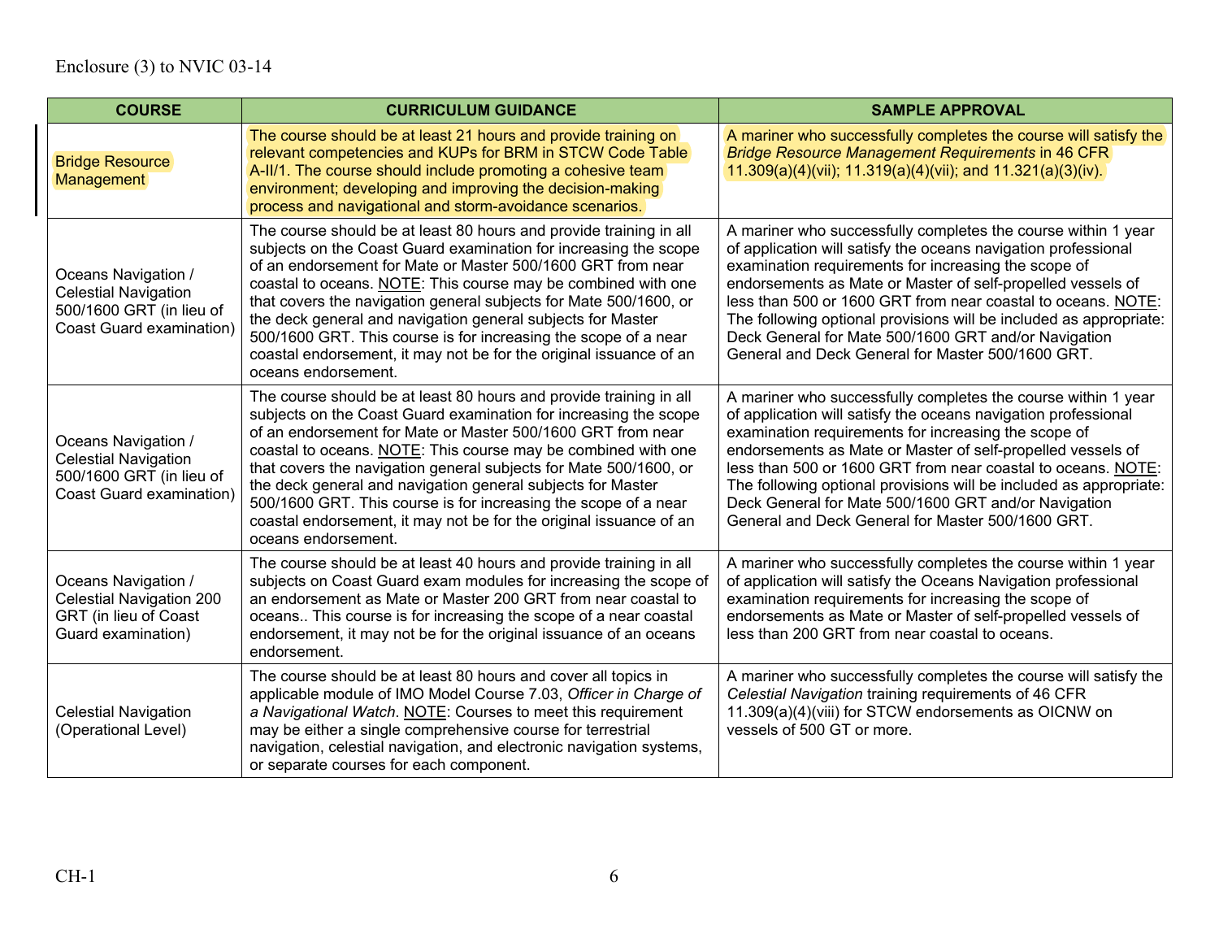Enclosure (3) to NVIC 03-14

| COURSE | CURRICULUM GUIDANCE | SAMPLE APPROVAL |
| --- | --- | --- |
| Bridge Resource Management | The course should be at least 21 hours and provide training on relevant competencies and KUPs for BRM in STCW Code Table A-II/1. The course should include promoting a cohesive team environment; developing and improving the decision-making process and navigational and storm-avoidance scenarios. | A mariner who successfully completes the course will satisfy the *Bridge Resource Management Requirements* in 46 CFR 11.309(a)(4)(vii); 11.319(a)(4)(vii); and 11.321(a)(3)(iv). |
| Oceans Navigation / Celestial Navigation 500/1600 GRT (in lieu of Coast Guard examination) | The course should be at least 80 hours and provide training in all subjects on the Coast Guard examination for increasing the scope of an endorsement for Mate or Master 500/1600 GRT from near coastal to oceans. NOTE: This course may be combined with one that covers the navigation general subjects for Mate 500/1600, or the deck general and navigation general subjects for Master 500/1600 GRT. This course is for increasing the scope of a near coastal endorsement, it may not be for the original issuance of an oceans endorsement. | A mariner who successfully completes the course within 1 year of application will satisfy the oceans navigation professional examination requirements for increasing the scope of endorsements as Mate or Master of self-propelled vessels of less than 500 or 1600 GRT from near coastal to oceans. NOTE: The following optional provisions will be included as appropriate: Deck General for Mate 500/1600 GRT and/or Navigation General and Deck General for Master 500/1600 GRT. |
| Oceans Navigation / Celestial Navigation 500/1600 GRT (in lieu of Coast Guard examination) | The course should be at least 80 hours and provide training in all subjects on the Coast Guard examination for increasing the scope of an endorsement for Mate or Master 500/1600 GRT from near coastal to oceans. NOTE: This course may be combined with one that covers the navigation general subjects for Mate 500/1600, or the deck general and navigation general subjects for Master 500/1600 GRT. This course is for increasing the scope of a near coastal endorsement, it may not be for the original issuance of an oceans endorsement. | A mariner who successfully completes the course within 1 year of application will satisfy the oceans navigation professional examination requirements for increasing the scope of endorsements as Mate or Master of self-propelled vessels of less than 500 or 1600 GRT from near coastal to oceans. NOTE: The following optional provisions will be included as appropriate: Deck General for Mate 500/1600 GRT and/or Navigation General and Deck General for Master 500/1600 GRT. |
| Oceans Navigation / Celestial Navigation 200 GRT (in lieu of Coast Guard examination) | The course should be at least 40 hours and provide training in all subjects on Coast Guard exam modules for increasing the scope of an endorsement as Mate or Master 200 GRT from near coastal to oceans.. This course is for increasing the scope of a near coastal endorsement, it may not be for the original issuance of an oceans endorsement. | A mariner who successfully completes the course within 1 year of application will satisfy the Oceans Navigation professional examination requirements for increasing the scope of endorsements as Mate or Master of self-propelled vessels of less than 200 GRT from near coastal to oceans. |
| Celestial Navigation (Operational Level) | The course should be at least 80 hours and cover all topics in applicable module of IMO Model Course 7.03, *Officer in Charge of a Navigational Watch*. NOTE: Courses to meet this requirement may be either a single comprehensive course for terrestrial navigation, celestial navigation, and electronic navigation systems, or separate courses for each component. | A mariner who successfully completes the course will satisfy the *Celestial Navigation* training requirements of 46 CFR 11.309(a)(4)(viii) for STCW endorsements as OICNW on vessels of 500 GT or more. |

CH-1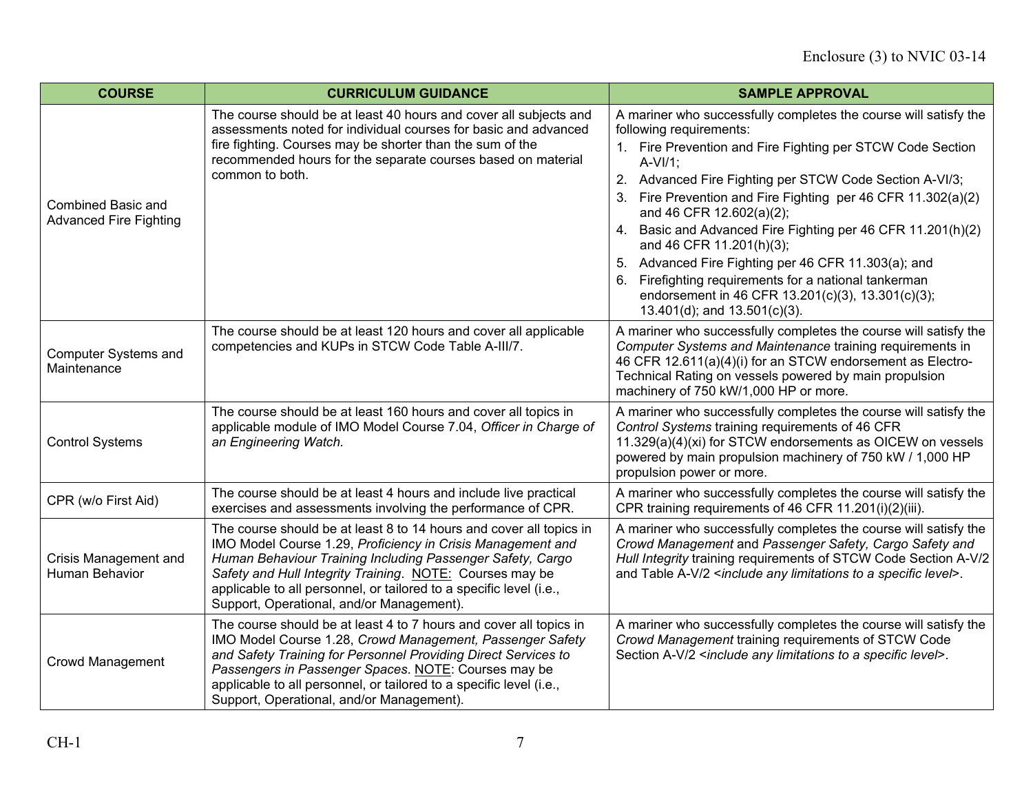| COURSE | CURRICULUM GUIDANCE | SAMPLE APPROVAL |
|---|---|---|
| Combined Basic and Advanced Fire Fighting | The course should be at least 40 hours and cover all subjects and assessments noted for individual courses for basic and advanced fire fighting. Courses may be shorter than the sum of the recommended hours for the separate courses based on material common to both. | A mariner who successfully completes the course will satisfy the following requirements:<br>1. Fire Prevention and Fire Fighting per STCW Code Section A-VI/1;<br>2. Advanced Fire Fighting per STCW Code Section A-VI/3;<br>3. Fire Prevention and Fire Fighting per 46 CFR 11.302(a)(2) and 46 CFR 12.602(a)(2);<br>4. Basic and Advanced Fire Fighting per 46 CFR 11.201(h)(2) and 46 CFR 11.201(h)(3);<br>5. Advanced Fire Fighting per 46 CFR 11.303(a); and<br>6. Firefighting requirements for a national tankerman endorsement in 46 CFR 13.201(c)(3), 13.301(c)(3); 13.401(d); and 13.501(c)(3). |
| Computer Systems and Maintenance | The course should be at least 120 hours and cover all applicable competencies and KUPs in STCW Code Table A-III/7. | A mariner who successfully completes the course will satisfy the *Computer Systems and Maintenance* training requirements in 46 CFR 12.611(a)(4)(i) for an STCW endorsement as Electro-Technical Rating on vessels powered by main propulsion machinery of 750 kW/1,000 HP or more. |
| Control Systems | The course should be at least 160 hours and cover all topics in applicable module of IMO Model Course 7.04, *Officer in Charge of an Engineering Watch.* | A mariner who successfully completes the course will satisfy the *Control Systems* training requirements of 46 CFR 11.329(a)(4)(xi) for STCW endorsements as OICEW on vessels powered by main propulsion machinery of 750 kW / 1,000 HP propulsion power or more. |
| CPR (w/o First Aid) | The course should be at least 4 hours and include live practical exercises and assessments involving the performance of CPR. | A mariner who successfully completes the course will satisfy the CPR training requirements of 46 CFR 11.201(i)(2)(iii). |
| Crisis Management and Human Behavior | The course should be at least 8 to 14 hours and cover all topics in IMO Model Course 1.29, *Proficiency in Crisis Management and Human Behaviour Training Including Passenger Safety, Cargo Safety and Hull Integrity Training*. <u>NOTE:</u> Courses may be applicable to all personnel, or tailored to a specific level (i.e., Support, Operational, and/or Management). | A mariner who successfully completes the course will satisfy the *Crowd Management* and *Passenger Safety, Cargo Safety and Hull Integrity* training requirements of STCW Code Section A-V/2 and Table A-V/2 <*include any limitations to a specific level*>. |
| Crowd Management | The course should be at least 4 to 7 hours and cover all topics in IMO Model Course 1.28, *Crowd Management, Passenger Safety and Safety Training for Personnel Providing Direct Services to Passengers in Passenger Spaces*. <u>NOTE</u>: Courses may be applicable to all personnel, or tailored to a specific level (i.e., Support, Operational, and/or Management). | A mariner who successfully completes the course will satisfy the *Crowd Management* training requirements of STCW Code Section A-V/2 <*include any limitations to a specific level*>. |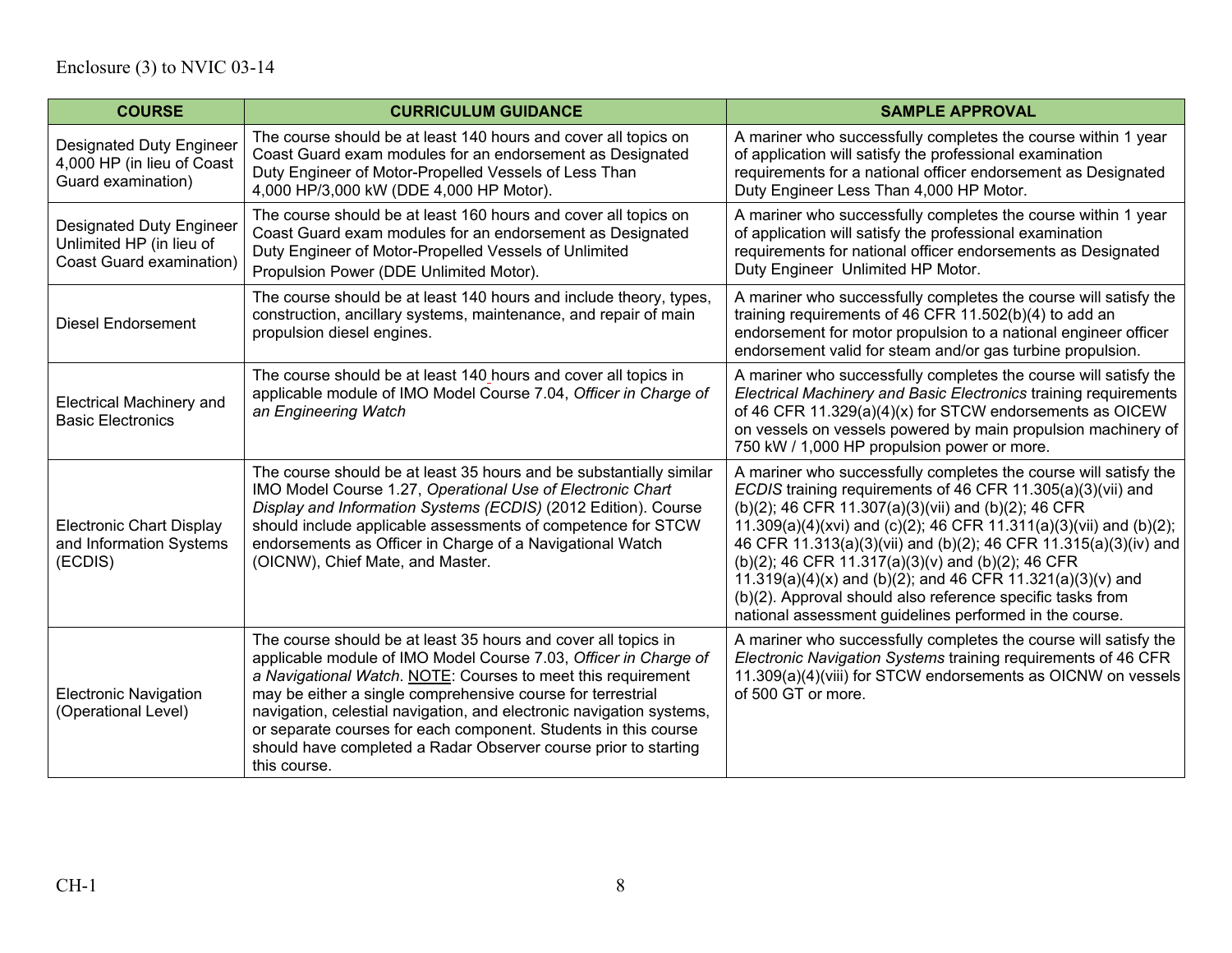| COURSE | CURRICULUM GUIDANCE | SAMPLE APPROVAL |
|---|---|---|
| Designated Duty Engineer 4,000 HP (in lieu of Coast Guard examination) | The course should be at least 140 hours and cover all topics on Coast Guard exam modules for an endorsement as Designated Duty Engineer of Motor-Propelled Vessels of Less Than 4,000 HP/3,000 kW (DDE 4,000 HP Motor). | A mariner who successfully completes the course within 1 year of application will satisfy the professional examination requirements for a national officer endorsement as Designated Duty Engineer Less Than 4,000 HP Motor. |
| Designated Duty Engineer Unlimited HP (in lieu of Coast Guard examination) | The course should be at least 160 hours and cover all topics on Coast Guard exam modules for an endorsement as Designated Duty Engineer of Motor-Propelled Vessels of Unlimited Propulsion Power (DDE Unlimited Motor). | A mariner who successfully completes the course within 1 year of application will satisfy the professional examination requirements for national officer endorsements as Designated Duty Engineer Unlimited HP Motor. |
| Diesel Endorsement | The course should be at least 140 hours and include theory, types, construction, ancillary systems, maintenance, and repair of main propulsion diesel engines. | A mariner who successfully completes the course will satisfy the training requirements of 46 CFR 11.502(b)(4) to add an endorsement for motor propulsion to a national engineer officer endorsement valid for steam and/or gas turbine propulsion. |
| Electrical Machinery and Basic Electronics | The course should be at least 140 hours and cover all topics in applicable module of IMO Model Course 7.04, *Officer in Charge of an Engineering Watch* | A mariner who successfully completes the course will satisfy the *Electrical Machinery and Basic Electronics* training requirements of 46 CFR 11.329(a)(4)(x) for STCW endorsements as OICEW on vessels on vessels powered by main propulsion machinery of 750 kW / 1,000 HP propulsion power or more. |
| Electronic Chart Display and Information Systems (ECDIS) | The course should be at least 35 hours and be substantially similar IMO Model Course 1.27, *Operational Use of Electronic Chart Display and Information Systems (ECDIS)* (2012 Edition). Course should include applicable assessments of competence for STCW endorsements as Officer in Charge of a Navigational Watch (OICNW), Chief Mate, and Master. | A mariner who successfully completes the course will satisfy the *ECDIS* training requirements of 46 CFR 11.305(a)(3)(vii) and (b)(2); 46 CFR 11.307(a)(3)(vii) and (b)(2); 46 CFR 11.309(a)(4)(xvi) and (c)(2); 46 CFR 11.311(a)(3)(vii) and (b)(2); 46 CFR 11.313(a)(3)(vii) and (b)(2); 46 CFR 11.315(a)(3)(iv) and (b)(2); 46 CFR 11.317(a)(3)(v) and (b)(2); 46 CFR 11.319(a)(4)(x) and (b)(2); and 46 CFR 11.321(a)(3)(v) and (b)(2). Approval should also reference specific tasks from national assessment guidelines performed in the course. |
| Electronic Navigation (Operational Level) | The course should be at least 35 hours and cover all topics in applicable module of IMO Model Course 7.03, *Officer in Charge of a Navigational Watch*. NOTE: Courses to meet this requirement may be either a single comprehensive course for terrestrial navigation, celestial navigation, and electronic navigation systems, or separate courses for each component. Students in this course should have completed a Radar Observer course prior to starting this course. | A mariner who successfully completes the course will satisfy the *Electronic Navigation Systems* training requirements of 46 CFR 11.309(a)(4)(viii) for STCW endorsements as OICNW on vessels of 500 GT or more. |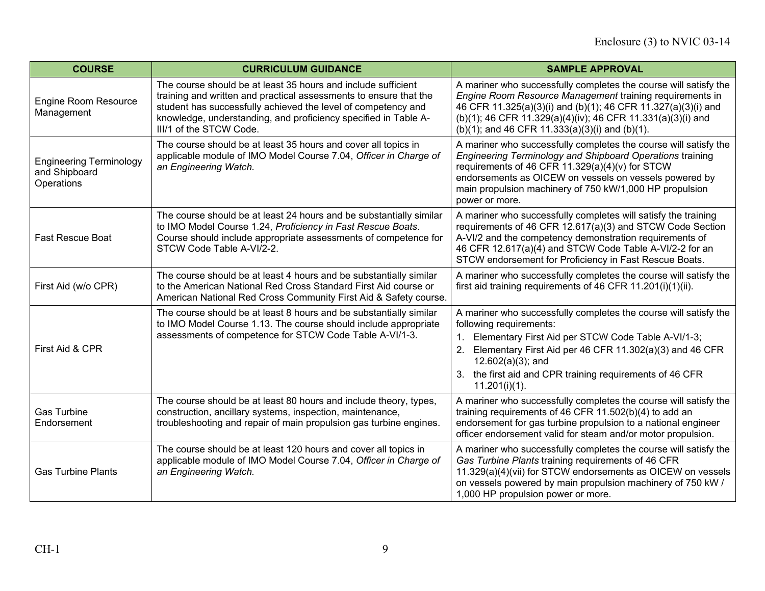| COURSE | CURRICULUM GUIDANCE | SAMPLE APPROVAL |
|---|---|---|
| Engine Room Resource Management | The course should be at least 35 hours and include sufficient training and written and practical assessments to ensure that the student has successfully achieved the level of competency and knowledge, understanding, and proficiency specified in Table A-III/1 of the STCW Code. | A mariner who successfully completes the course will satisfy the *Engine Room Resource Management* training requirements in 46 CFR 11.325(a)(3)(i) and (b)(1); 46 CFR 11.327(a)(3)(i) and (b)(1); 46 CFR 11.329(a)(4)(iv); 46 CFR 11.331(a)(3)(i) and (b)(1); and 46 CFR 11.333(a)(3)(i) and (b)(1). |
| Engineering Terminology and Shipboard Operations | The course should be at least 35 hours and cover all topics in applicable module of IMO Model Course 7.04, *Officer in Charge of an Engineering Watch.* | A mariner who successfully completes the course will satisfy the *Engineering Terminology and Shipboard Operations* training requirements of 46 CFR 11.329(a)(4)(v) for STCW endorsements as OICEW on vessels on vessels powered by main propulsion machinery of 750 kW/1,000 HP propulsion power or more. |
| Fast Rescue Boat | The course should be at least 24 hours and be substantially similar to IMO Model Course 1.24, *Proficiency in Fast Rescue Boats*. Course should include appropriate assessments of competence for STCW Code Table A-VI/2-2. | A mariner who successfully completes will satisfy the training requirements of 46 CFR 12.617(a)(3) and STCW Code Section A-VI/2 and the competency demonstration requirements of 46 CFR 12.617(a)(4) and STCW Code Table A-VI/2-2 for an STCW endorsement for Proficiency in Fast Rescue Boats. |
| First Aid (w/o CPR) | The course should be at least 4 hours and be substantially similar to the American National Red Cross Standard First Aid course or American National Red Cross Community First Aid & Safety course. | A mariner who successfully completes the course will satisfy the first aid training requirements of 46 CFR 11.201(i)(1)(ii). |
| First Aid & CPR | The course should be at least 8 hours and be substantially similar to IMO Model Course 1.13. The course should include appropriate assessments of competence for STCW Code Table A-VI/1-3. | A mariner who successfully completes the course will satisfy the following requirements:<br>1. Elementary First Aid per STCW Code Table A-VI/1-3;<br>2. Elementary First Aid per 46 CFR 11.302(a)(3) and 46 CFR 12.602(a)(3); and<br>3. the first aid and CPR training requirements of 46 CFR 11.201(i)(1). |
| Gas Turbine Endorsement | The course should be at least 80 hours and include theory, types, construction, ancillary systems, inspection, maintenance, troubleshooting and repair of main propulsion gas turbine engines. | A mariner who successfully completes the course will satisfy the training requirements of 46 CFR 11.502(b)(4) to add an endorsement for gas turbine propulsion to a national engineer officer endorsement valid for steam and/or motor propulsion. |
| Gas Turbine Plants | The course should be at least 120 hours and cover all topics in applicable module of IMO Model Course 7.04, *Officer in Charge of an Engineering Watch.* | A mariner who successfully completes the course will satisfy the *Gas Turbine Plants* training requirements of 46 CFR 11.329(a)(4)(vii) for STCW endorsements as OICEW on vessels on vessels powered by main propulsion machinery of 750 kW / 1,000 HP propulsion power or more. |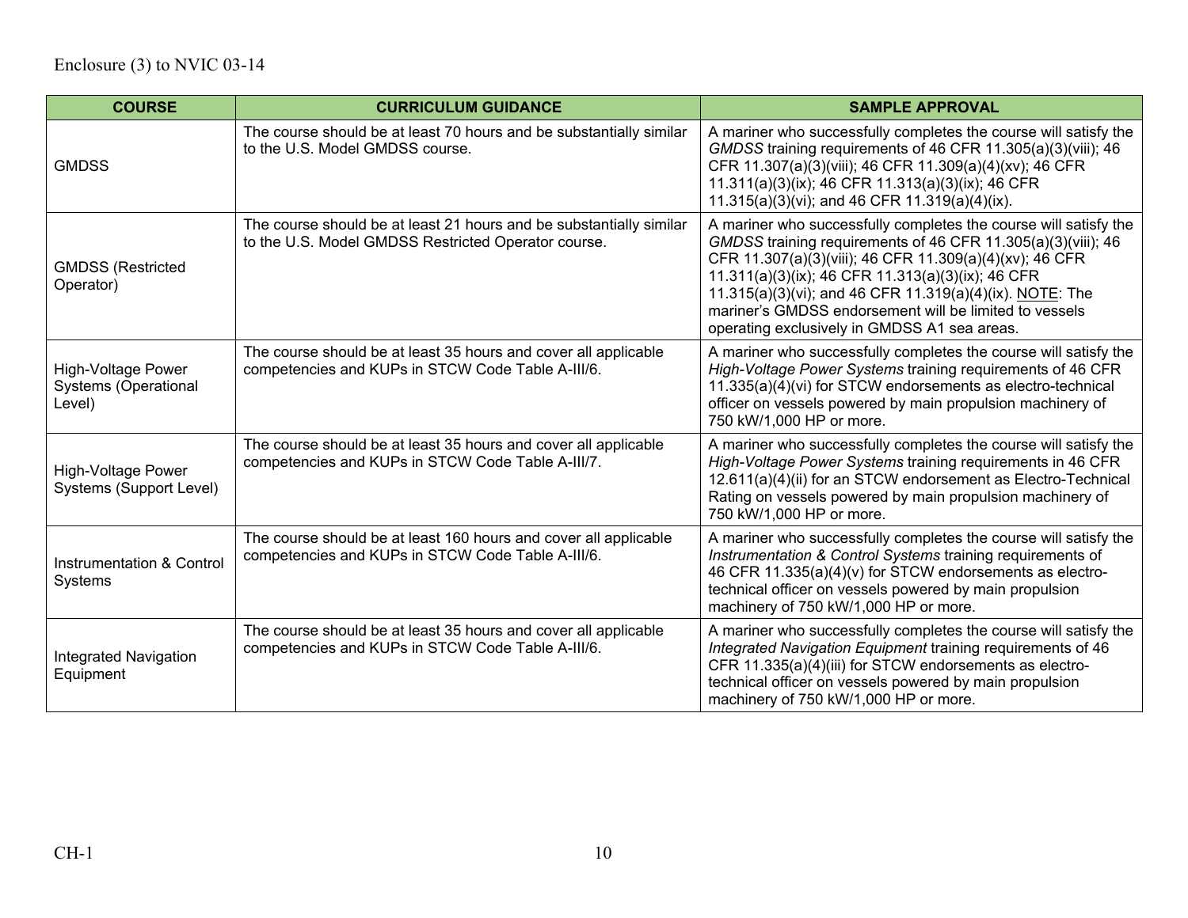| COURSE | CURRICULUM GUIDANCE | SAMPLE APPROVAL |
|---|---|---|
| GMDSS | The course should be at least 70 hours and be substantially similar to the U.S. Model GMDSS course. | A mariner who successfully completes the course will satisfy the *GMDSS* training requirements of 46 CFR 11.305(a)(3)(viii); 46 CFR 11.307(a)(3)(viii); 46 CFR 11.309(a)(4)(xv); 46 CFR 11.311(a)(3)(ix); 46 CFR 11.313(a)(3)(ix); 46 CFR 11.315(a)(3)(vi); and 46 CFR 11.319(a)(4)(ix). |
| GMDSS (Restricted Operator) | The course should be at least 21 hours and be substantially similar to the U.S. Model GMDSS Restricted Operator course. | A mariner who successfully completes the course will satisfy the *GMDSS* training requirements of 46 CFR 11.305(a)(3)(viii); 46 CFR 11.307(a)(3)(viii); 46 CFR 11.309(a)(4)(xv); 46 CFR 11.311(a)(3)(ix); 46 CFR 11.313(a)(3)(ix); 46 CFR 11.315(a)(3)(vi); and 46 CFR 11.319(a)(4)(ix). NOTE: The mariner's GMDSS endorsement will be limited to vessels operating exclusively in GMDSS A1 sea areas. |
| High-Voltage Power Systems (Operational Level) | The course should be at least 35 hours and cover all applicable competencies and KUPs in STCW Code Table A-III/6. | A mariner who successfully completes the course will satisfy the *High-Voltage Power Systems* training requirements of 46 CFR 11.335(a)(4)(vi) for STCW endorsements as electro-technical officer on vessels powered by main propulsion machinery of 750 kW/1,000 HP or more. |
| High-Voltage Power Systems (Support Level) | The course should be at least 35 hours and cover all applicable competencies and KUPs in STCW Code Table A-III/7. | A mariner who successfully completes the course will satisfy the *High-Voltage Power Systems* training requirements in 46 CFR 12.611(a)(4)(ii) for an STCW endorsement as Electro-Technical Rating on vessels powered by main propulsion machinery of 750 kW/1,000 HP or more. |
| Instrumentation & Control Systems | The course should be at least 160 hours and cover all applicable competencies and KUPs in STCW Code Table A-III/6. | A mariner who successfully completes the course will satisfy the *Instrumentation & Control Systems* training requirements of 46 CFR 11.335(a)(4)(v) for STCW endorsements as electro-technical officer on vessels powered by main propulsion machinery of 750 kW/1,000 HP or more. |
| Integrated Navigation Equipment | The course should be at least 35 hours and cover all applicable competencies and KUPs in STCW Code Table A-III/6. | A mariner who successfully completes the course will satisfy the *Integrated Navigation Equipment* training requirements of 46 CFR 11.335(a)(4)(iii) for STCW endorsements as electro-technical officer on vessels powered by main propulsion machinery of 750 kW/1,000 HP or more. |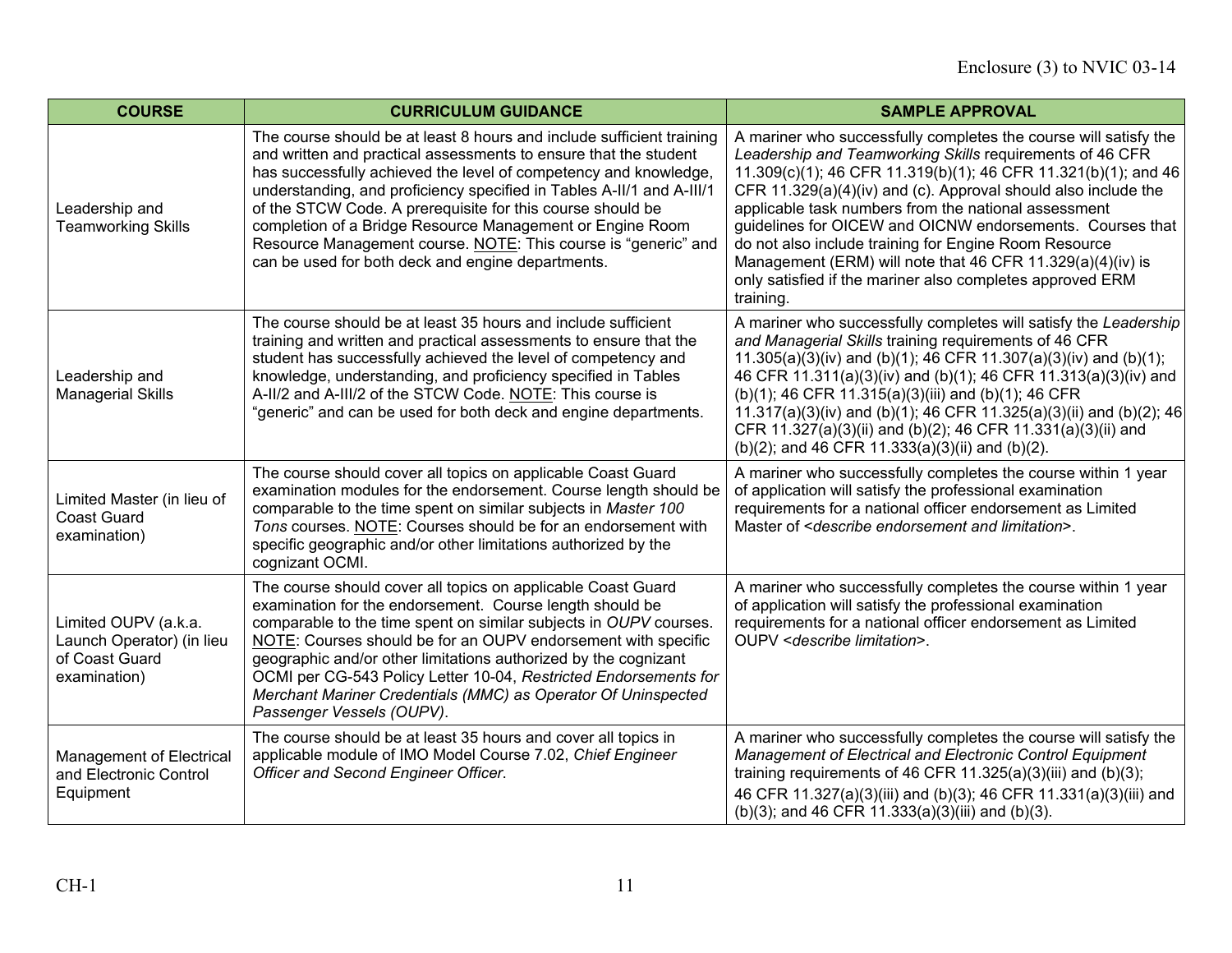| COURSE | CURRICULUM GUIDANCE | SAMPLE APPROVAL |
|---|---|---|
| Leadership and Teamworking Skills | The course should be at least 8 hours and include sufficient training and written and practical assessments to ensure that the student has successfully achieved the level of competency and knowledge, understanding, and proficiency specified in Tables A-II/1 and A-III/1 of the STCW Code. A prerequisite for this course should be completion of a Bridge Resource Management or Engine Room Resource Management course. NOTE: This course is "generic" and can be used for both deck and engine departments. | A mariner who successfully completes the course will satisfy the *Leadership and Teamworking Skills* requirements of 46 CFR 11.309(c)(1); 46 CFR 11.319(b)(1); 46 CFR 11.321(b)(1); and 46 CFR 11.329(a)(4)(iv) and (c). Approval should also include the applicable task numbers from the national assessment guidelines for OICEW and OICNW endorsements. Courses that do not also include training for Engine Room Resource Management (ERM) will note that 46 CFR 11.329(a)(4)(iv) is only satisfied if the mariner also completes approved ERM training. |
| Leadership and Managerial Skills | The course should be at least 35 hours and include sufficient training and written and practical assessments to ensure that the student has successfully achieved the level of competency and knowledge, understanding, and proficiency specified in Tables A-II/2 and A-III/2 of the STCW Code. NOTE: This course is "generic" and can be used for both deck and engine departments. | A mariner who successfully completes will satisfy the *Leadership and Managerial Skills* training requirements of 46 CFR 11.305(a)(3)(iv) and (b)(1); 46 CFR 11.307(a)(3)(iv) and (b)(1); 46 CFR 11.311(a)(3)(iv) and (b)(1); 46 CFR 11.313(a)(3)(iv) and (b)(1); 46 CFR 11.315(a)(3)(iii) and (b)(1); 46 CFR 11.317(a)(3)(iv) and (b)(1); 46 CFR 11.325(a)(3)(ii) and (b)(2); 46 CFR 11.327(a)(3)(ii) and (b)(2); 46 CFR 11.331(a)(3)(ii) and (b)(2); and 46 CFR 11.333(a)(3)(ii) and (b)(2). |
| Limited Master (in lieu of Coast Guard examination) | The course should cover all topics on applicable Coast Guard examination modules for the endorsement. Course length should be comparable to the time spent on similar subjects in *Master 100 Tons* courses. NOTE: Courses should be for an endorsement with specific geographic and/or other limitations authorized by the cognizant OCMI. | A mariner who successfully completes the course within 1 year of application will satisfy the professional examination requirements for a national officer endorsement as Limited Master of <*describe endorsement and limitation*>. |
| Limited OUPV (a.k.a. Launch Operator) (in lieu of Coast Guard examination) | The course should cover all topics on applicable Coast Guard examination for the endorsement. Course length should be comparable to the time spent on similar subjects in *OUPV* courses. NOTE: Courses should be for an OUPV endorsement with specific geographic and/or other limitations authorized by the cognizant OCMI per CG-543 Policy Letter 10-04, *Restricted Endorsements for Merchant Mariner Credentials (MMC) as Operator Of Uninspected Passenger Vessels (OUPV)*. | A mariner who successfully completes the course within 1 year of application will satisfy the professional examination requirements for a national officer endorsement as Limited OUPV <*describe limitation*>. |
| Management of Electrical and Electronic Control Equipment | The course should be at least 35 hours and cover all topics in applicable module of IMO Model Course 7.02, *Chief Engineer Officer and Second Engineer Officer*. | A mariner who successfully completes the course will satisfy the *Management of Electrical and Electronic Control Equipment* training requirements of 46 CFR 11.325(a)(3)(iii) and (b)(3); 46 CFR 11.327(a)(3)(iii) and (b)(3); 46 CFR 11.331(a)(3)(iii) and (b)(3); and 46 CFR 11.333(a)(3)(iii) and (b)(3). |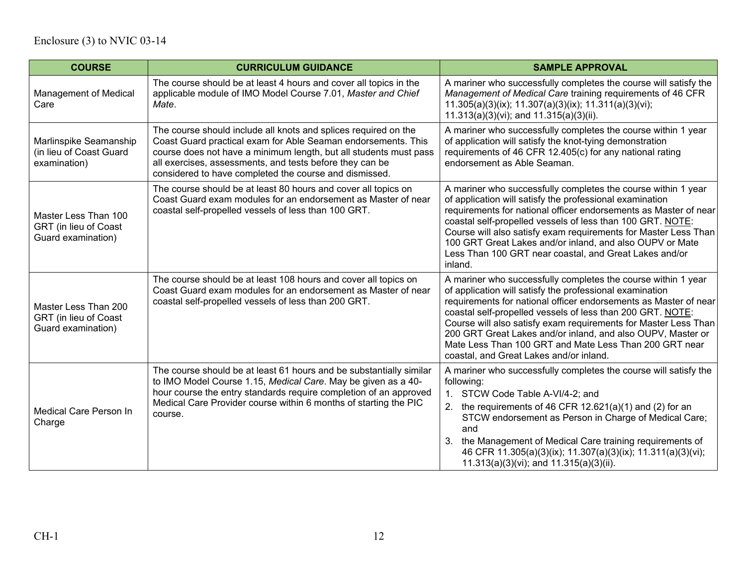| COURSE | CURRICULUM GUIDANCE | SAMPLE APPROVAL |
|---|---|---|
| Management of Medical Care | The course should be at least 4 hours and cover all topics in the applicable module of IMO Model Course 7.01, *Master and Chief Mate*. | A mariner who successfully completes the course will satisfy the *Management of Medical Care* training requirements of 46 CFR 11.305(a)(3)(ix); 11.307(a)(3)(ix); 11.311(a)(3)(vi); 11.313(a)(3)(vi); and 11.315(a)(3)(ii). |
| Marlinspike Seamanship (in lieu of Coast Guard examination) | The course should include all knots and splices required on the Coast Guard practical exam for Able Seaman endorsements. This course does not have a minimum length, but all students must pass all exercises, assessments, and tests before they can be considered to have completed the course and dismissed. | A mariner who successfully completes the course within 1 year of application will satisfy the knot-tying demonstration requirements of 46 CFR 12.405(c) for any national rating endorsement as Able Seaman. |
| Master Less Than 100 GRT (in lieu of Coast Guard examination) | The course should be at least 80 hours and cover all topics on Coast Guard exam modules for an endorsement as Master of near coastal self-propelled vessels of less than 100 GRT. | A mariner who successfully completes the course within 1 year of application will satisfy the professional examination requirements for national officer endorsements as Master of near coastal self-propelled vessels of less than 100 GRT. NOTE: Course will also satisfy exam requirements for Master Less Than 100 GRT Great Lakes and/or inland, and also OUPV or Mate Less Than 100 GRT near coastal, and Great Lakes and/or inland. |
| Master Less Than 200 GRT (in lieu of Coast Guard examination) | The course should be at least 108 hours and cover all topics on Coast Guard exam modules for an endorsement as Master of near coastal self-propelled vessels of less than 200 GRT. | A mariner who successfully completes the course within 1 year of application will satisfy the professional examination requirements for national officer endorsements as Master of near coastal self-propelled vessels of less than 200 GRT. NOTE: Course will also satisfy exam requirements for Master Less Than 200 GRT Great Lakes and/or inland, and also OUPV, Master or Mate Less Than 100 GRT and Mate Less Than 200 GRT near coastal, and Great Lakes and/or inland. |
| Medical Care Person In Charge | The course should be at least 61 hours and be substantially similar to IMO Model Course 1.15, *Medical Care*. May be given as a 40-hour course the entry standards require completion of an approved Medical Care Provider course within 6 months of starting the PIC course. | A mariner who successfully completes the course will satisfy the following:<br>1. STCW Code Table A-VI/4-2; and<br>2. the requirements of 46 CFR 12.621(a)(1) and (2) for an STCW endorsement as Person in Charge of Medical Care; and<br>3. the Management of Medical Care training requirements of 46 CFR 11.305(a)(3)(ix); 11.307(a)(3)(ix); 11.311(a)(3)(vi); 11.313(a)(3)(vi); and 11.315(a)(3)(ii). |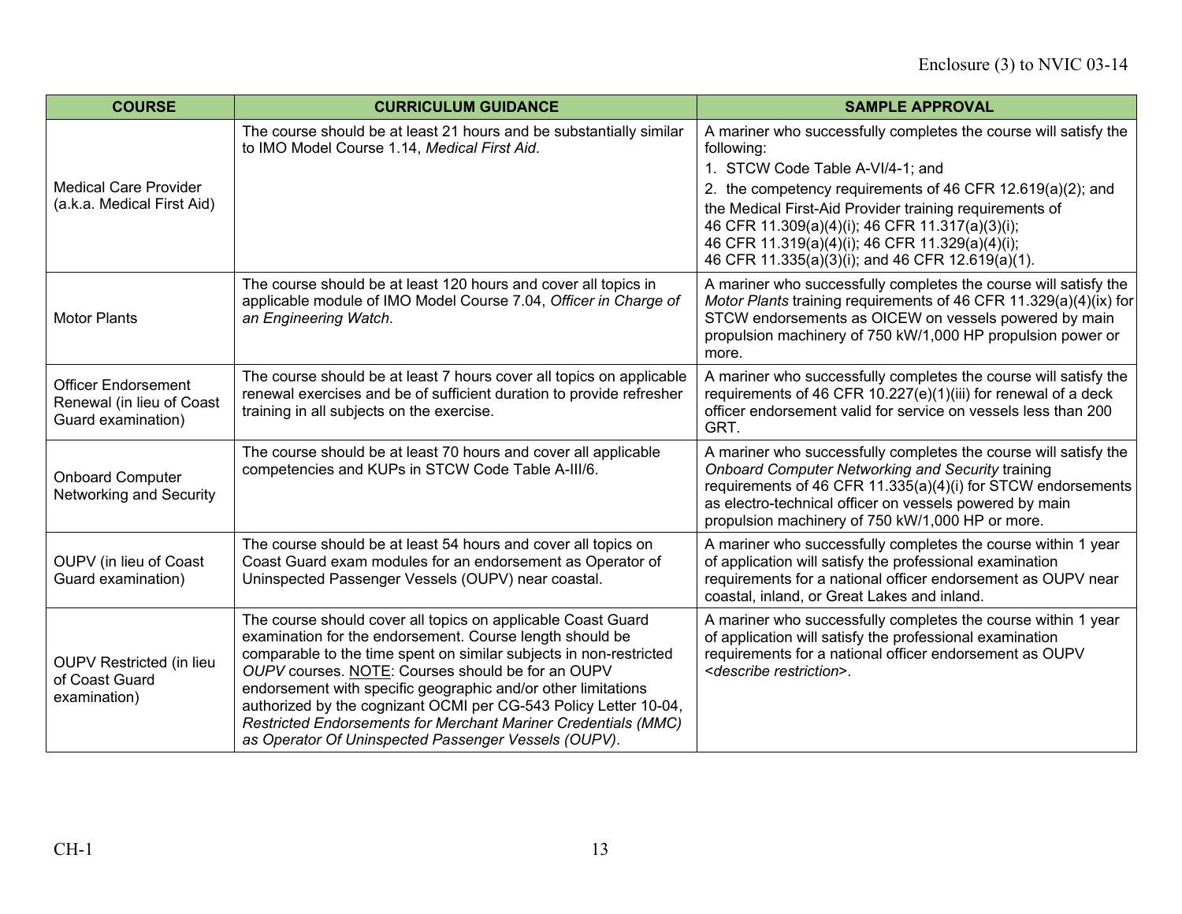| COURSE | CURRICULUM GUIDANCE | SAMPLE APPROVAL |
|---|---|---|
| Medical Care Provider (a.k.a. Medical First Aid) | The course should be at least 21 hours and be substantially similar to IMO Model Course 1.14, *Medical First Aid*. | A mariner who successfully completes the course will satisfy the following:<br>1. STCW Code Table A-VI/4-1; and<br>2. the competency requirements of 46 CFR 12.619(a)(2); and the Medical First-Aid Provider training requirements of 46 CFR 11.309(a)(4)(i); 46 CFR 11.317(a)(3)(i); 46 CFR 11.319(a)(4)(i); 46 CFR 11.329(a)(4)(i); 46 CFR 11.335(a)(3)(i); and 46 CFR 12.619(a)(1). |
| Motor Plants | The course should be at least 120 hours and cover all topics in applicable module of IMO Model Course 7.04, *Officer in Charge of an Engineering Watch*. | A mariner who successfully completes the course will satisfy the *Motor Plants* training requirements of 46 CFR 11.329(a)(4)(ix) for STCW endorsements as OICEW on vessels powered by main propulsion machinery of 750 kW/1,000 HP propulsion power or more. |
| Officer Endorsement Renewal (in lieu of Coast Guard examination) | The course should be at least 7 hours cover all topics on applicable renewal exercises and be of sufficient duration to provide refresher training in all subjects on the exercise. | A mariner who successfully completes the course will satisfy the requirements of 46 CFR 10.227(e)(1)(iii) for renewal of a deck officer endorsement valid for service on vessels less than 200 GRT. |
| Onboard Computer Networking and Security | The course should be at least 70 hours and cover all applicable competencies and KUPs in STCW Code Table A-III/6. | A mariner who successfully completes the course will satisfy the *Onboard Computer Networking and Security* training requirements of 46 CFR 11.335(a)(4)(i) for STCW endorsements as electro-technical officer on vessels powered by main propulsion machinery of 750 kW/1,000 HP or more. |
| OUPV (in lieu of Coast Guard examination) | The course should be at least 54 hours and cover all topics on Coast Guard exam modules for an endorsement as Operator of Uninspected Passenger Vessels (OUPV) near coastal. | A mariner who successfully completes the course within 1 year of application will satisfy the professional examination requirements for a national officer endorsement as OUPV near coastal, inland, or Great Lakes and inland. |
| OUPV Restricted (in lieu of Coast Guard examination) | The course should cover all topics on applicable Coast Guard examination for the endorsement. Course length should be comparable to the time spent on similar subjects in non-restricted *OUPV* courses. NOTE: Courses should be for an OUPV endorsement with specific geographic and/or other limitations authorized by the cognizant OCMI per CG-543 Policy Letter 10-04, *Restricted Endorsements for Merchant Mariner Credentials (MMC) as Operator Of Uninspected Passenger Vessels (OUPV)*. | A mariner who successfully completes the course within 1 year of application will satisfy the professional examination requirements for a national officer endorsement as OUPV <*describe restriction*>. |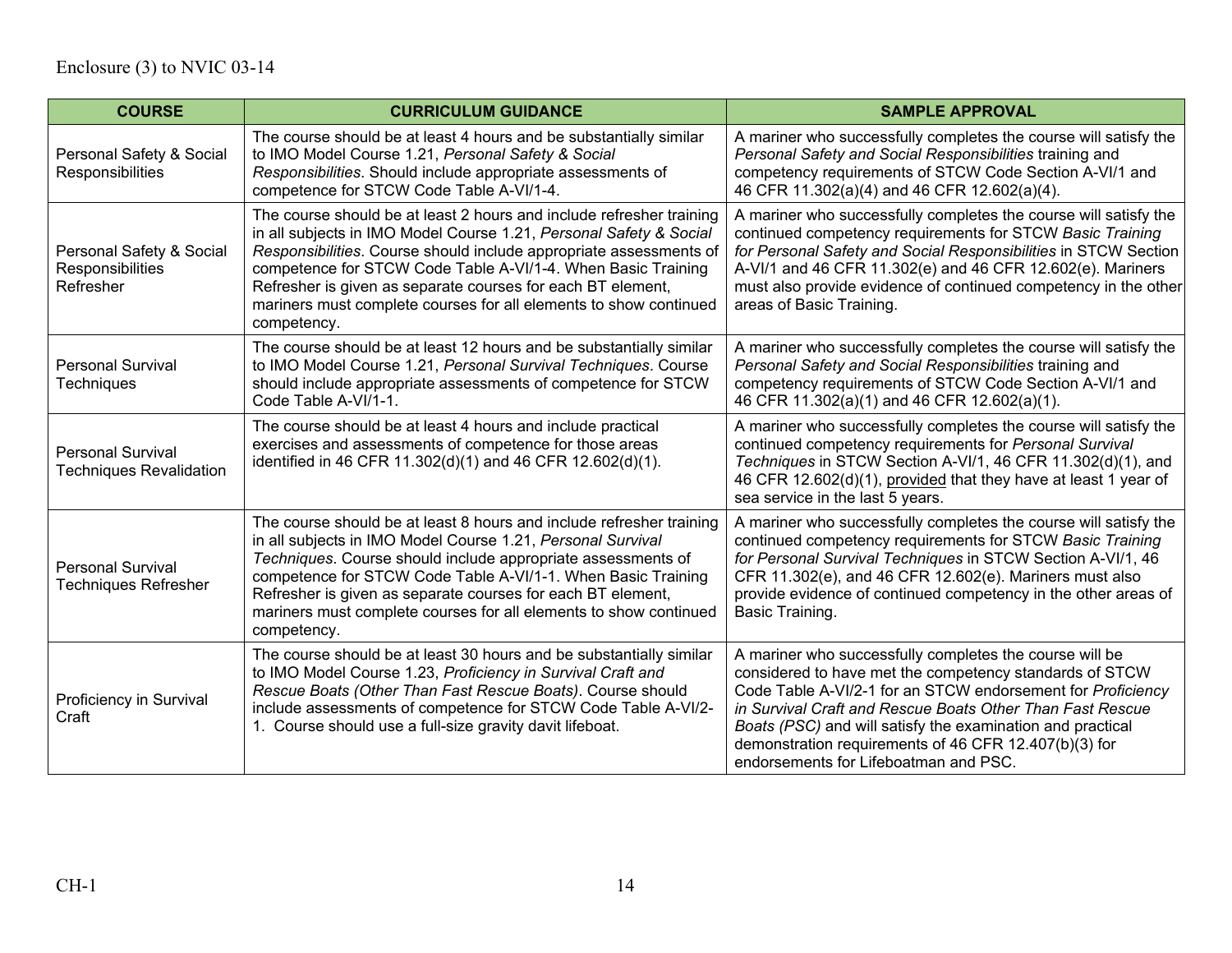Enclosure (3) to NVIC 03-14

| COURSE | CURRICULUM GUIDANCE | SAMPLE APPROVAL |
|---|---|---|
| Personal Safety & Social Responsibilities | The course should be at least 4 hours and be substantially similar to IMO Model Course 1.21, *Personal Safety & Social Responsibilities*. Should include appropriate assessments of competence for STCW Code Table A-VI/1-4. | A mariner who successfully completes the course will satisfy the *Personal Safety and Social Responsibilities* training and competency requirements of STCW Code Section A-VI/1 and 46 CFR 11.302(a)(4) and 46 CFR 12.602(a)(4). |
| Personal Safety & Social Responsibilities Refresher | The course should be at least 2 hours and include refresher training in all subjects in IMO Model Course 1.21, *Personal Safety & Social Responsibilities*. Course should include appropriate assessments of competence for STCW Code Table A-VI/1-4. When Basic Training Refresher is given as separate courses for each BT element, mariners must complete courses for all elements to show continued competency. | A mariner who successfully completes the course will satisfy the continued competency requirements for STCW *Basic Training for Personal Safety and Social Responsibilities* in STCW Section A-VI/1 and 46 CFR 11.302(e) and 46 CFR 12.602(e). Mariners must also provide evidence of continued competency in the other areas of Basic Training. |
| Personal Survival Techniques | The course should be at least 12 hours and be substantially similar to IMO Model Course 1.21, *Personal Survival Techniques*. Course should include appropriate assessments of competence for STCW Code Table A-VI/1-1. | A mariner who successfully completes the course will satisfy the *Personal Safety and Social Responsibilities* training and competency requirements of STCW Code Section A-VI/1 and 46 CFR 11.302(a)(1) and 46 CFR 12.602(a)(1). |
| Personal Survival Techniques Revalidation | The course should be at least 4 hours and include practical exercises and assessments of competence for those areas identified in 46 CFR 11.302(d)(1) and 46 CFR 12.602(d)(1). | A mariner who successfully completes the course will satisfy the continued competency requirements for *Personal Survival Techniques* in STCW Section A-VI/1, 46 CFR 11.302(d)(1), and 46 CFR 12.602(d)(1), <u>provided</u> that they have at least 1 year of sea service in the last 5 years. |
| Personal Survival Techniques Refresher | The course should be at least 8 hours and include refresher training in all subjects in IMO Model Course 1.21, *Personal Survival Techniques*. Course should include appropriate assessments of competence for STCW Code Table A-VI/1-1. When Basic Training Refresher is given as separate courses for each BT element, mariners must complete courses for all elements to show continued competency. | A mariner who successfully completes the course will satisfy the continued competency requirements for STCW *Basic Training for Personal Survival Techniques* in STCW Section A-VI/1, 46 CFR 11.302(e), and 46 CFR 12.602(e). Mariners must also provide evidence of continued competency in the other areas of Basic Training. |
| Proficiency in Survival Craft | The course should be at least 30 hours and be substantially similar to IMO Model Course 1.23, *Proficiency in Survival Craft and Rescue Boats (Other Than Fast Rescue Boats)*. Course should include assessments of competence for STCW Code Table A-VI/2-1. Course should use a full-size gravity davit lifeboat. | A mariner who successfully completes the course will be considered to have met the competency standards of STCW Code Table A-VI/2-1 for an STCW endorsement for *Proficiency in Survival Craft and Rescue Boats Other Than Fast Rescue Boats (PSC)* and will satisfy the examination and practical demonstration requirements of 46 CFR 12.407(b)(3) for endorsements for Lifeboatman and PSC. |

CH-1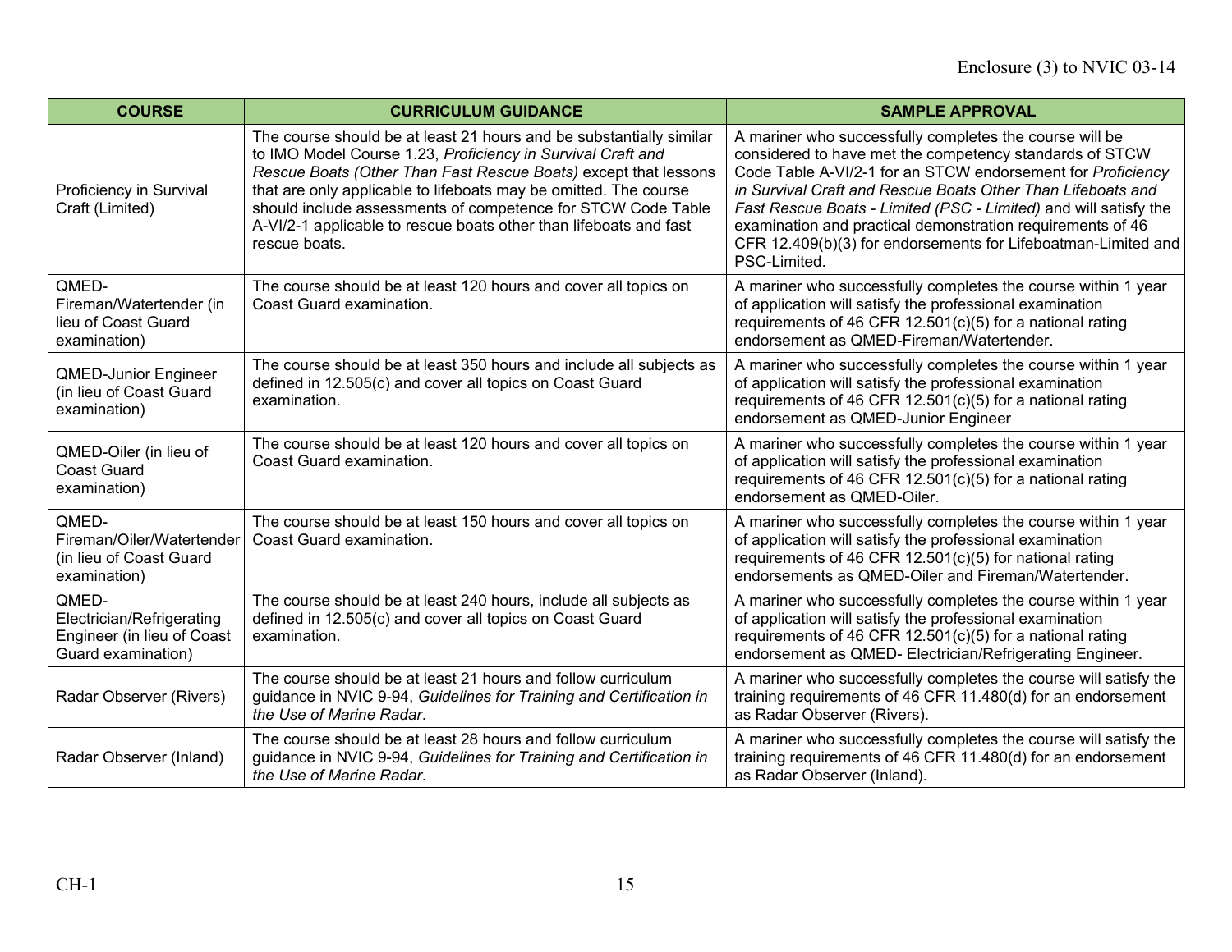| COURSE | CURRICULUM GUIDANCE | SAMPLE APPROVAL |
|---|---|---|
| Proficiency in Survival Craft (Limited) | The course should be at least 21 hours and be substantially similar to IMO Model Course 1.23, *Proficiency in Survival Craft and Rescue Boats (Other Than Fast Rescue Boats)* except that lessons that are only applicable to lifeboats may be omitted. The course should include assessments of competence for STCW Code Table A-VI/2-1 applicable to rescue boats other than lifeboats and fast rescue boats. | A mariner who successfully completes the course will be considered to have met the competency standards of STCW Code Table A-VI/2-1 for an STCW endorsement for *Proficiency in Survival Craft and Rescue Boats Other Than Lifeboats and Fast Rescue Boats - Limited (PSC - Limited)* and will satisfy the examination and practical demonstration requirements of 46 CFR 12.409(b)(3) for endorsements for Lifeboatman-Limited and PSC-Limited. |
| QMED-Fireman/Watertender (in lieu of Coast Guard examination) | The course should be at least 120 hours and cover all topics on Coast Guard examination. | A mariner who successfully completes the course within 1 year of application will satisfy the professional examination requirements of 46 CFR 12.501(c)(5) for a national rating endorsement as QMED-Fireman/Watertender. |
| QMED-Junior Engineer (in lieu of Coast Guard examination) | The course should be at least 350 hours and include all subjects as defined in 12.505(c) and cover all topics on Coast Guard examination. | A mariner who successfully completes the course within 1 year of application will satisfy the professional examination requirements of 46 CFR 12.501(c)(5) for a national rating endorsement as QMED-Junior Engineer |
| QMED-Oiler (in lieu of Coast Guard examination) | The course should be at least 120 hours and cover all topics on Coast Guard examination. | A mariner who successfully completes the course within 1 year of application will satisfy the professional examination requirements of 46 CFR 12.501(c)(5) for a national rating endorsement as QMED-Oiler. |
| QMED-Fireman/Oiler/Watertender (in lieu of Coast Guard examination) | The course should be at least 150 hours and cover all topics on Coast Guard examination. | A mariner who successfully completes the course within 1 year of application will satisfy the professional examination requirements of 46 CFR 12.501(c)(5) for national rating endorsements as QMED-Oiler and Fireman/Watertender. |
| QMED-Electrician/Refrigerating Engineer (in lieu of Coast Guard examination) | The course should be at least 240 hours, include all subjects as defined in 12.505(c) and cover all topics on Coast Guard examination. | A mariner who successfully completes the course within 1 year of application will satisfy the professional examination requirements of 46 CFR 12.501(c)(5) for a national rating endorsement as QMED- Electrician/Refrigerating Engineer. |
| Radar Observer (Rivers) | The course should be at least 21 hours and follow curriculum guidance in NVIC 9-94, *Guidelines for Training and Certification in the Use of Marine Radar*. | A mariner who successfully completes the course will satisfy the training requirements of 46 CFR 11.480(d) for an endorsement as Radar Observer (Rivers). |
| Radar Observer (Inland) | The course should be at least 28 hours and follow curriculum guidance in NVIC 9-94, *Guidelines for Training and Certification in the Use of Marine Radar*. | A mariner who successfully completes the course will satisfy the training requirements of 46 CFR 11.480(d) for an endorsement as Radar Observer (Inland). |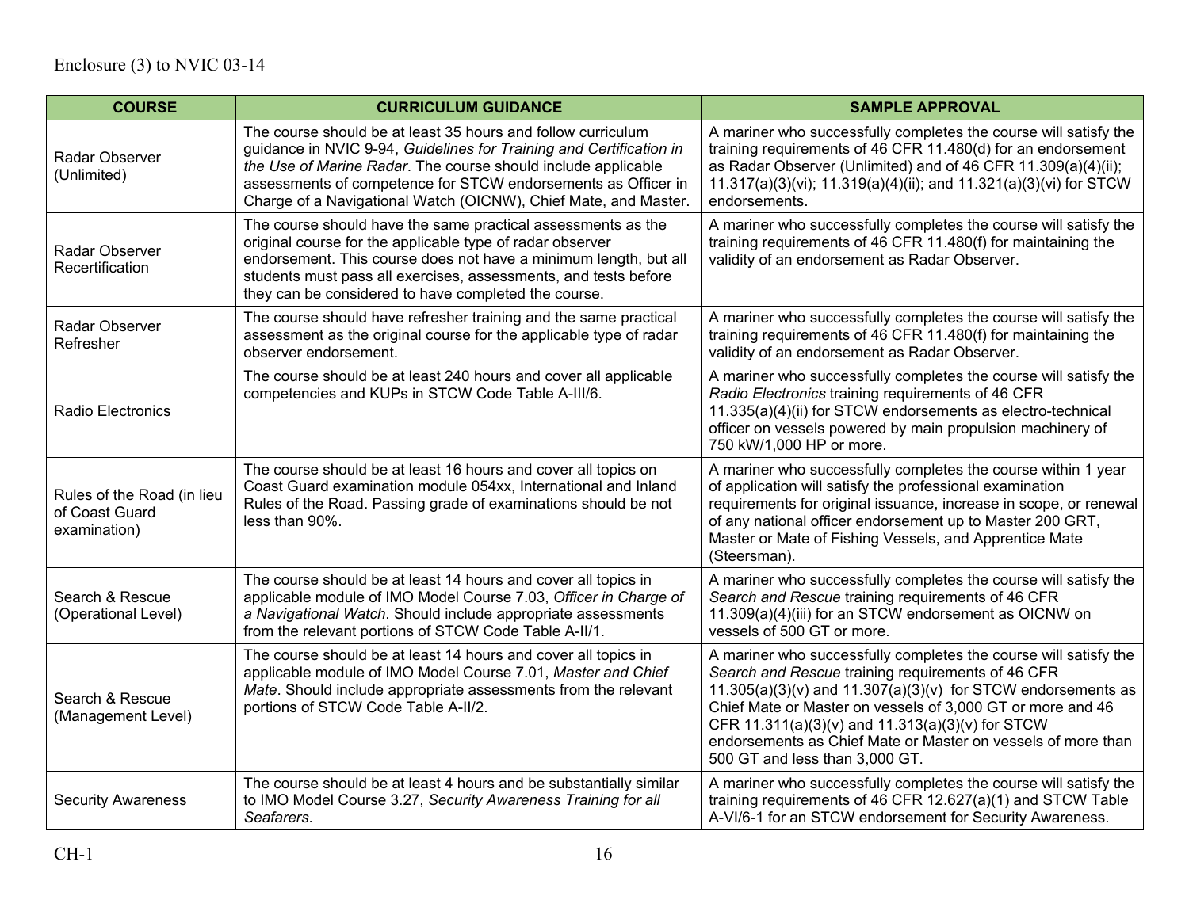| COURSE | CURRICULUM GUIDANCE | SAMPLE APPROVAL |
|---|---|---|
| Radar Observer (Unlimited) | The course should be at least 35 hours and follow curriculum guidance in NVIC 9-94, *Guidelines for Training and Certification in the Use of Marine Radar*. The course should include applicable assessments of competence for STCW endorsements as Officer in Charge of a Navigational Watch (OICNW), Chief Mate, and Master. | A mariner who successfully completes the course will satisfy the training requirements of 46 CFR 11.480(d) for an endorsement as Radar Observer (Unlimited) and of 46 CFR 11.309(a)(4)(ii); 11.317(a)(3)(vi); 11.319(a)(4)(ii); and 11.321(a)(3)(vi) for STCW endorsements. |
| Radar Observer Recertification | The course should have the same practical assessments as the original course for the applicable type of radar observer endorsement. This course does not have a minimum length, but all students must pass all exercises, assessments, and tests before they can be considered to have completed the course. | A mariner who successfully completes the course will satisfy the training requirements of 46 CFR 11.480(f) for maintaining the validity of an endorsement as Radar Observer. |
| Radar Observer Refresher | The course should have refresher training and the same practical assessment as the original course for the applicable type of radar observer endorsement. | A mariner who successfully completes the course will satisfy the training requirements of 46 CFR 11.480(f) for maintaining the validity of an endorsement as Radar Observer. |
| Radio Electronics | The course should be at least 240 hours and cover all applicable competencies and KUPs in STCW Code Table A-III/6. | A mariner who successfully completes the course will satisfy the *Radio Electronics* training requirements of 46 CFR 11.335(a)(4)(ii) for STCW endorsements as electro-technical officer on vessels powered by main propulsion machinery of 750 kW/1,000 HP or more. |
| Rules of the Road (in lieu of Coast Guard examination) | The course should be at least 16 hours and cover all topics on Coast Guard examination module 054xx, International and Inland Rules of the Road. Passing grade of examinations should be not less than 90%. | A mariner who successfully completes the course within 1 year of application will satisfy the professional examination requirements for original issuance, increase in scope, or renewal of any national officer endorsement up to Master 200 GRT, Master or Mate of Fishing Vessels, and Apprentice Mate (Steersman). |
| Search & Rescue (Operational Level) | The course should be at least 14 hours and cover all topics in applicable module of IMO Model Course 7.03, *Officer in Charge of a Navigational Watch*. Should include appropriate assessments from the relevant portions of STCW Code Table A-II/1. | A mariner who successfully completes the course will satisfy the *Search and Rescue* training requirements of 46 CFR 11.309(a)(4)(iii) for an STCW endorsement as OICNW on vessels of 500 GT or more. |
| Search & Rescue (Management Level) | The course should be at least 14 hours and cover all topics in applicable module of IMO Model Course 7.01, *Master and Chief Mate*. Should include appropriate assessments from the relevant portions of STCW Code Table A-II/2. | A mariner who successfully completes the course will satisfy the *Search and Rescue* training requirements of 46 CFR 11.305(a)(3)(v) and 11.307(a)(3)(v) for STCW endorsements as Chief Mate or Master on vessels of 3,000 GT or more and 46 CFR 11.311(a)(3)(v) and 11.313(a)(3)(v) for STCW endorsements as Chief Mate or Master on vessels of more than 500 GT and less than 3,000 GT. |
| Security Awareness | The course should be at least 4 hours and be substantially similar to IMO Model Course 3.27, *Security Awareness Training for all Seafarers*. | A mariner who successfully completes the course will satisfy the training requirements of 46 CFR 12.627(a)(1) and STCW Table A-VI/6-1 for an STCW endorsement for Security Awareness. |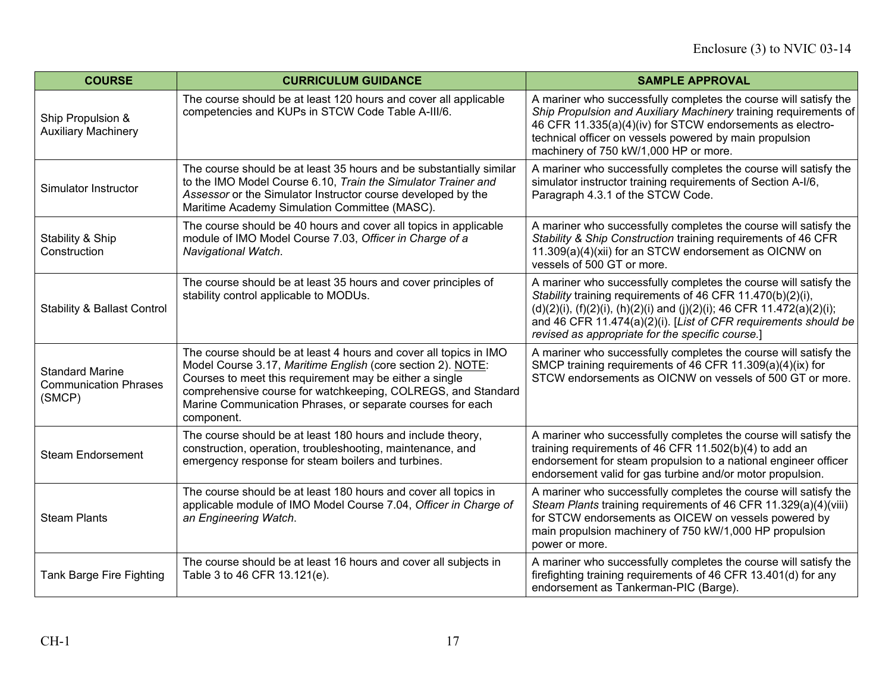| COURSE | CURRICULUM GUIDANCE | SAMPLE APPROVAL |
| --- | --- | --- |
| Ship Propulsion & Auxiliary Machinery | The course should be at least 120 hours and cover all applicable competencies and KUPs in STCW Code Table A-III/6. | A mariner who successfully completes the course will satisfy the *Ship Propulsion and Auxiliary Machinery* training requirements of 46 CFR 11.335(a)(4)(iv) for STCW endorsements as electro-technical officer on vessels powered by main propulsion machinery of 750 kW/1,000 HP or more. |
| Simulator Instructor | The course should be at least 35 hours and be substantially similar to the IMO Model Course 6.10, *Train the Simulator Trainer and Assessor* or the Simulator Instructor course developed by the Maritime Academy Simulation Committee (MASC). | A mariner who successfully completes the course will satisfy the simulator instructor training requirements of Section A-I/6, Paragraph 4.3.1 of the STCW Code. |
| Stability & Ship Construction | The course should be 40 hours and cover all topics in applicable module of IMO Model Course 7.03, *Officer in Charge of a Navigational Watch*. | A mariner who successfully completes the course will satisfy the *Stability & Ship Construction* training requirements of 46 CFR 11.309(a)(4)(xii) for an STCW endorsement as OICNW on vessels of 500 GT or more. |
| Stability & Ballast Control | The course should be at least 35 hours and cover principles of stability control applicable to MODUs. | A mariner who successfully completes the course will satisfy the *Stability* training requirements of 46 CFR 11.470(b)(2)(i), (d)(2)(i), (f)(2)(i), (h)(2)(i) and (j)(2)(i); 46 CFR 11.472(a)(2)(i); and 46 CFR 11.474(a)(2)(i). [*List of CFR requirements should be revised as appropriate for the specific course.*] |
| Standard Marine Communication Phrases (SMCP) | The course should be at least 4 hours and cover all topics in IMO Model Course 3.17, *Maritime English* (core section 2). <u>NOTE</u>: Courses to meet this requirement may be either a single comprehensive course for watchkeeping, COLREGS, and Standard Marine Communication Phrases, or separate courses for each component. | A mariner who successfully completes the course will satisfy the SMCP training requirements of 46 CFR 11.309(a)(4)(ix) for STCW endorsements as OICNW on vessels of 500 GT or more. |
| Steam Endorsement | The course should be at least 180 hours and include theory, construction, operation, troubleshooting, maintenance, and emergency response for steam boilers and turbines. | A mariner who successfully completes the course will satisfy the training requirements of 46 CFR 11.502(b)(4) to add an endorsement for steam propulsion to a national engineer officer endorsement valid for gas turbine and/or motor propulsion. |
| Steam Plants | The course should be at least 180 hours and cover all topics in applicable module of IMO Model Course 7.04, *Officer in Charge of an Engineering Watch*. | A mariner who successfully completes the course will satisfy the *Steam Plants* training requirements of 46 CFR 11.329(a)(4)(viii) for STCW endorsements as OICEW on vessels powered by main propulsion machinery of 750 kW/1,000 HP propulsion power or more. |
| Tank Barge Fire Fighting | The course should be at least 16 hours and cover all subjects in Table 3 to 46 CFR 13.121(e). | A mariner who successfully completes the course will satisfy the firefighting training requirements of 46 CFR 13.401(d) for any endorsement as Tankerman-PIC (Barge). |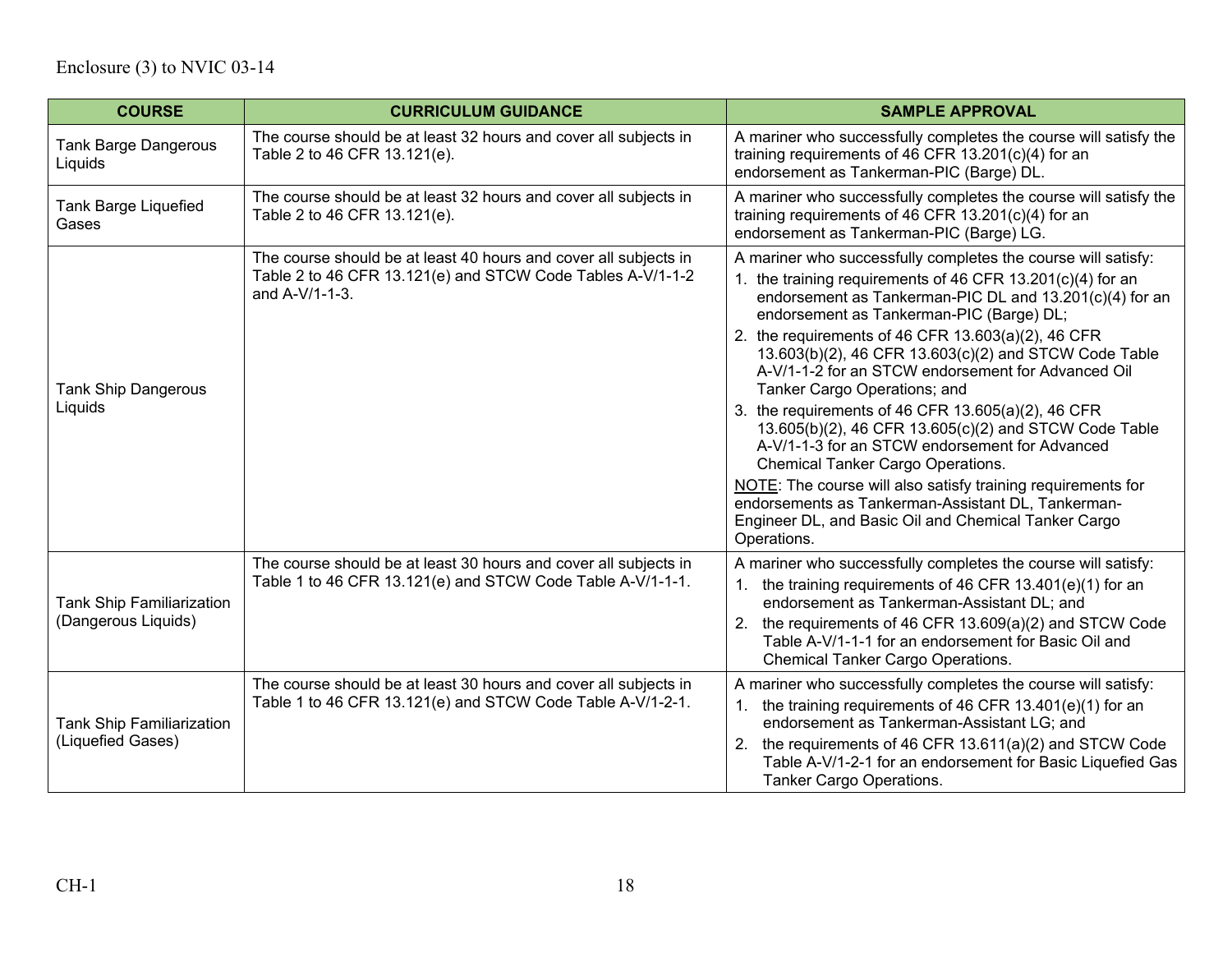Enclosure (3) to NVIC 03-14

| COURSE | CURRICULUM GUIDANCE | SAMPLE APPROVAL |
|---|---|---|
| Tank Barge Dangerous Liquids | The course should be at least 32 hours and cover all subjects in Table 2 to 46 CFR 13.121(e). | A mariner who successfully completes the course will satisfy the training requirements of 46 CFR 13.201(c)(4) for an endorsement as Tankerman-PIC (Barge) DL. |
| Tank Barge Liquefied Gases | The course should be at least 32 hours and cover all subjects in Table 2 to 46 CFR 13.121(e). | A mariner who successfully completes the course will satisfy the training requirements of 46 CFR 13.201(c)(4) for an endorsement as Tankerman-PIC (Barge) LG. |
| Tank Ship Dangerous Liquids | The course should be at least 40 hours and cover all subjects in Table 2 to 46 CFR 13.121(e) and STCW Code Tables A-V/1-1-2 and A-V/1-1-3. | A mariner who successfully completes the course will satisfy:<br>1. the training requirements of 46 CFR 13.201(c)(4) for an endorsement as Tankerman-PIC DL and 13.201(c)(4) for an endorsement as Tankerman-PIC (Barge) DL;<br>2. the requirements of 46 CFR 13.603(a)(2), 46 CFR 13.603(b)(2), 46 CFR 13.603(c)(2) and STCW Code Table A-V/1-1-2 for an STCW endorsement for Advanced Oil Tanker Cargo Operations; and<br>3. the requirements of 46 CFR 13.605(a)(2), 46 CFR 13.605(b)(2), 46 CFR 13.605(c)(2) and STCW Code Table A-V/1-1-3 for an STCW endorsement for Advanced Chemical Tanker Cargo Operations.<br>NOTE: The course will also satisfy training requirements for endorsements as Tankerman-Assistant DL, Tankerman-Engineer DL, and Basic Oil and Chemical Tanker Cargo Operations. |
| Tank Ship Familiarization (Dangerous Liquids) | The course should be at least 30 hours and cover all subjects in Table 1 to 46 CFR 13.121(e) and STCW Code Table A-V/1-1-1. | A mariner who successfully completes the course will satisfy:<br>1. the training requirements of 46 CFR 13.401(e)(1) for an endorsement as Tankerman-Assistant DL; and<br>2. the requirements of 46 CFR 13.609(a)(2) and STCW Code Table A-V/1-1-1 for an endorsement for Basic Oil and Chemical Tanker Cargo Operations. |
| Tank Ship Familiarization (Liquefied Gases) | The course should be at least 30 hours and cover all subjects in Table 1 to 46 CFR 13.121(e) and STCW Code Table A-V/1-2-1. | A mariner who successfully completes the course will satisfy:<br>1. the training requirements of 46 CFR 13.401(e)(1) for an endorsement as Tankerman-Assistant LG; and<br>2. the requirements of 46 CFR 13.611(a)(2) and STCW Code Table A-V/1-2-1 for an endorsement for Basic Liquefied Gas Tanker Cargo Operations. |

CH-1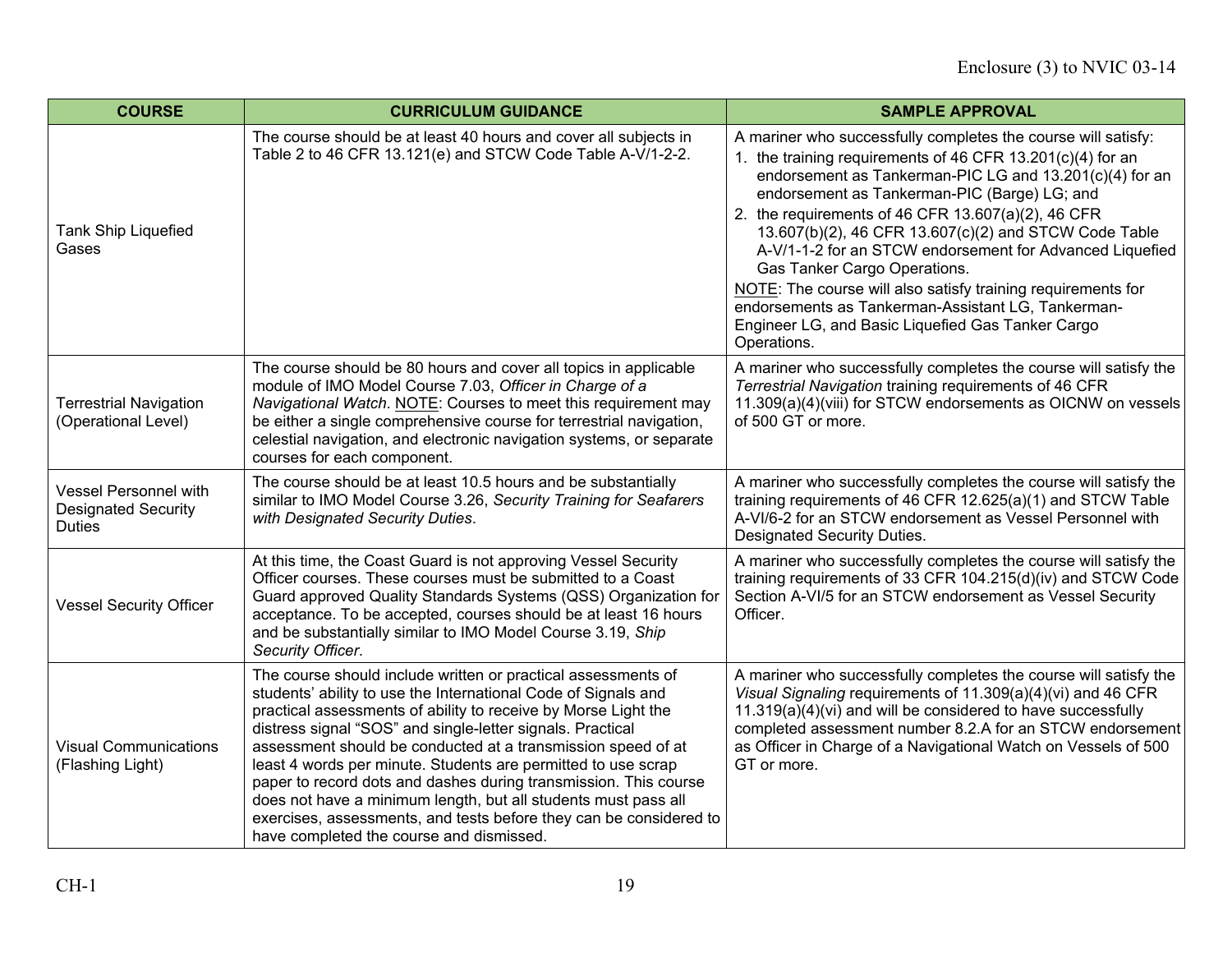| COURSE | CURRICULUM GUIDANCE | SAMPLE APPROVAL |
|---|---|---|
| Tank Ship Liquefied Gases | The course should be at least 40 hours and cover all subjects in Table 2 to 46 CFR 13.121(e) and STCW Code Table A-V/1-2-2. | A mariner who successfully completes the course will satisfy:<br>1. the training requirements of 46 CFR 13.201(c)(4) for an endorsement as Tankerman-PIC LG and 13.201(c)(4) for an endorsement as Tankerman-PIC (Barge) LG; and<br>2. the requirements of 46 CFR 13.607(a)(2), 46 CFR 13.607(b)(2), 46 CFR 13.607(c)(2) and STCW Code Table A-V/1-1-2 for an STCW endorsement for Advanced Liquefied Gas Tanker Cargo Operations.<br>NOTE: The course will also satisfy training requirements for endorsements as Tankerman-Assistant LG, Tankerman-Engineer LG, and Basic Liquefied Gas Tanker Cargo Operations. |
| Terrestrial Navigation (Operational Level) | The course should be 80 hours and cover all topics in applicable module of IMO Model Course 7.03, *Officer in Charge of a Navigational Watch*. NOTE: Courses to meet this requirement may be either a single comprehensive course for terrestrial navigation, celestial navigation, and electronic navigation systems, or separate courses for each component. | A mariner who successfully completes the course will satisfy the *Terrestrial Navigation* training requirements of 46 CFR 11.309(a)(4)(viii) for STCW endorsements as OICNW on vessels of 500 GT or more. |
| Vessel Personnel with Designated Security Duties | The course should be at least 10.5 hours and be substantially similar to IMO Model Course 3.26, *Security Training for Seafarers with Designated Security Duties*. | A mariner who successfully completes the course will satisfy the training requirements of 46 CFR 12.625(a)(1) and STCW Table A-VI/6-2 for an STCW endorsement as Vessel Personnel with Designated Security Duties. |
| Vessel Security Officer | At this time, the Coast Guard is not approving Vessel Security Officer courses. These courses must be submitted to a Coast Guard approved Quality Standards Systems (QSS) Organization for acceptance. To be accepted, courses should be at least 16 hours and be substantially similar to IMO Model Course 3.19, *Ship Security Officer*. | A mariner who successfully completes the course will satisfy the training requirements of 33 CFR 104.215(d)(iv) and STCW Code Section A-VI/5 for an STCW endorsement as Vessel Security Officer. |
| Visual Communications (Flashing Light) | The course should include written or practical assessments of students' ability to use the International Code of Signals and practical assessments of ability to receive by Morse Light the distress signal "SOS" and single-letter signals. Practical assessment should be conducted at a transmission speed of at least 4 words per minute. Students are permitted to use scrap paper to record dots and dashes during transmission. This course does not have a minimum length, but all students must pass all exercises, assessments, and tests before they can be considered to have completed the course and dismissed. | A mariner who successfully completes the course will satisfy the *Visual Signaling* requirements of 11.309(a)(4)(vi) and 46 CFR 11.319(a)(4)(vi) and will be considered to have successfully completed assessment number 8.2.A for an STCW endorsement as Officer in Charge of a Navigational Watch on Vessels of 500 GT or more. |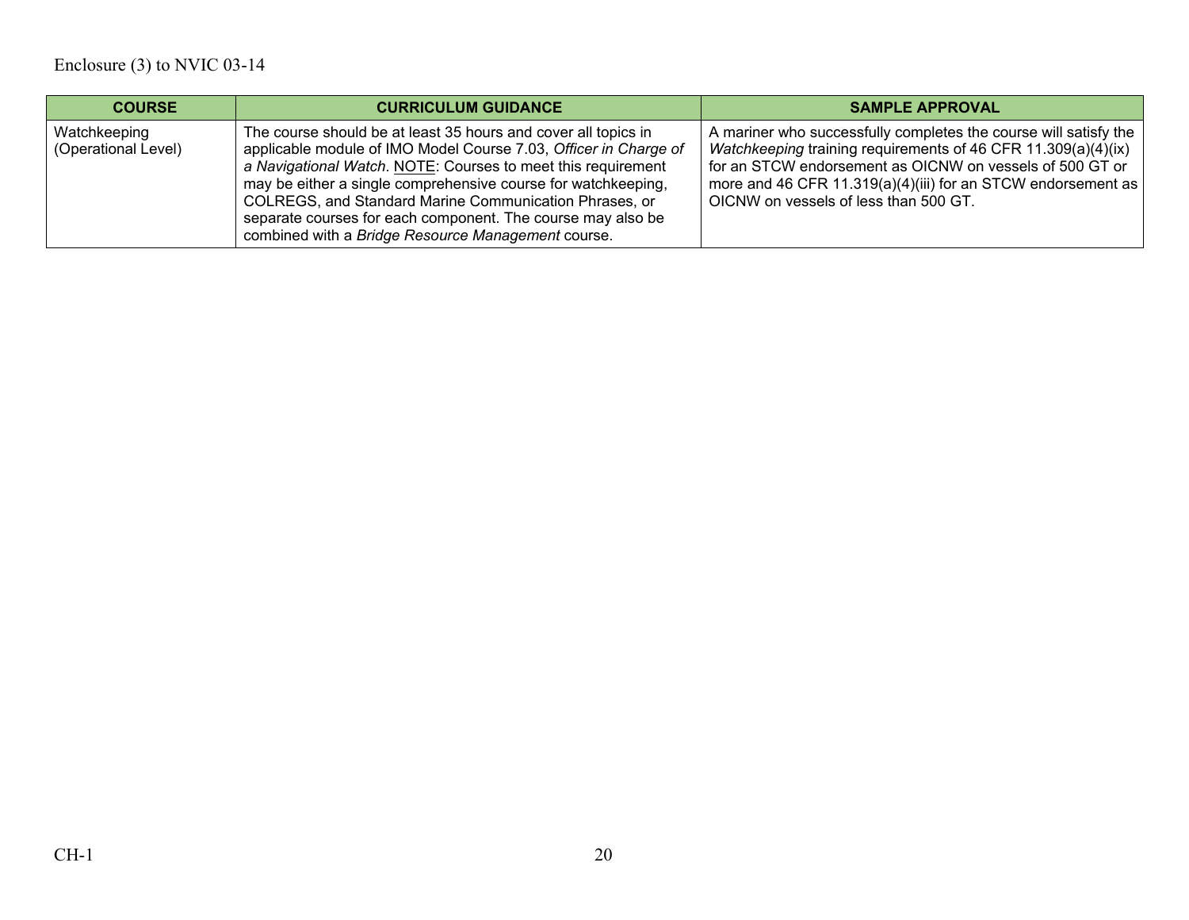| COURSE | CURRICULUM GUIDANCE | SAMPLE APPROVAL |
| --- | --- | --- |
| Watchkeeping (Operational Level) | The course should be at least 35 hours and cover all topics in applicable module of IMO Model Course 7.03, *Officer in Charge of a Navigational Watch*. NOTE: Courses to meet this requirement may be either a single comprehensive course for watchkeeping, COLREGS, and Standard Marine Communication Phrases, or separate courses for each component. The course may also be combined with a *Bridge Resource Management* course. | A mariner who successfully completes the course will satisfy the *Watchkeeping* training requirements of 46 CFR 11.309(a)(4)(ix) for an STCW endorsement as OICNW on vessels of 500 GT or more and 46 CFR 11.319(a)(4)(iii) for an STCW endorsement as OICNW on vessels of less than 500 GT. |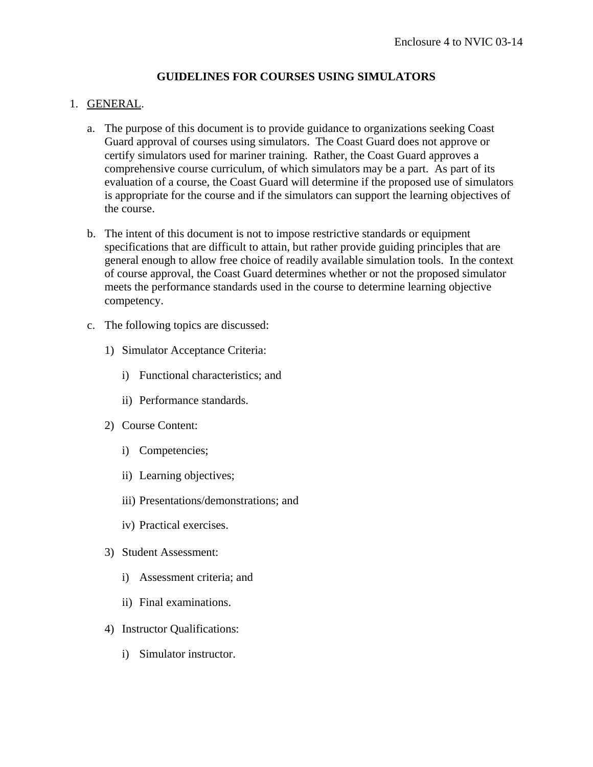Enclosure 4 to NVIC 03-14

# GUIDELINES FOR COURSES USING SIMULATORS

1. GENERAL.

   a. The purpose of this document is to provide guidance to organizations seeking Coast Guard approval of courses using simulators. The Coast Guard does not approve or certify simulators used for mariner training. Rather, the Coast Guard approves a comprehensive course curriculum, of which simulators may be a part. As part of its evaluation of a course, the Coast Guard will determine if the proposed use of simulators is appropriate for the course and if the simulators can support the learning objectives of the course.

   b. The intent of this document is not to impose restrictive standards or equipment specifications that are difficult to attain, but rather provide guiding principles that are general enough to allow free choice of readily available simulation tools. In the context of course approval, the Coast Guard determines whether or not the proposed simulator meets the performance standards used in the course to determine learning objective competency.

   c. The following topics are discussed:

      1) Simulator Acceptance Criteria:

         i) Functional characteristics; and

         ii) Performance standards.

      2) Course Content:

         i) Competencies;

         ii) Learning objectives;

         iii) Presentations/demonstrations; and

         iv) Practical exercises.

      3) Student Assessment:

         i) Assessment criteria; and

         ii) Final examinations.

      4) Instructor Qualifications:

         i) Simulator instructor.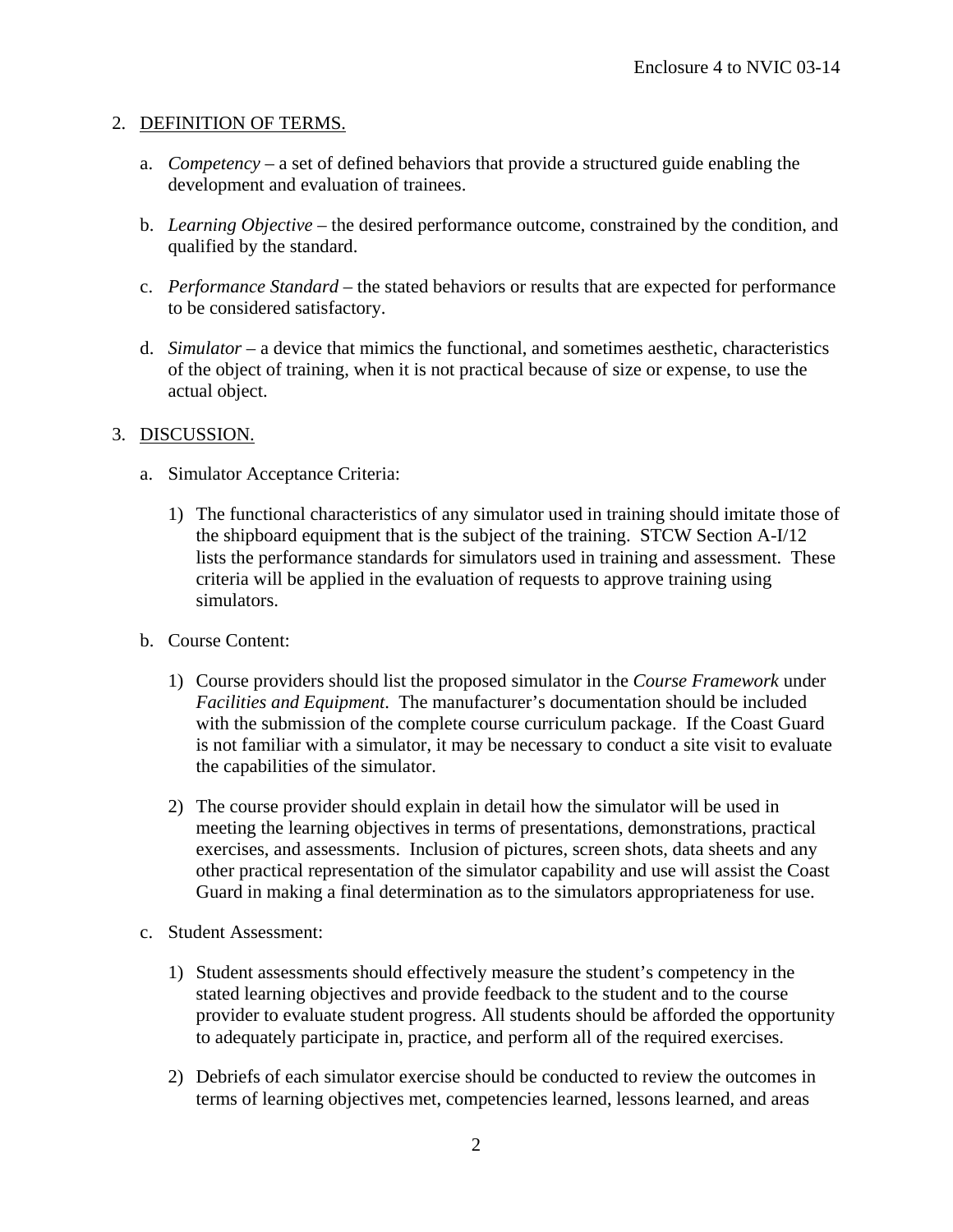## 2. DEFINITION OF TERMS.

a. *Competency* – a set of defined behaviors that provide a structured guide enabling the development and evaluation of trainees.

b. *Learning Objective* – the desired performance outcome, constrained by the condition, and qualified by the standard.

c. *Performance Standard* – the stated behaviors or results that are expected for performance to be considered satisfactory.

d. *Simulator* – a device that mimics the functional, and sometimes aesthetic, characteristics of the object of training, when it is not practical because of size or expense, to use the actual object.

## 3. DISCUSSION.

a. Simulator Acceptance Criteria:

1) The functional characteristics of any simulator used in training should imitate those of the shipboard equipment that is the subject of the training. STCW Section A-I/12 lists the performance standards for simulators used in training and assessment. These criteria will be applied in the evaluation of requests to approve training using simulators.

b. Course Content:

1) Course providers should list the proposed simulator in the *Course Framework* under *Facilities and Equipment*. The manufacturer's documentation should be included with the submission of the complete course curriculum package. If the Coast Guard is not familiar with a simulator, it may be necessary to conduct a site visit to evaluate the capabilities of the simulator.

2) The course provider should explain in detail how the simulator will be used in meeting the learning objectives in terms of presentations, demonstrations, practical exercises, and assessments. Inclusion of pictures, screen shots, data sheets and any other practical representation of the simulator capability and use will assist the Coast Guard in making a final determination as to the simulators appropriateness for use.

c. Student Assessment:

1) Student assessments should effectively measure the student's competency in the stated learning objectives and provide feedback to the student and to the course provider to evaluate student progress. All students should be afforded the opportunity to adequately participate in, practice, and perform all of the required exercises.

2) Debriefs of each simulator exercise should be conducted to review the outcomes in terms of learning objectives met, competencies learned, lessons learned, and areas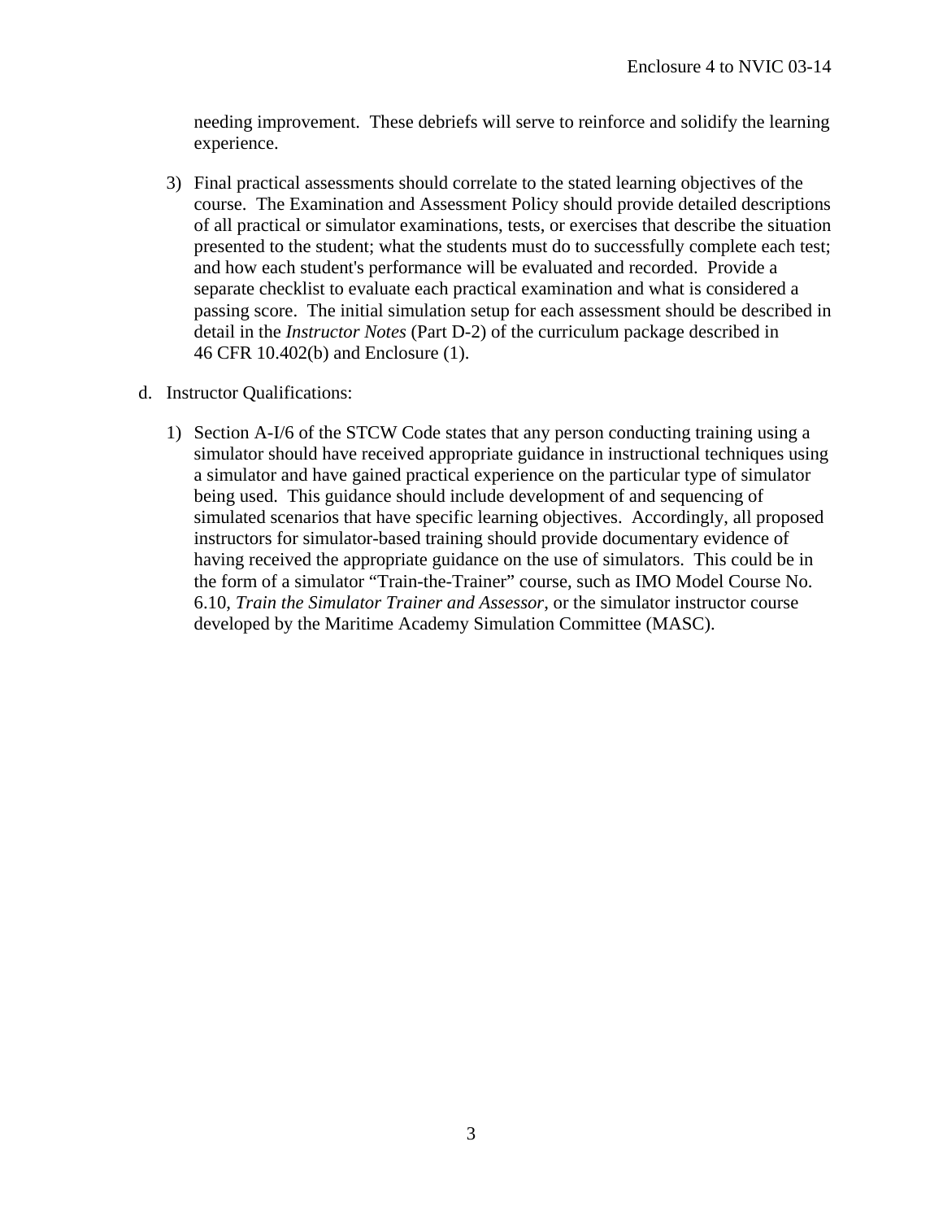needing improvement. These debriefs will serve to reinforce and solidify the learning experience.

3) Final practical assessments should correlate to the stated learning objectives of the course. The Examination and Assessment Policy should provide detailed descriptions of all practical or simulator examinations, tests, or exercises that describe the situation presented to the student; what the students must do to successfully complete each test; and how each student's performance will be evaluated and recorded. Provide a separate checklist to evaluate each practical examination and what is considered a passing score. The initial simulation setup for each assessment should be described in detail in the *Instructor Notes* (Part D-2) of the curriculum package described in 46 CFR 10.402(b) and Enclosure (1).

d. Instructor Qualifications:

1) Section A-I/6 of the STCW Code states that any person conducting training using a simulator should have received appropriate guidance in instructional techniques using a simulator and have gained practical experience on the particular type of simulator being used. This guidance should include development of and sequencing of simulated scenarios that have specific learning objectives. Accordingly, all proposed instructors for simulator-based training should provide documentary evidence of having received the appropriate guidance on the use of simulators. This could be in the form of a simulator "Train-the-Trainer" course, such as IMO Model Course No. 6.10, *Train the Simulator Trainer and Assessor*, or the simulator instructor course developed by the Maritime Academy Simulation Committee (MASC).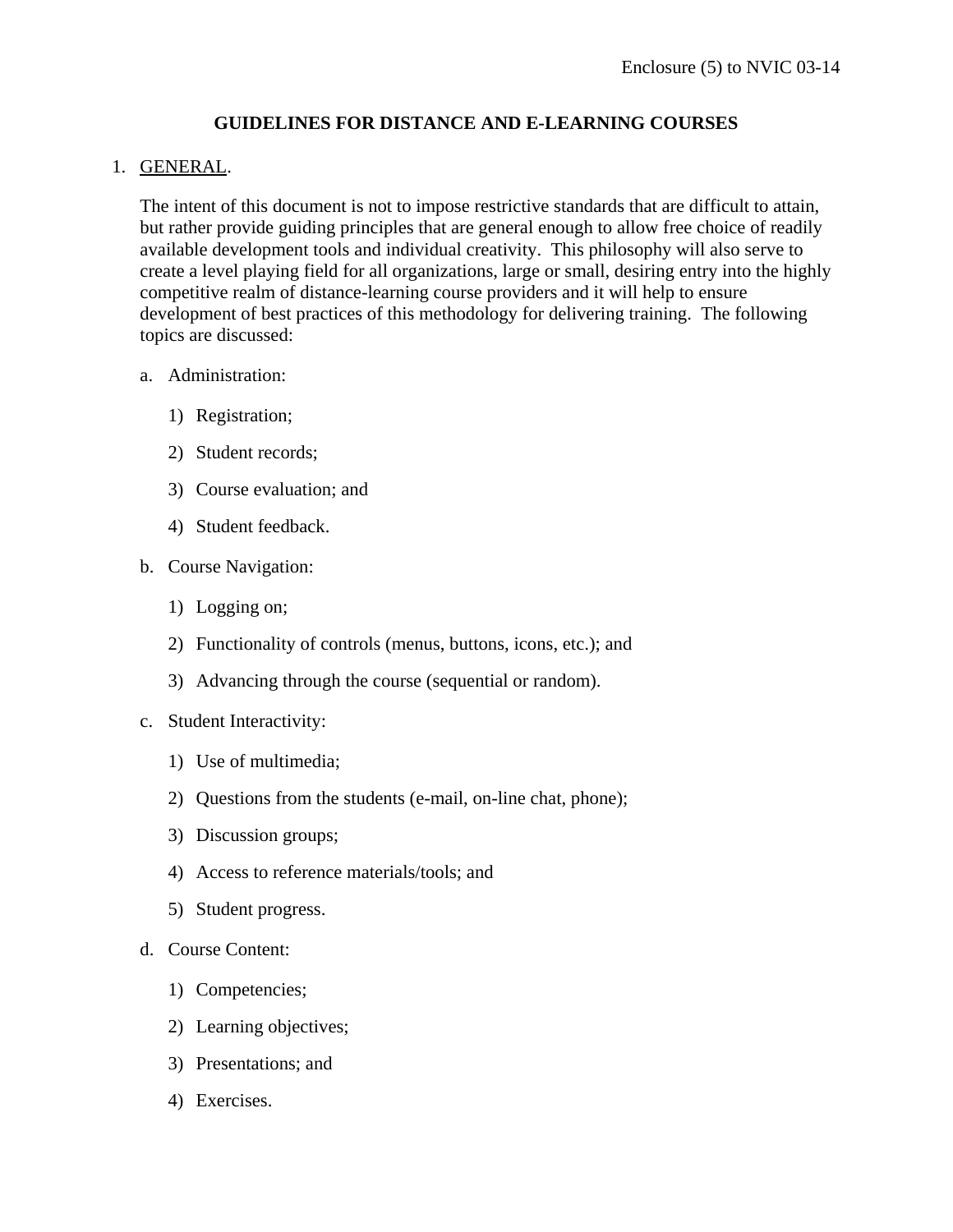# GUIDELINES FOR DISTANCE AND E-LEARNING COURSES

1. GENERAL.

   The intent of this document is not to impose restrictive standards that are difficult to attain, but rather provide guiding principles that are general enough to allow free choice of readily available development tools and individual creativity. This philosophy will also serve to create a level playing field for all organizations, large or small, desiring entry into the highly competitive realm of distance-learning course providers and it will help to ensure development of best practices of this methodology for delivering training. The following topics are discussed:

   a. Administration:

      1) Registration;

      2) Student records;

      3) Course evaluation; and

      4) Student feedback.

   b. Course Navigation:

      1) Logging on;

      2) Functionality of controls (menus, buttons, icons, etc.); and

      3) Advancing through the course (sequential or random).

   c. Student Interactivity:

      1) Use of multimedia;

      2) Questions from the students (e-mail, on-line chat, phone);

      3) Discussion groups;

      4) Access to reference materials/tools; and

      5) Student progress.

   d. Course Content:

      1) Competencies;

      2) Learning objectives;

      3) Presentations; and

      4) Exercises.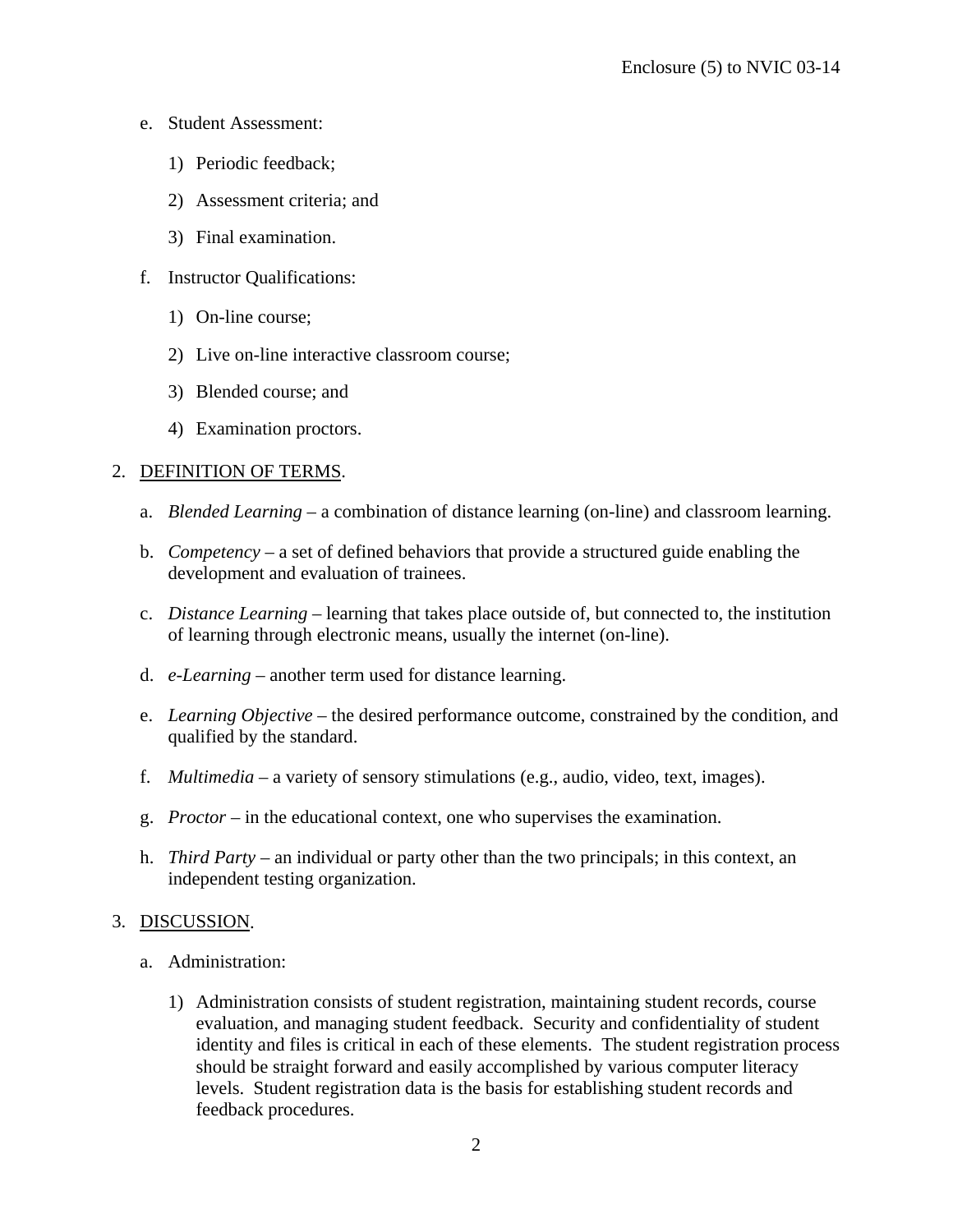e. Student Assessment:

   1) Periodic feedback;

   2) Assessment criteria; and

   3) Final examination.

f. Instructor Qualifications:

   1) On-line course;

   2) Live on-line interactive classroom course;

   3) Blended course; and

   4) Examination proctors.

2. <u>DEFINITION OF TERMS</u>.

   a. *Blended Learning* – a combination of distance learning (on-line) and classroom learning.

   b. *Competency* – a set of defined behaviors that provide a structured guide enabling the development and evaluation of trainees.

   c. *Distance Learning* – learning that takes place outside of, but connected to, the institution of learning through electronic means, usually the internet (on-line).

   d. *e-Learning* – another term used for distance learning.

   e. *Learning Objective* – the desired performance outcome, constrained by the condition, and qualified by the standard.

   f. *Multimedia* – a variety of sensory stimulations (e.g., audio, video, text, images).

   g. *Proctor* – in the educational context, one who supervises the examination.

   h. *Third Party* – an individual or party other than the two principals; in this context, an independent testing organization.

3. <u>DISCUSSION</u>.

   a. Administration:

      1) Administration consists of student registration, maintaining student records, course evaluation, and managing student feedback. Security and confidentiality of student identity and files is critical in each of these elements. The student registration process should be straight forward and easily accomplished by various computer literacy levels. Student registration data is the basis for establishing student records and feedback procedures.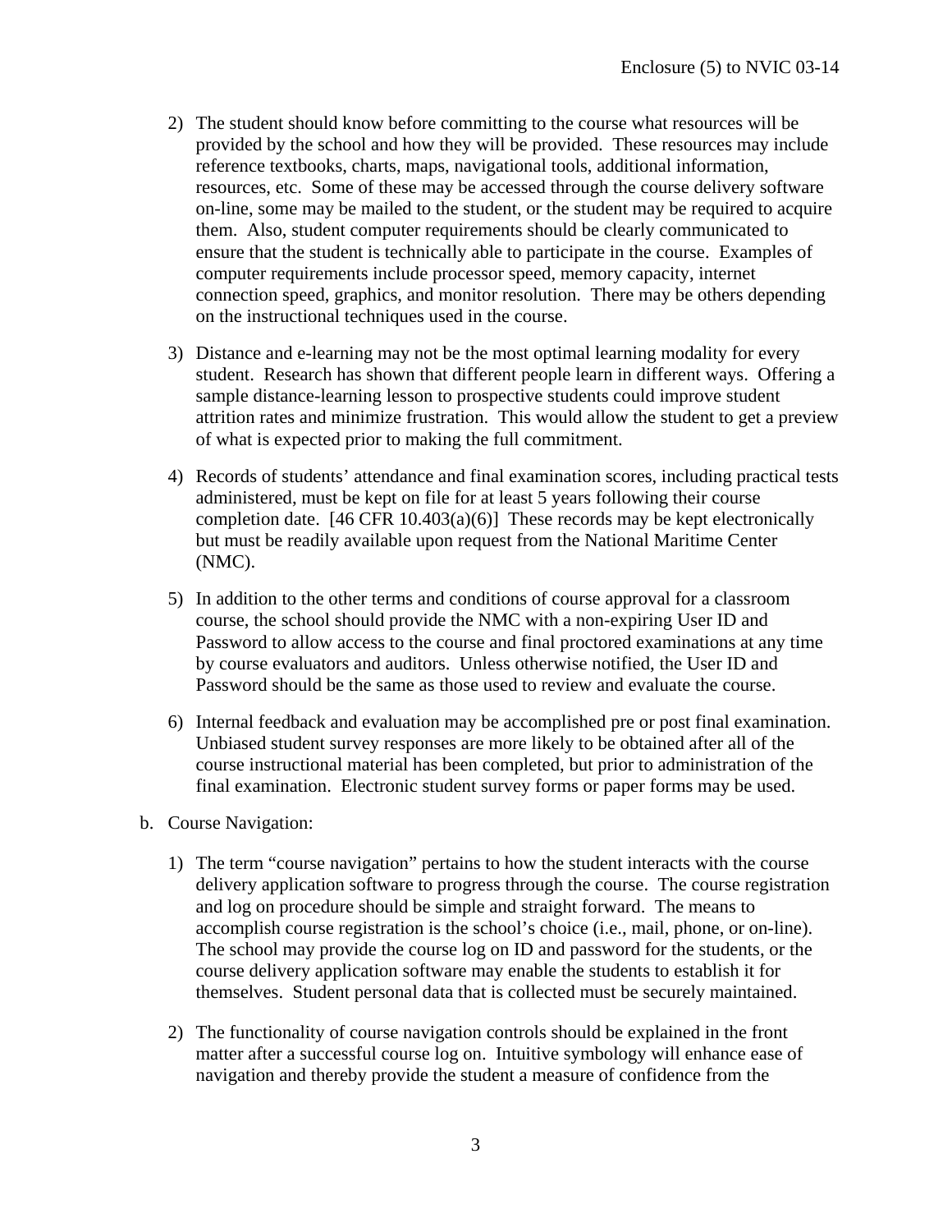2) The student should know before committing to the course what resources will be provided by the school and how they will be provided. These resources may include reference textbooks, charts, maps, navigational tools, additional information, resources, etc. Some of these may be accessed through the course delivery software on-line, some may be mailed to the student, or the student may be required to acquire them. Also, student computer requirements should be clearly communicated to ensure that the student is technically able to participate in the course. Examples of computer requirements include processor speed, memory capacity, internet connection speed, graphics, and monitor resolution. There may be others depending on the instructional techniques used in the course.

3) Distance and e-learning may not be the most optimal learning modality for every student. Research has shown that different people learn in different ways. Offering a sample distance-learning lesson to prospective students could improve student attrition rates and minimize frustration. This would allow the student to get a preview of what is expected prior to making the full commitment.

4) Records of students' attendance and final examination scores, including practical tests administered, must be kept on file for at least 5 years following their course completion date. [46 CFR 10.403(a)(6)] These records may be kept electronically but must be readily available upon request from the National Maritime Center (NMC).

5) In addition to the other terms and conditions of course approval for a classroom course, the school should provide the NMC with a non-expiring User ID and Password to allow access to the course and final proctored examinations at any time by course evaluators and auditors. Unless otherwise notified, the User ID and Password should be the same as those used to review and evaluate the course.

6) Internal feedback and evaluation may be accomplished pre or post final examination. Unbiased student survey responses are more likely to be obtained after all of the course instructional material has been completed, but prior to administration of the final examination. Electronic student survey forms or paper forms may be used.

b. Course Navigation:

1) The term "course navigation" pertains to how the student interacts with the course delivery application software to progress through the course. The course registration and log on procedure should be simple and straight forward. The means to accomplish course registration is the school's choice (i.e., mail, phone, or on-line). The school may provide the course log on ID and password for the students, or the course delivery application software may enable the students to establish it for themselves. Student personal data that is collected must be securely maintained.

2) The functionality of course navigation controls should be explained in the front matter after a successful course log on. Intuitive symbology will enhance ease of navigation and thereby provide the student a measure of confidence from the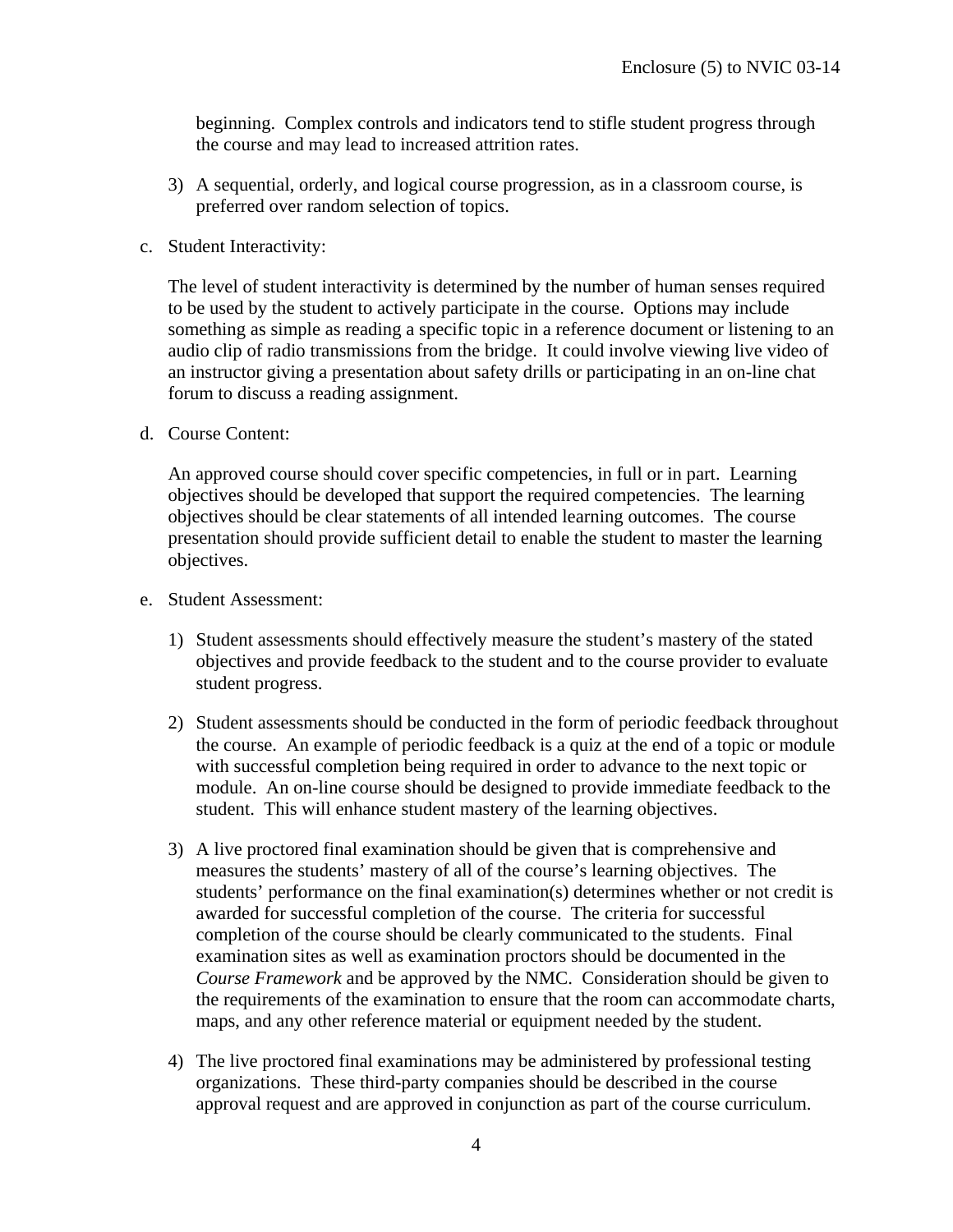beginning. Complex controls and indicators tend to stifle student progress through the course and may lead to increased attrition rates.

3) A sequential, orderly, and logical course progression, as in a classroom course, is preferred over random selection of topics.

c. Student Interactivity:

The level of student interactivity is determined by the number of human senses required to be used by the student to actively participate in the course. Options may include something as simple as reading a specific topic in a reference document or listening to an audio clip of radio transmissions from the bridge. It could involve viewing live video of an instructor giving a presentation about safety drills or participating in an on-line chat forum to discuss a reading assignment.

d. Course Content:

An approved course should cover specific competencies, in full or in part. Learning objectives should be developed that support the required competencies. The learning objectives should be clear statements of all intended learning outcomes. The course presentation should provide sufficient detail to enable the student to master the learning objectives.

e. Student Assessment:

1) Student assessments should effectively measure the student's mastery of the stated objectives and provide feedback to the student and to the course provider to evaluate student progress.

2) Student assessments should be conducted in the form of periodic feedback throughout the course. An example of periodic feedback is a quiz at the end of a topic or module with successful completion being required in order to advance to the next topic or module. An on-line course should be designed to provide immediate feedback to the student. This will enhance student mastery of the learning objectives.

3) A live proctored final examination should be given that is comprehensive and measures the students' mastery of all of the course's learning objectives. The students' performance on the final examination(s) determines whether or not credit is awarded for successful completion of the course. The criteria for successful completion of the course should be clearly communicated to the students. Final examination sites as well as examination proctors should be documented in the *Course Framework* and be approved by the NMC. Consideration should be given to the requirements of the examination to ensure that the room can accommodate charts, maps, and any other reference material or equipment needed by the student.

4) The live proctored final examinations may be administered by professional testing organizations. These third-party companies should be described in the course approval request and are approved in conjunction as part of the course curriculum.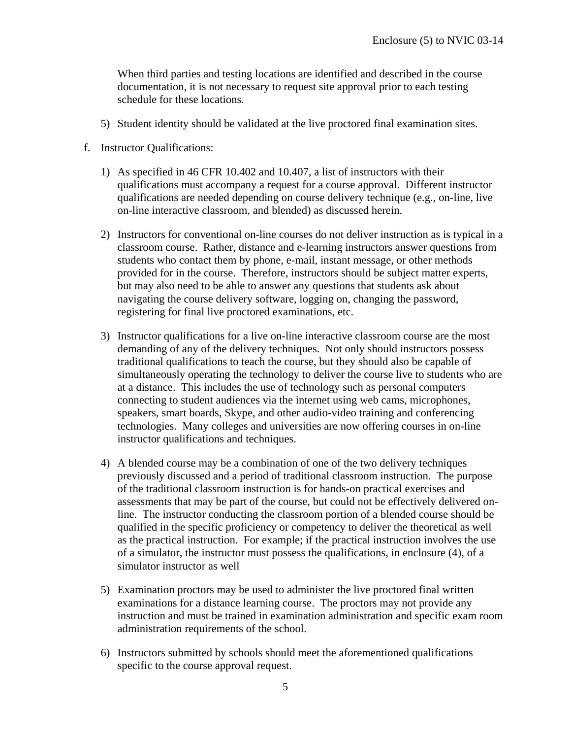When third parties and testing locations are identified and described in the course documentation, it is not necessary to request site approval prior to each testing schedule for these locations.

5) Student identity should be validated at the live proctored final examination sites.

f. Instructor Qualifications:

1) As specified in 46 CFR 10.402 and 10.407, a list of instructors with their qualifications must accompany a request for a course approval. Different instructor qualifications are needed depending on course delivery technique (e.g., on-line, live on-line interactive classroom, and blended) as discussed herein.

2) Instructors for conventional on-line courses do not deliver instruction as is typical in a classroom course. Rather, distance and e-learning instructors answer questions from students who contact them by phone, e-mail, instant message, or other methods provided for in the course. Therefore, instructors should be subject matter experts, but may also need to be able to answer any questions that students ask about navigating the course delivery software, logging on, changing the password, registering for final live proctored examinations, etc.

3) Instructor qualifications for a live on-line interactive classroom course are the most demanding of any of the delivery techniques. Not only should instructors possess traditional qualifications to teach the course, but they should also be capable of simultaneously operating the technology to deliver the course live to students who are at a distance. This includes the use of technology such as personal computers connecting to student audiences via the internet using web cams, microphones, speakers, smart boards, Skype, and other audio-video training and conferencing technologies. Many colleges and universities are now offering courses in on-line instructor qualifications and techniques.

4) A blended course may be a combination of one of the two delivery techniques previously discussed and a period of traditional classroom instruction. The purpose of the traditional classroom instruction is for hands-on practical exercises and assessments that may be part of the course, but could not be effectively delivered on-line. The instructor conducting the classroom portion of a blended course should be qualified in the specific proficiency or competency to deliver the theoretical as well as the practical instruction. For example; if the practical instruction involves the use of a simulator, the instructor must possess the qualifications, in enclosure (4), of a simulator instructor as well

5) Examination proctors may be used to administer the live proctored final written examinations for a distance learning course. The proctors may not provide any instruction and must be trained in examination administration and specific exam room administration requirements of the school.

6) Instructors submitted by schools should meet the aforementioned qualifications specific to the course approval request.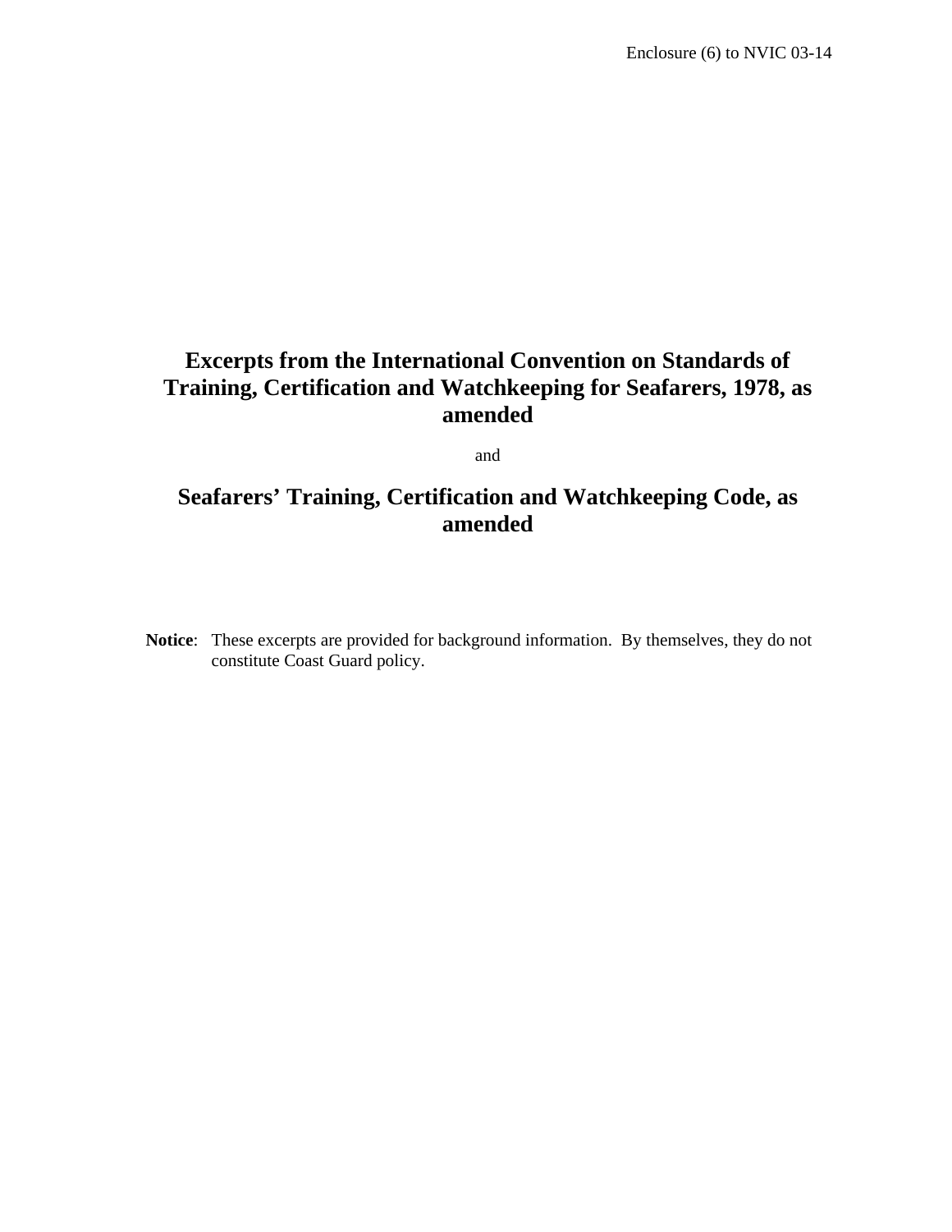Enclosure (6) to NVIC 03-14

# Excerpts from the International Convention on Standards of Training, Certification and Watchkeeping for Seafarers, 1978, as amended

and

# Seafarers' Training, Certification and Watchkeeping Code, as amended

**Notice**: These excerpts are provided for background information. By themselves, they do not constitute Coast Guard policy.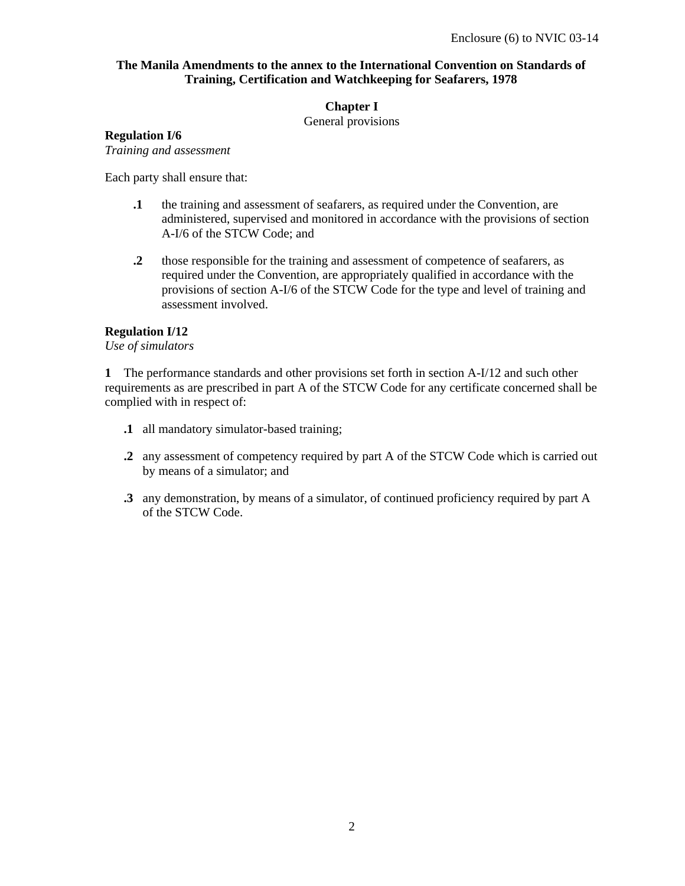**The Manila Amendments to the annex to the International Convention on Standards of Training, Certification and Watchkeeping for Seafarers, 1978**

**Chapter I**

General provisions

**Regulation I/6**

*Training and assessment*

Each party shall ensure that:

**.1** the training and assessment of seafarers, as required under the Convention, are administered, supervised and monitored in accordance with the provisions of section A-I/6 of the STCW Code; and

**.2** those responsible for the training and assessment of competence of seafarers, as required under the Convention, are appropriately qualified in accordance with the provisions of section A-I/6 of the STCW Code for the type and level of training and assessment involved.

**Regulation I/12**

*Use of simulators*

**1** The performance standards and other provisions set forth in section A-I/12 and such other requirements as are prescribed in part A of the STCW Code for any certificate concerned shall be complied with in respect of:

**.1** all mandatory simulator-based training;

**.2** any assessment of competency required by part A of the STCW Code which is carried out by means of a simulator; and

**.3** any demonstration, by means of a simulator, of continued proficiency required by part A of the STCW Code.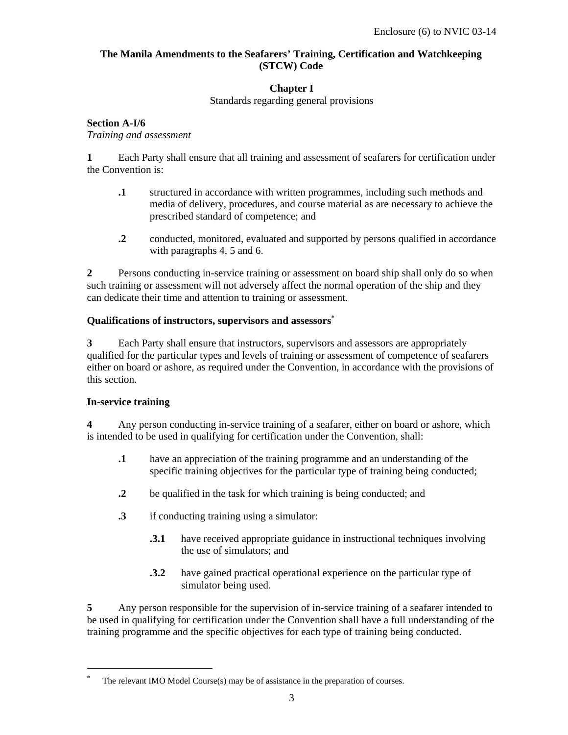# The Manila Amendments to the Seafarers' Training, Certification and Watchkeeping (STCW) Code

## Chapter I

Standards regarding general provisions

### Section A-I/6

*Training and assessment*

**1** Each Party shall ensure that all training and assessment of seafarers for certification under the Convention is:

**.1** structured in accordance with written programmes, including such methods and media of delivery, procedures, and course material as are necessary to achieve the prescribed standard of competence; and

**.2** conducted, monitored, evaluated and supported by persons qualified in accordance with paragraphs 4, 5 and 6.

**2** Persons conducting in-service training or assessment on board ship shall only do so when such training or assessment will not adversely affect the normal operation of the ship and they can dedicate their time and attention to training or assessment.

**Qualifications of instructors, supervisors and assessors[*]**

**3** Each Party shall ensure that instructors, supervisors and assessors are appropriately qualified for the particular types and levels of training or assessment of competence of seafarers either on board or ashore, as required under the Convention, in accordance with the provisions of this section.

**In-service training**

**4** Any person conducting in-service training of a seafarer, either on board or ashore, which is intended to be used in qualifying for certification under the Convention, shall:

**.1** have an appreciation of the training programme and an understanding of the specific training objectives for the particular type of training being conducted;

**.2** be qualified in the task for which training is being conducted; and

**.3** if conducting training using a simulator:

**.3.1** have received appropriate guidance in instructional techniques involving the use of simulators; and

**.3.2** have gained practical operational experience on the particular type of simulator being used.

**5** Any person responsible for the supervision of in-service training of a seafarer intended to be used in qualifying for certification under the Convention shall have a full understanding of the training programme and the specific objectives for each type of training being conducted.

---

[*] The relevant IMO Model Course(s) may be of assistance in the preparation of courses.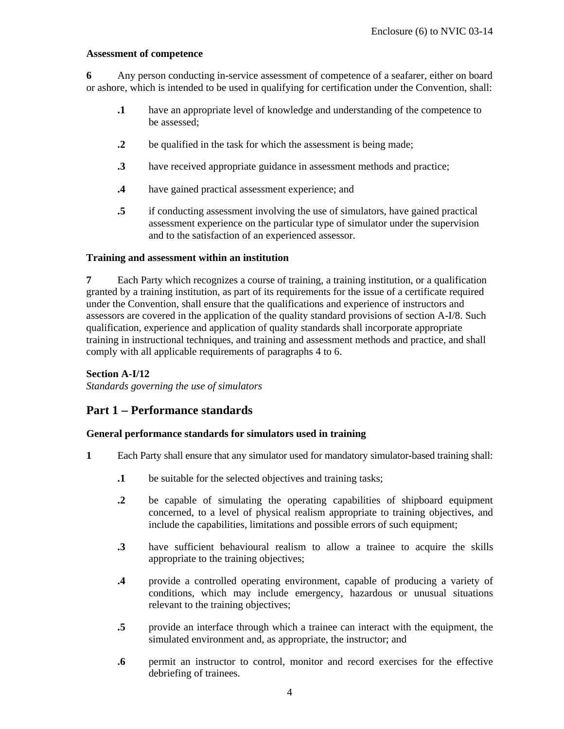**Assessment of competence**

**6** Any person conducting in-service assessment of competence of a seafarer, either on board or ashore, which is intended to be used in qualifying for certification under the Convention, shall:

**.1** have an appropriate level of knowledge and understanding of the competence to be assessed;

**.2** be qualified in the task for which the assessment is being made;

**.3** have received appropriate guidance in assessment methods and practice;

**.4** have gained practical assessment experience; and

**.5** if conducting assessment involving the use of simulators, have gained practical assessment experience on the particular type of simulator under the supervision and to the satisfaction of an experienced assessor.

**Training and assessment within an institution**

**7** Each Party which recognizes a course of training, a training institution, or a qualification granted by a training institution, as part of its requirements for the issue of a certificate required under the Convention, shall ensure that the qualifications and experience of instructors and assessors are covered in the application of the quality standard provisions of section A-I/8. Such qualification, experience and application of quality standards shall incorporate appropriate training in instructional techniques, and training and assessment methods and practice, and shall comply with all applicable requirements of paragraphs 4 to 6.

**Section A-I/12**
*Standards governing the use of simulators*

## Part 1 – Performance standards

**General performance standards for simulators used in training**

**1** Each Party shall ensure that any simulator used for mandatory simulator-based training shall:

**.1** be suitable for the selected objectives and training tasks;

**.2** be capable of simulating the operating capabilities of shipboard equipment concerned, to a level of physical realism appropriate to training objectives, and include the capabilities, limitations and possible errors of such equipment;

**.3** have sufficient behavioural realism to allow a trainee to acquire the skills appropriate to the training objectives;

**.4** provide a controlled operating environment, capable of producing a variety of conditions, which may include emergency, hazardous or unusual situations relevant to the training objectives;

**.5** provide an interface through which a trainee can interact with the equipment, the simulated environment and, as appropriate, the instructor; and

**.6** permit an instructor to control, monitor and record exercises for the effective debriefing of trainees.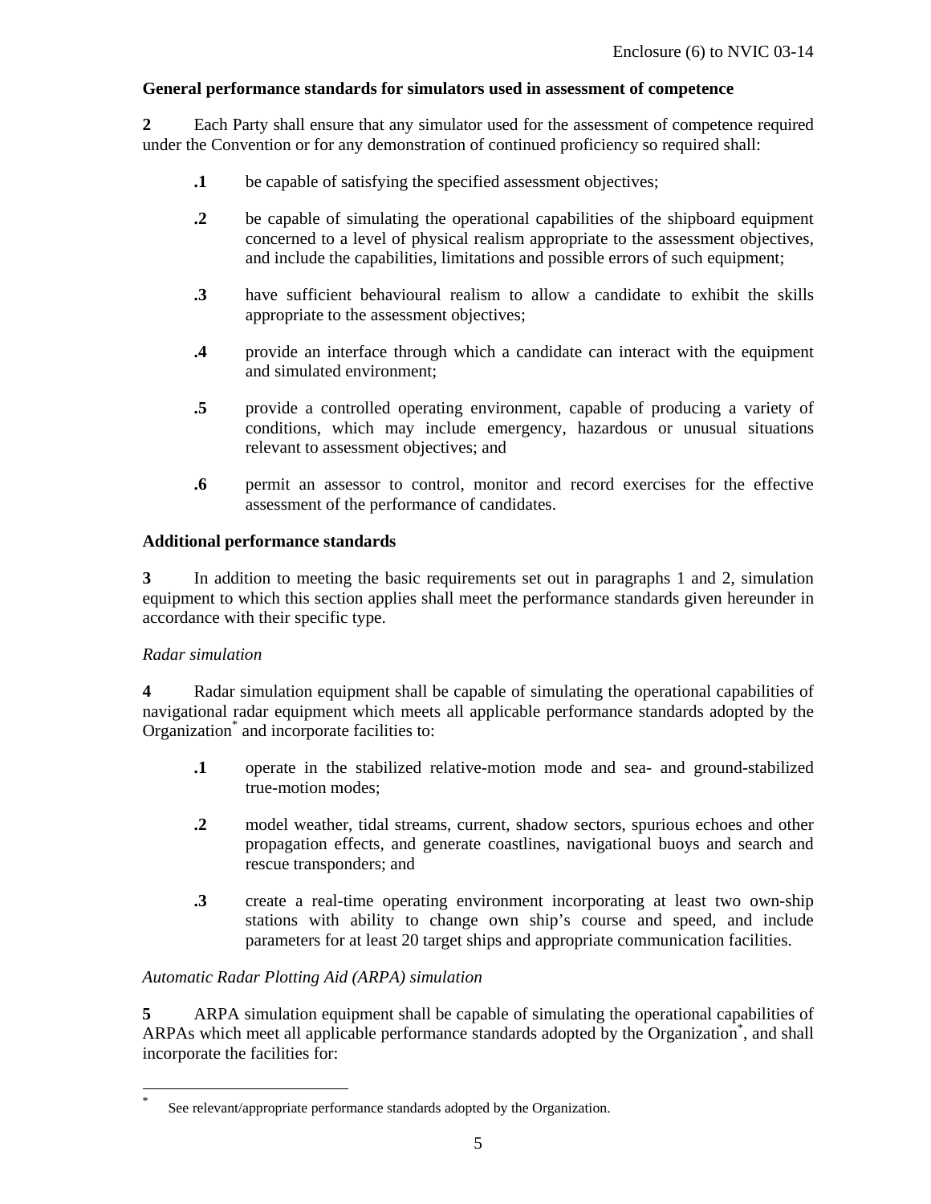**General performance standards for simulators used in assessment of competence**

**2** Each Party shall ensure that any simulator used for the assessment of competence required under the Convention or for any demonstration of continued proficiency so required shall:

**.1** be capable of satisfying the specified assessment objectives;

**.2** be capable of simulating the operational capabilities of the shipboard equipment concerned to a level of physical realism appropriate to the assessment objectives, and include the capabilities, limitations and possible errors of such equipment;

**.3** have sufficient behavioural realism to allow a candidate to exhibit the skills appropriate to the assessment objectives;

**.4** provide an interface through which a candidate can interact with the equipment and simulated environment;

**.5** provide a controlled operating environment, capable of producing a variety of conditions, which may include emergency, hazardous or unusual situations relevant to assessment objectives; and

**.6** permit an assessor to control, monitor and record exercises for the effective assessment of the performance of candidates.

**Additional performance standards**

**3** In addition to meeting the basic requirements set out in paragraphs 1 and 2, simulation equipment to which this section applies shall meet the performance standards given hereunder in accordance with their specific type.

*Radar simulation*

**4** Radar simulation equipment shall be capable of simulating the operational capabilities of navigational radar equipment which meets all applicable performance standards adopted by the Organization* and incorporate facilities to:

**.1** operate in the stabilized relative-motion mode and sea- and ground-stabilized true-motion modes;

**.2** model weather, tidal streams, current, shadow sectors, spurious echoes and other propagation effects, and generate coastlines, navigational buoys and search and rescue transponders; and

**.3** create a real-time operating environment incorporating at least two own-ship stations with ability to change own ship's course and speed, and include parameters for at least 20 target ships and appropriate communication facilities.

*Automatic Radar Plotting Aid (ARPA) simulation*

**5** ARPA simulation equipment shall be capable of simulating the operational capabilities of ARPAs which meet all applicable performance standards adopted by the Organization*, and shall incorporate the facilities for:

---

* See relevant/appropriate performance standards adopted by the Organization.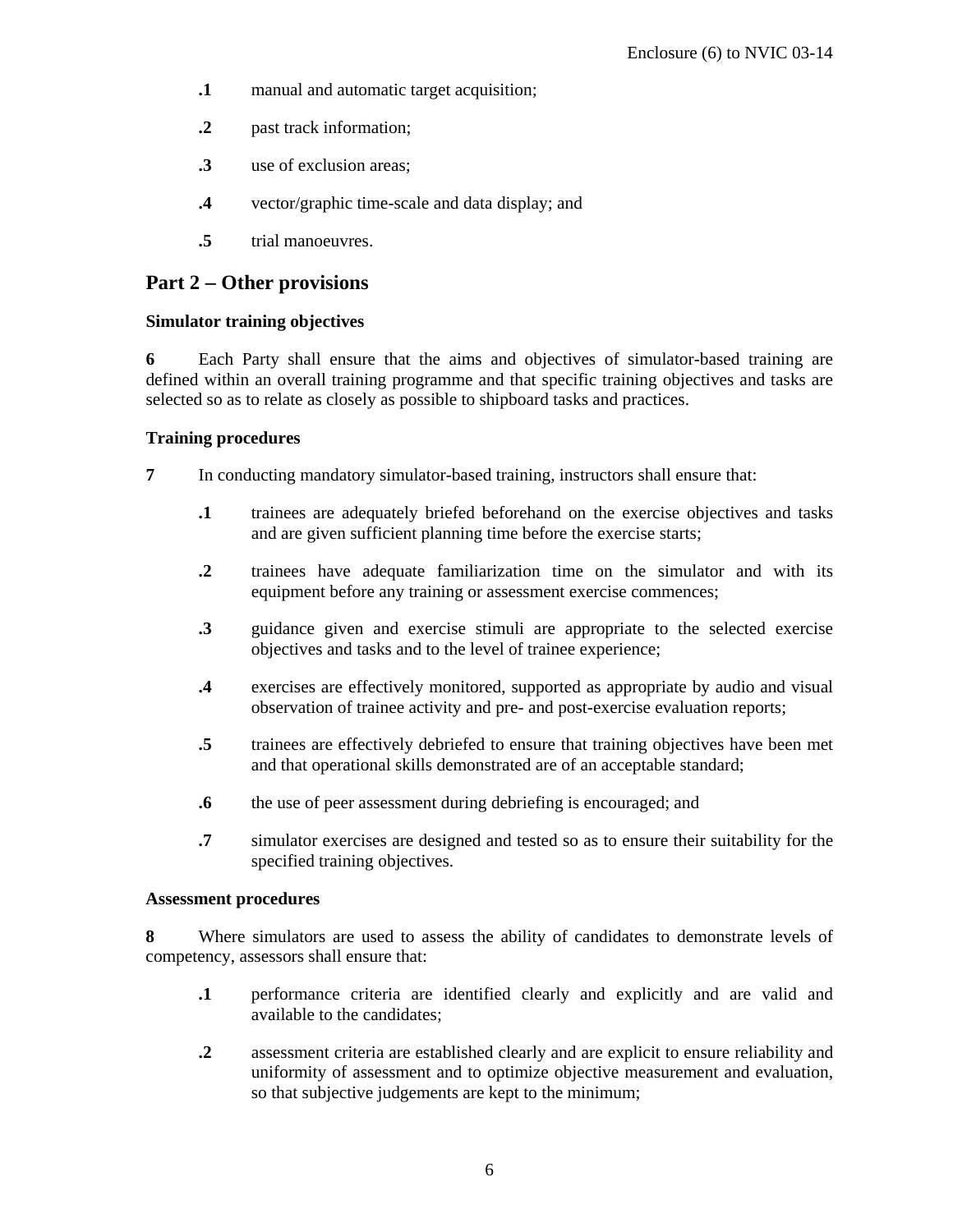**.1** manual and automatic target acquisition;

**.2** past track information;

**.3** use of exclusion areas;

**.4** vector/graphic time-scale and data display; and

**.5** trial manoeuvres.

## Part 2 – Other provisions

**Simulator training objectives**

**6** Each Party shall ensure that the aims and objectives of simulator-based training are defined within an overall training programme and that specific training objectives and tasks are selected so as to relate as closely as possible to shipboard tasks and practices.

**Training procedures**

**7** In conducting mandatory simulator-based training, instructors shall ensure that:

**.1** trainees are adequately briefed beforehand on the exercise objectives and tasks and are given sufficient planning time before the exercise starts;

**.2** trainees have adequate familiarization time on the simulator and with its equipment before any training or assessment exercise commences;

**.3** guidance given and exercise stimuli are appropriate to the selected exercise objectives and tasks and to the level of trainee experience;

**.4** exercises are effectively monitored, supported as appropriate by audio and visual observation of trainee activity and pre- and post-exercise evaluation reports;

**.5** trainees are effectively debriefed to ensure that training objectives have been met and that operational skills demonstrated are of an acceptable standard;

**.6** the use of peer assessment during debriefing is encouraged; and

**.7** simulator exercises are designed and tested so as to ensure their suitability for the specified training objectives.

**Assessment procedures**

**8** Where simulators are used to assess the ability of candidates to demonstrate levels of competency, assessors shall ensure that:

**.1** performance criteria are identified clearly and explicitly and are valid and available to the candidates;

**.2** assessment criteria are established clearly and are explicit to ensure reliability and uniformity of assessment and to optimize objective measurement and evaluation, so that subjective judgements are kept to the minimum;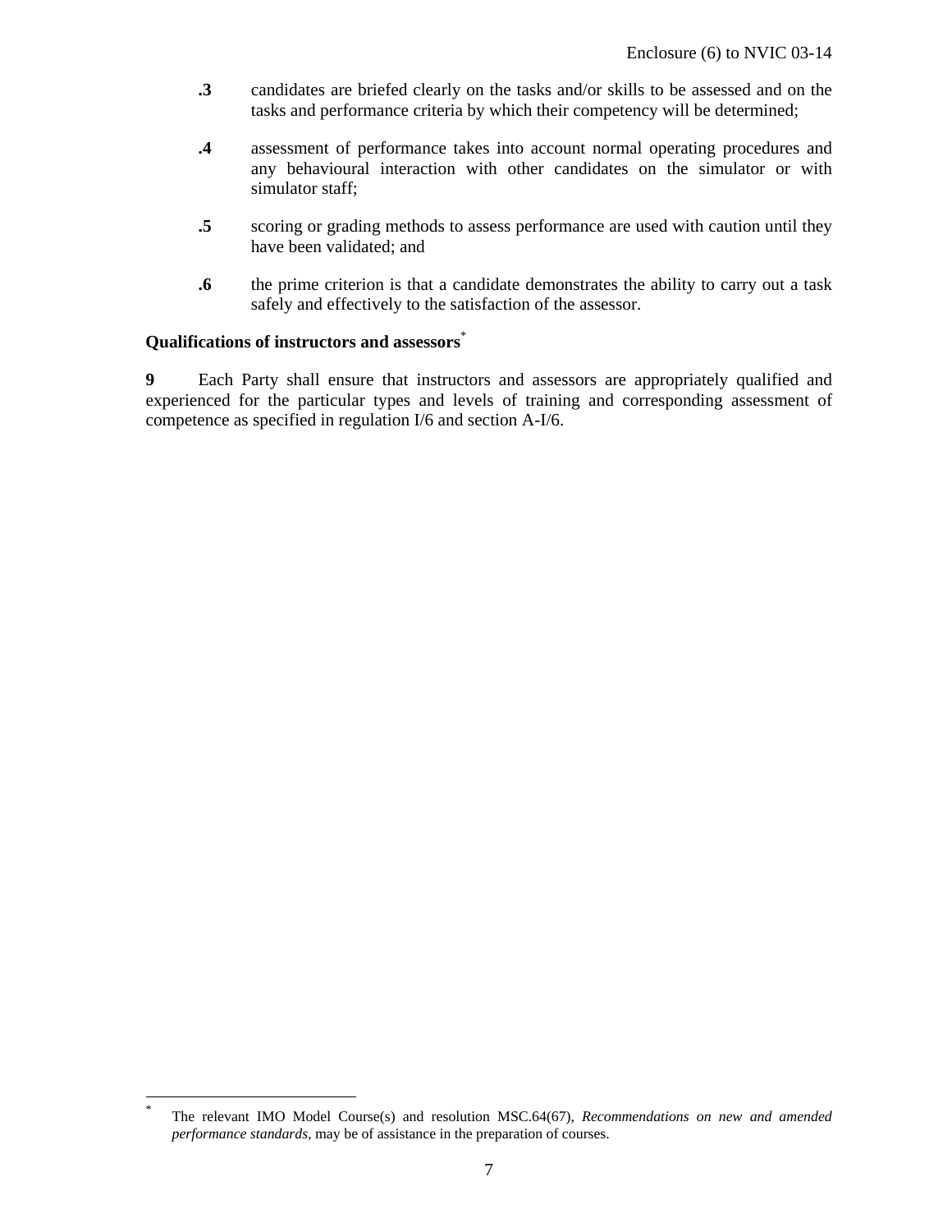**.3** candidates are briefed clearly on the tasks and/or skills to be assessed and on the tasks and performance criteria by which their competency will be determined;

**.4** assessment of performance takes into account normal operating procedures and any behavioural interaction with other candidates on the simulator or with simulator staff;

**.5** scoring or grading methods to assess performance are used with caution until they have been validated; and

**.6** the prime criterion is that a candidate demonstrates the ability to carry out a task safely and effectively to the satisfaction of the assessor.

**Qualifications of instructors and assessors***

**9** Each Party shall ensure that instructors and assessors are appropriately qualified and experienced for the particular types and levels of training and corresponding assessment of competence as specified in regulation I/6 and section A-I/6.

---

\* The relevant IMO Model Course(s) and resolution MSC.64(67), *Recommendations on new and amended performance standards*, may be of assistance in the preparation of courses.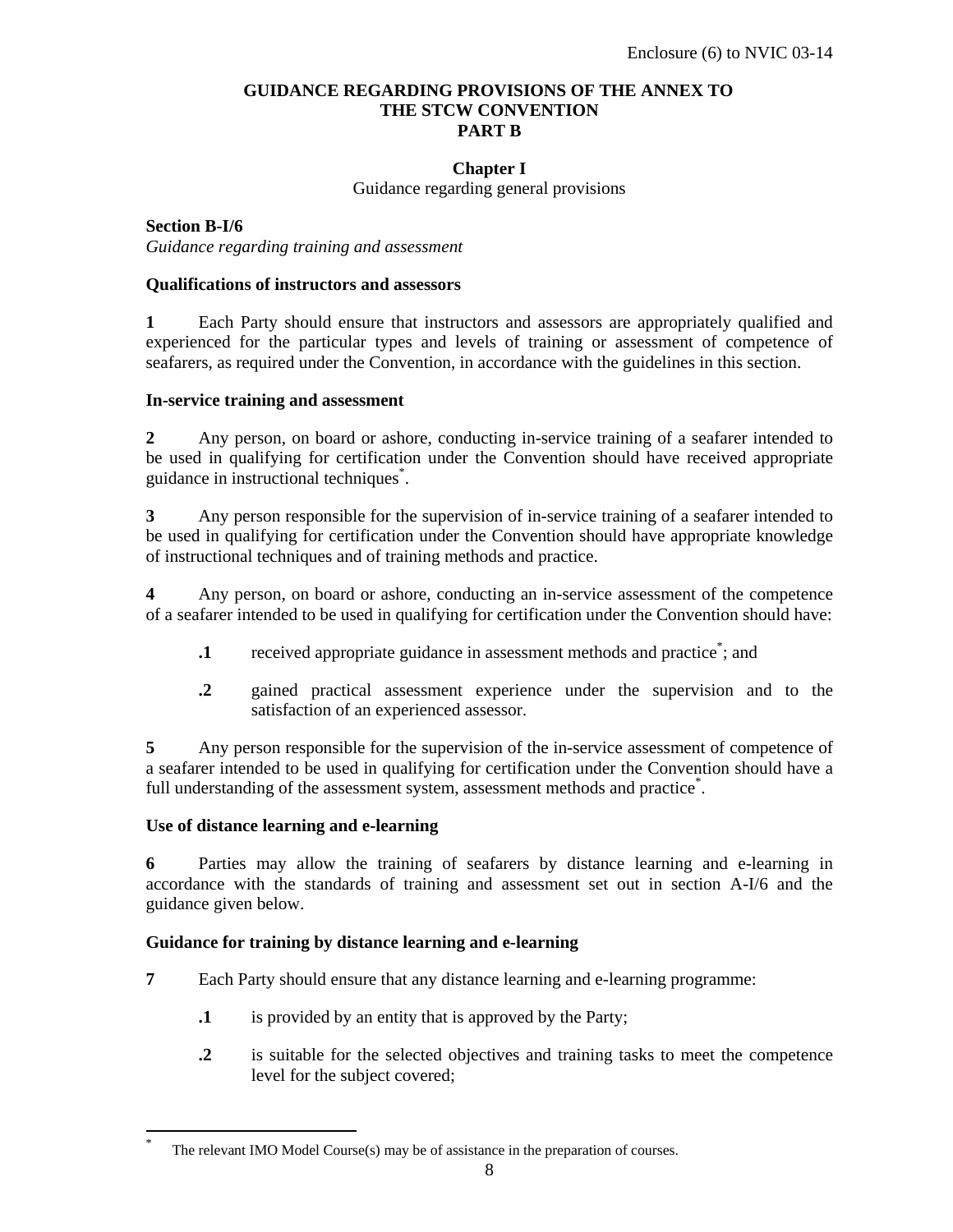# GUIDANCE REGARDING PROVISIONS OF THE ANNEX TO THE STCW CONVENTION PART B

## Chapter I

Guidance regarding general provisions

### Section B-I/6

*Guidance regarding training and assessment*

**Qualifications of instructors and assessors**

**1** Each Party should ensure that instructors and assessors are appropriately qualified and experienced for the particular types and levels of training or assessment of competence of seafarers, as required under the Convention, in accordance with the guidelines in this section.

**In-service training and assessment**

**2** Any person, on board or ashore, conducting in-service training of a seafarer intended to be used in qualifying for certification under the Convention should have received appropriate guidance in instructional techniques*.

**3** Any person responsible for the supervision of in-service training of a seafarer intended to be used in qualifying for certification under the Convention should have appropriate knowledge of instructional techniques and of training methods and practice.

**4** Any person, on board or ashore, conducting an in-service assessment of the competence of a seafarer intended to be used in qualifying for certification under the Convention should have:

- **.1** received appropriate guidance in assessment methods and practice*; and
- **.2** gained practical assessment experience under the supervision and to the satisfaction of an experienced assessor.

**5** Any person responsible for the supervision of the in-service assessment of competence of a seafarer intended to be used in qualifying for certification under the Convention should have a full understanding of the assessment system, assessment methods and practice*.

**Use of distance learning and e-learning**

**6** Parties may allow the training of seafarers by distance learning and e-learning in accordance with the standards of training and assessment set out in section A-I/6 and the guidance given below.

**Guidance for training by distance learning and e-learning**

**7** Each Party should ensure that any distance learning and e-learning programme:

- **.1** is provided by an entity that is approved by the Party;
- **.2** is suitable for the selected objectives and training tasks to meet the competence level for the subject covered;

---

* The relevant IMO Model Course(s) may be of assistance in the preparation of courses.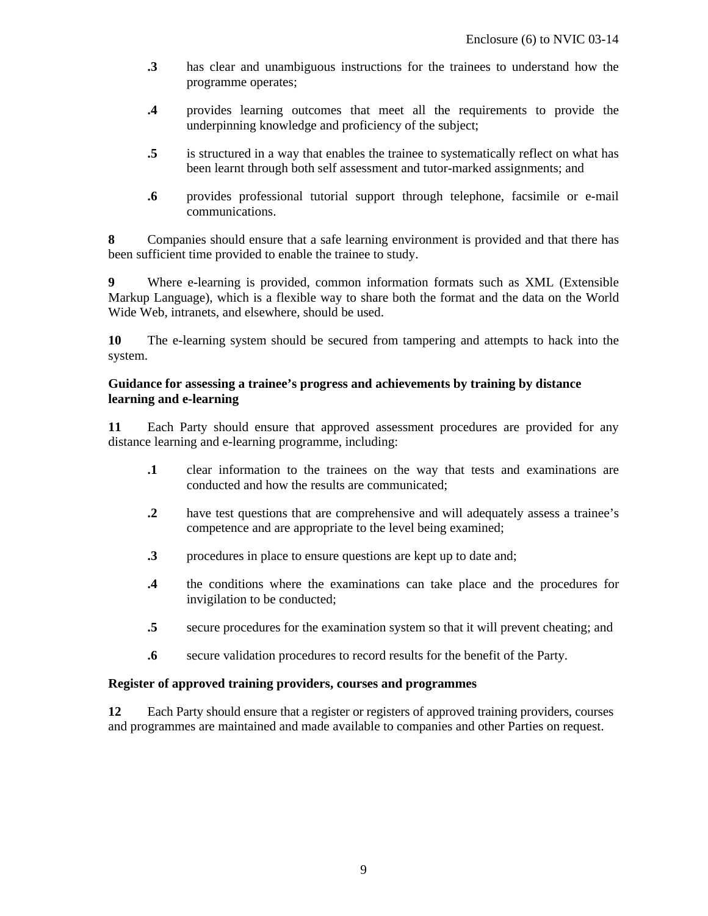**.3** has clear and unambiguous instructions for the trainees to understand how the programme operates;

**.4** provides learning outcomes that meet all the requirements to provide the underpinning knowledge and proficiency of the subject;

**.5** is structured in a way that enables the trainee to systematically reflect on what has been learnt through both self assessment and tutor-marked assignments; and

**.6** provides professional tutorial support through telephone, facsimile or e-mail communications.

**8** Companies should ensure that a safe learning environment is provided and that there has been sufficient time provided to enable the trainee to study.

**9** Where e-learning is provided, common information formats such as XML (Extensible Markup Language), which is a flexible way to share both the format and the data on the World Wide Web, intranets, and elsewhere, should be used.

**10** The e-learning system should be secured from tampering and attempts to hack into the system.

**Guidance for assessing a trainee's progress and achievements by training by distance learning and e-learning**

**11** Each Party should ensure that approved assessment procedures are provided for any distance learning and e-learning programme, including:

**.1** clear information to the trainees on the way that tests and examinations are conducted and how the results are communicated;

**.2** have test questions that are comprehensive and will adequately assess a trainee's competence and are appropriate to the level being examined;

**.3** procedures in place to ensure questions are kept up to date and;

**.4** the conditions where the examinations can take place and the procedures for invigilation to be conducted;

**.5** secure procedures for the examination system so that it will prevent cheating; and

**.6** secure validation procedures to record results for the benefit of the Party.

**Register of approved training providers, courses and programmes**

**12** Each Party should ensure that a register or registers of approved training providers, courses and programmes are maintained and made available to companies and other Parties on request.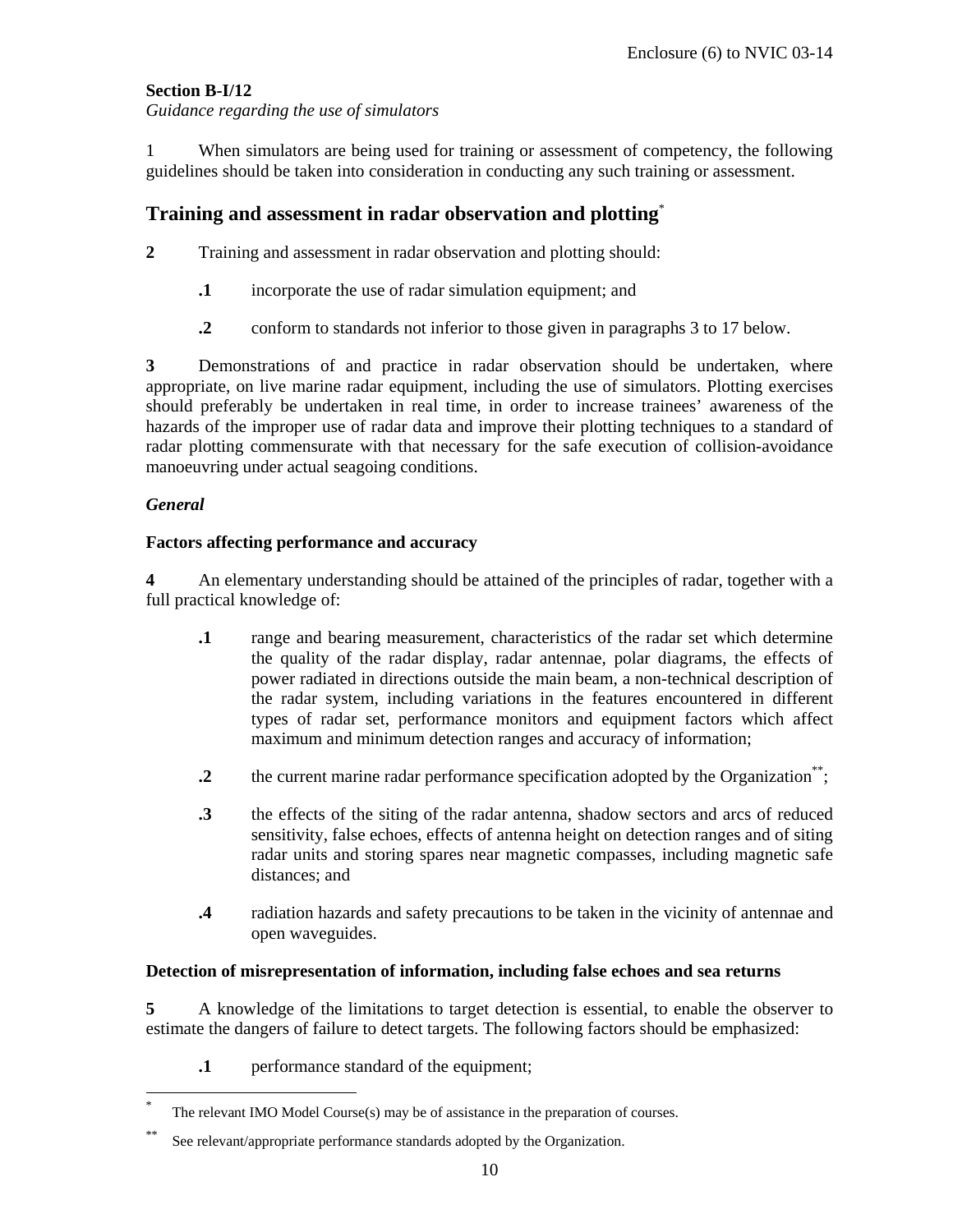**Section B-I/12**

*Guidance regarding the use of simulators*

1 When simulators are being used for training or assessment of competency, the following guidelines should be taken into consideration in conducting any such training or assessment.

## Training and assessment in radar observation and plotting*

**2** Training and assessment in radar observation and plotting should:

**.1** incorporate the use of radar simulation equipment; and

**.2** conform to standards not inferior to those given in paragraphs 3 to 17 below.

**3** Demonstrations of and practice in radar observation should be undertaken, where appropriate, on live marine radar equipment, including the use of simulators. Plotting exercises should preferably be undertaken in real time, in order to increase trainees' awareness of the hazards of the improper use of radar data and improve their plotting techniques to a standard of radar plotting commensurate with that necessary for the safe execution of collision-avoidance manoeuvring under actual seagoing conditions.

***General***

**Factors affecting performance and accuracy**

**4** An elementary understanding should be attained of the principles of radar, together with a full practical knowledge of:

**.1** range and bearing measurement, characteristics of the radar set which determine the quality of the radar display, radar antennae, polar diagrams, the effects of power radiated in directions outside the main beam, a non-technical description of the radar system, including variations in the features encountered in different types of radar set, performance monitors and equipment factors which affect maximum and minimum detection ranges and accuracy of information;

**.2** the current marine radar performance specification adopted by the Organization**;

**.3** the effects of the siting of the radar antenna, shadow sectors and arcs of reduced sensitivity, false echoes, effects of antenna height on detection ranges and of siting radar units and storing spares near magnetic compasses, including magnetic safe distances; and

**.4** radiation hazards and safety precautions to be taken in the vicinity of antennae and open waveguides.

**Detection of misrepresentation of information, including false echoes and sea returns**

**5** A knowledge of the limitations to target detection is essential, to enable the observer to estimate the dangers of failure to detect targets. The following factors should be emphasized:

**.1** performance standard of the equipment;

---

\* The relevant IMO Model Course(s) may be of assistance in the preparation of courses.

\*\* See relevant/appropriate performance standards adopted by the Organization.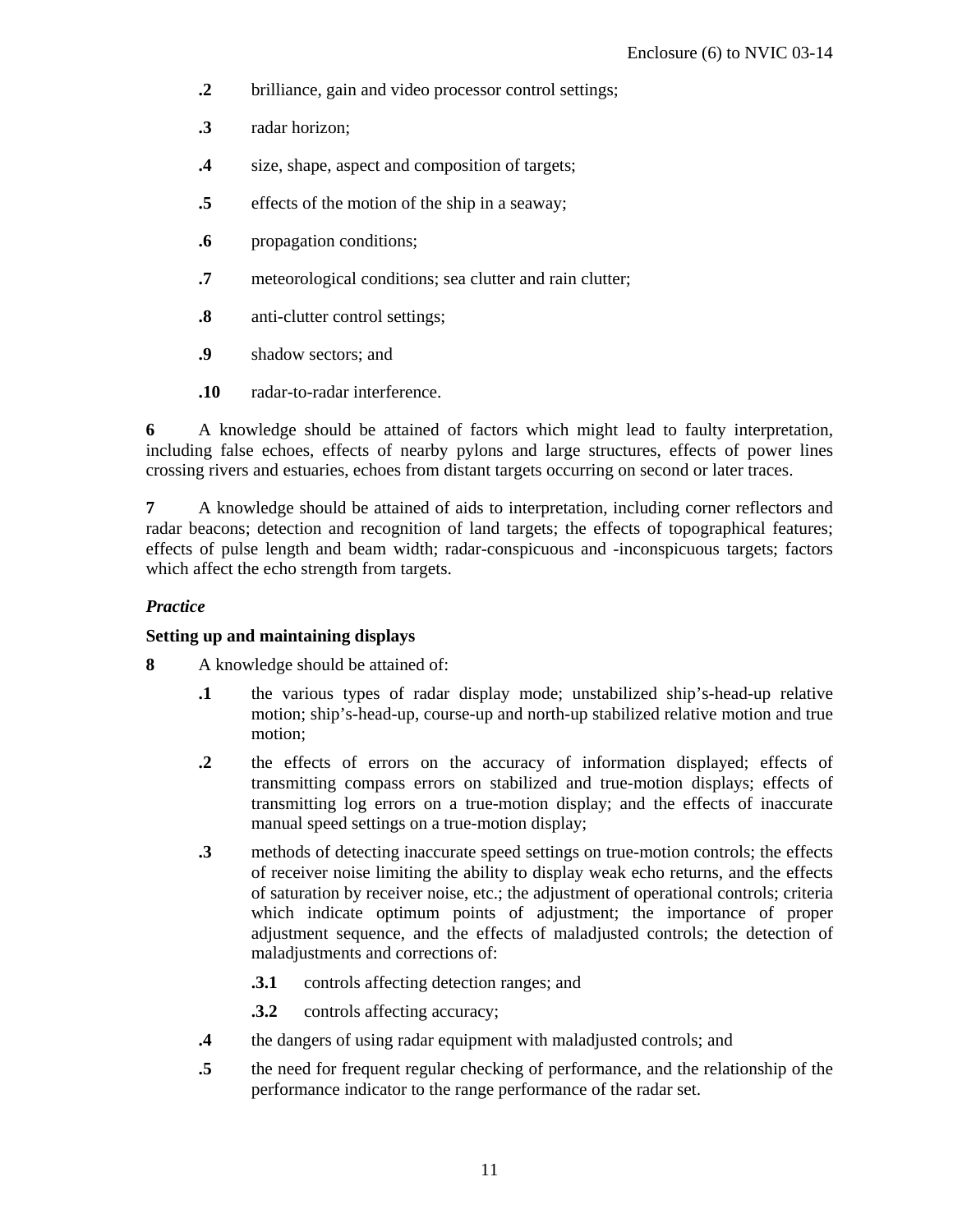**.2** brilliance, gain and video processor control settings;

**.3** radar horizon;

**.4** size, shape, aspect and composition of targets;

**.5** effects of the motion of the ship in a seaway;

**.6** propagation conditions;

**.7** meteorological conditions; sea clutter and rain clutter;

**.8** anti-clutter control settings;

**.9** shadow sectors; and

**.10** radar-to-radar interference.

**6** A knowledge should be attained of factors which might lead to faulty interpretation, including false echoes, effects of nearby pylons and large structures, effects of power lines crossing rivers and estuaries, echoes from distant targets occurring on second or later traces.

**7** A knowledge should be attained of aids to interpretation, including corner reflectors and radar beacons; detection and recognition of land targets; the effects of topographical features; effects of pulse length and beam width; radar-conspicuous and -inconspicuous targets; factors which affect the echo strength from targets.

***Practice***

**Setting up and maintaining displays**

**8** A knowledge should be attained of:

**.1** the various types of radar display mode; unstabilized ship's-head-up relative motion; ship's-head-up, course-up and north-up stabilized relative motion and true motion;

**.2** the effects of errors on the accuracy of information displayed; effects of transmitting compass errors on stabilized and true-motion displays; effects of transmitting log errors on a true-motion display; and the effects of inaccurate manual speed settings on a true-motion display;

**.3** methods of detecting inaccurate speed settings on true-motion controls; the effects of receiver noise limiting the ability to display weak echo returns, and the effects of saturation by receiver noise, etc.; the adjustment of operational controls; criteria which indicate optimum points of adjustment; the importance of proper adjustment sequence, and the effects of maladjusted controls; the detection of maladjustments and corrections of:

**.3.1** controls affecting detection ranges; and

**.3.2** controls affecting accuracy;

**.4** the dangers of using radar equipment with maladjusted controls; and

**.5** the need for frequent regular checking of performance, and the relationship of the performance indicator to the range performance of the radar set.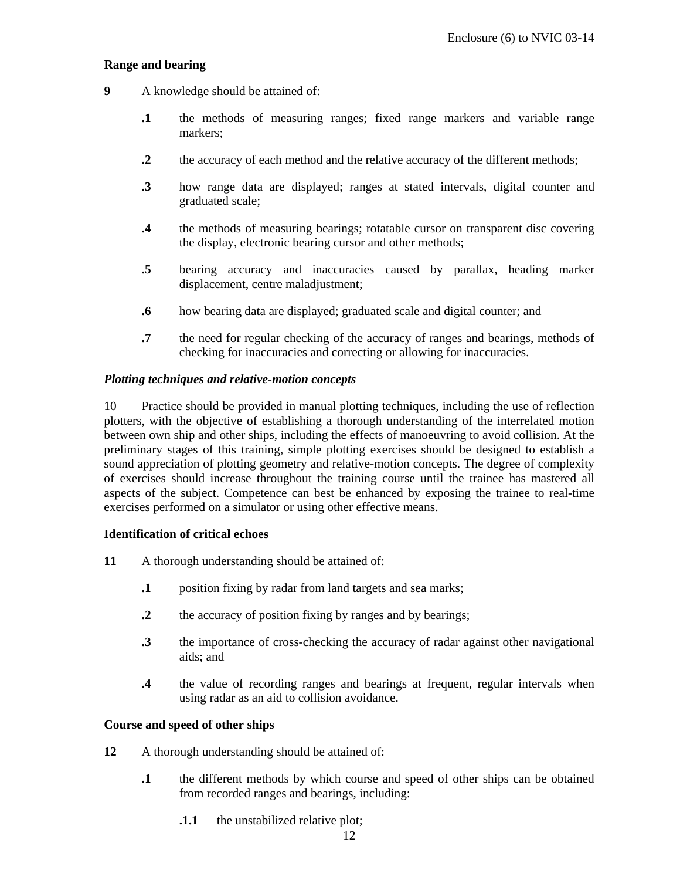**Range and bearing**

**9** A knowledge should be attained of:

- **.1** the methods of measuring ranges; fixed range markers and variable range markers;
- **.2** the accuracy of each method and the relative accuracy of the different methods;
- **.3** how range data are displayed; ranges at stated intervals, digital counter and graduated scale;
- **.4** the methods of measuring bearings; rotatable cursor on transparent disc covering the display, electronic bearing cursor and other methods;
- **.5** bearing accuracy and inaccuracies caused by parallax, heading marker displacement, centre maladjustment;
- **.6** how bearing data are displayed; graduated scale and digital counter; and
- **.7** the need for regular checking of the accuracy of ranges and bearings, methods of checking for inaccuracies and correcting or allowing for inaccuracies.

***Plotting techniques and relative-motion concepts***

10 Practice should be provided in manual plotting techniques, including the use of reflection plotters, with the objective of establishing a thorough understanding of the interrelated motion between own ship and other ships, including the effects of manoeuvring to avoid collision. At the preliminary stages of this training, simple plotting exercises should be designed to establish a sound appreciation of plotting geometry and relative-motion concepts. The degree of complexity of exercises should increase throughout the training course until the trainee has mastered all aspects of the subject. Competence can best be enhanced by exposing the trainee to real-time exercises performed on a simulator or using other effective means.

**Identification of critical echoes**

**11** A thorough understanding should be attained of:

- **.1** position fixing by radar from land targets and sea marks;
- **.2** the accuracy of position fixing by ranges and by bearings;
- **.3** the importance of cross-checking the accuracy of radar against other navigational aids; and
- **.4** the value of recording ranges and bearings at frequent, regular intervals when using radar as an aid to collision avoidance.

**Course and speed of other ships**

**12** A thorough understanding should be attained of:

- **.1** the different methods by which course and speed of other ships can be obtained from recorded ranges and bearings, including:
  - **.1.1** the unstabilized relative plot;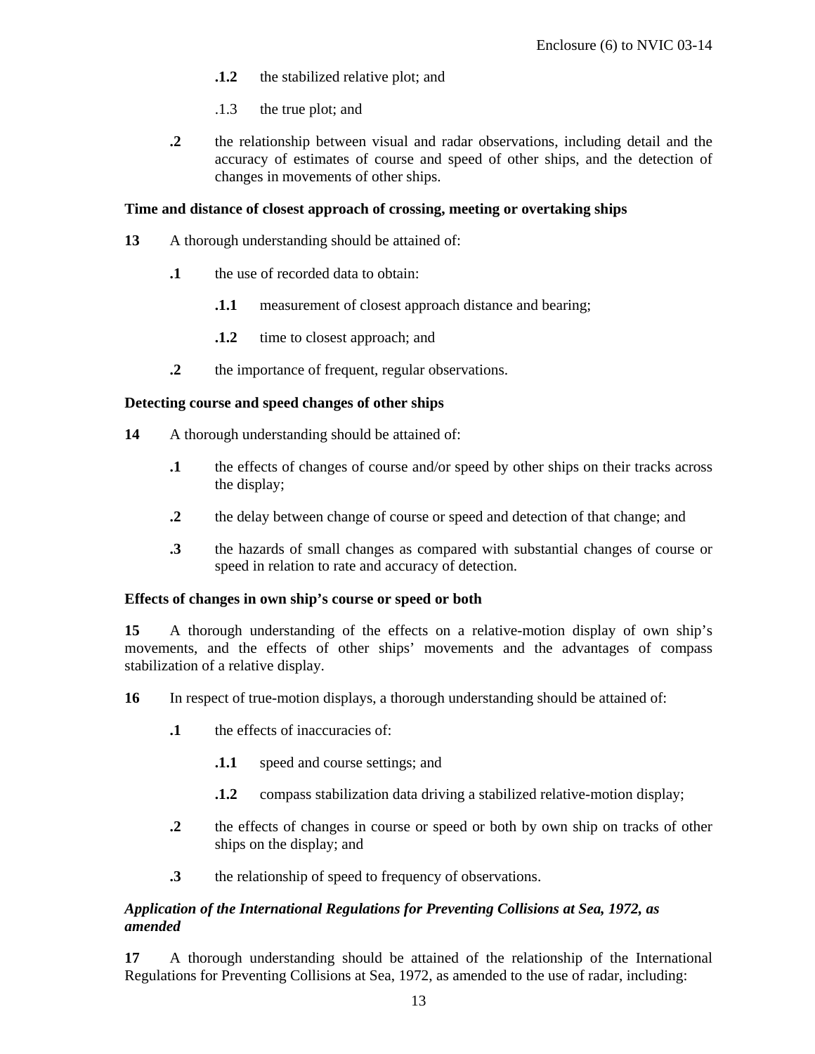**.1.2** the stabilized relative plot; and

.1.3 the true plot; and

**.2** the relationship between visual and radar observations, including detail and the accuracy of estimates of course and speed of other ships, and the detection of changes in movements of other ships.

**Time and distance of closest approach of crossing, meeting or overtaking ships**

**13** A thorough understanding should be attained of:

**.1** the use of recorded data to obtain:

**.1.1** measurement of closest approach distance and bearing;

**.1.2** time to closest approach; and

**.2** the importance of frequent, regular observations.

**Detecting course and speed changes of other ships**

**14** A thorough understanding should be attained of:

**.1** the effects of changes of course and/or speed by other ships on their tracks across the display;

**.2** the delay between change of course or speed and detection of that change; and

**.3** the hazards of small changes as compared with substantial changes of course or speed in relation to rate and accuracy of detection.

**Effects of changes in own ship's course or speed or both**

**15** A thorough understanding of the effects on a relative-motion display of own ship's movements, and the effects of other ships' movements and the advantages of compass stabilization of a relative display.

**16** In respect of true-motion displays, a thorough understanding should be attained of:

**.1** the effects of inaccuracies of:

**.1.1** speed and course settings; and

**.1.2** compass stabilization data driving a stabilized relative-motion display;

**.2** the effects of changes in course or speed or both by own ship on tracks of other ships on the display; and

**.3** the relationship of speed to frequency of observations.

***Application of the International Regulations for Preventing Collisions at Sea, 1972, as amended***

**17** A thorough understanding should be attained of the relationship of the International Regulations for Preventing Collisions at Sea, 1972, as amended to the use of radar, including: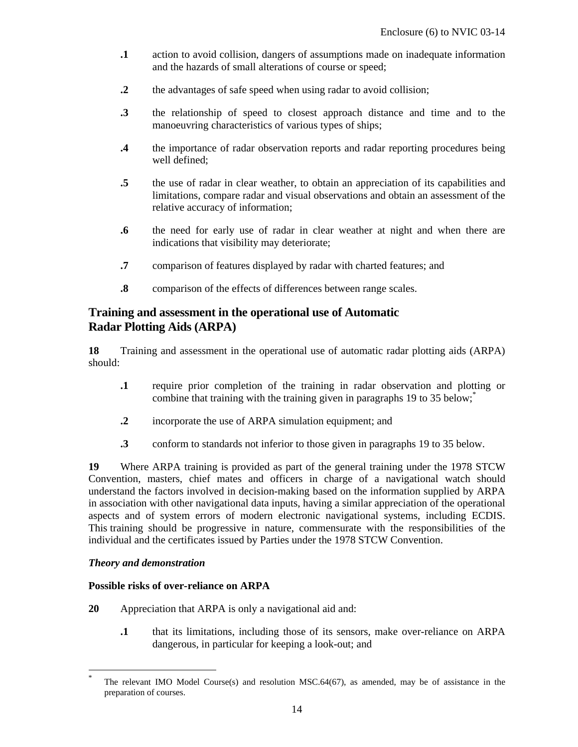**.1** action to avoid collision, dangers of assumptions made on inadequate information and the hazards of small alterations of course or speed;

**.2** the advantages of safe speed when using radar to avoid collision;

**.3** the relationship of speed to closest approach distance and time and to the manoeuvring characteristics of various types of ships;

**.4** the importance of radar observation reports and radar reporting procedures being well defined;

**.5** the use of radar in clear weather, to obtain an appreciation of its capabilities and limitations, compare radar and visual observations and obtain an assessment of the relative accuracy of information;

**.6** the need for early use of radar in clear weather at night and when there are indications that visibility may deteriorate;

**.7** comparison of features displayed by radar with charted features; and

**.8** comparison of the effects of differences between range scales.

## Training and assessment in the operational use of Automatic Radar Plotting Aids (ARPA)

**18** Training and assessment in the operational use of automatic radar plotting aids (ARPA) should:

**.1** require prior completion of the training in radar observation and plotting or combine that training with the training given in paragraphs 19 to 35 below;*

**.2** incorporate the use of ARPA simulation equipment; and

**.3** conform to standards not inferior to those given in paragraphs 19 to 35 below.

**19** Where ARPA training is provided as part of the general training under the 1978 STCW Convention, masters, chief mates and officers in charge of a navigational watch should understand the factors involved in decision-making based on the information supplied by ARPA in association with other navigational data inputs, having a similar appreciation of the operational aspects and of system errors of modern electronic navigational systems, including ECDIS. This training should be progressive in nature, commensurate with the responsibilities of the individual and the certificates issued by Parties under the 1978 STCW Convention.

***Theory and demonstration***

**Possible risks of over-reliance on ARPA**

**20** Appreciation that ARPA is only a navigational aid and:

**.1** that its limitations, including those of its sensors, make over-reliance on ARPA dangerous, in particular for keeping a look-out; and

---

\* The relevant IMO Model Course(s) and resolution MSC.64(67), as amended, may be of assistance in the preparation of courses.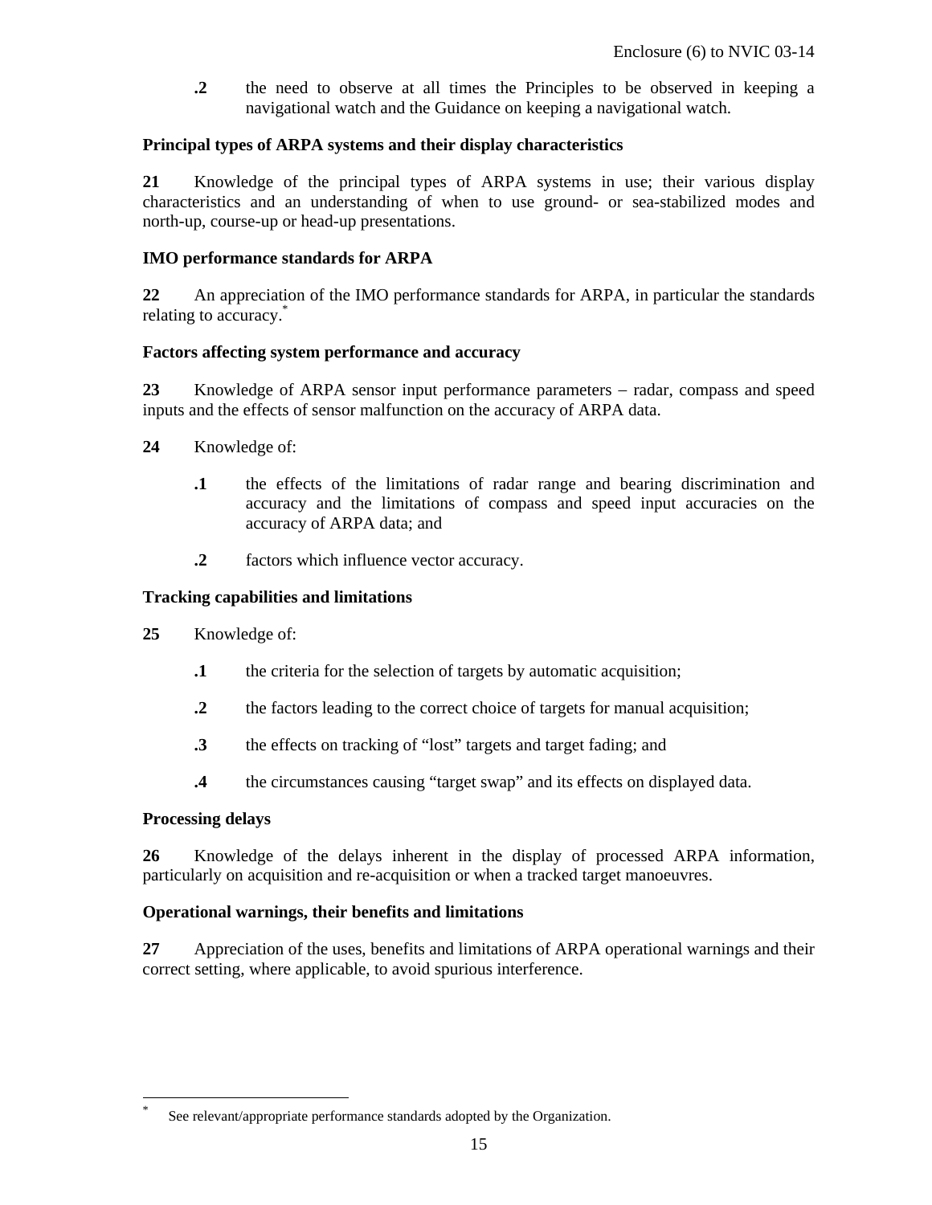**.2** the need to observe at all times the Principles to be observed in keeping a navigational watch and the Guidance on keeping a navigational watch.

**Principal types of ARPA systems and their display characteristics**

**21** Knowledge of the principal types of ARPA systems in use; their various display characteristics and an understanding of when to use ground- or sea-stabilized modes and north-up, course-up or head-up presentations.

**IMO performance standards for ARPA**

**22** An appreciation of the IMO performance standards for ARPA, in particular the standards relating to accuracy.[*]

**Factors affecting system performance and accuracy**

**23** Knowledge of ARPA sensor input performance parameters – radar, compass and speed inputs and the effects of sensor malfunction on the accuracy of ARPA data.

**24** Knowledge of:

**.1** the effects of the limitations of radar range and bearing discrimination and accuracy and the limitations of compass and speed input accuracies on the accuracy of ARPA data; and

**.2** factors which influence vector accuracy.

**Tracking capabilities and limitations**

**25** Knowledge of:

**.1** the criteria for the selection of targets by automatic acquisition;

**.2** the factors leading to the correct choice of targets for manual acquisition;

**.3** the effects on tracking of "lost" targets and target fading; and

**.4** the circumstances causing "target swap" and its effects on displayed data.

**Processing delays**

**26** Knowledge of the delays inherent in the display of processed ARPA information, particularly on acquisition and re-acquisition or when a tracked target manoeuvres.

**Operational warnings, their benefits and limitations**

**27** Appreciation of the uses, benefits and limitations of ARPA operational warnings and their correct setting, where applicable, to avoid spurious interference.

---

[*] See relevant/appropriate performance standards adopted by the Organization.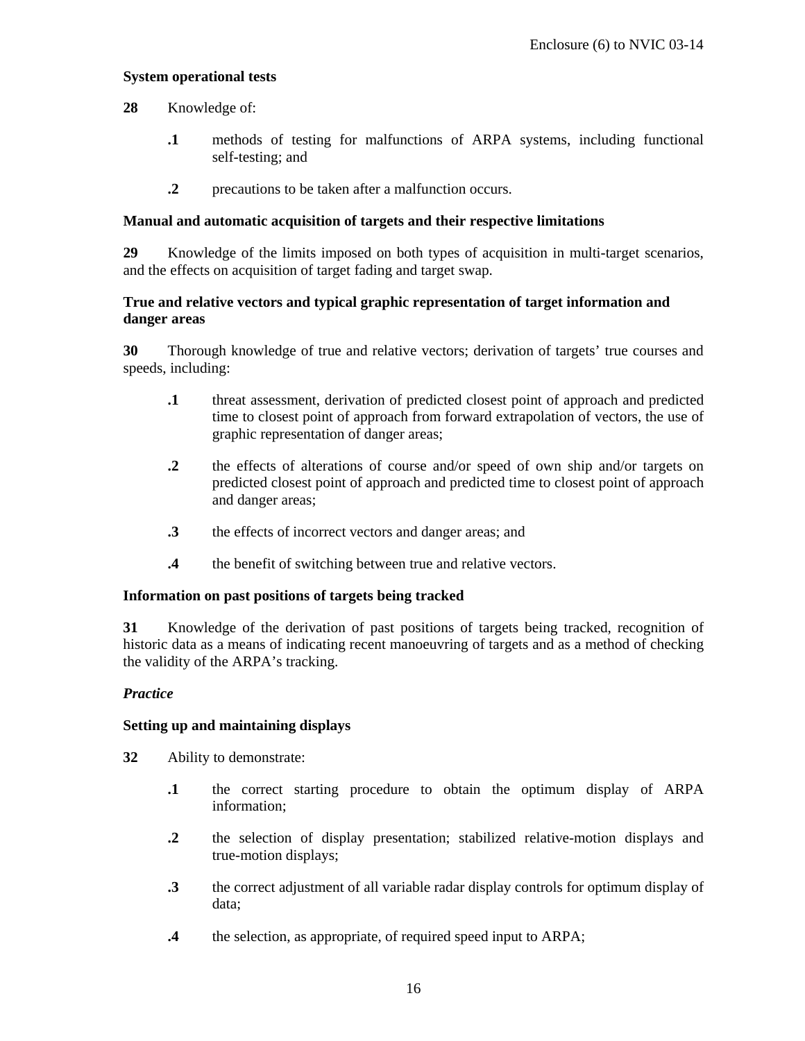**System operational tests**

**28** Knowledge of:

- **.1** methods of testing for malfunctions of ARPA systems, including functional self-testing; and
- **.2** precautions to be taken after a malfunction occurs.

**Manual and automatic acquisition of targets and their respective limitations**

**29** Knowledge of the limits imposed on both types of acquisition in multi-target scenarios, and the effects on acquisition of target fading and target swap.

**True and relative vectors and typical graphic representation of target information and danger areas**

**30** Thorough knowledge of true and relative vectors; derivation of targets' true courses and speeds, including:

- **.1** threat assessment, derivation of predicted closest point of approach and predicted time to closest point of approach from forward extrapolation of vectors, the use of graphic representation of danger areas;
- **.2** the effects of alterations of course and/or speed of own ship and/or targets on predicted closest point of approach and predicted time to closest point of approach and danger areas;
- **.3** the effects of incorrect vectors and danger areas; and
- **.4** the benefit of switching between true and relative vectors.

**Information on past positions of targets being tracked**

**31** Knowledge of the derivation of past positions of targets being tracked, recognition of historic data as a means of indicating recent manoeuvring of targets and as a method of checking the validity of the ARPA's tracking.

***Practice***

**Setting up and maintaining displays**

**32** Ability to demonstrate:

- **.1** the correct starting procedure to obtain the optimum display of ARPA information;
- **.2** the selection of display presentation; stabilized relative-motion displays and true-motion displays;
- **.3** the correct adjustment of all variable radar display controls for optimum display of data;
- **.4** the selection, as appropriate, of required speed input to ARPA;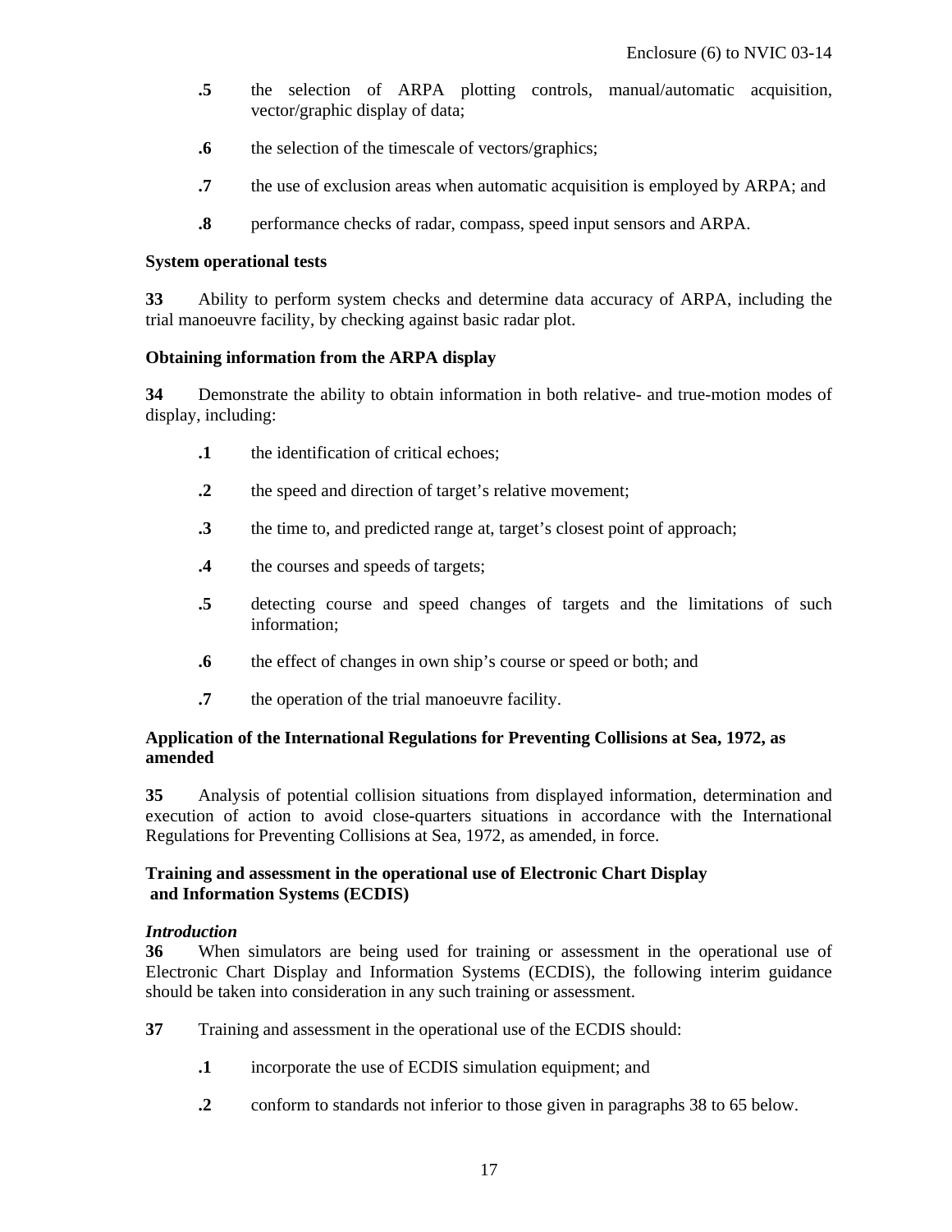.5 the selection of ARPA plotting controls, manual/automatic acquisition, vector/graphic display of data;

.6 the selection of the timescale of vectors/graphics;

.7 the use of exclusion areas when automatic acquisition is employed by ARPA; and

.8 performance checks of radar, compass, speed input sensors and ARPA.

**System operational tests**

**33** Ability to perform system checks and determine data accuracy of ARPA, including the trial manoeuvre facility, by checking against basic radar plot.

**Obtaining information from the ARPA display**

**34** Demonstrate the ability to obtain information in both relative- and true-motion modes of display, including:

.1 the identification of critical echoes;

.2 the speed and direction of target's relative movement;

.3 the time to, and predicted range at, target's closest point of approach;

.4 the courses and speeds of targets;

.5 detecting course and speed changes of targets and the limitations of such information;

.6 the effect of changes in own ship's course or speed or both; and

.7 the operation of the trial manoeuvre facility.

**Application of the International Regulations for Preventing Collisions at Sea, 1972, as amended**

**35** Analysis of potential collision situations from displayed information, determination and execution of action to avoid close-quarters situations in accordance with the International Regulations for Preventing Collisions at Sea, 1972, as amended, in force.

**Training and assessment in the operational use of Electronic Chart Display and Information Systems (ECDIS)**

***Introduction***

**36** When simulators are being used for training or assessment in the operational use of Electronic Chart Display and Information Systems (ECDIS), the following interim guidance should be taken into consideration in any such training or assessment.

**37** Training and assessment in the operational use of the ECDIS should:

.1 incorporate the use of ECDIS simulation equipment; and

.2 conform to standards not inferior to those given in paragraphs 38 to 65 below.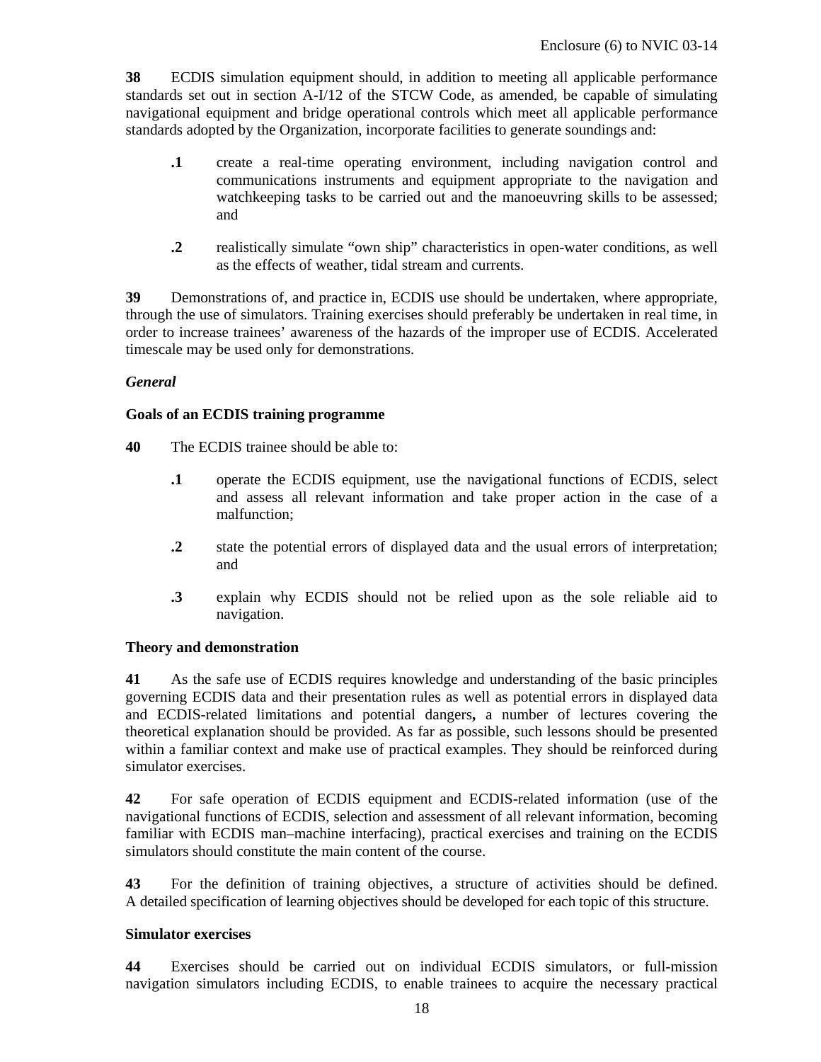**38** ECDIS simulation equipment should, in addition to meeting all applicable performance standards set out in section A-I/12 of the STCW Code, as amended, be capable of simulating navigational equipment and bridge operational controls which meet all applicable performance standards adopted by the Organization, incorporate facilities to generate soundings and:

- **.1** create a real-time operating environment, including navigation control and communications instruments and equipment appropriate to the navigation and watchkeeping tasks to be carried out and the manoeuvring skills to be assessed; and
- **.2** realistically simulate "own ship" characteristics in open-water conditions, as well as the effects of weather, tidal stream and currents.

**39** Demonstrations of, and practice in, ECDIS use should be undertaken, where appropriate, through the use of simulators. Training exercises should preferably be undertaken in real time, in order to increase trainees' awareness of the hazards of the improper use of ECDIS. Accelerated timescale may be used only for demonstrations.

*General*

**Goals of an ECDIS training programme**

**40** The ECDIS trainee should be able to:

- **.1** operate the ECDIS equipment, use the navigational functions of ECDIS, select and assess all relevant information and take proper action in the case of a malfunction;
- **.2** state the potential errors of displayed data and the usual errors of interpretation; and
- **.3** explain why ECDIS should not be relied upon as the sole reliable aid to navigation.

**Theory and demonstration**

**41** As the safe use of ECDIS requires knowledge and understanding of the basic principles governing ECDIS data and their presentation rules as well as potential errors in displayed data and ECDIS-related limitations and potential dangers**,** a number of lectures covering the theoretical explanation should be provided. As far as possible, such lessons should be presented within a familiar context and make use of practical examples. They should be reinforced during simulator exercises.

**42** For safe operation of ECDIS equipment and ECDIS-related information (use of the navigational functions of ECDIS, selection and assessment of all relevant information, becoming familiar with ECDIS man–machine interfacing), practical exercises and training on the ECDIS simulators should constitute the main content of the course.

**43** For the definition of training objectives, a structure of activities should be defined. A detailed specification of learning objectives should be developed for each topic of this structure.

**Simulator exercises**

**44** Exercises should be carried out on individual ECDIS simulators, or full-mission navigation simulators including ECDIS, to enable trainees to acquire the necessary practical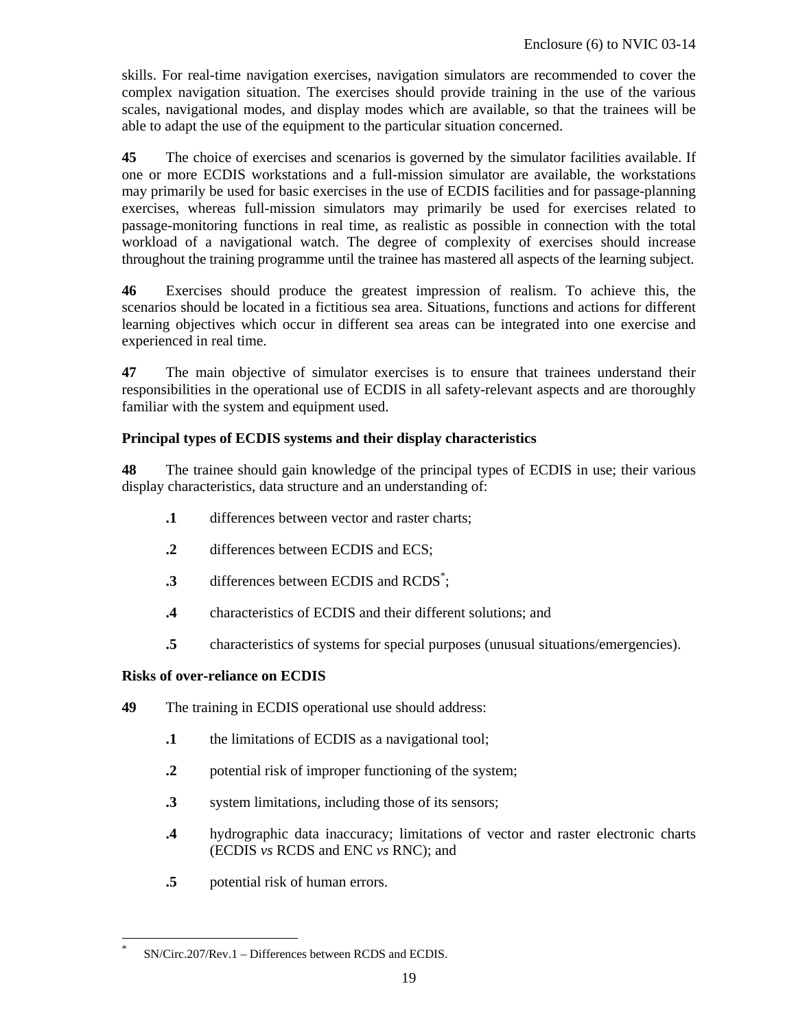skills. For real-time navigation exercises, navigation simulators are recommended to cover the complex navigation situation. The exercises should provide training in the use of the various scales, navigational modes, and display modes which are available, so that the trainees will be able to adapt the use of the equipment to the particular situation concerned.

**45** The choice of exercises and scenarios is governed by the simulator facilities available. If one or more ECDIS workstations and a full-mission simulator are available, the workstations may primarily be used for basic exercises in the use of ECDIS facilities and for passage-planning exercises, whereas full-mission simulators may primarily be used for exercises related to passage-monitoring functions in real time, as realistic as possible in connection with the total workload of a navigational watch. The degree of complexity of exercises should increase throughout the training programme until the trainee has mastered all aspects of the learning subject.

**46** Exercises should produce the greatest impression of realism. To achieve this, the scenarios should be located in a fictitious sea area. Situations, functions and actions for different learning objectives which occur in different sea areas can be integrated into one exercise and experienced in real time.

**47** The main objective of simulator exercises is to ensure that trainees understand their responsibilities in the operational use of ECDIS in all safety-relevant aspects and are thoroughly familiar with the system and equipment used.

**Principal types of ECDIS systems and their display characteristics**

**48** The trainee should gain knowledge of the principal types of ECDIS in use; their various display characteristics, data structure and an understanding of:

- **.1** differences between vector and raster charts;
- **.2** differences between ECDIS and ECS;
- **.3** differences between ECDIS and RCDS[*];
- **.4** characteristics of ECDIS and their different solutions; and
- **.5** characteristics of systems for special purposes (unusual situations/emergencies).

**Risks of over-reliance on ECDIS**

**49** The training in ECDIS operational use should address:

- **.1** the limitations of ECDIS as a navigational tool;
- **.2** potential risk of improper functioning of the system;
- **.3** system limitations, including those of its sensors;
- **.4** hydrographic data inaccuracy; limitations of vector and raster electronic charts (ECDIS *vs* RCDS and ENC *vs* RNC); and
- **.5** potential risk of human errors.

---

[*] SN/Circ.207/Rev.1 – Differences between RCDS and ECDIS.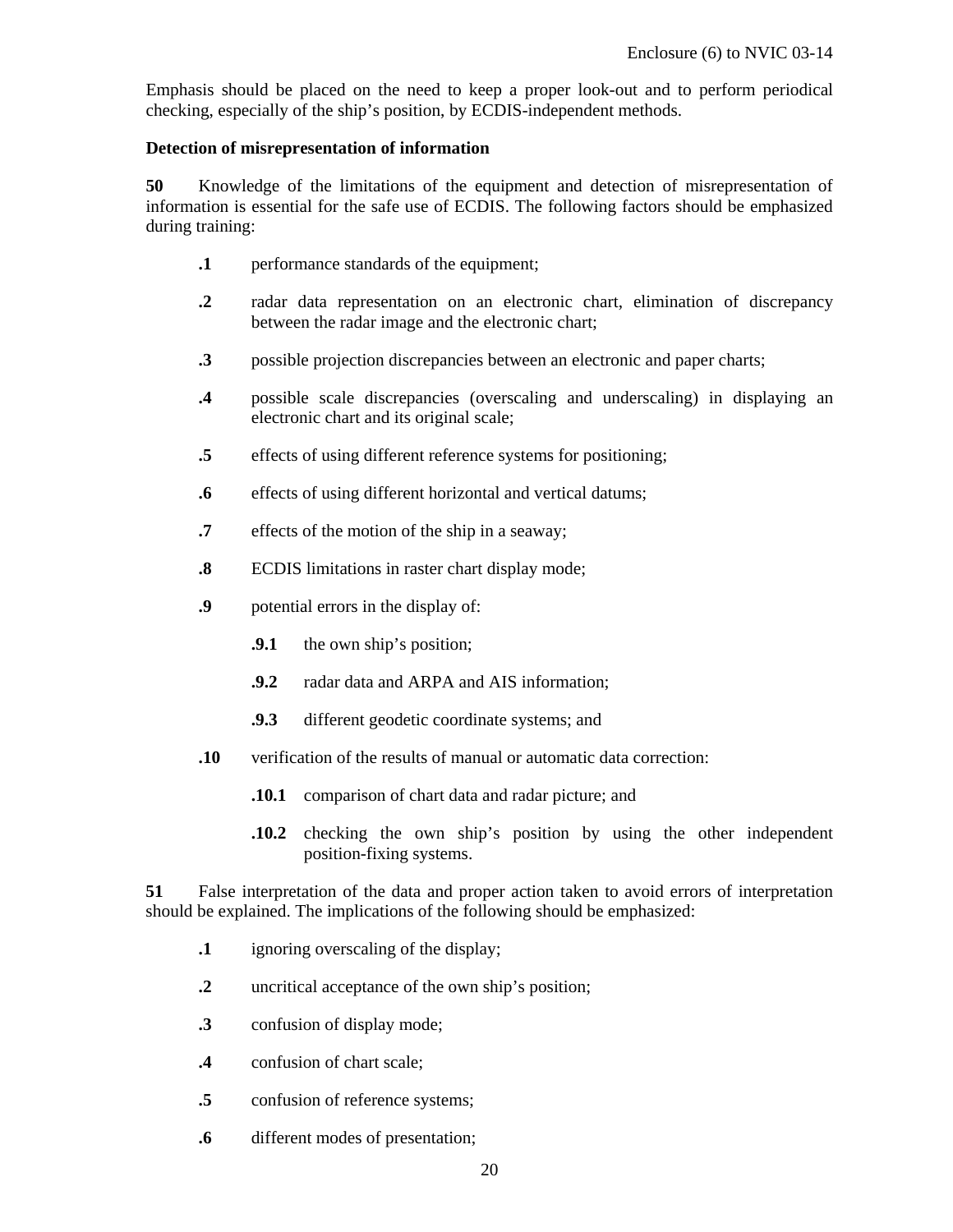Emphasis should be placed on the need to keep a proper look-out and to perform periodical checking, especially of the ship's position, by ECDIS-independent methods.

**Detection of misrepresentation of information**

**50** Knowledge of the limitations of the equipment and detection of misrepresentation of information is essential for the safe use of ECDIS. The following factors should be emphasized during training:

- **.1** performance standards of the equipment;
- **.2** radar data representation on an electronic chart, elimination of discrepancy between the radar image and the electronic chart;
- **.3** possible projection discrepancies between an electronic and paper charts;
- **.4** possible scale discrepancies (overscaling and underscaling) in displaying an electronic chart and its original scale;
- **.5** effects of using different reference systems for positioning;
- **.6** effects of using different horizontal and vertical datums;
- **.7** effects of the motion of the ship in a seaway;
- **.8** ECDIS limitations in raster chart display mode;
- **.9** potential errors in the display of:
  - **.9.1** the own ship's position;
  - **.9.2** radar data and ARPA and AIS information;
  - **.9.3** different geodetic coordinate systems; and
- **.10** verification of the results of manual or automatic data correction:
  - **.10.1** comparison of chart data and radar picture; and
  - **.10.2** checking the own ship's position by using the other independent position-fixing systems.

**51** False interpretation of the data and proper action taken to avoid errors of interpretation should be explained. The implications of the following should be emphasized:

- **.1** ignoring overscaling of the display;
- **.2** uncritical acceptance of the own ship's position;
- **.3** confusion of display mode;
- **.4** confusion of chart scale;
- **.5** confusion of reference systems;
- **.6** different modes of presentation;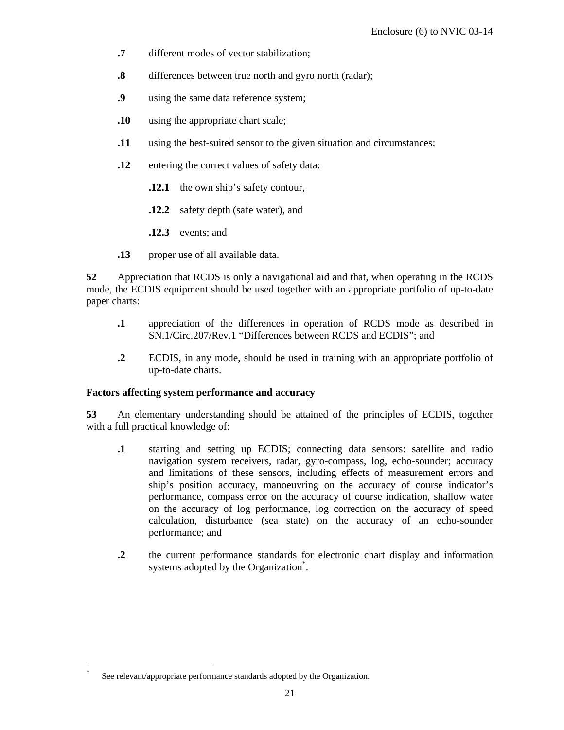**.7** different modes of vector stabilization;

**.8** differences between true north and gyro north (radar);

**.9** using the same data reference system;

**.10** using the appropriate chart scale;

**.11** using the best-suited sensor to the given situation and circumstances;

**.12** entering the correct values of safety data:

> **.12.1** the own ship's safety contour,
>
> **.12.2** safety depth (safe water), and
>
> **.12.3** events; and

**.13** proper use of all available data.

**52** Appreciation that RCDS is only a navigational aid and that, when operating in the RCDS mode, the ECDIS equipment should be used together with an appropriate portfolio of up-to-date paper charts:

**.1** appreciation of the differences in operation of RCDS mode as described in SN.1/Circ.207/Rev.1 "Differences between RCDS and ECDIS"; and

**.2** ECDIS, in any mode, should be used in training with an appropriate portfolio of up-to-date charts.

**Factors affecting system performance and accuracy**

**53** An elementary understanding should be attained of the principles of ECDIS, together with a full practical knowledge of:

**.1** starting and setting up ECDIS; connecting data sensors: satellite and radio navigation system receivers, radar, gyro-compass, log, echo-sounder; accuracy and limitations of these sensors, including effects of measurement errors and ship's position accuracy, manoeuvring on the accuracy of course indicator's performance, compass error on the accuracy of course indication, shallow water on the accuracy of log performance, log correction on the accuracy of speed calculation, disturbance (sea state) on the accuracy of an echo-sounder performance; and

**.2** the current performance standards for electronic chart display and information systems adopted by the Organization[*].

---

[*] See relevant/appropriate performance standards adopted by the Organization.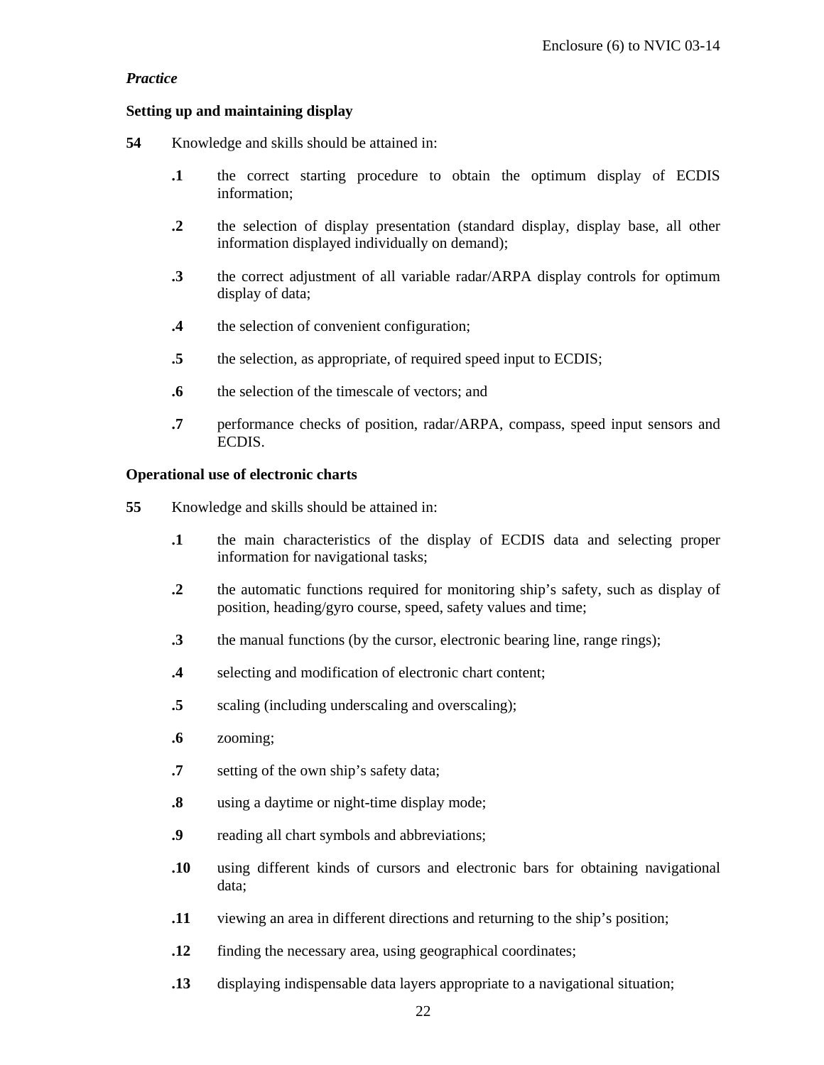*Practice*

**Setting up and maintaining display**

**54** Knowledge and skills should be attained in:

**.1** the correct starting procedure to obtain the optimum display of ECDIS information;

**.2** the selection of display presentation (standard display, display base, all other information displayed individually on demand);

**.3** the correct adjustment of all variable radar/ARPA display controls for optimum display of data;

**.4** the selection of convenient configuration;

**.5** the selection, as appropriate, of required speed input to ECDIS;

**.6** the selection of the timescale of vectors; and

**.7** performance checks of position, radar/ARPA, compass, speed input sensors and ECDIS.

**Operational use of electronic charts**

**55** Knowledge and skills should be attained in:

**.1** the main characteristics of the display of ECDIS data and selecting proper information for navigational tasks;

**.2** the automatic functions required for monitoring ship's safety, such as display of position, heading/gyro course, speed, safety values and time;

**.3** the manual functions (by the cursor, electronic bearing line, range rings);

**.4** selecting and modification of electronic chart content;

**.5** scaling (including underscaling and overscaling);

**.6** zooming;

**.7** setting of the own ship's safety data;

**.8** using a daytime or night-time display mode;

**.9** reading all chart symbols and abbreviations;

**.10** using different kinds of cursors and electronic bars for obtaining navigational data;

**.11** viewing an area in different directions and returning to the ship's position;

**.12** finding the necessary area, using geographical coordinates;

**.13** displaying indispensable data layers appropriate to a navigational situation;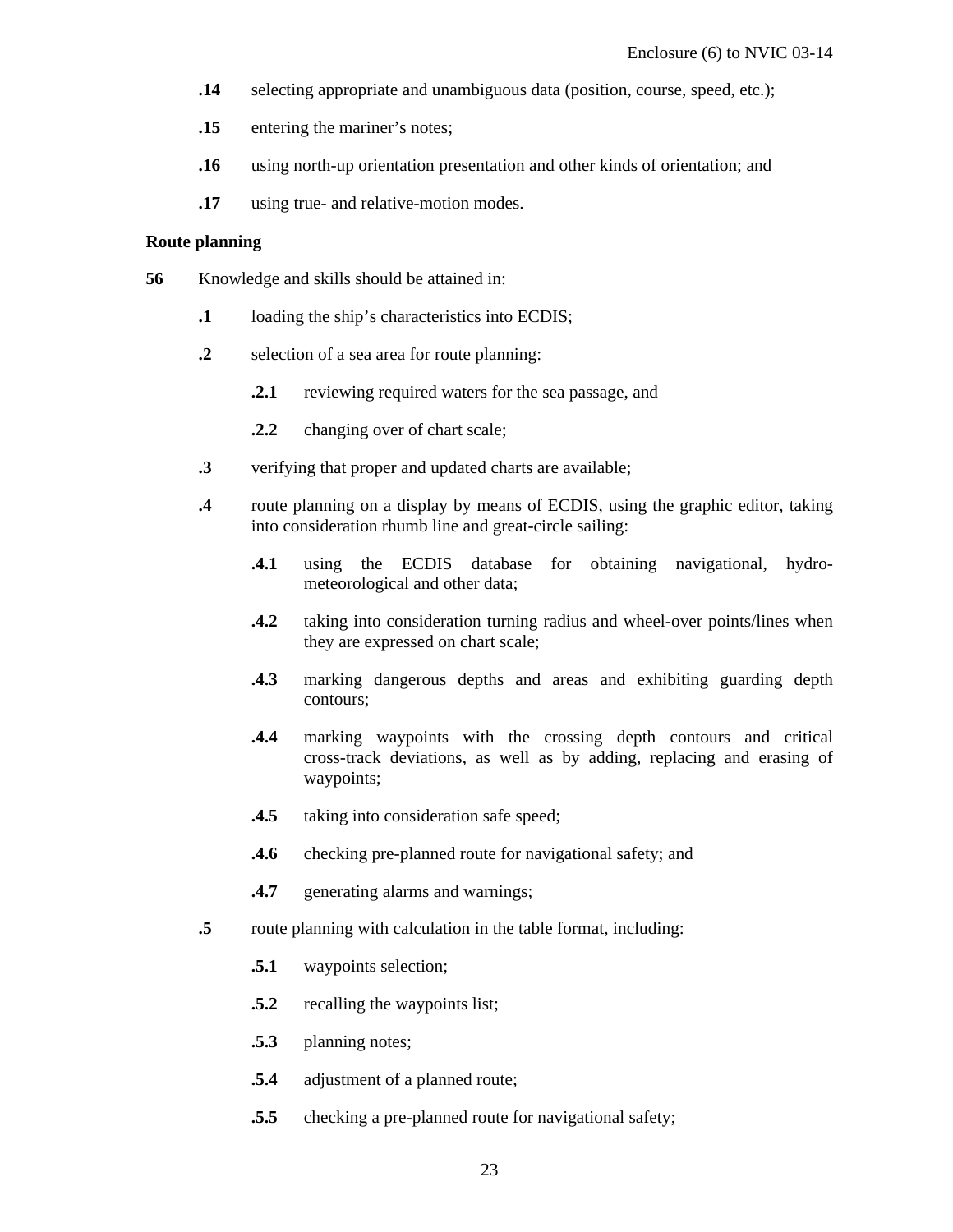**.14** selecting appropriate and unambiguous data (position, course, speed, etc.);

**.15** entering the mariner's notes;

**.16** using north-up orientation presentation and other kinds of orientation; and

**.17** using true- and relative-motion modes.

**Route planning**

**56** Knowledge and skills should be attained in:

**.1** loading the ship's characteristics into ECDIS;

**.2** selection of a sea area for route planning:

**.2.1** reviewing required waters for the sea passage, and

**.2.2** changing over of chart scale;

**.3** verifying that proper and updated charts are available;

**.4** route planning on a display by means of ECDIS, using the graphic editor, taking into consideration rhumb line and great-circle sailing:

**.4.1** using the ECDIS database for obtaining navigational, hydro-meteorological and other data;

**.4.2** taking into consideration turning radius and wheel-over points/lines when they are expressed on chart scale;

**.4.3** marking dangerous depths and areas and exhibiting guarding depth contours;

**.4.4** marking waypoints with the crossing depth contours and critical cross-track deviations, as well as by adding, replacing and erasing of waypoints;

**.4.5** taking into consideration safe speed;

**.4.6** checking pre-planned route for navigational safety; and

**.4.7** generating alarms and warnings;

**.5** route planning with calculation in the table format, including:

**.5.1** waypoints selection;

**.5.2** recalling the waypoints list;

**.5.3** planning notes;

**.5.4** adjustment of a planned route;

**.5.5** checking a pre-planned route for navigational safety;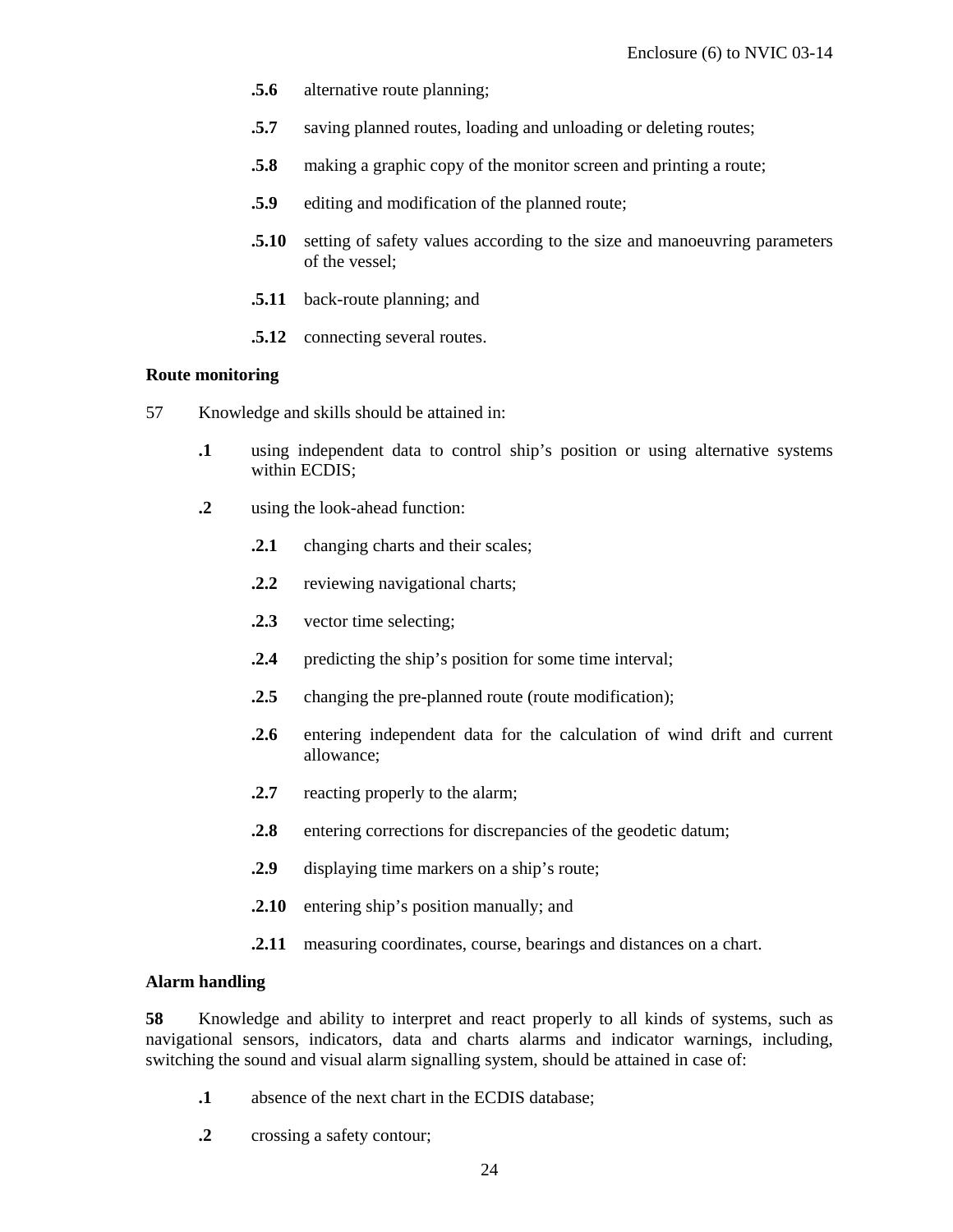- **.5.6** alternative route planning;
- **.5.7** saving planned routes, loading and unloading or deleting routes;
- **.5.8** making a graphic copy of the monitor screen and printing a route;
- **.5.9** editing and modification of the planned route;
- **.5.10** setting of safety values according to the size and manoeuvring parameters of the vessel;
- **.5.11** back-route planning; and
- **.5.12** connecting several routes.

**Route monitoring**

57 Knowledge and skills should be attained in:

- **.1** using independent data to control ship's position or using alternative systems within ECDIS;
- **.2** using the look-ahead function:
  - **.2.1** changing charts and their scales;
  - **.2.2** reviewing navigational charts;
  - **.2.3** vector time selecting;
  - **.2.4** predicting the ship's position for some time interval;
  - **.2.5** changing the pre-planned route (route modification);
  - **.2.6** entering independent data for the calculation of wind drift and current allowance;
  - **.2.7** reacting properly to the alarm;
  - **.2.8** entering corrections for discrepancies of the geodetic datum;
  - **.2.9** displaying time markers on a ship's route;
  - **.2.10** entering ship's position manually; and
  - **.2.11** measuring coordinates, course, bearings and distances on a chart.

**Alarm handling**

**58** Knowledge and ability to interpret and react properly to all kinds of systems, such as navigational sensors, indicators, data and charts alarms and indicator warnings, including, switching the sound and visual alarm signalling system, should be attained in case of:

- **.1** absence of the next chart in the ECDIS database;
- **.2** crossing a safety contour;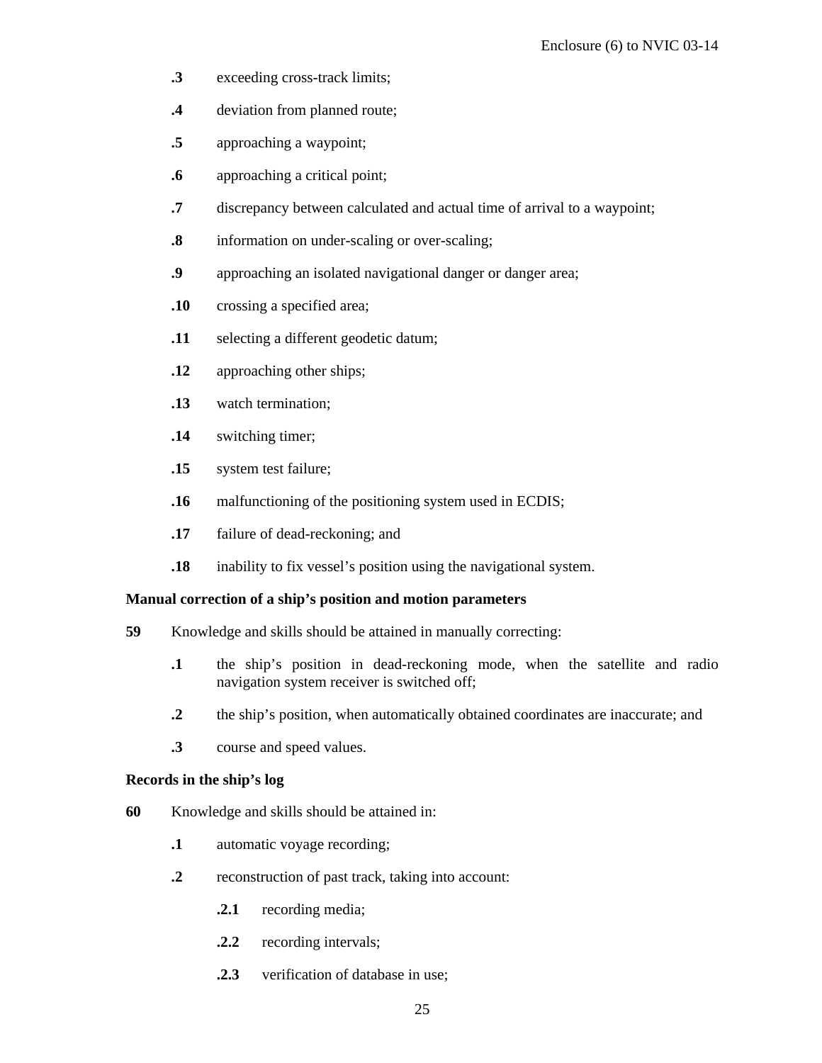**.3** exceeding cross-track limits;

**.4** deviation from planned route;

**.5** approaching a waypoint;

**.6** approaching a critical point;

**.7** discrepancy between calculated and actual time of arrival to a waypoint;

**.8** information on under-scaling or over-scaling;

**.9** approaching an isolated navigational danger or danger area;

**.10** crossing a specified area;

**.11** selecting a different geodetic datum;

**.12** approaching other ships;

**.13** watch termination;

**.14** switching timer;

**.15** system test failure;

**.16** malfunctioning of the positioning system used in ECDIS;

**.17** failure of dead-reckoning; and

**.18** inability to fix vessel’s position using the navigational system.

**Manual correction of a ship’s position and motion parameters**

**59** Knowledge and skills should be attained in manually correcting:

**.1** the ship’s position in dead-reckoning mode, when the satellite and radio navigation system receiver is switched off;

**.2** the ship’s position, when automatically obtained coordinates are inaccurate; and

**.3** course and speed values.

**Records in the ship’s log**

**60** Knowledge and skills should be attained in:

**.1** automatic voyage recording;

**.2** reconstruction of past track, taking into account:

**.2.1** recording media;

**.2.2** recording intervals;

**.2.3** verification of database in use;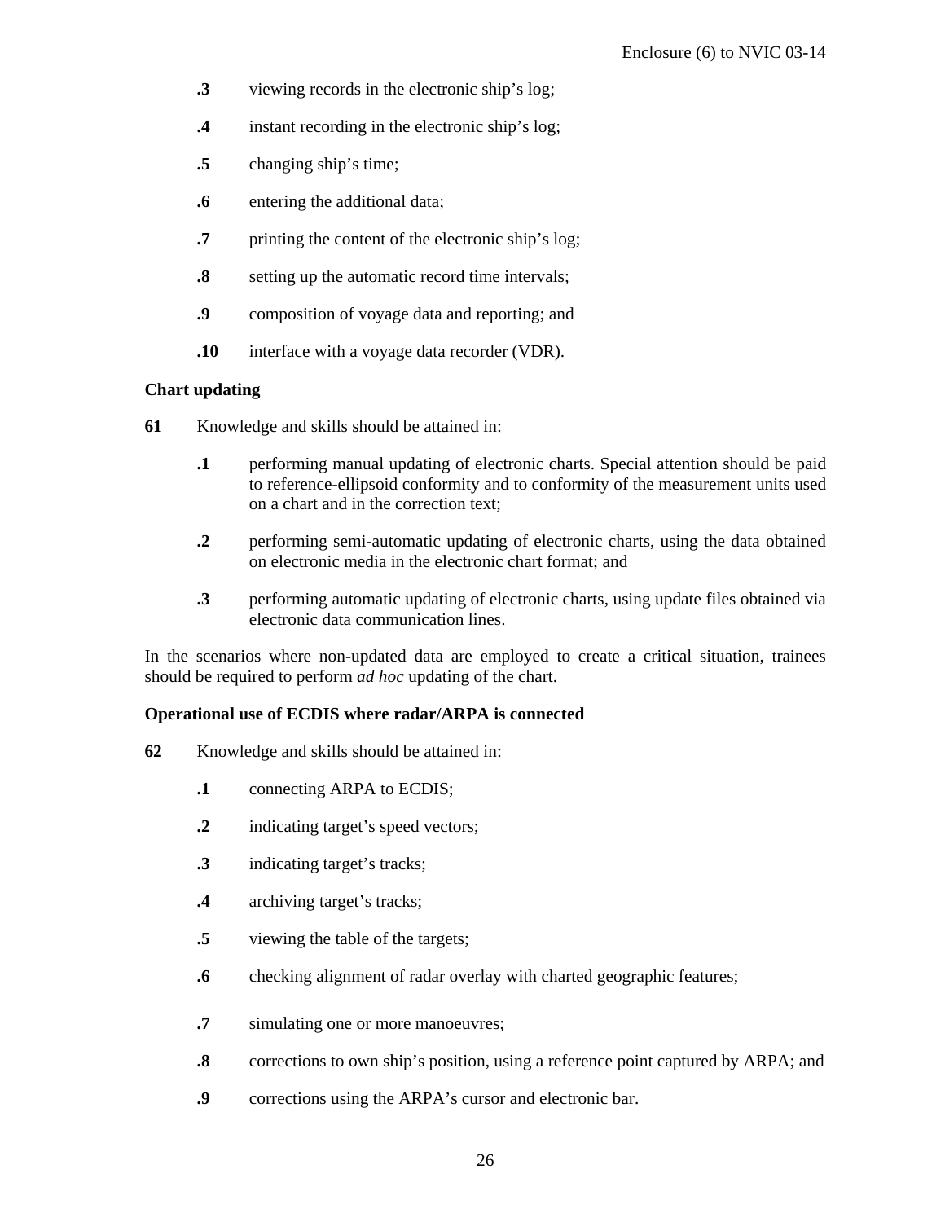**.3** viewing records in the electronic ship's log;

**.4** instant recording in the electronic ship's log;

**.5** changing ship's time;

**.6** entering the additional data;

**.7** printing the content of the electronic ship's log;

**.8** setting up the automatic record time intervals;

**.9** composition of voyage data and reporting; and

**.10** interface with a voyage data recorder (VDR).

**Chart updating**

**61** Knowledge and skills should be attained in:

**.1** performing manual updating of electronic charts. Special attention should be paid to reference-ellipsoid conformity and to conformity of the measurement units used on a chart and in the correction text;

**.2** performing semi-automatic updating of electronic charts, using the data obtained on electronic media in the electronic chart format; and

**.3** performing automatic updating of electronic charts, using update files obtained via electronic data communication lines.

In the scenarios where non-updated data are employed to create a critical situation, trainees should be required to perform *ad hoc* updating of the chart.

**Operational use of ECDIS where radar/ARPA is connected**

**62** Knowledge and skills should be attained in:

**.1** connecting ARPA to ECDIS;

**.2** indicating target's speed vectors;

**.3** indicating target's tracks;

**.4** archiving target's tracks;

**.5** viewing the table of the targets;

**.6** checking alignment of radar overlay with charted geographic features;

**.7** simulating one or more manoeuvres;

**.8** corrections to own ship's position, using a reference point captured by ARPA; and

**.9** corrections using the ARPA's cursor and electronic bar.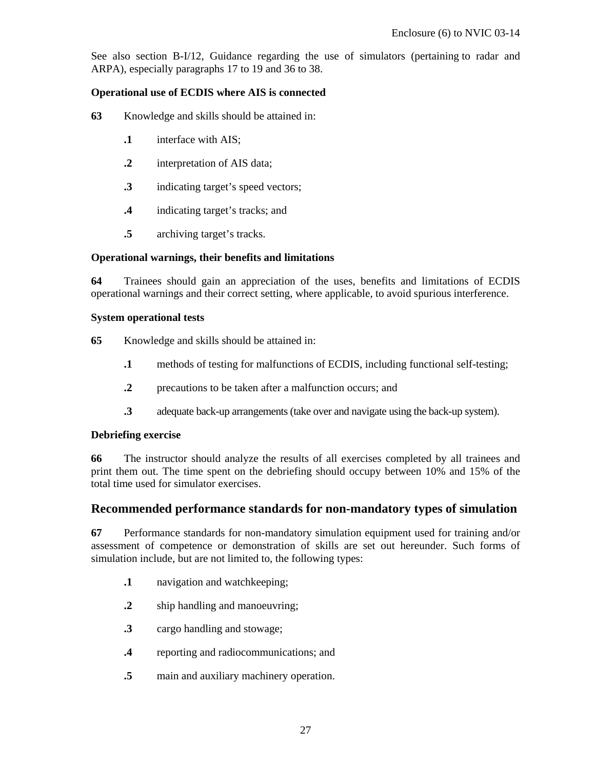See also section B-I/12, Guidance regarding the use of simulators (pertaining to radar and ARPA), especially paragraphs 17 to 19 and 36 to 38.

**Operational use of ECDIS where AIS is connected**

**63** Knowledge and skills should be attained in:

**.1** interface with AIS;

**.2** interpretation of AIS data;

**.3** indicating target's speed vectors;

**.4** indicating target's tracks; and

**.5** archiving target's tracks.

**Operational warnings, their benefits and limitations**

**64** Trainees should gain an appreciation of the uses, benefits and limitations of ECDIS operational warnings and their correct setting, where applicable, to avoid spurious interference.

**System operational tests**

**65** Knowledge and skills should be attained in:

**.1** methods of testing for malfunctions of ECDIS, including functional self-testing;

**.2** precautions to be taken after a malfunction occurs; and

**.3** adequate back-up arrangements (take over and navigate using the back-up system).

**Debriefing exercise**

**66** The instructor should analyze the results of all exercises completed by all trainees and print them out. The time spent on the debriefing should occupy between 10% and 15% of the total time used for simulator exercises.

## Recommended performance standards for non-mandatory types of simulation

**67** Performance standards for non-mandatory simulation equipment used for training and/or assessment of competence or demonstration of skills are set out hereunder. Such forms of simulation include, but are not limited to, the following types:

**.1** navigation and watchkeeping;

**.2** ship handling and manoeuvring;

**.3** cargo handling and stowage;

**.4** reporting and radiocommunications; and

**.5** main and auxiliary machinery operation.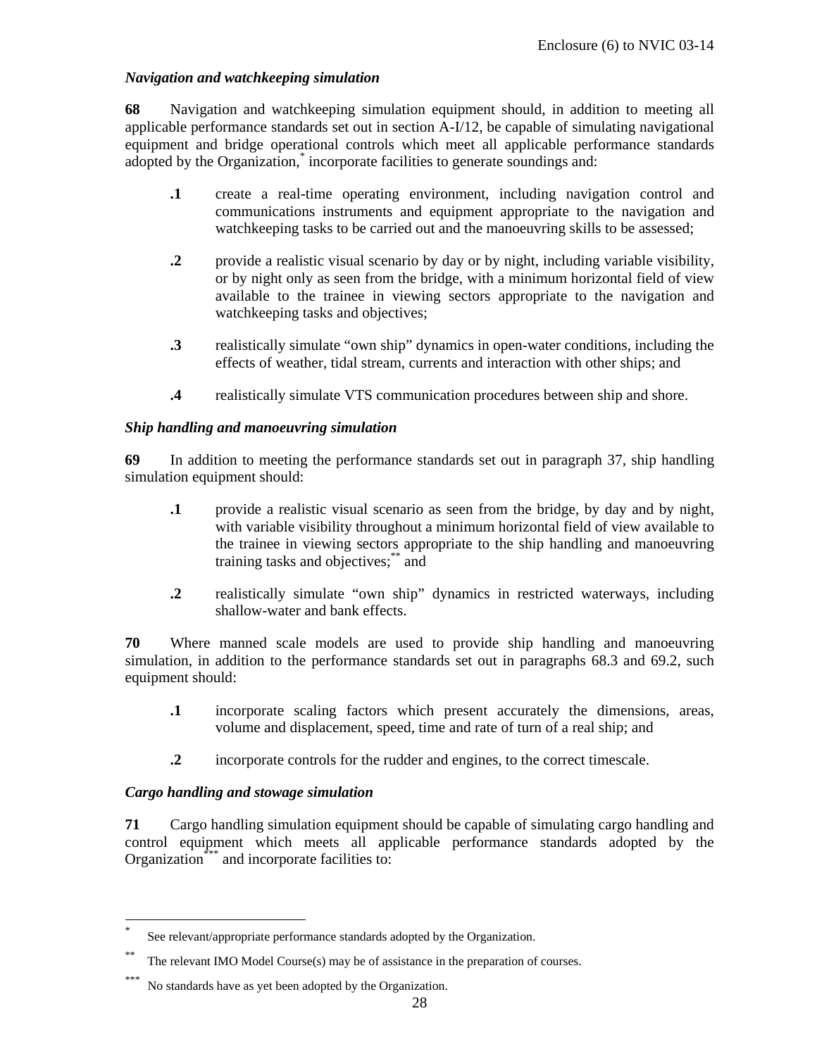*Navigation and watchkeeping simulation*

**68** Navigation and watchkeeping simulation equipment should, in addition to meeting all applicable performance standards set out in section A-I/12, be capable of simulating navigational equipment and bridge operational controls which meet all applicable performance standards adopted by the Organization,[*] incorporate facilities to generate soundings and:

**.1** create a real-time operating environment, including navigation control and communications instruments and equipment appropriate to the navigation and watchkeeping tasks to be carried out and the manoeuvring skills to be assessed;

**.2** provide a realistic visual scenario by day or by night, including variable visibility, or by night only as seen from the bridge, with a minimum horizontal field of view available to the trainee in viewing sectors appropriate to the navigation and watchkeeping tasks and objectives;

**.3** realistically simulate "own ship" dynamics in open-water conditions, including the effects of weather, tidal stream, currents and interaction with other ships; and

**.4** realistically simulate VTS communication procedures between ship and shore.

*Ship handling and manoeuvring simulation*

**69** In addition to meeting the performance standards set out in paragraph 37, ship handling simulation equipment should:

**.1** provide a realistic visual scenario as seen from the bridge, by day and by night, with variable visibility throughout a minimum horizontal field of view available to the trainee in viewing sectors appropriate to the ship handling and manoeuvring training tasks and objectives;[**] and

**.2** realistically simulate "own ship" dynamics in restricted waterways, including shallow-water and bank effects.

**70** Where manned scale models are used to provide ship handling and manoeuvring simulation, in addition to the performance standards set out in paragraphs 68.3 and 69.2, such equipment should:

**.1** incorporate scaling factors which present accurately the dimensions, areas, volume and displacement, speed, time and rate of turn of a real ship; and

**.2** incorporate controls for the rudder and engines, to the correct timescale.

*Cargo handling and stowage simulation*

**71** Cargo handling simulation equipment should be capable of simulating cargo handling and control equipment which meets all applicable performance standards adopted by the Organization[***] and incorporate facilities to:

---

[*] See relevant/appropriate performance standards adopted by the Organization.

[**] The relevant IMO Model Course(s) may be of assistance in the preparation of courses.

[***] No standards have as yet been adopted by the Organization.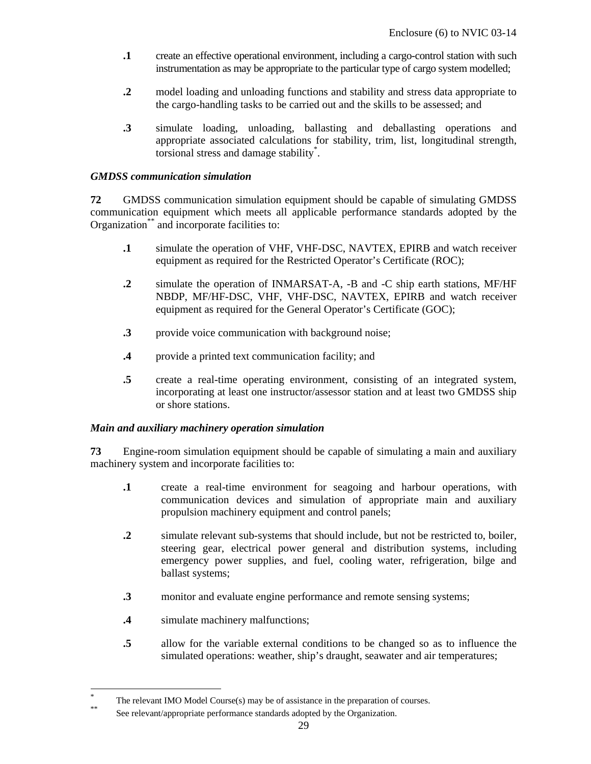.1 create an effective operational environment, including a cargo-control station with such instrumentation as may be appropriate to the particular type of cargo system modelled;

.2 model loading and unloading functions and stability and stress data appropriate to the cargo-handling tasks to be carried out and the skills to be assessed; and

.3 simulate loading, unloading, ballasting and deballasting operations and appropriate associated calculations for stability, trim, list, longitudinal strength, torsional stress and damage stability*.

*GMDSS communication simulation*

**72** GMDSS communication simulation equipment should be capable of simulating GMDSS communication equipment which meets all applicable performance standards adopted by the Organization** and incorporate facilities to:

.1 simulate the operation of VHF, VHF-DSC, NAVTEX, EPIRB and watch receiver equipment as required for the Restricted Operator's Certificate (ROC);

.2 simulate the operation of INMARSAT-A, -B and -C ship earth stations, MF/HF NBDP, MF/HF-DSC, VHF, VHF-DSC, NAVTEX, EPIRB and watch receiver equipment as required for the General Operator's Certificate (GOC);

.3 provide voice communication with background noise;

.4 provide a printed text communication facility; and

.5 create a real-time operating environment, consisting of an integrated system, incorporating at least one instructor/assessor station and at least two GMDSS ship or shore stations.

*Main and auxiliary machinery operation simulation*

**73** Engine-room simulation equipment should be capable of simulating a main and auxiliary machinery system and incorporate facilities to:

.1 create a real-time environment for seagoing and harbour operations, with communication devices and simulation of appropriate main and auxiliary propulsion machinery equipment and control panels;

.2 simulate relevant sub-systems that should include, but not be restricted to, boiler, steering gear, electrical power general and distribution systems, including emergency power supplies, and fuel, cooling water, refrigeration, bilge and ballast systems;

.3 monitor and evaluate engine performance and remote sensing systems;

.4 simulate machinery malfunctions;

.5 allow for the variable external conditions to be changed so as to influence the simulated operations: weather, ship's draught, seawater and air temperatures;

---

* The relevant IMO Model Course(s) may be of assistance in the preparation of courses.

** See relevant/appropriate performance standards adopted by the Organization.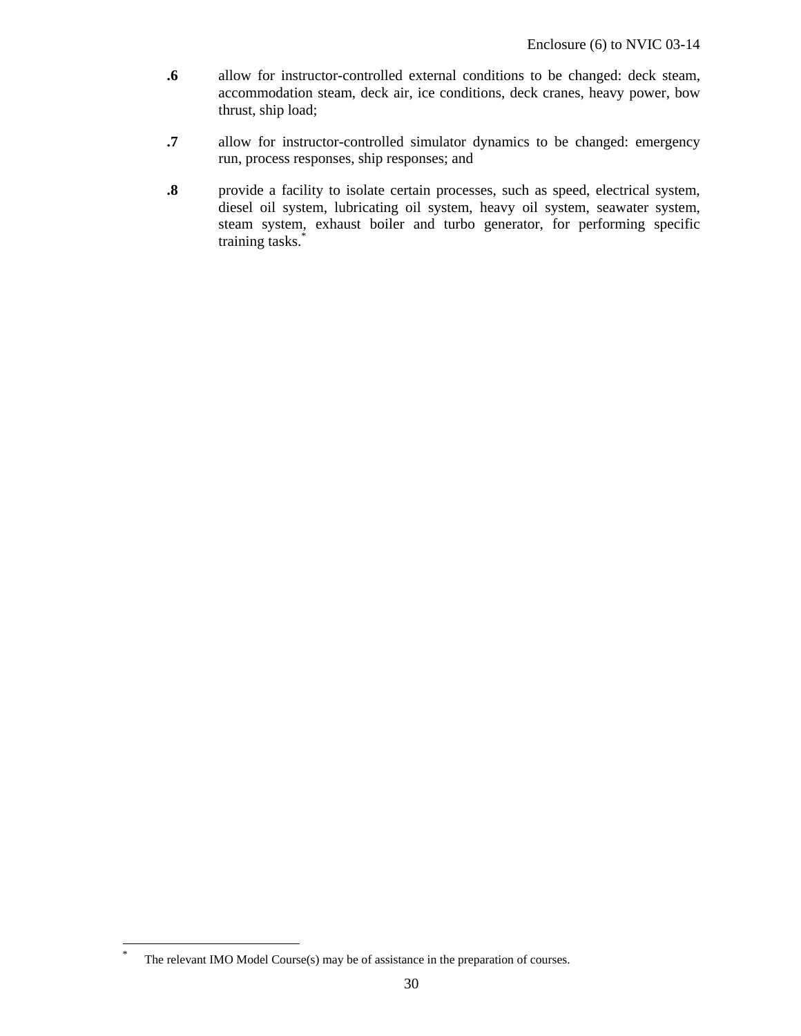**.6** allow for instructor-controlled external conditions to be changed: deck steam, accommodation steam, deck air, ice conditions, deck cranes, heavy power, bow thrust, ship load;

**.7** allow for instructor-controlled simulator dynamics to be changed: emergency run, process responses, ship responses; and

**.8** provide a facility to isolate certain processes, such as speed, electrical system, diesel oil system, lubricating oil system, heavy oil system, seawater system, steam system, exhaust boiler and turbo generator, for performing specific training tasks.*

---

* The relevant IMO Model Course(s) may be of assistance in the preparation of courses.